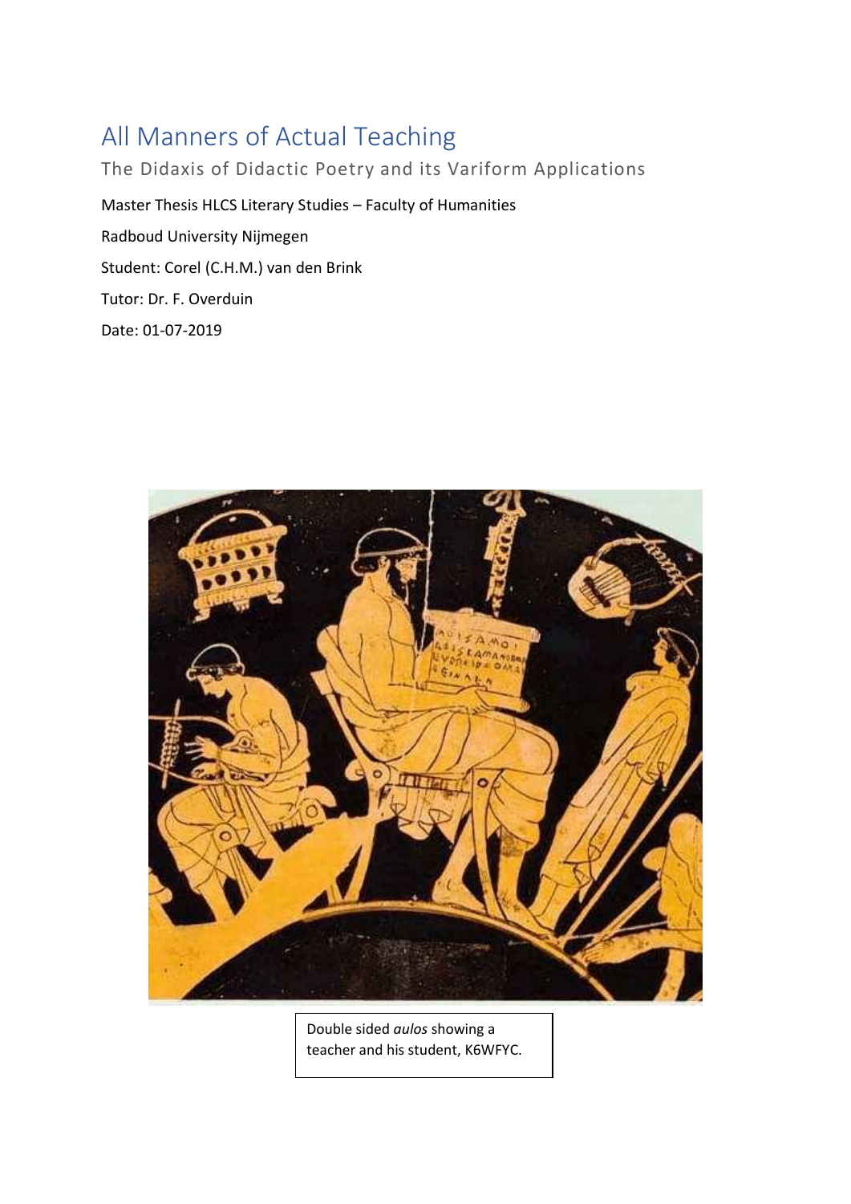# All Manners of Actual Teaching

## The Didaxis of Didactic Poetry and its Variform Applications

Master Thesis HLCS Literary Studies – Faculty of Humanities

Radboud University Nijmegen

Student: Corel (C.H.M.) van den Brink

Tutor: Dr. F. Overduin

Date: 01-07-2019

Double sided *aulos* showing a teacher and his student, K6WFYC.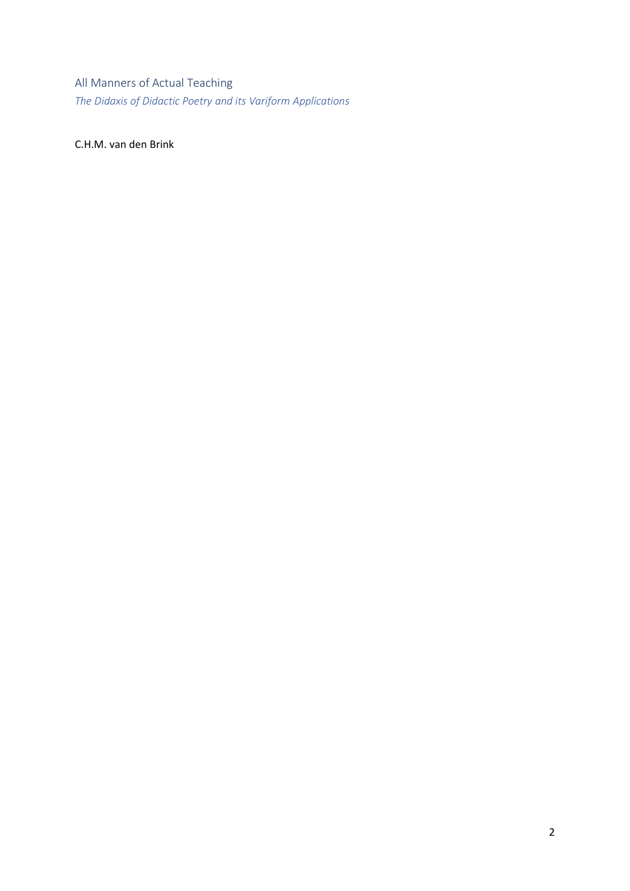# All Manners of Actual Teaching

*The Didaxis of Didactic Poetry and its Variform Applications*

C.H.M. van den Brink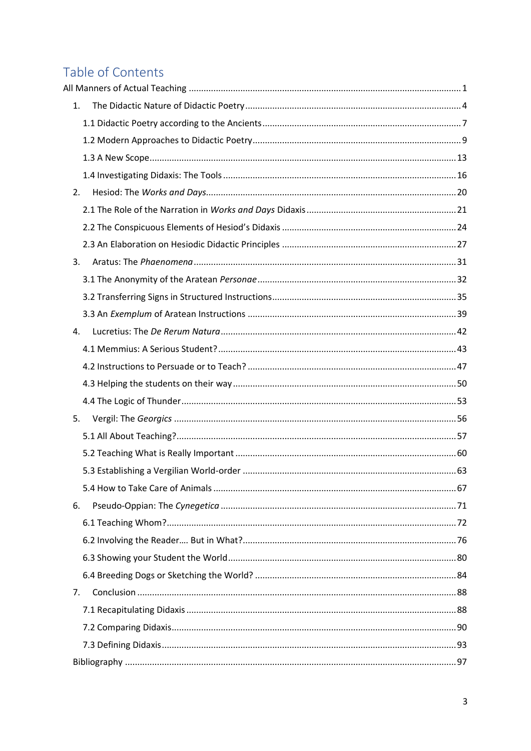# Table of Contents

All Manners of Actual Teaching ..... 1

1. The Didactic Nature of Didactic Poetry ..... 4
   - 1.1 Didactic Poetry according to the Ancients ..... 7
   - 1.2 Modern Approaches to Didactic Poetry ..... 9
   - 1.3 A New Scope ..... 13
   - 1.4 Investigating Didaxis: The Tools ..... 16
2. Hesiod: The *Works and Days* ..... 20
   - 2.1 The Role of the Narration in *Works and Days* Didaxis ..... 21
   - 2.2 The Conspicuous Elements of Hesiod's Didaxis ..... 24
   - 2.3 An Elaboration on Hesiodic Didactic Principles ..... 27
3. Aratus: The *Phaenomena* ..... 31
   - 3.1 The Anonymity of the Aratean *Personae* ..... 32
   - 3.2 Transferring Signs in Structured Instructions ..... 35
   - 3.3 An *Exemplum* of Aratean Instructions ..... 39
4. Lucretius: The *De Rerum Natura* ..... 42
   - 4.1 Memmius: A Serious Student? ..... 43
   - 4.2 Instructions to Persuade or to Teach? ..... 47
   - 4.3 Helping the students on their way ..... 50
   - 4.4 The Logic of Thunder ..... 53
5. Vergil: The *Georgics* ..... 56
   - 5.1 All About Teaching? ..... 57
   - 5.2 Teaching What is Really Important ..... 60
   - 5.3 Establishing a Vergilian World-order ..... 63
   - 5.4 How to Take Care of Animals ..... 67
6. Pseudo-Oppian: The *Cynegetica* ..... 71
   - 6.1 Teaching Whom? ..... 72
   - 6.2 Involving the Reader…. But in What? ..... 76
   - 6.3 Showing your Student the World ..... 80
   - 6.4 Breeding Dogs or Sketching the World? ..... 84
7. Conclusion ..... 88
   - 7.1 Recapitulating Didaxis ..... 88
   - 7.2 Comparing Didaxis ..... 90
   - 7.3 Defining Didaxis ..... 93

Bibliography ..... 97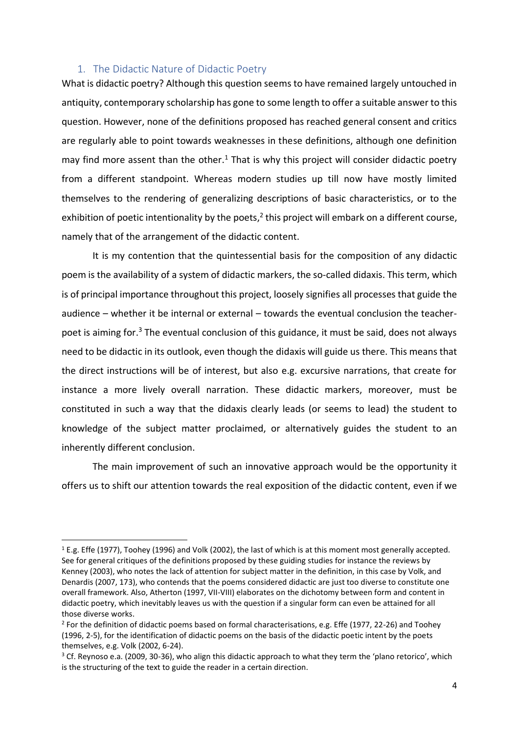## 1. The Didactic Nature of Didactic Poetry

What is didactic poetry? Although this question seems to have remained largely untouched in antiquity, contemporary scholarship has gone to some length to offer a suitable answer to this question. However, none of the definitions proposed has reached general consent and critics are regularly able to point towards weaknesses in these definitions, although one definition may find more assent than the other.[1] That is why this project will consider didactic poetry from a different standpoint. Whereas modern studies up till now have mostly limited themselves to the rendering of generalizing descriptions of basic characteristics, or to the exhibition of poetic intentionality by the poets,[2] this project will embark on a different course, namely that of the arrangement of the didactic content.

It is my contention that the quintessential basis for the composition of any didactic poem is the availability of a system of didactic markers, the so-called didaxis. This term, which is of principal importance throughout this project, loosely signifies all processes that guide the audience – whether it be internal or external – towards the eventual conclusion the teacher-poet is aiming for.[3] The eventual conclusion of this guidance, it must be said, does not always need to be didactic in its outlook, even though the didaxis will guide us there. This means that the direct instructions will be of interest, but also e.g. excursive narrations, that create for instance a more lively overall narration. These didactic markers, moreover, must be constituted in such a way that the didaxis clearly leads (or seems to lead) the student to knowledge of the subject matter proclaimed, or alternatively guides the student to an inherently different conclusion.

The main improvement of such an innovative approach would be the opportunity it offers us to shift our attention towards the real exposition of the didactic content, even if we

---

[1] E.g. Effe (1977), Toohey (1996) and Volk (2002), the last of which is at this moment most generally accepted. See for general critiques of the definitions proposed by these guiding studies for instance the reviews by Kenney (2003), who notes the lack of attention for subject matter in the definition, in this case by Volk, and Denardis (2007, 173), who contends that the poems considered didactic are just too diverse to constitute one overall framework. Also, Atherton (1997, VII-VIII) elaborates on the dichotomy between form and content in didactic poetry, which inevitably leaves us with the question if a singular form can even be attained for all those diverse works.

[2] For the definition of didactic poems based on formal characterisations, e.g. Effe (1977, 22-26) and Toohey (1996, 2-5), for the identification of didactic poems on the basis of the didactic poetic intent by the poets themselves, e.g. Volk (2002, 6-24).

[3] Cf. Reynoso e.a. (2009, 30-36), who align this didactic approach to what they term the 'plano retorico', which is the structuring of the text to guide the reader in a certain direction.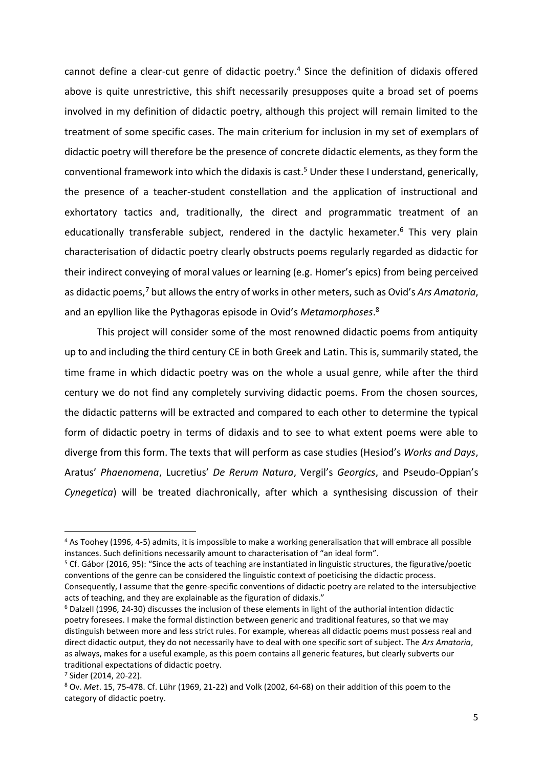cannot define a clear-cut genre of didactic poetry.[4] Since the definition of didaxis offered above is quite unrestrictive, this shift necessarily presupposes quite a broad set of poems involved in my definition of didactic poetry, although this project will remain limited to the treatment of some specific cases. The main criterium for inclusion in my set of exemplars of didactic poetry will therefore be the presence of concrete didactic elements, as they form the conventional framework into which the didaxis is cast.[5] Under these I understand, generically, the presence of a teacher-student constellation and the application of instructional and exhortatory tactics and, traditionally, the direct and programmatic treatment of an educationally transferable subject, rendered in the dactylic hexameter.[6] This very plain characterisation of didactic poetry clearly obstructs poems regularly regarded as didactic for their indirect conveying of moral values or learning (e.g. Homer's epics) from being perceived as didactic poems,[7] but allows the entry of works in other meters, such as Ovid's *Ars Amatoria*, and an epyllion like the Pythagoras episode in Ovid's *Metamorphoses*.[8]

This project will consider some of the most renowned didactic poems from antiquity up to and including the third century CE in both Greek and Latin. This is, summarily stated, the time frame in which didactic poetry was on the whole a usual genre, while after the third century we do not find any completely surviving didactic poems. From the chosen sources, the didactic patterns will be extracted and compared to each other to determine the typical form of didactic poetry in terms of didaxis and to see to what extent poems were able to diverge from this form. The texts that will perform as case studies (Hesiod's *Works and Days*, Aratus' *Phaenomena*, Lucretius' *De Rerum Natura*, Vergil's *Georgics*, and Pseudo-Oppian's *Cynegetica*) will be treated diachronically, after which a synthesising discussion of their

---

[4] As Toohey (1996, 4-5) admits, it is impossible to make a working generalisation that will embrace all possible instances. Such definitions necessarily amount to characterisation of "an ideal form".

[5] Cf. Gábor (2016, 95): "Since the acts of teaching are instantiated in linguistic structures, the figurative/poetic conventions of the genre can be considered the linguistic context of poeticising the didactic process. Consequently, I assume that the genre-specific conventions of didactic poetry are related to the intersubjective acts of teaching, and they are explainable as the figuration of didaxis."

[6] Dalzell (1996, 24-30) discusses the inclusion of these elements in light of the authorial intention didactic poetry foresees. I make the formal distinction between generic and traditional features, so that we may distinguish between more and less strict rules. For example, whereas all didactic poems must possess real and direct didactic output, they do not necessarily have to deal with one specific sort of subject. The *Ars Amatoria*, as always, makes for a useful example, as this poem contains all generic features, but clearly subverts our traditional expectations of didactic poetry.

[7] Sider (2014, 20-22).

[8] Ov. *Met*. 15, 75-478. Cf. Lühr (1969, 21-22) and Volk (2002, 64-68) on their addition of this poem to the category of didactic poetry.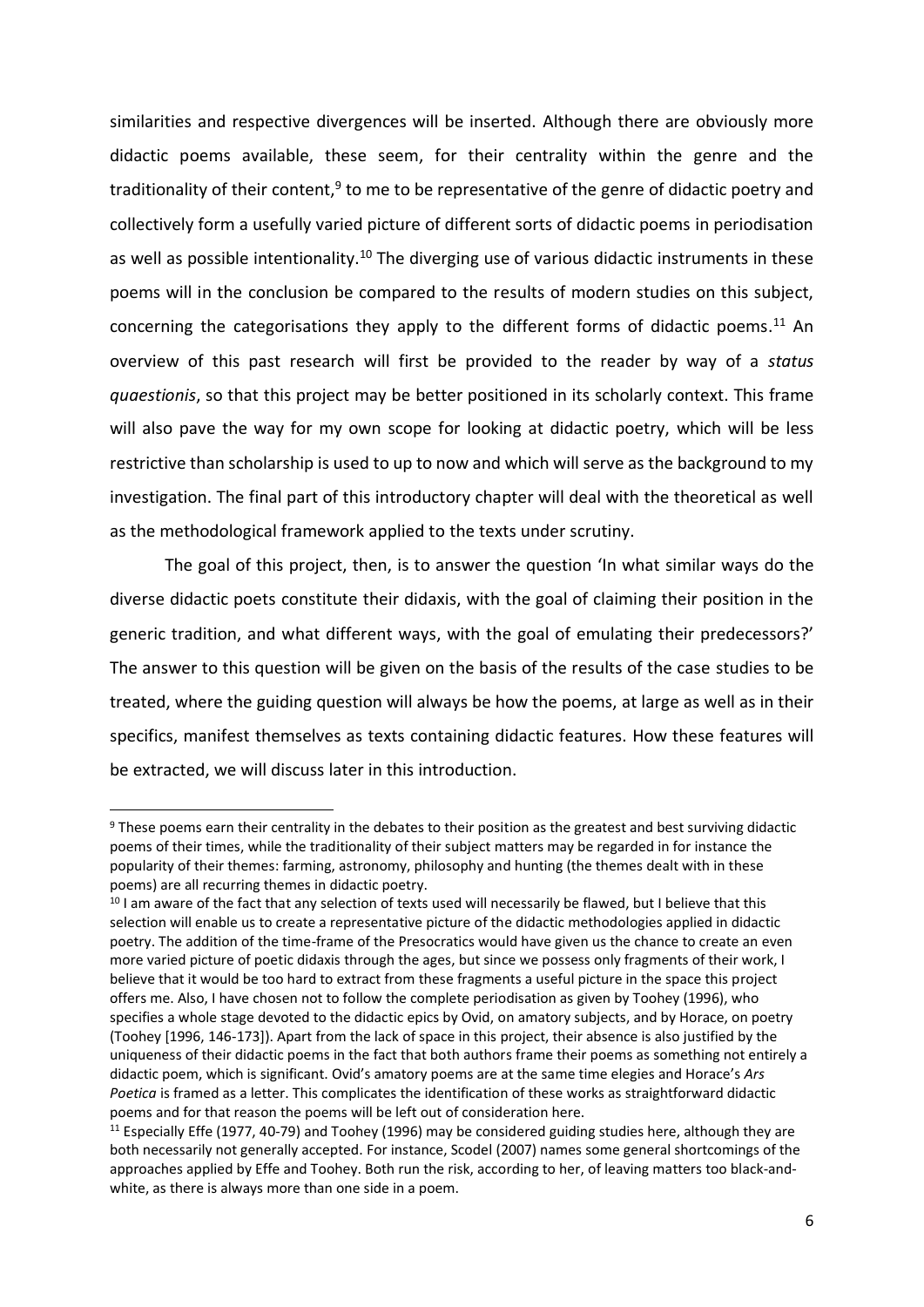similarities and respective divergences will be inserted. Although there are obviously more didactic poems available, these seem, for their centrality within the genre and the traditionality of their content,[9] to me to be representative of the genre of didactic poetry and collectively form a usefully varied picture of different sorts of didactic poems in periodisation as well as possible intentionality.[10] The diverging use of various didactic instruments in these poems will in the conclusion be compared to the results of modern studies on this subject, concerning the categorisations they apply to the different forms of didactic poems.[11] An overview of this past research will first be provided to the reader by way of a *status quaestionis*, so that this project may be better positioned in its scholarly context. This frame will also pave the way for my own scope for looking at didactic poetry, which will be less restrictive than scholarship is used to up to now and which will serve as the background to my investigation. The final part of this introductory chapter will deal with the theoretical as well as the methodological framework applied to the texts under scrutiny.

The goal of this project, then, is to answer the question 'In what similar ways do the diverse didactic poets constitute their didaxis, with the goal of claiming their position in the generic tradition, and what different ways, with the goal of emulating their predecessors?' The answer to this question will be given on the basis of the results of the case studies to be treated, where the guiding question will always be how the poems, at large as well as in their specifics, manifest themselves as texts containing didactic features. How these features will be extracted, we will discuss later in this introduction.

---

[9] These poems earn their centrality in the debates to their position as the greatest and best surviving didactic poems of their times, while the traditionality of their subject matters may be regarded in for instance the popularity of their themes: farming, astronomy, philosophy and hunting (the themes dealt with in these poems) are all recurring themes in didactic poetry.

[10] I am aware of the fact that any selection of texts used will necessarily be flawed, but I believe that this selection will enable us to create a representative picture of the didactic methodologies applied in didactic poetry. The addition of the time-frame of the Presocratics would have given us the chance to create an even more varied picture of poetic didaxis through the ages, but since we possess only fragments of their work, I believe that it would be too hard to extract from these fragments a useful picture in the space this project offers me. Also, I have chosen not to follow the complete periodisation as given by Toohey (1996), who specifies a whole stage devoted to the didactic epics by Ovid, on amatory subjects, and by Horace, on poetry (Toohey [1996, 146-173]). Apart from the lack of space in this project, their absence is also justified by the uniqueness of their didactic poems in the fact that both authors frame their poems as something not entirely a didactic poem, which is significant. Ovid's amatory poems are at the same time elegies and Horace's *Ars Poetica* is framed as a letter. This complicates the identification of these works as straightforward didactic poems and for that reason the poems will be left out of consideration here.

[11] Especially Effe (1977, 40-79) and Toohey (1996) may be considered guiding studies here, although they are both necessarily not generally accepted. For instance, Scodel (2007) names some general shortcomings of the approaches applied by Effe and Toohey. Both run the risk, according to her, of leaving matters too black-and-white, as there is always more than one side in a poem.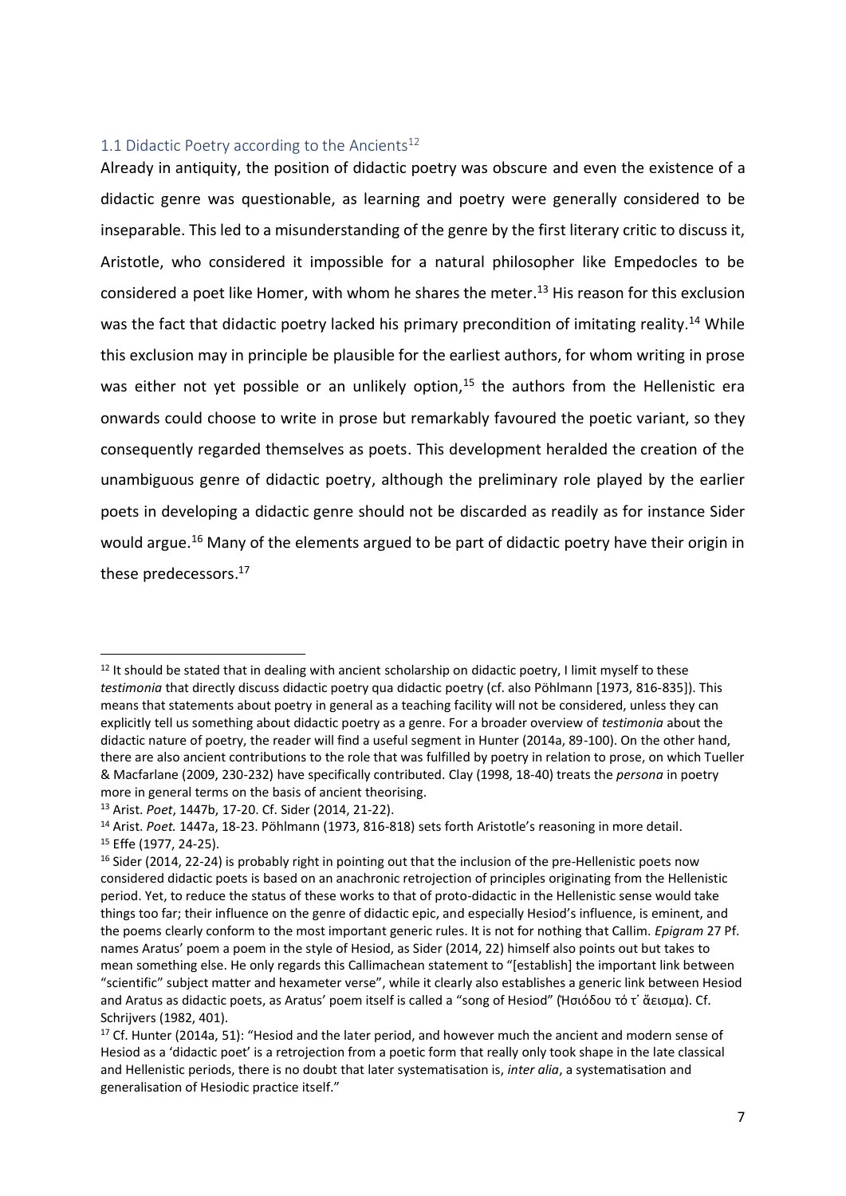## 1.1 Didactic Poetry according to the Ancients[12]

Already in antiquity, the position of didactic poetry was obscure and even the existence of a didactic genre was questionable, as learning and poetry were generally considered to be inseparable. This led to a misunderstanding of the genre by the first literary critic to discuss it, Aristotle, who considered it impossible for a natural philosopher like Empedocles to be considered a poet like Homer, with whom he shares the meter.[13] His reason for this exclusion was the fact that didactic poetry lacked his primary precondition of imitating reality.[14] While this exclusion may in principle be plausible for the earliest authors, for whom writing in prose was either not yet possible or an unlikely option,[15] the authors from the Hellenistic era onwards could choose to write in prose but remarkably favoured the poetic variant, so they consequently regarded themselves as poets. This development heralded the creation of the unambiguous genre of didactic poetry, although the preliminary role played by the earlier poets in developing a didactic genre should not be discarded as readily as for instance Sider would argue.[16] Many of the elements argued to be part of didactic poetry have their origin in these predecessors.[17]

---

[12] It should be stated that in dealing with ancient scholarship on didactic poetry, I limit myself to these *testimonia* that directly discuss didactic poetry qua didactic poetry (cf. also Pöhlmann [1973, 816-835]). This means that statements about poetry in general as a teaching facility will not be considered, unless they can explicitly tell us something about didactic poetry as a genre. For a broader overview of *testimonia* about the didactic nature of poetry, the reader will find a useful segment in Hunter (2014a, 89-100). On the other hand, there are also ancient contributions to the role that was fulfilled by poetry in relation to prose, on which Tueller & Macfarlane (2009, 230-232) have specifically contributed. Clay (1998, 18-40) treats the *persona* in poetry more in general terms on the basis of ancient theorising.

[13] Arist. *Poet*, 1447b, 17-20. Cf. Sider (2014, 21-22).

[14] Arist. *Poet.* 1447a, 18-23. Pöhlmann (1973, 816-818) sets forth Aristotle's reasoning in more detail.

[15] Effe (1977, 24-25).

[16] Sider (2014, 22-24) is probably right in pointing out that the inclusion of the pre-Hellenistic poets now considered didactic poets is based on an anachronic retrojection of principles originating from the Hellenistic period. Yet, to reduce the status of these works to that of proto-didactic in the Hellenistic sense would take things too far; their influence on the genre of didactic epic, and especially Hesiod's influence, is eminent, and the poems clearly conform to the most important generic rules. It is not for nothing that Callim. *Epigram* 27 Pf. names Aratus' poem a poem in the style of Hesiod, as Sider (2014, 22) himself also points out but takes to mean something else. He only regards this Callimachean statement to "[establish] the important link between "scientific" subject matter and hexameter verse", while it clearly also establishes a generic link between Hesiod and Aratus as didactic poets, as Aratus' poem itself is called a "song of Hesiod" (Ἡσιόδου τό τ᾽ ἄεισμα). Cf. Schrijvers (1982, 401).

[17] Cf. Hunter (2014a, 51): "Hesiod and the later period, and however much the ancient and modern sense of Hesiod as a 'didactic poet' is a retrojection from a poetic form that really only took shape in the late classical and Hellenistic periods, there is no doubt that later systematisation is, *inter alia*, a systematisation and generalisation of Hesiodic practice itself."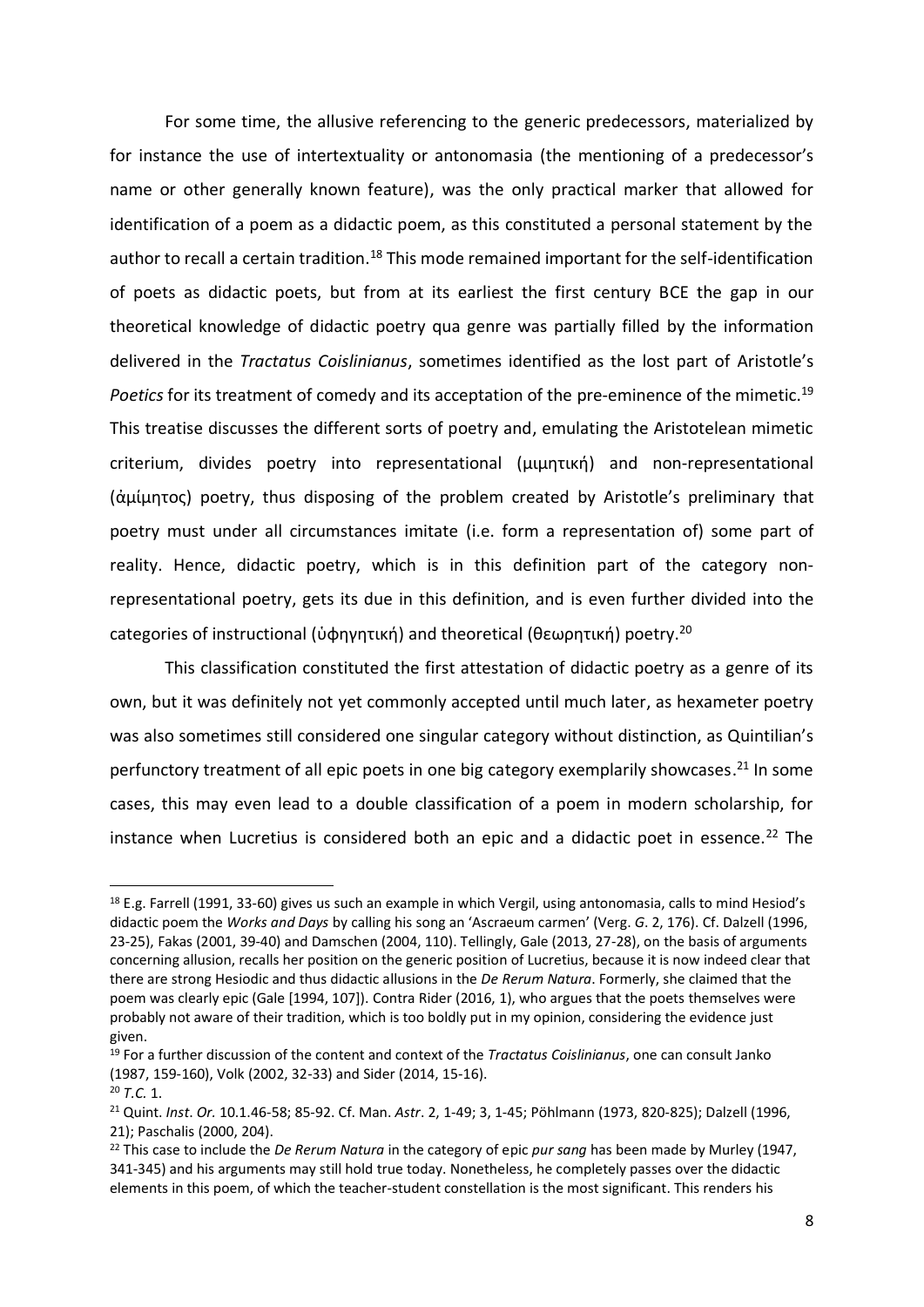For some time, the allusive referencing to the generic predecessors, materialized by for instance the use of intertextuality or antonomasia (the mentioning of a predecessor's name or other generally known feature), was the only practical marker that allowed for identification of a poem as a didactic poem, as this constituted a personal statement by the author to recall a certain tradition.[18] This mode remained important for the self-identification of poets as didactic poets, but from at its earliest the first century BCE the gap in our theoretical knowledge of didactic poetry qua genre was partially filled by the information delivered in the *Tractatus Coislinianus*, sometimes identified as the lost part of Aristotle's *Poetics* for its treatment of comedy and its acceptation of the pre-eminence of the mimetic.[19] This treatise discusses the different sorts of poetry and, emulating the Aristotelean mimetic criterium, divides poetry into representational (μιμητική) and non-representational (ἀμίμητος) poetry, thus disposing of the problem created by Aristotle's preliminary that poetry must under all circumstances imitate (i.e. form a representation of) some part of reality. Hence, didactic poetry, which is in this definition part of the category non-representational poetry, gets its due in this definition, and is even further divided into the categories of instructional (ὑφηγητική) and theoretical (θεωρητική) poetry.[20]

This classification constituted the first attestation of didactic poetry as a genre of its own, but it was definitely not yet commonly accepted until much later, as hexameter poetry was also sometimes still considered one singular category without distinction, as Quintilian's perfunctory treatment of all epic poets in one big category exemplarily showcases.[21] In some cases, this may even lead to a double classification of a poem in modern scholarship, for instance when Lucretius is considered both an epic and a didactic poet in essence.[22] The

---

[18] E.g. Farrell (1991, 33-60) gives us such an example in which Vergil, using antonomasia, calls to mind Hesiod's didactic poem the *Works and Days* by calling his song an 'Ascraeum carmen' (Verg. *G*. 2, 176). Cf. Dalzell (1996, 23-25), Fakas (2001, 39-40) and Damschen (2004, 110). Tellingly, Gale (2013, 27-28), on the basis of arguments concerning allusion, recalls her position on the generic position of Lucretius, because it is now indeed clear that there are strong Hesiodic and thus didactic allusions in the *De Rerum Natura*. Formerly, she claimed that the poem was clearly epic (Gale [1994, 107]). Contra Rider (2016, 1), who argues that the poets themselves were probably not aware of their tradition, which is too boldly put in my opinion, considering the evidence just given.

[19] For a further discussion of the content and context of the *Tractatus Coislinianus*, one can consult Janko (1987, 159-160), Volk (2002, 32-33) and Sider (2014, 15-16).

[20] *T.C.* 1.

[21] Quint. *Inst*. *Or.* 10.1.46-58; 85-92. Cf. Man. *Astr*. 2, 1-49; 3, 1-45; Pöhlmann (1973, 820-825); Dalzell (1996, 21); Paschalis (2000, 204).

[22] This case to include the *De Rerum Natura* in the category of epic *pur sang* has been made by Murley (1947, 341-345) and his arguments may still hold true today. Nonetheless, he completely passes over the didactic elements in this poem, of which the teacher-student constellation is the most significant. This renders his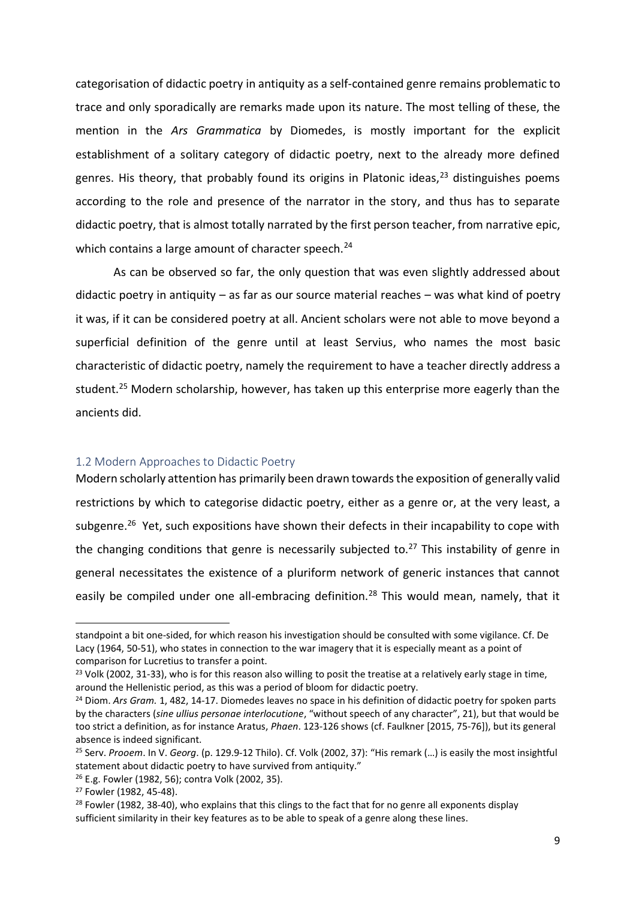categorisation of didactic poetry in antiquity as a self-contained genre remains problematic to trace and only sporadically are remarks made upon its nature. The most telling of these, the mention in the *Ars Grammatica* by Diomedes, is mostly important for the explicit establishment of a solitary category of didactic poetry, next to the already more defined genres. His theory, that probably found its origins in Platonic ideas,[23] distinguishes poems according to the role and presence of the narrator in the story, and thus has to separate didactic poetry, that is almost totally narrated by the first person teacher, from narrative epic, which contains a large amount of character speech.[24]

As can be observed so far, the only question that was even slightly addressed about didactic poetry in antiquity – as far as our source material reaches – was what kind of poetry it was, if it can be considered poetry at all. Ancient scholars were not able to move beyond a superficial definition of the genre until at least Servius, who names the most basic characteristic of didactic poetry, namely the requirement to have a teacher directly address a student.[25] Modern scholarship, however, has taken up this enterprise more eagerly than the ancients did.

## 1.2 Modern Approaches to Didactic Poetry

Modern scholarly attention has primarily been drawn towards the exposition of generally valid restrictions by which to categorise didactic poetry, either as a genre or, at the very least, a subgenre.[26] Yet, such expositions have shown their defects in their incapability to cope with the changing conditions that genre is necessarily subjected to.[27] This instability of genre in general necessitates the existence of a pluriform network of generic instances that cannot easily be compiled under one all-embracing definition.[28] This would mean, namely, that it

---

standpoint a bit one-sided, for which reason his investigation should be consulted with some vigilance. Cf. De Lacy (1964, 50-51), who states in connection to the war imagery that it is especially meant as a point of comparison for Lucretius to transfer a point.

[23] Volk (2002, 31-33), who is for this reason also willing to posit the treatise at a relatively early stage in time, around the Hellenistic period, as this was a period of bloom for didactic poetry.

[24] Diom. *Ars Gram.* 1, 482, 14-17. Diomedes leaves no space in his definition of didactic poetry for spoken parts by the characters (*sine ullius personae interlocutione*, "without speech of any character", 21), but that would be too strict a definition, as for instance Aratus, *Phaen*. 123-126 shows (cf. Faulkner [2015, 75-76]), but its general absence is indeed significant.

[25] Serv. *Prooem*. In V. *Georg*. (p. 129.9-12 Thilo). Cf. Volk (2002, 37): "His remark (…) is easily the most insightful statement about didactic poetry to have survived from antiquity."

[26] E.g. Fowler (1982, 56); contra Volk (2002, 35).

[27] Fowler (1982, 45-48).

[28] Fowler (1982, 38-40), who explains that this clings to the fact that for no genre all exponents display sufficient similarity in their key features as to be able to speak of a genre along these lines.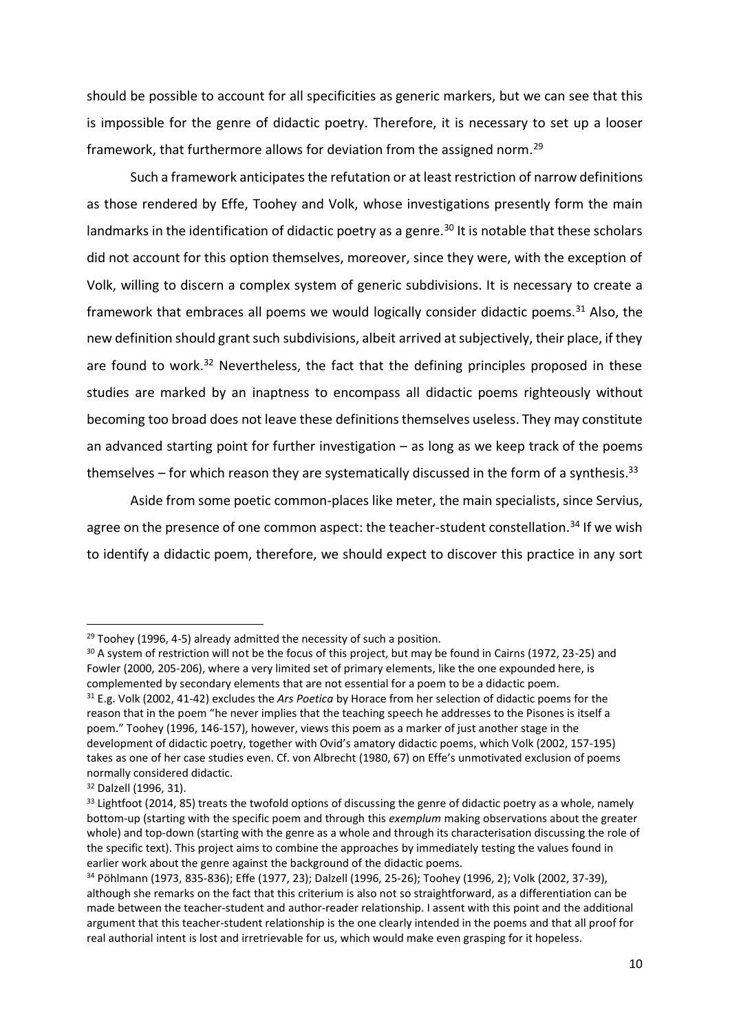should be possible to account for all specificities as generic markers, but we can see that this is impossible for the genre of didactic poetry. Therefore, it is necessary to set up a looser framework, that furthermore allows for deviation from the assigned norm.[29]

Such a framework anticipates the refutation or at least restriction of narrow definitions as those rendered by Effe, Toohey and Volk, whose investigations presently form the main landmarks in the identification of didactic poetry as a genre.[30] It is notable that these scholars did not account for this option themselves, moreover, since they were, with the exception of Volk, willing to discern a complex system of generic subdivisions. It is necessary to create a framework that embraces all poems we would logically consider didactic poems.[31] Also, the new definition should grant such subdivisions, albeit arrived at subjectively, their place, if they are found to work.[32] Nevertheless, the fact that the defining principles proposed in these studies are marked by an inaptness to encompass all didactic poems righteously without becoming too broad does not leave these definitions themselves useless. They may constitute an advanced starting point for further investigation – as long as we keep track of the poems themselves – for which reason they are systematically discussed in the form of a synthesis.[33]

Aside from some poetic common-places like meter, the main specialists, since Servius, agree on the presence of one common aspect: the teacher-student constellation.[34] If we wish to identify a didactic poem, therefore, we should expect to discover this practice in any sort

---

[29] Toohey (1996, 4-5) already admitted the necessity of such a position.

[30] A system of restriction will not be the focus of this project, but may be found in Cairns (1972, 23-25) and Fowler (2000, 205-206), where a very limited set of primary elements, like the one expounded here, is complemented by secondary elements that are not essential for a poem to be a didactic poem.

[31] E.g. Volk (2002, 41-42) excludes the *Ars Poetica* by Horace from her selection of didactic poems for the reason that in the poem "he never implies that the teaching speech he addresses to the Pisones is itself a poem." Toohey (1996, 146-157), however, views this poem as a marker of just another stage in the development of didactic poetry, together with Ovid's amatory didactic poems, which Volk (2002, 157-195) takes as one of her case studies even. Cf. von Albrecht (1980, 67) on Effe's unmotivated exclusion of poems normally considered didactic.

[32] Dalzell (1996, 31).

[33] Lightfoot (2014, 85) treats the twofold options of discussing the genre of didactic poetry as a whole, namely bottom-up (starting with the specific poem and through this *exemplum* making observations about the greater whole) and top-down (starting with the genre as a whole and through its characterisation discussing the role of the specific text). This project aims to combine the approaches by immediately testing the values found in earlier work about the genre against the background of the didactic poems.

[34] Pöhlmann (1973, 835-836); Effe (1977, 23); Dalzell (1996, 25-26); Toohey (1996, 2); Volk (2002, 37-39), although she remarks on the fact that this criterium is also not so straightforward, as a differentiation can be made between the teacher-student and author-reader relationship. I assent with this point and the additional argument that this teacher-student relationship is the one clearly intended in the poems and that all proof for real authorial intent is lost and irretrievable for us, which would make even grasping for it hopeless.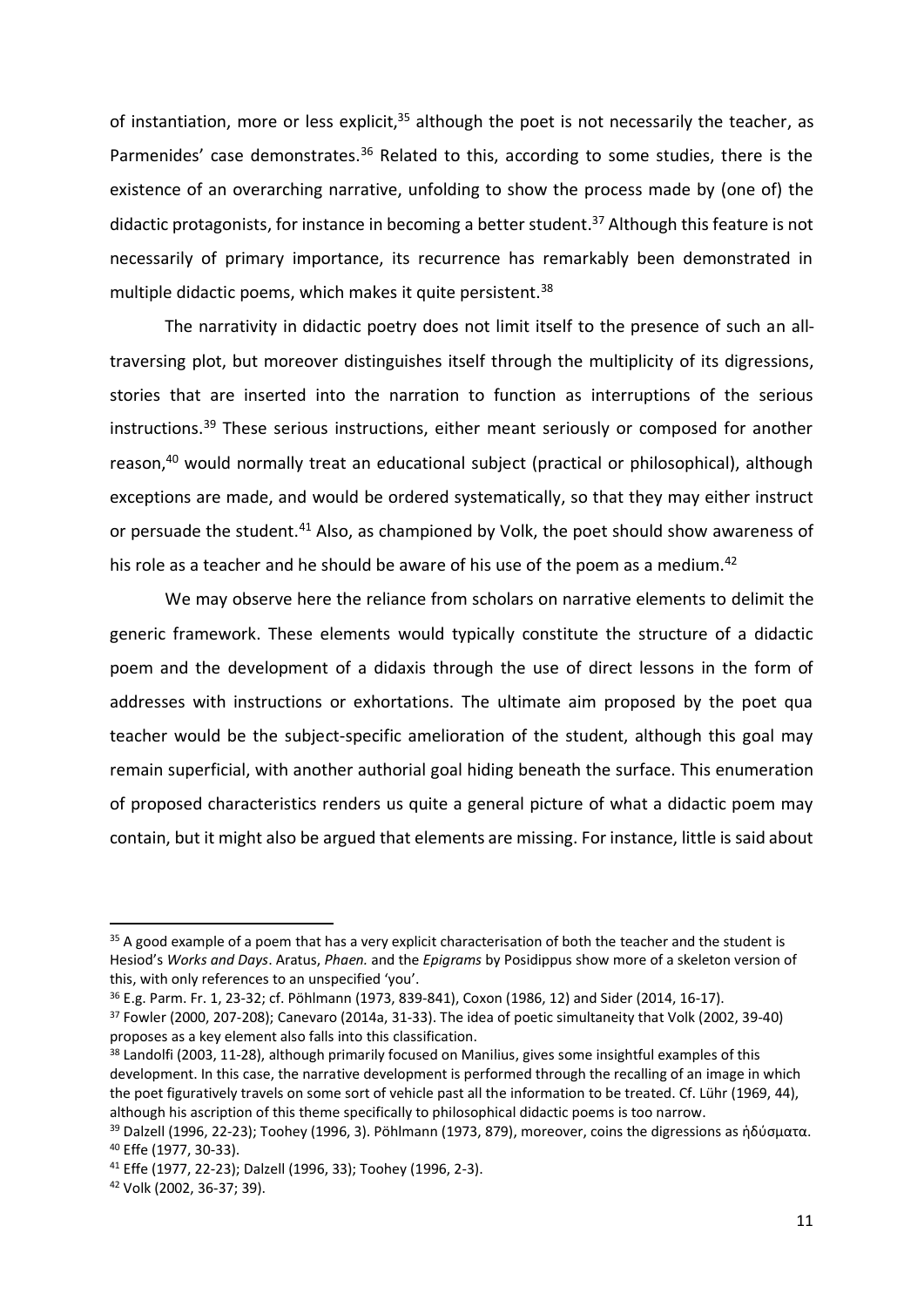of instantiation, more or less explicit,[35] although the poet is not necessarily the teacher, as Parmenides' case demonstrates.[36] Related to this, according to some studies, there is the existence of an overarching narrative, unfolding to show the process made by (one of) the didactic protagonists, for instance in becoming a better student.[37] Although this feature is not necessarily of primary importance, its recurrence has remarkably been demonstrated in multiple didactic poems, which makes it quite persistent.[38]

The narrativity in didactic poetry does not limit itself to the presence of such an all-traversing plot, but moreover distinguishes itself through the multiplicity of its digressions, stories that are inserted into the narration to function as interruptions of the serious instructions.[39] These serious instructions, either meant seriously or composed for another reason,[40] would normally treat an educational subject (practical or philosophical), although exceptions are made, and would be ordered systematically, so that they may either instruct or persuade the student.[41] Also, as championed by Volk, the poet should show awareness of his role as a teacher and he should be aware of his use of the poem as a medium.[42]

We may observe here the reliance from scholars on narrative elements to delimit the generic framework. These elements would typically constitute the structure of a didactic poem and the development of a didaxis through the use of direct lessons in the form of addresses with instructions or exhortations. The ultimate aim proposed by the poet qua teacher would be the subject-specific amelioration of the student, although this goal may remain superficial, with another authorial goal hiding beneath the surface. This enumeration of proposed characteristics renders us quite a general picture of what a didactic poem may contain, but it might also be argued that elements are missing. For instance, little is said about

---

[35] A good example of a poem that has a very explicit characterisation of both the teacher and the student is Hesiod's *Works and Days*. Aratus, *Phaen.* and the *Epigrams* by Posidippus show more of a skeleton version of this, with only references to an unspecified 'you'.

[36] E.g. Parm. Fr. 1, 23-32; cf. Pöhlmann (1973, 839-841), Coxon (1986, 12) and Sider (2014, 16-17).

[37] Fowler (2000, 207-208); Canevaro (2014a, 31-33). The idea of poetic simultaneity that Volk (2002, 39-40) proposes as a key element also falls into this classification.

[38] Landolfi (2003, 11-28), although primarily focused on Manilius, gives some insightful examples of this development. In this case, the narrative development is performed through the recalling of an image in which the poet figuratively travels on some sort of vehicle past all the information to be treated. Cf. Lühr (1969, 44), although his ascription of this theme specifically to philosophical didactic poems is too narrow.

[39] Dalzell (1996, 22-23); Toohey (1996, 3). Pöhlmann (1973, 879), moreover, coins the digressions as ἡδύσματα.

[40] Effe (1977, 30-33).

[41] Effe (1977, 22-23); Dalzell (1996, 33); Toohey (1996, 2-3).

[42] Volk (2002, 36-37; 39).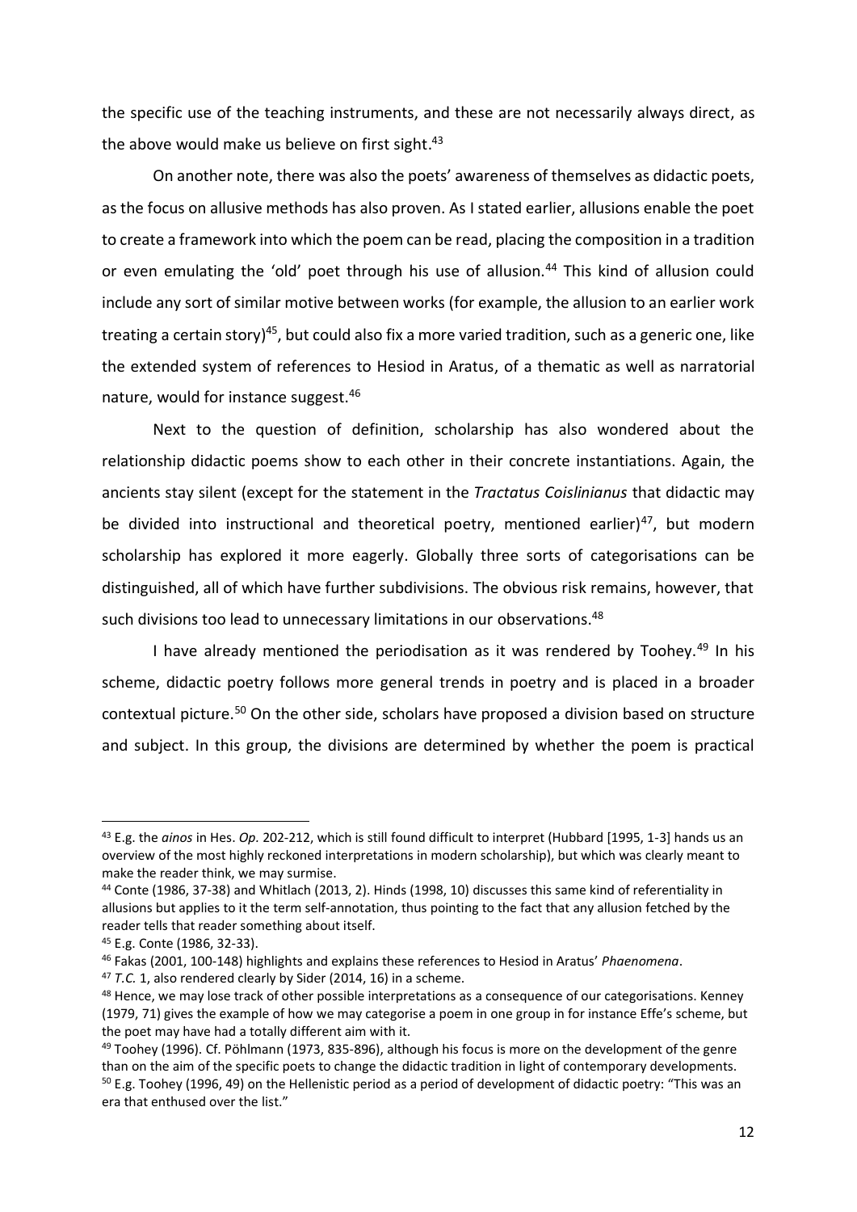the specific use of the teaching instruments, and these are not necessarily always direct, as the above would make us believe on first sight.[43]

On another note, there was also the poets' awareness of themselves as didactic poets, as the focus on allusive methods has also proven. As I stated earlier, allusions enable the poet to create a framework into which the poem can be read, placing the composition in a tradition or even emulating the 'old' poet through his use of allusion.[44] This kind of allusion could include any sort of similar motive between works (for example, the allusion to an earlier work treating a certain story)[45], but could also fix a more varied tradition, such as a generic one, like the extended system of references to Hesiod in Aratus, of a thematic as well as narratorial nature, would for instance suggest.[46]

Next to the question of definition, scholarship has also wondered about the relationship didactic poems show to each other in their concrete instantiations. Again, the ancients stay silent (except for the statement in the *Tractatus Coislinianus* that didactic may be divided into instructional and theoretical poetry, mentioned earlier)[47], but modern scholarship has explored it more eagerly. Globally three sorts of categorisations can be distinguished, all of which have further subdivisions. The obvious risk remains, however, that such divisions too lead to unnecessary limitations in our observations.[48]

I have already mentioned the periodisation as it was rendered by Toohey.[49] In his scheme, didactic poetry follows more general trends in poetry and is placed in a broader contextual picture.[50] On the other side, scholars have proposed a division based on structure and subject. In this group, the divisions are determined by whether the poem is practical

---

[43] E.g. the *ainos* in Hes. *Op.* 202-212, which is still found difficult to interpret (Hubbard [1995, 1-3] hands us an overview of the most highly reckoned interpretations in modern scholarship), but which was clearly meant to make the reader think, we may surmise.

[44] Conte (1986, 37-38) and Whitlach (2013, 2). Hinds (1998, 10) discusses this same kind of referentiality in allusions but applies to it the term self-annotation, thus pointing to the fact that any allusion fetched by the reader tells that reader something about itself.

[45] E.g. Conte (1986, 32-33).

[46] Fakas (2001, 100-148) highlights and explains these references to Hesiod in Aratus' *Phaenomena*.

[47] *T.C.* 1, also rendered clearly by Sider (2014, 16) in a scheme.

[48] Hence, we may lose track of other possible interpretations as a consequence of our categorisations. Kenney (1979, 71) gives the example of how we may categorise a poem in one group in for instance Effe's scheme, but the poet may have had a totally different aim with it.

[49] Toohey (1996). Cf. Pöhlmann (1973, 835-896), although his focus is more on the development of the genre than on the aim of the specific poets to change the didactic tradition in light of contemporary developments.

[50] E.g. Toohey (1996, 49) on the Hellenistic period as a period of development of didactic poetry: "This was an era that enthused over the list."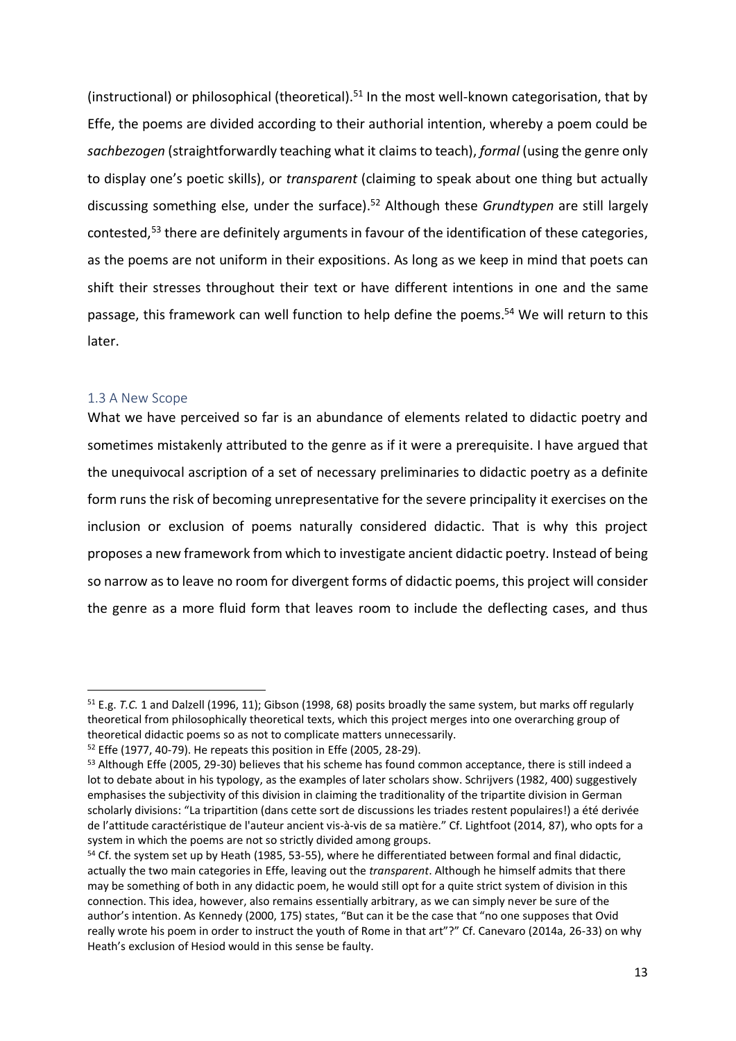(instructional) or philosophical (theoretical).[51] In the most well-known categorisation, that by Effe, the poems are divided according to their authorial intention, whereby a poem could be *sachbezogen* (straightforwardly teaching what it claims to teach), *formal* (using the genre only to display one's poetic skills), or *transparent* (claiming to speak about one thing but actually discussing something else, under the surface).[52] Although these *Grundtypen* are still largely contested,[53] there are definitely arguments in favour of the identification of these categories, as the poems are not uniform in their expositions. As long as we keep in mind that poets can shift their stresses throughout their text or have different intentions in one and the same passage, this framework can well function to help define the poems.[54] We will return to this later.

### 1.3 A New Scope

What we have perceived so far is an abundance of elements related to didactic poetry and sometimes mistakenly attributed to the genre as if it were a prerequisite. I have argued that the unequivocal ascription of a set of necessary preliminaries to didactic poetry as a definite form runs the risk of becoming unrepresentative for the severe principality it exercises on the inclusion or exclusion of poems naturally considered didactic. That is why this project proposes a new framework from which to investigate ancient didactic poetry. Instead of being so narrow as to leave no room for divergent forms of didactic poems, this project will consider the genre as a more fluid form that leaves room to include the deflecting cases, and thus

---

[51] E.g. *T.C.* 1 and Dalzell (1996, 11); Gibson (1998, 68) posits broadly the same system, but marks off regularly theoretical from philosophically theoretical texts, which this project merges into one overarching group of theoretical didactic poems so as not to complicate matters unnecessarily.

[52] Effe (1977, 40-79). He repeats this position in Effe (2005, 28-29).

[53] Although Effe (2005, 29-30) believes that his scheme has found common acceptance, there is still indeed a lot to debate about in his typology, as the examples of later scholars show. Schrijvers (1982, 400) suggestively emphasises the subjectivity of this division in claiming the traditionality of the tripartite division in German scholarly divisions: "La tripartition (dans cette sort de discussions les triades restent populaires!) a été derivée de l'attitude caractéristique de l'auteur ancient vis-à-vis de sa matière." Cf. Lightfoot (2014, 87), who opts for a system in which the poems are not so strictly divided among groups.

[54] Cf. the system set up by Heath (1985, 53-55), where he differentiated between formal and final didactic, actually the two main categories in Effe, leaving out the *transparent*. Although he himself admits that there may be something of both in any didactic poem, he would still opt for a quite strict system of division in this connection. This idea, however, also remains essentially arbitrary, as we can simply never be sure of the author's intention. As Kennedy (2000, 175) states, "But can it be the case that "no one supposes that Ovid really wrote his poem in order to instruct the youth of Rome in that art"?" Cf. Canevaro (2014a, 26-33) on why Heath's exclusion of Hesiod would in this sense be faulty.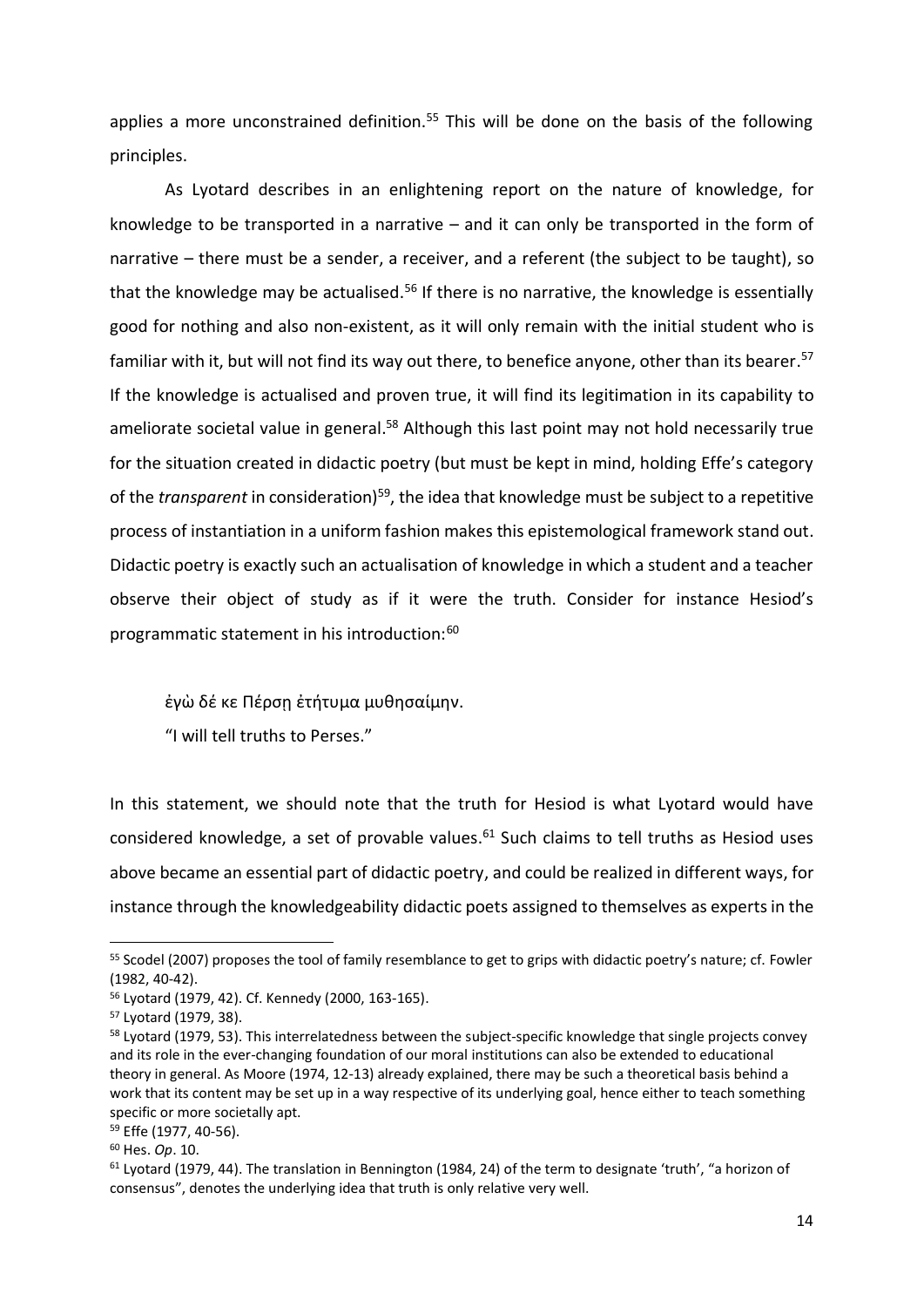applies a more unconstrained definition.[55] This will be done on the basis of the following principles.

As Lyotard describes in an enlightening report on the nature of knowledge, for knowledge to be transported in a narrative – and it can only be transported in the form of narrative – there must be a sender, a receiver, and a referent (the subject to be taught), so that the knowledge may be actualised.[56] If there is no narrative, the knowledge is essentially good for nothing and also non-existent, as it will only remain with the initial student who is familiar with it, but will not find its way out there, to benefice anyone, other than its bearer.[57] If the knowledge is actualised and proven true, it will find its legitimation in its capability to ameliorate societal value in general.[58] Although this last point may not hold necessarily true for the situation created in didactic poetry (but must be kept in mind, holding Effe's category of the *transparent* in consideration)[59], the idea that knowledge must be subject to a repetitive process of instantiation in a uniform fashion makes this epistemological framework stand out. Didactic poetry is exactly such an actualisation of knowledge in which a student and a teacher observe their object of study as if it were the truth. Consider for instance Hesiod's programmatic statement in his introduction:[60]

> ἐγὼ δέ κε Πέρσῃ ἐτήτυμα μυθησαίμην.
>
> "I will tell truths to Perses."

In this statement, we should note that the truth for Hesiod is what Lyotard would have considered knowledge, a set of provable values.[61] Such claims to tell truths as Hesiod uses above became an essential part of didactic poetry, and could be realized in different ways, for instance through the knowledgeability didactic poets assigned to themselves as experts in the

---

[55] Scodel (2007) proposes the tool of family resemblance to get to grips with didactic poetry's nature; cf. Fowler (1982, 40-42).

[56] Lyotard (1979, 42). Cf. Kennedy (2000, 163-165).

[57] Lyotard (1979, 38).

[58] Lyotard (1979, 53). This interrelatedness between the subject-specific knowledge that single projects convey and its role in the ever-changing foundation of our moral institutions can also be extended to educational theory in general. As Moore (1974, 12-13) already explained, there may be such a theoretical basis behind a work that its content may be set up in a way respective of its underlying goal, hence either to teach something specific or more societally apt.

[59] Effe (1977, 40-56).

[60] Hes. *Op*. 10.

[61] Lyotard (1979, 44). The translation in Bennington (1984, 24) of the term to designate 'truth', "a horizon of consensus", denotes the underlying idea that truth is only relative very well.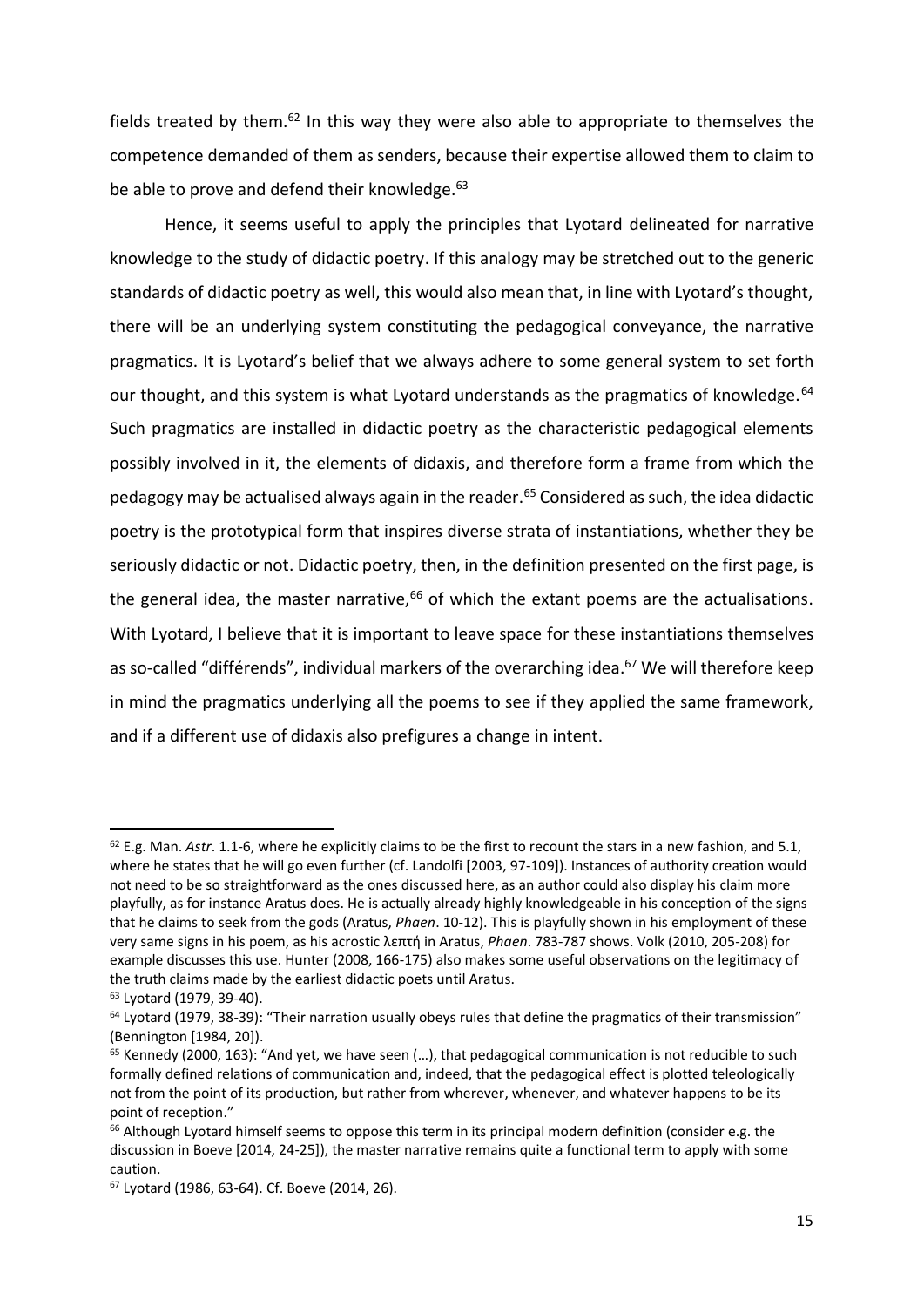fields treated by them.[62] In this way they were also able to appropriate to themselves the competence demanded of them as senders, because their expertise allowed them to claim to be able to prove and defend their knowledge.[63]

Hence, it seems useful to apply the principles that Lyotard delineated for narrative knowledge to the study of didactic poetry. If this analogy may be stretched out to the generic standards of didactic poetry as well, this would also mean that, in line with Lyotard's thought, there will be an underlying system constituting the pedagogical conveyance, the narrative pragmatics. It is Lyotard's belief that we always adhere to some general system to set forth our thought, and this system is what Lyotard understands as the pragmatics of knowledge.[64] Such pragmatics are installed in didactic poetry as the characteristic pedagogical elements possibly involved in it, the elements of didaxis, and therefore form a frame from which the pedagogy may be actualised always again in the reader.[65] Considered as such, the idea didactic poetry is the prototypical form that inspires diverse strata of instantiations, whether they be seriously didactic or not. Didactic poetry, then, in the definition presented on the first page, is the general idea, the master narrative,[66] of which the extant poems are the actualisations. With Lyotard, I believe that it is important to leave space for these instantiations themselves as so-called "différends", individual markers of the overarching idea.[67] We will therefore keep in mind the pragmatics underlying all the poems to see if they applied the same framework, and if a different use of didaxis also prefigures a change in intent.

---

[62] E.g. Man. *Astr*. 1.1-6, where he explicitly claims to be the first to recount the stars in a new fashion, and 5.1, where he states that he will go even further (cf. Landolfi [2003, 97-109]). Instances of authority creation would not need to be so straightforward as the ones discussed here, as an author could also display his claim more playfully, as for instance Aratus does. He is actually already highly knowledgeable in his conception of the signs that he claims to seek from the gods (Aratus, *Phaen*. 10-12). This is playfully shown in his employment of these very same signs in his poem, as his acrostic λεπτή in Aratus, *Phaen*. 783-787 shows. Volk (2010, 205-208) for example discusses this use. Hunter (2008, 166-175) also makes some useful observations on the legitimacy of the truth claims made by the earliest didactic poets until Aratus.

[63] Lyotard (1979, 39-40).

[64] Lyotard (1979, 38-39): "Their narration usually obeys rules that define the pragmatics of their transmission" (Bennington [1984, 20]).

[65] Kennedy (2000, 163): "And yet, we have seen (…), that pedagogical communication is not reducible to such formally defined relations of communication and, indeed, that the pedagogical effect is plotted teleologically not from the point of its production, but rather from wherever, whenever, and whatever happens to be its point of reception."

[66] Although Lyotard himself seems to oppose this term in its principal modern definition (consider e.g. the discussion in Boeve [2014, 24-25]), the master narrative remains quite a functional term to apply with some caution.

[67] Lyotard (1986, 63-64). Cf. Boeve (2014, 26).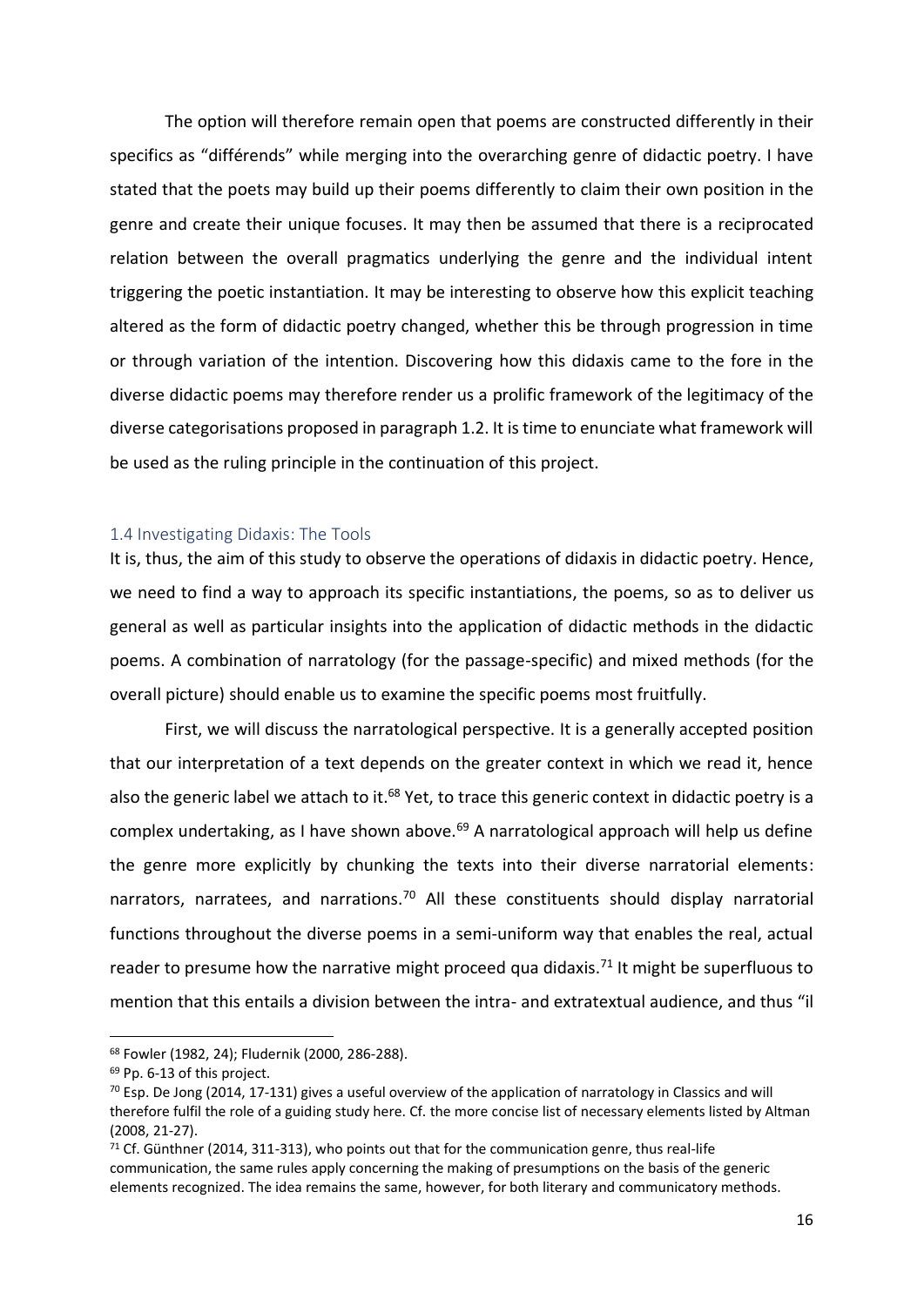The option will therefore remain open that poems are constructed differently in their specifics as "différends" while merging into the overarching genre of didactic poetry. I have stated that the poets may build up their poems differently to claim their own position in the genre and create their unique focuses. It may then be assumed that there is a reciprocated relation between the overall pragmatics underlying the genre and the individual intent triggering the poetic instantiation. It may be interesting to observe how this explicit teaching altered as the form of didactic poetry changed, whether this be through progression in time or through variation of the intention. Discovering how this didaxis came to the fore in the diverse didactic poems may therefore render us a prolific framework of the legitimacy of the diverse categorisations proposed in paragraph 1.2. It is time to enunciate what framework will be used as the ruling principle in the continuation of this project.

## 1.4 Investigating Didaxis: The Tools

It is, thus, the aim of this study to observe the operations of didaxis in didactic poetry. Hence, we need to find a way to approach its specific instantiations, the poems, so as to deliver us general as well as particular insights into the application of didactic methods in the didactic poems. A combination of narratology (for the passage-specific) and mixed methods (for the overall picture) should enable us to examine the specific poems most fruitfully.

First, we will discuss the narratological perspective. It is a generally accepted position that our interpretation of a text depends on the greater context in which we read it, hence also the generic label we attach to it.[68] Yet, to trace this generic context in didactic poetry is a complex undertaking, as I have shown above.[69] A narratological approach will help us define the genre more explicitly by chunking the texts into their diverse narratorial elements: narrators, narratees, and narrations.[70] All these constituents should display narratorial functions throughout the diverse poems in a semi-uniform way that enables the real, actual reader to presume how the narrative might proceed qua didaxis.[71] It might be superfluous to mention that this entails a division between the intra- and extratextual audience, and thus "il

---

[68] Fowler (1982, 24); Fludernik (2000, 286-288).

[69] Pp. 6-13 of this project.

[70] Esp. De Jong (2014, 17-131) gives a useful overview of the application of narratology in Classics and will therefore fulfil the role of a guiding study here. Cf. the more concise list of necessary elements listed by Altman (2008, 21-27).

[71] Cf. Günthner (2014, 311-313), who points out that for the communication genre, thus real-life communication, the same rules apply concerning the making of presumptions on the basis of the generic elements recognized. The idea remains the same, however, for both literary and communicatory methods.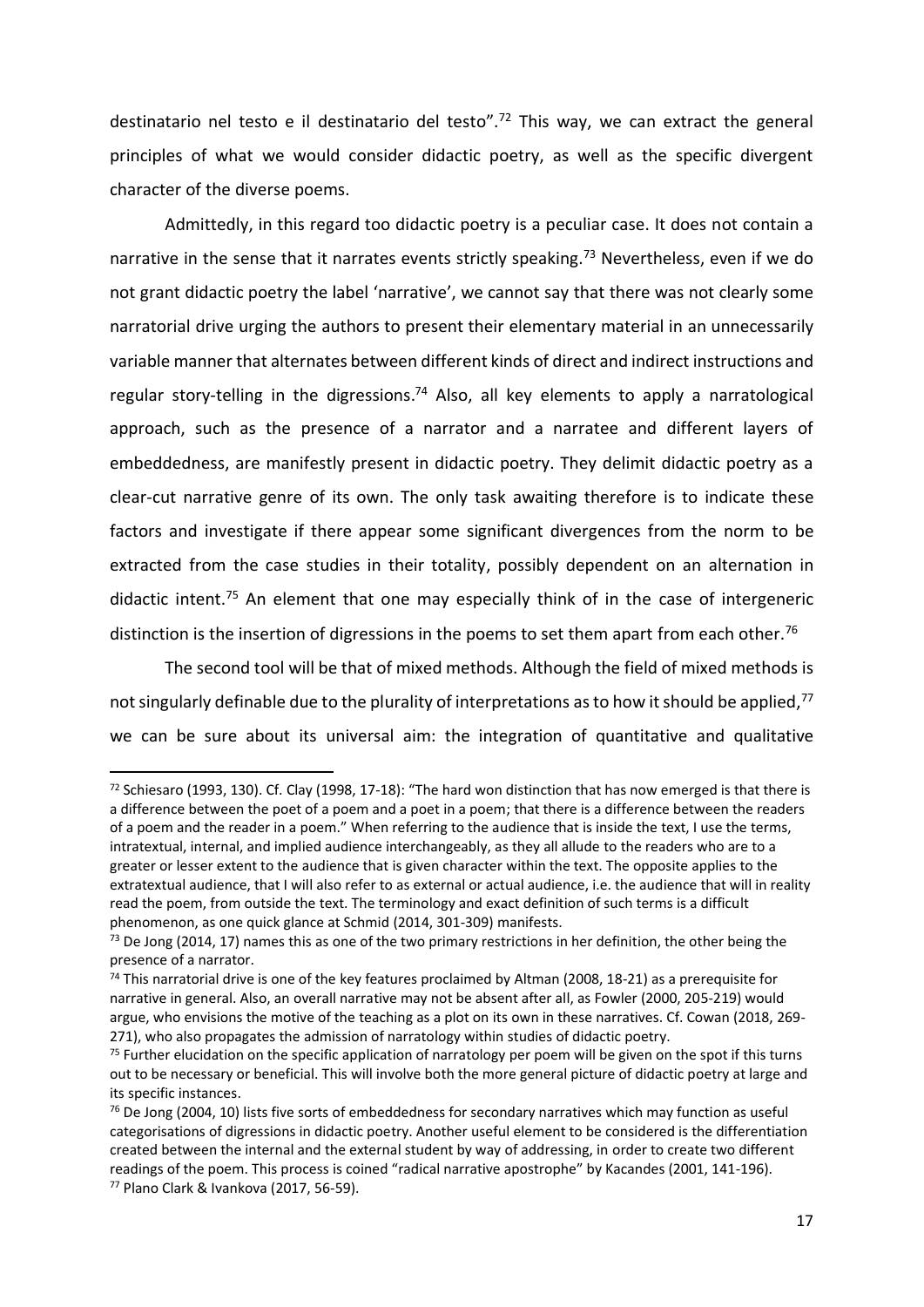destinatario nel testo e il destinatario del testo".[72] This way, we can extract the general principles of what we would consider didactic poetry, as well as the specific divergent character of the diverse poems.

Admittedly, in this regard too didactic poetry is a peculiar case. It does not contain a narrative in the sense that it narrates events strictly speaking.[73] Nevertheless, even if we do not grant didactic poetry the label 'narrative', we cannot say that there was not clearly some narratorial drive urging the authors to present their elementary material in an unnecessarily variable manner that alternates between different kinds of direct and indirect instructions and regular story-telling in the digressions.[74] Also, all key elements to apply a narratological approach, such as the presence of a narrator and a narratee and different layers of embeddedness, are manifestly present in didactic poetry. They delimit didactic poetry as a clear-cut narrative genre of its own. The only task awaiting therefore is to indicate these factors and investigate if there appear some significant divergences from the norm to be extracted from the case studies in their totality, possibly dependent on an alternation in didactic intent.[75] An element that one may especially think of in the case of intergeneric distinction is the insertion of digressions in the poems to set them apart from each other.[76]

The second tool will be that of mixed methods. Although the field of mixed methods is not singularly definable due to the plurality of interpretations as to how it should be applied,[77] we can be sure about its universal aim: the integration of quantitative and qualitative

---

[72] Schiesaro (1993, 130). Cf. Clay (1998, 17-18): "The hard won distinction that has now emerged is that there is a difference between the poet of a poem and a poet in a poem; that there is a difference between the readers of a poem and the reader in a poem." When referring to the audience that is inside the text, I use the terms, intratextual, internal, and implied audience interchangeably, as they all allude to the readers who are to a greater or lesser extent to the audience that is given character within the text. The opposite applies to the extratextual audience, that I will also refer to as external or actual audience, i.e. the audience that will in reality read the poem, from outside the text. The terminology and exact definition of such terms is a difficult phenomenon, as one quick glance at Schmid (2014, 301-309) manifests.

[73] De Jong (2014, 17) names this as one of the two primary restrictions in her definition, the other being the presence of a narrator.

[74] This narratorial drive is one of the key features proclaimed by Altman (2008, 18-21) as a prerequisite for narrative in general. Also, an overall narrative may not be absent after all, as Fowler (2000, 205-219) would argue, who envisions the motive of the teaching as a plot on its own in these narratives. Cf. Cowan (2018, 269-271), who also propagates the admission of narratology within studies of didactic poetry.

[75] Further elucidation on the specific application of narratology per poem will be given on the spot if this turns out to be necessary or beneficial. This will involve both the more general picture of didactic poetry at large and its specific instances.

[76] De Jong (2004, 10) lists five sorts of embeddedness for secondary narratives which may function as useful categorisations of digressions in didactic poetry. Another useful element to be considered is the differentiation created between the internal and the external student by way of addressing, in order to create two different readings of the poem. This process is coined "radical narrative apostrophe" by Kacandes (2001, 141-196).

[77] Plano Clark & Ivankova (2017, 56-59).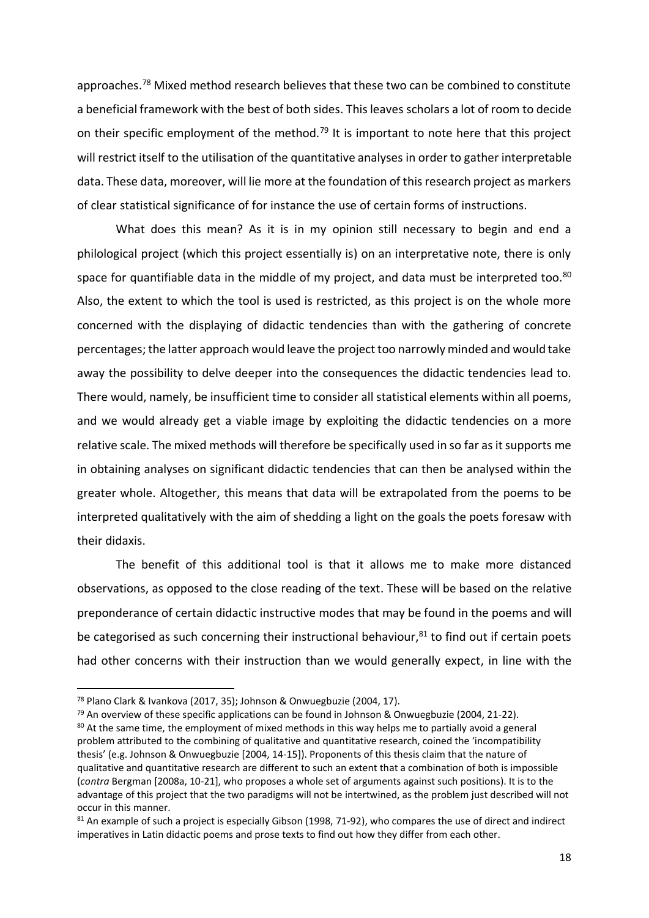approaches.[78] Mixed method research believes that these two can be combined to constitute a beneficial framework with the best of both sides. This leaves scholars a lot of room to decide on their specific employment of the method.[79] It is important to note here that this project will restrict itself to the utilisation of the quantitative analyses in order to gather interpretable data. These data, moreover, will lie more at the foundation of this research project as markers of clear statistical significance of for instance the use of certain forms of instructions.

What does this mean? As it is in my opinion still necessary to begin and end a philological project (which this project essentially is) on an interpretative note, there is only space for quantifiable data in the middle of my project, and data must be interpreted too.[80] Also, the extent to which the tool is used is restricted, as this project is on the whole more concerned with the displaying of didactic tendencies than with the gathering of concrete percentages; the latter approach would leave the project too narrowly minded and would take away the possibility to delve deeper into the consequences the didactic tendencies lead to. There would, namely, be insufficient time to consider all statistical elements within all poems, and we would already get a viable image by exploiting the didactic tendencies on a more relative scale. The mixed methods will therefore be specifically used in so far as it supports me in obtaining analyses on significant didactic tendencies that can then be analysed within the greater whole. Altogether, this means that data will be extrapolated from the poems to be interpreted qualitatively with the aim of shedding a light on the goals the poets foresaw with their didaxis.

The benefit of this additional tool is that it allows me to make more distanced observations, as opposed to the close reading of the text. These will be based on the relative preponderance of certain didactic instructive modes that may be found in the poems and will be categorised as such concerning their instructional behaviour,[81] to find out if certain poets had other concerns with their instruction than we would generally expect, in line with the

---

[78] Plano Clark & Ivankova (2017, 35); Johnson & Onwuegbuzie (2004, 17).

[79] An overview of these specific applications can be found in Johnson & Onwuegbuzie (2004, 21-22).

[80] At the same time, the employment of mixed methods in this way helps me to partially avoid a general problem attributed to the combining of qualitative and quantitative research, coined the 'incompatibility thesis' (e.g. Johnson & Onwuegbuzie [2004, 14-15]). Proponents of this thesis claim that the nature of qualitative and quantitative research are different to such an extent that a combination of both is impossible (*contra* Bergman [2008a, 10-21], who proposes a whole set of arguments against such positions). It is to the advantage of this project that the two paradigms will not be intertwined, as the problem just described will not occur in this manner.

[81] An example of such a project is especially Gibson (1998, 71-92), who compares the use of direct and indirect imperatives in Latin didactic poems and prose texts to find out how they differ from each other.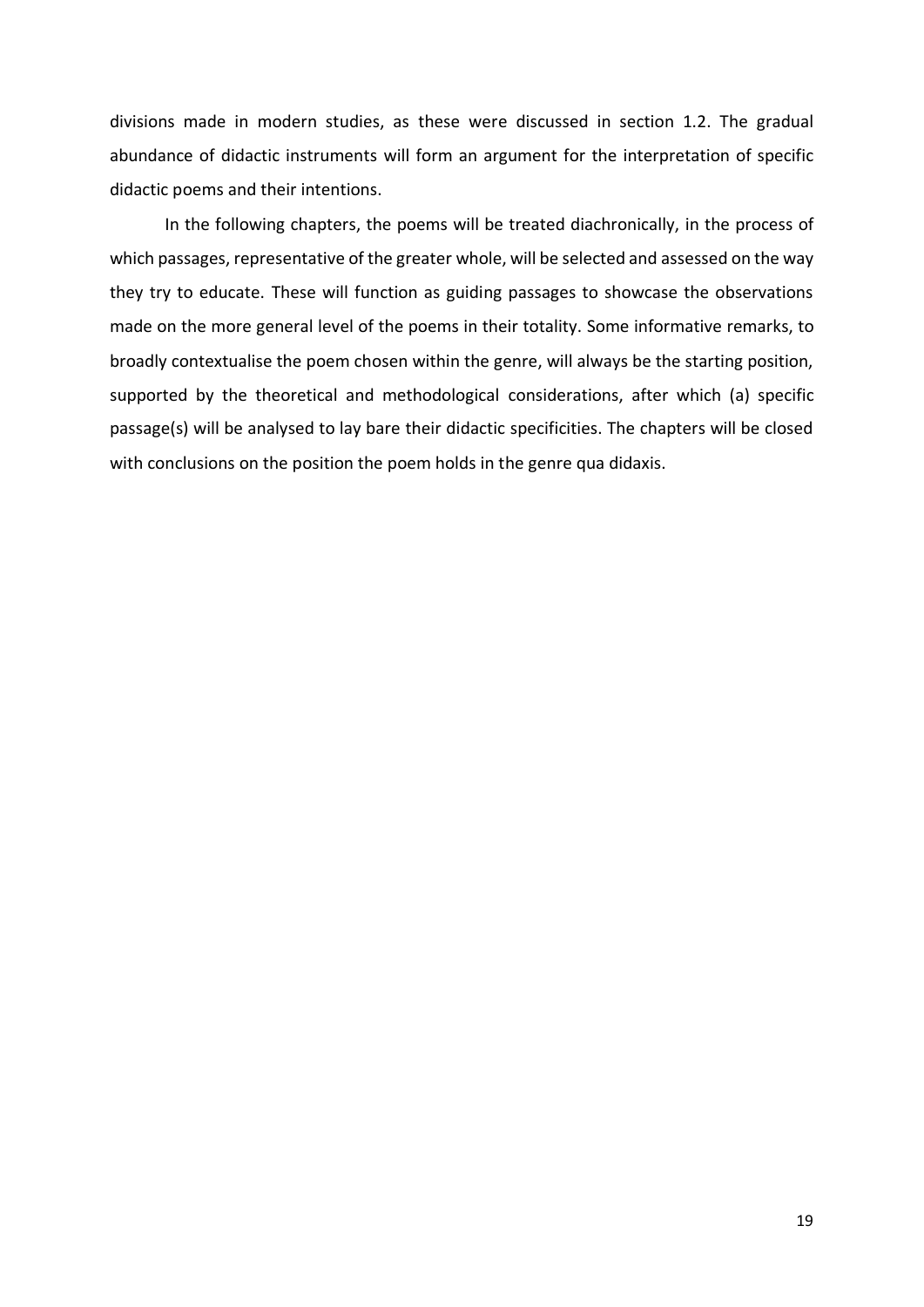divisions made in modern studies, as these were discussed in section 1.2. The gradual abundance of didactic instruments will form an argument for the interpretation of specific didactic poems and their intentions.

In the following chapters, the poems will be treated diachronically, in the process of which passages, representative of the greater whole, will be selected and assessed on the way they try to educate. These will function as guiding passages to showcase the observations made on the more general level of the poems in their totality. Some informative remarks, to broadly contextualise the poem chosen within the genre, will always be the starting position, supported by the theoretical and methodological considerations, after which (a) specific passage(s) will be analysed to lay bare their didactic specificities. The chapters will be closed with conclusions on the position the poem holds in the genre qua didaxis.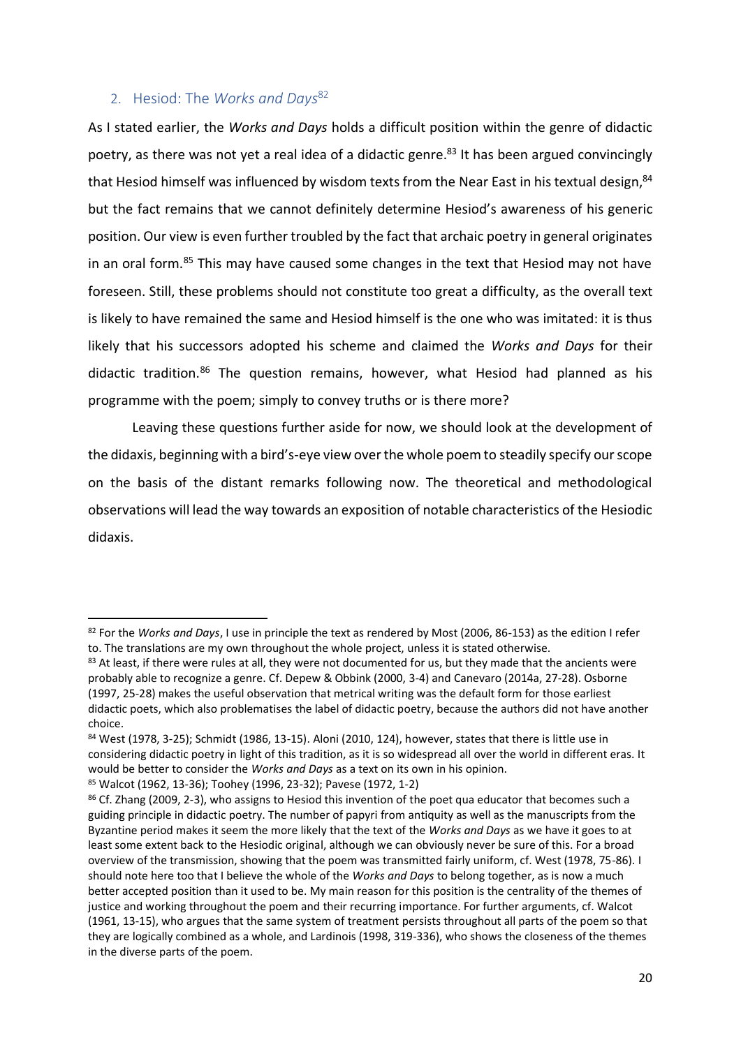## 2. Hesiod: The *Works and Days*[82]

As I stated earlier, the *Works and Days* holds a difficult position within the genre of didactic poetry, as there was not yet a real idea of a didactic genre.[83] It has been argued convincingly that Hesiod himself was influenced by wisdom texts from the Near East in his textual design,[84] but the fact remains that we cannot definitely determine Hesiod's awareness of his generic position. Our view is even further troubled by the fact that archaic poetry in general originates in an oral form.[85] This may have caused some changes in the text that Hesiod may not have foreseen. Still, these problems should not constitute too great a difficulty, as the overall text is likely to have remained the same and Hesiod himself is the one who was imitated: it is thus likely that his successors adopted his scheme and claimed the *Works and Days* for their didactic tradition.[86] The question remains, however, what Hesiod had planned as his programme with the poem; simply to convey truths or is there more?

Leaving these questions further aside for now, we should look at the development of the didaxis, beginning with a bird's-eye view over the whole poem to steadily specify our scope on the basis of the distant remarks following now. The theoretical and methodological observations will lead the way towards an exposition of notable characteristics of the Hesiodic didaxis.

---

[82] For the *Works and Days*, I use in principle the text as rendered by Most (2006, 86-153) as the edition I refer to. The translations are my own throughout the whole project, unless it is stated otherwise.

[83] At least, if there were rules at all, they were not documented for us, but they made that the ancients were probably able to recognize a genre. Cf. Depew & Obbink (2000, 3-4) and Canevaro (2014a, 27-28). Osborne (1997, 25-28) makes the useful observation that metrical writing was the default form for those earliest didactic poets, which also problematises the label of didactic poetry, because the authors did not have another choice.

[84] West (1978, 3-25); Schmidt (1986, 13-15). Aloni (2010, 124), however, states that there is little use in considering didactic poetry in light of this tradition, as it is so widespread all over the world in different eras. It would be better to consider the *Works and Days* as a text on its own in his opinion.

[85] Walcot (1962, 13-36); Toohey (1996, 23-32); Pavese (1972, 1-2)

[86] Cf. Zhang (2009, 2-3), who assigns to Hesiod this invention of the poet qua educator that becomes such a guiding principle in didactic poetry. The number of papyri from antiquity as well as the manuscripts from the Byzantine period makes it seem the more likely that the text of the *Works and Days* as we have it goes to at least some extent back to the Hesiodic original, although we can obviously never be sure of this. For a broad overview of the transmission, showing that the poem was transmitted fairly uniform, cf. West (1978, 75-86). I should note here too that I believe the whole of the *Works and Days* to belong together, as is now a much better accepted position than it used to be. My main reason for this position is the centrality of the themes of justice and working throughout the poem and their recurring importance. For further arguments, cf. Walcot (1961, 13-15), who argues that the same system of treatment persists throughout all parts of the poem so that they are logically combined as a whole, and Lardinois (1998, 319-336), who shows the closeness of the themes in the diverse parts of the poem.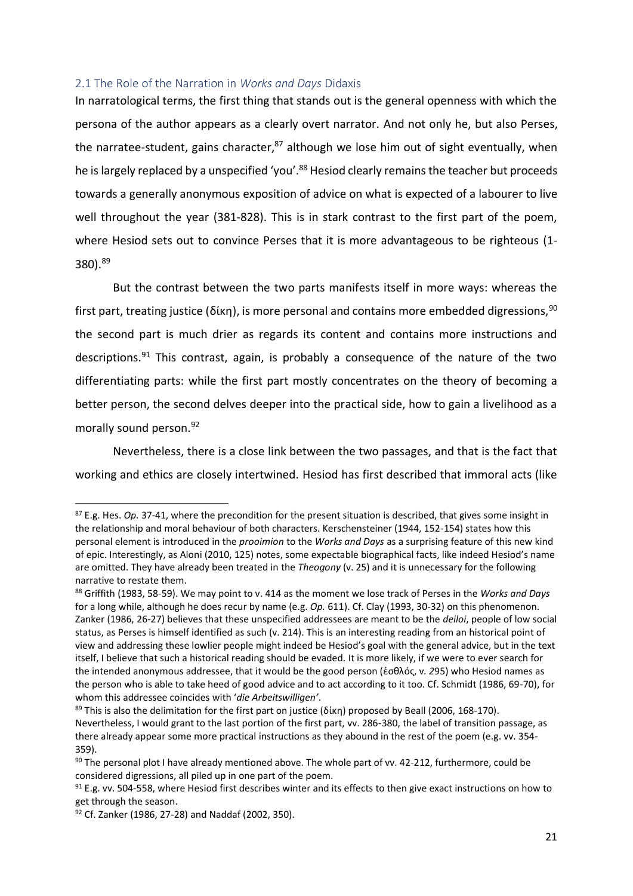## 2.1 The Role of the Narration in *Works and Days* Didaxis

In narratological terms, the first thing that stands out is the general openness with which the persona of the author appears as a clearly overt narrator. And not only he, but also Perses, the narratee-student, gains character,[87] although we lose him out of sight eventually, when he is largely replaced by a unspecified 'you'.[88] Hesiod clearly remains the teacher but proceeds towards a generally anonymous exposition of advice on what is expected of a labourer to live well throughout the year (381-828). This is in stark contrast to the first part of the poem, where Hesiod sets out to convince Perses that it is more advantageous to be righteous (1-380).[89]

But the contrast between the two parts manifests itself in more ways: whereas the first part, treating justice (δίκη), is more personal and contains more embedded digressions,[90] the second part is much drier as regards its content and contains more instructions and descriptions.[91] This contrast, again, is probably a consequence of the nature of the two differentiating parts: while the first part mostly concentrates on the theory of becoming a better person, the second delves deeper into the practical side, how to gain a livelihood as a morally sound person.[92]

Nevertheless, there is a close link between the two passages, and that is the fact that working and ethics are closely intertwined. Hesiod has first described that immoral acts (like

---

[87] E.g. Hes. *Op.* 37-41, where the precondition for the present situation is described, that gives some insight in the relationship and moral behaviour of both characters. Kerschensteiner (1944, 152-154) states how this personal element is introduced in the *prooimion* to the *Works and Days* as a surprising feature of this new kind of epic. Interestingly, as Aloni (2010, 125) notes, some expectable biographical facts, like indeed Hesiod's name are omitted. They have already been treated in the *Theogony* (v. 25) and it is unnecessary for the following narrative to restate them.

[88] Griffith (1983, 58-59). We may point to v. 414 as the moment we lose track of Perses in the *Works and Days* for a long while, although he does recur by name (e.g. *Op.* 611). Cf. Clay (1993, 30-32) on this phenomenon. Zanker (1986, 26-27) believes that these unspecified addressees are meant to be the *deiloi*, people of low social status, as Perses is himself identified as such (v. 214). This is an interesting reading from an historical point of view and addressing these lowlier people might indeed be Hesiod's goal with the general advice, but in the text itself, I believe that such a historical reading should be evaded. It is more likely, if we were to ever search for the intended anonymous addressee, that it would be the good person (ἐσθλός, v. 295) who Hesiod names as the person who is able to take heed of good advice and to act according to it too. Cf. Schmidt (1986, 69-70), for whom this addressee coincides with '*die Arbeitswilligen*'.

[89] This is also the delimitation for the first part on justice (δίκη) proposed by Beall (2006, 168-170). Nevertheless, I would grant to the last portion of the first part, vv. 286-380, the label of transition passage, as there already appear some more practical instructions as they abound in the rest of the poem (e.g. vv. 354-359).

[90] The personal plot I have already mentioned above. The whole part of vv. 42-212, furthermore, could be considered digressions, all piled up in one part of the poem.

[91] E.g. vv. 504-558, where Hesiod first describes winter and its effects to then give exact instructions on how to get through the season.

[92] Cf. Zanker (1986, 27-28) and Naddaf (2002, 350).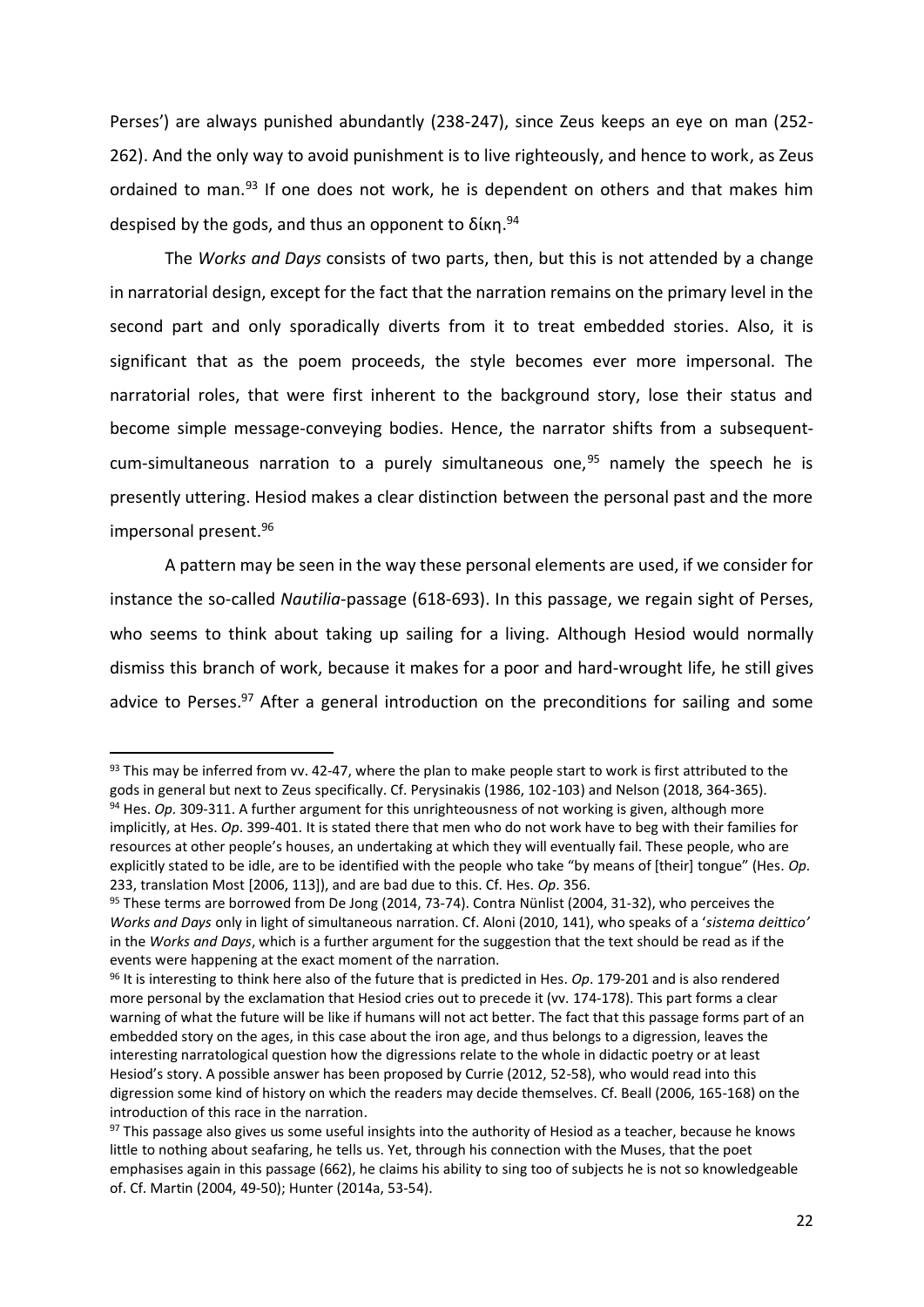Perses') are always punished abundantly (238-247), since Zeus keeps an eye on man (252-262). And the only way to avoid punishment is to live righteously, and hence to work, as Zeus ordained to man.[93] If one does not work, he is dependent on others and that makes him despised by the gods, and thus an opponent to δίκη.[94]

The *Works and Days* consists of two parts, then, but this is not attended by a change in narratorial design, except for the fact that the narration remains on the primary level in the second part and only sporadically diverts from it to treat embedded stories. Also, it is significant that as the poem proceeds, the style becomes ever more impersonal. The narratorial roles, that were first inherent to the background story, lose their status and become simple message-conveying bodies. Hence, the narrator shifts from a subsequent-cum-simultaneous narration to a purely simultaneous one,[95] namely the speech he is presently uttering. Hesiod makes a clear distinction between the personal past and the more impersonal present.[96]

A pattern may be seen in the way these personal elements are used, if we consider for instance the so-called *Nautilia*-passage (618-693). In this passage, we regain sight of Perses, who seems to think about taking up sailing for a living. Although Hesiod would normally dismiss this branch of work, because it makes for a poor and hard-wrought life, he still gives advice to Perses.[97] After a general introduction on the preconditions for sailing and some

---

[93] This may be inferred from vv. 42-47, where the plan to make people start to work is first attributed to the gods in general but next to Zeus specifically. Cf. Perysinakis (1986, 102-103) and Nelson (2018, 364-365).

[94] Hes. *Op.* 309-311. A further argument for this unrighteousness of not working is given, although more implicitly, at Hes. *Op*. 399-401. It is stated there that men who do not work have to beg with their families for resources at other people's houses, an undertaking at which they will eventually fail. These people, who are explicitly stated to be idle, are to be identified with the people who take "by means of [their] tongue" (Hes. *Op.* 233, translation Most [2006, 113]), and are bad due to this. Cf. Hes. *Op*. 356.

[95] These terms are borrowed from De Jong (2014, 73-74). Contra Nünlist (2004, 31-32), who perceives the *Works and Days* only in light of simultaneous narration. Cf. Aloni (2010, 141), who speaks of a '*sistema deittico'* in the *Works and Days*, which is a further argument for the suggestion that the text should be read as if the events were happening at the exact moment of the narration.

[96] It is interesting to think here also of the future that is predicted in Hes. *Op*. 179-201 and is also rendered more personal by the exclamation that Hesiod cries out to precede it (vv. 174-178). This part forms a clear warning of what the future will be like if humans will not act better. The fact that this passage forms part of an embedded story on the ages, in this case about the iron age, and thus belongs to a digression, leaves the interesting narratological question how the digressions relate to the whole in didactic poetry or at least Hesiod's story. A possible answer has been proposed by Currie (2012, 52-58), who would read into this digression some kind of history on which the readers may decide themselves. Cf. Beall (2006, 165-168) on the introduction of this race in the narration.

[97] This passage also gives us some useful insights into the authority of Hesiod as a teacher, because he knows little to nothing about seafaring, he tells us. Yet, through his connection with the Muses, that the poet emphasises again in this passage (662), he claims his ability to sing too of subjects he is not so knowledgeable of. Cf. Martin (2004, 49-50); Hunter (2014a, 53-54).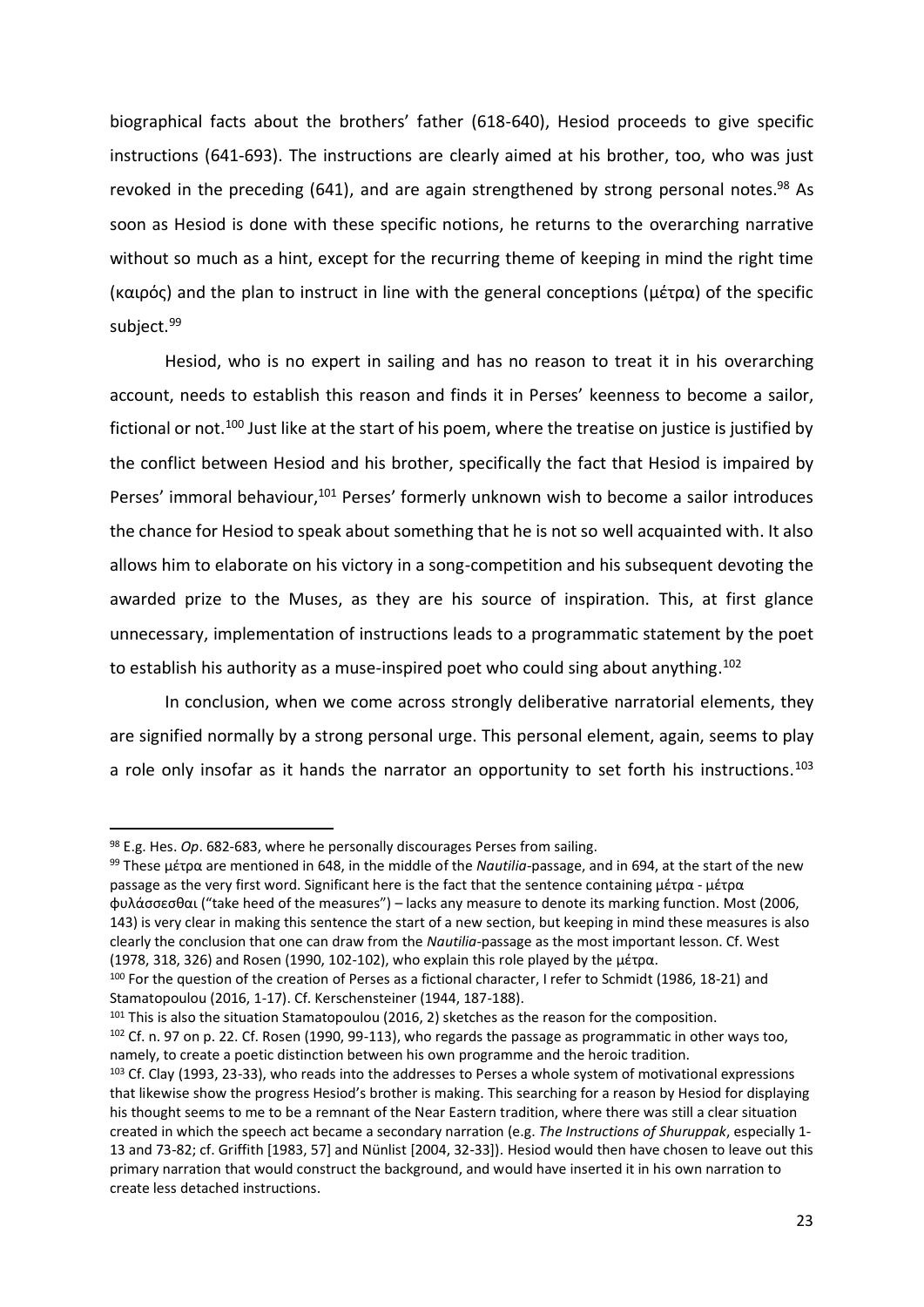biographical facts about the brothers' father (618-640), Hesiod proceeds to give specific instructions (641-693). The instructions are clearly aimed at his brother, too, who was just revoked in the preceding (641), and are again strengthened by strong personal notes.[98] As soon as Hesiod is done with these specific notions, he returns to the overarching narrative without so much as a hint, except for the recurring theme of keeping in mind the right time (καιρός) and the plan to instruct in line with the general conceptions (μέτρα) of the specific subject.[99]

Hesiod, who is no expert in sailing and has no reason to treat it in his overarching account, needs to establish this reason and finds it in Perses' keenness to become a sailor, fictional or not.[100] Just like at the start of his poem, where the treatise on justice is justified by the conflict between Hesiod and his brother, specifically the fact that Hesiod is impaired by Perses' immoral behaviour,[101] Perses' formerly unknown wish to become a sailor introduces the chance for Hesiod to speak about something that he is not so well acquainted with. It also allows him to elaborate on his victory in a song-competition and his subsequent devoting the awarded prize to the Muses, as they are his source of inspiration. This, at first glance unnecessary, implementation of instructions leads to a programmatic statement by the poet to establish his authority as a muse-inspired poet who could sing about anything.[102]

In conclusion, when we come across strongly deliberative narratorial elements, they are signified normally by a strong personal urge. This personal element, again, seems to play a role only insofar as it hands the narrator an opportunity to set forth his instructions.[103]

---

[98] E.g. Hes. *Op*. 682-683, where he personally discourages Perses from sailing.

[99] These μέτρα are mentioned in 648, in the middle of the *Nautilia*-passage, and in 694, at the start of the new passage as the very first word. Significant here is the fact that the sentence containing μέτρα - μέτρα φυλάσσεσθαι ("take heed of the measures") – lacks any measure to denote its marking function. Most (2006, 143) is very clear in making this sentence the start of a new section, but keeping in mind these measures is also clearly the conclusion that one can draw from the *Nautilia*-passage as the most important lesson. Cf. West (1978, 318, 326) and Rosen (1990, 102-102), who explain this role played by the μέτρα.

[100] For the question of the creation of Perses as a fictional character, I refer to Schmidt (1986, 18-21) and Stamatopoulou (2016, 1-17). Cf. Kerschensteiner (1944, 187-188).

[101] This is also the situation Stamatopoulou (2016, 2) sketches as the reason for the composition.

[102] Cf. n. 97 on p. 22. Cf. Rosen (1990, 99-113), who regards the passage as programmatic in other ways too, namely, to create a poetic distinction between his own programme and the heroic tradition.

[103] Cf. Clay (1993, 23-33), who reads into the addresses to Perses a whole system of motivational expressions that likewise show the progress Hesiod's brother is making. This searching for a reason by Hesiod for displaying his thought seems to me to be a remnant of the Near Eastern tradition, where there was still a clear situation created in which the speech act became a secondary narration (e.g. *The Instructions of Shuruppak*, especially 1-13 and 73-82; cf. Griffith [1983, 57] and Nünlist [2004, 32-33]). Hesiod would then have chosen to leave out this primary narration that would construct the background, and would have inserted it in his own narration to create less detached instructions.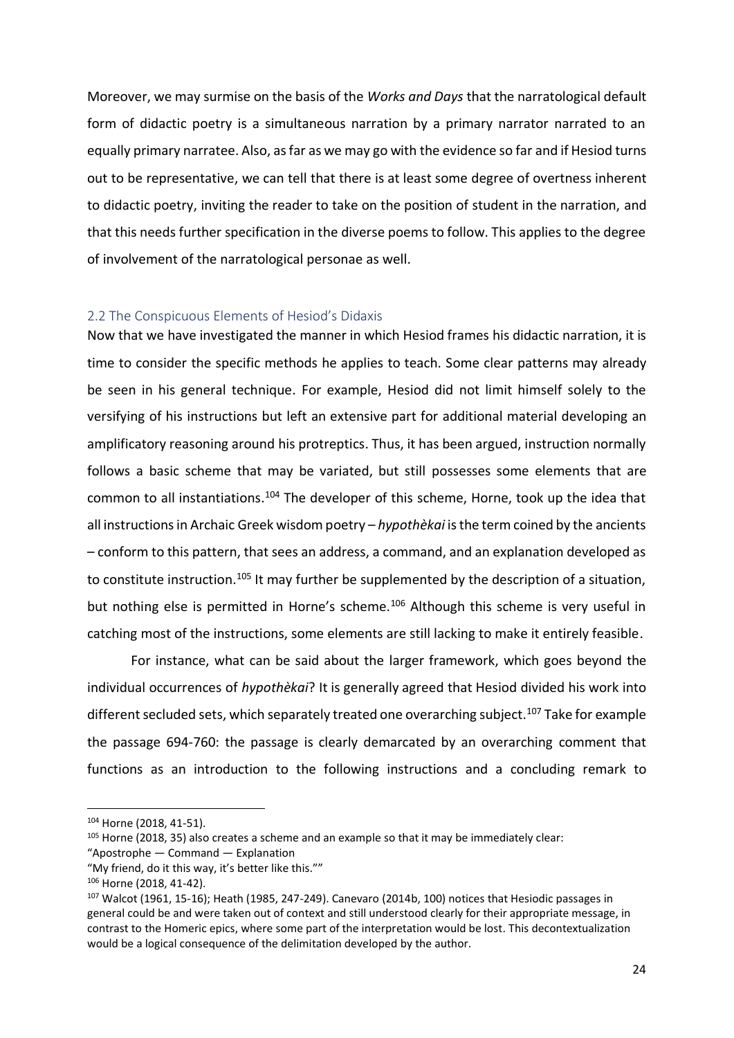Moreover, we may surmise on the basis of the *Works and Days* that the narratological default form of didactic poetry is a simultaneous narration by a primary narrator narrated to an equally primary narratee. Also, as far as we may go with the evidence so far and if Hesiod turns out to be representative, we can tell that there is at least some degree of overtness inherent to didactic poetry, inviting the reader to take on the position of student in the narration, and that this needs further specification in the diverse poems to follow. This applies to the degree of involvement of the narratological personae as well.

## 2.2 The Conspicuous Elements of Hesiod's Didaxis

Now that we have investigated the manner in which Hesiod frames his didactic narration, it is time to consider the specific methods he applies to teach. Some clear patterns may already be seen in his general technique. For example, Hesiod did not limit himself solely to the versifying of his instructions but left an extensive part for additional material developing an amplificatory reasoning around his protreptics. Thus, it has been argued, instruction normally follows a basic scheme that may be variated, but still possesses some elements that are common to all instantiations.[104] The developer of this scheme, Horne, took up the idea that all instructions in Archaic Greek wisdom poetry – *hypothèkai* is the term coined by the ancients – conform to this pattern, that sees an address, a command, and an explanation developed as to constitute instruction.[105] It may further be supplemented by the description of a situation, but nothing else is permitted in Horne's scheme.[106] Although this scheme is very useful in catching most of the instructions, some elements are still lacking to make it entirely feasible.

For instance, what can be said about the larger framework, which goes beyond the individual occurrences of *hypothèkai*? It is generally agreed that Hesiod divided his work into different secluded sets, which separately treated one overarching subject.[107] Take for example the passage 694-760: the passage is clearly demarcated by an overarching comment that functions as an introduction to the following instructions and a concluding remark to

---

[104] Horne (2018, 41-51).

[105] Horne (2018, 35) also creates a scheme and an example so that it may be immediately clear:
"Apostrophe — Command — Explanation
"My friend, do it this way, it's better like this.""

[106] Horne (2018, 41-42).

[107] Walcot (1961, 15-16); Heath (1985, 247-249). Canevaro (2014b, 100) notices that Hesiodic passages in general could be and were taken out of context and still understood clearly for their appropriate message, in contrast to the Homeric epics, where some part of the interpretation would be lost. This decontextualization would be a logical consequence of the delimitation developed by the author.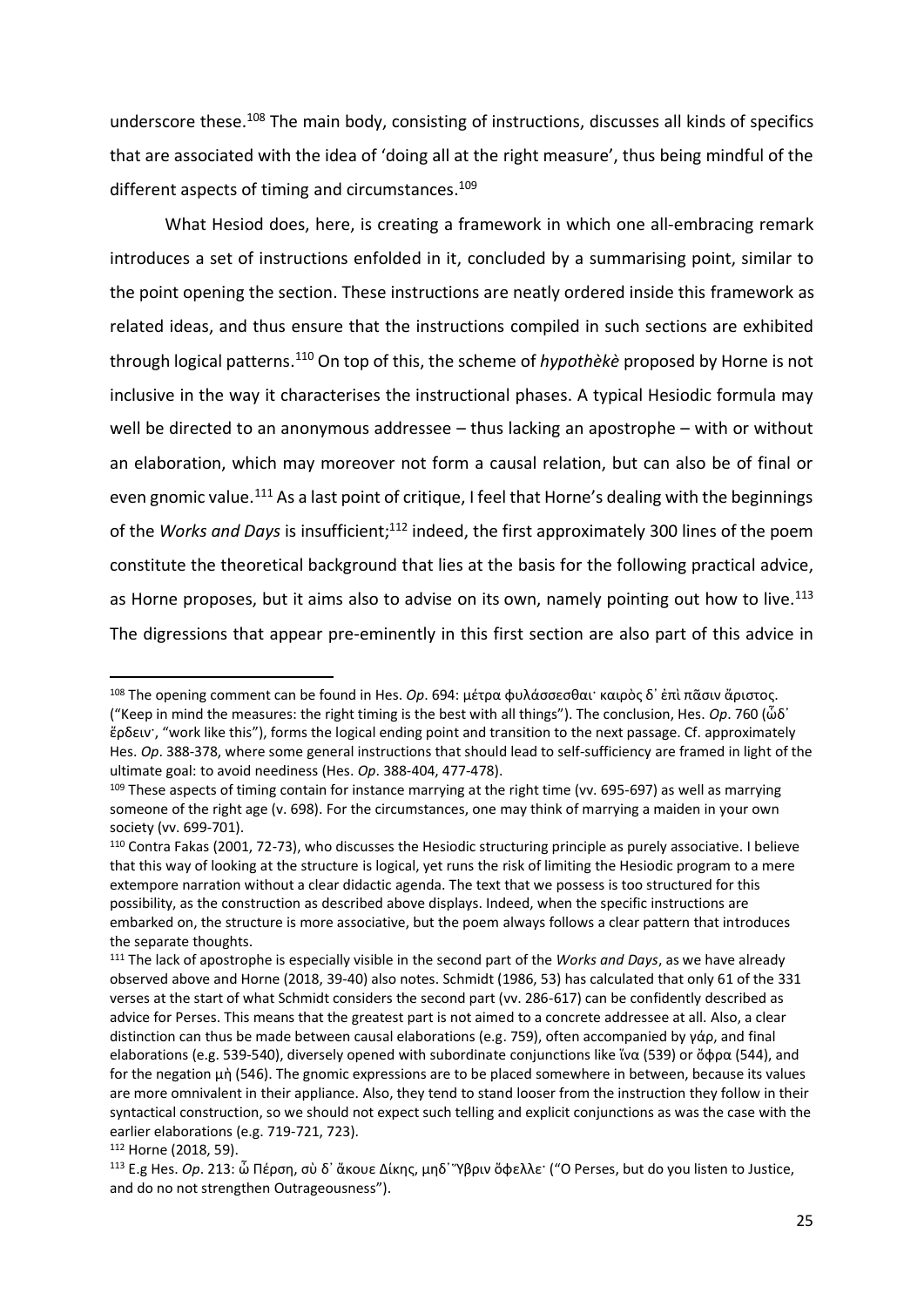underscore these.[108] The main body, consisting of instructions, discusses all kinds of specifics that are associated with the idea of 'doing all at the right measure', thus being mindful of the different aspects of timing and circumstances.[109]

What Hesiod does, here, is creating a framework in which one all-embracing remark introduces a set of instructions enfolded in it, concluded by a summarising point, similar to the point opening the section. These instructions are neatly ordered inside this framework as related ideas, and thus ensure that the instructions compiled in such sections are exhibited through logical patterns.[110] On top of this, the scheme of *hypothèkè* proposed by Horne is not inclusive in the way it characterises the instructional phases. A typical Hesiodic formula may well be directed to an anonymous addressee – thus lacking an apostrophe – with or without an elaboration, which may moreover not form a causal relation, but can also be of final or even gnomic value.[111] As a last point of critique, I feel that Horne's dealing with the beginnings of the *Works and Days* is insufficient;[112] indeed, the first approximately 300 lines of the poem constitute the theoretical background that lies at the basis for the following practical advice, as Horne proposes, but it aims also to advise on its own, namely pointing out how to live.[113] The digressions that appear pre-eminently in this first section are also part of this advice in

---

[108] The opening comment can be found in Hes. *Op*. 694: μέτρα φυλάσσεσθαι· καιρὸς δ᾽ ἐπὶ πᾶσιν ἄριστος. ("Keep in mind the measures: the right timing is the best with all things"). The conclusion, Hes. *Op*. 760 (ὧδ᾽ ἔρδειν·, "work like this"), forms the logical ending point and transition to the next passage. Cf. approximately Hes. *Op*. 388-378, where some general instructions that should lead to self-sufficiency are framed in light of the ultimate goal: to avoid neediness (Hes. *Op*. 388-404, 477-478).

[109] These aspects of timing contain for instance marrying at the right time (vv. 695-697) as well as marrying someone of the right age (v. 698). For the circumstances, one may think of marrying a maiden in your own society (vv. 699-701).

[110] Contra Fakas (2001, 72-73), who discusses the Hesiodic structuring principle as purely associative. I believe that this way of looking at the structure is logical, yet runs the risk of limiting the Hesiodic program to a mere extempore narration without a clear didactic agenda. The text that we possess is too structured for this possibility, as the construction as described above displays. Indeed, when the specific instructions are embarked on, the structure is more associative, but the poem always follows a clear pattern that introduces the separate thoughts.

[111] The lack of apostrophe is especially visible in the second part of the *Works and Days*, as we have already observed above and Horne (2018, 39-40) also notes. Schmidt (1986, 53) has calculated that only 61 of the 331 verses at the start of what Schmidt considers the second part (vv. 286-617) can be confidently described as advice for Perses. This means that the greatest part is not aimed to a concrete addressee at all. Also, a clear distinction can thus be made between causal elaborations (e.g. 759), often accompanied by γάρ, and final elaborations (e.g. 539-540), diversely opened with subordinate conjunctions like ἵνα (539) or ὄφρα (544), and for the negation μὴ (546). The gnomic expressions are to be placed somewhere in between, because its values are more omnivalent in their appliance. Also, they tend to stand looser from the instruction they follow in their syntactical construction, so we should not expect such telling and explicit conjunctions as was the case with the earlier elaborations (e.g. 719-721, 723).

[112] Horne (2018, 59).

[113] E.g Hes. *Op*. 213: ὦ Πέρση, σὺ δ᾽ ἄκουε Δίκης, μηδ᾽ Ὕβριν ὄφελλε· ("O Perses, but do you listen to Justice, and do no not strengthen Outrageousness").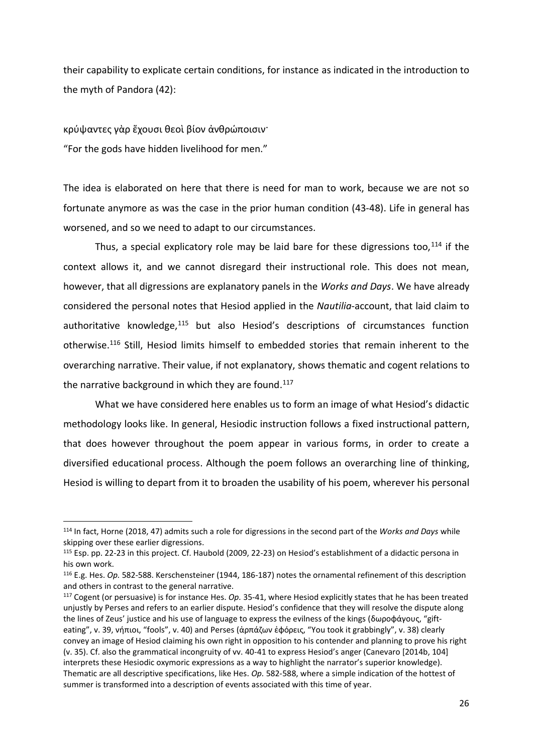their capability to explicate certain conditions, for instance as indicated in the introduction to the myth of Pandora (42):

κρύψαντες γὰρ ἔχουσι θεοὶ βίον ἀνθρώποισιν·

"For the gods have hidden livelihood for men."

The idea is elaborated on here that there is need for man to work, because we are not so fortunate anymore as was the case in the prior human condition (43-48). Life in general has worsened, and so we need to adapt to our circumstances.

Thus, a special explicatory role may be laid bare for these digressions too,[114] if the context allows it, and we cannot disregard their instructional role. This does not mean, however, that all digressions are explanatory panels in the *Works and Days*. We have already considered the personal notes that Hesiod applied in the *Nautilia*-account, that laid claim to authoritative knowledge,[115] but also Hesiod's descriptions of circumstances function otherwise.[116] Still, Hesiod limits himself to embedded stories that remain inherent to the overarching narrative. Their value, if not explanatory, shows thematic and cogent relations to the narrative background in which they are found.[117]

What we have considered here enables us to form an image of what Hesiod's didactic methodology looks like. In general, Hesiodic instruction follows a fixed instructional pattern, that does however throughout the poem appear in various forms, in order to create a diversified educational process. Although the poem follows an overarching line of thinking, Hesiod is willing to depart from it to broaden the usability of his poem, wherever his personal

---

[114] In fact, Horne (2018, 47) admits such a role for digressions in the second part of the *Works and Days* while skipping over these earlier digressions.

[115] Esp. pp. 22-23 in this project. Cf. Haubold (2009, 22-23) on Hesiod's establishment of a didactic persona in his own work.

[116] E.g. Hes. *Op.* 582-588. Kerschensteiner (1944, 186-187) notes the ornamental refinement of this description and others in contrast to the general narrative.

[117] Cogent (or persuasive) is for instance Hes. *Op.* 35-41, where Hesiod explicitly states that he has been treated unjustly by Perses and refers to an earlier dispute. Hesiod's confidence that they will resolve the dispute along the lines of Zeus' justice and his use of language to express the evilness of the kings (δωροφάγους, "gift-eating", v. 39, νήπιοι, "fools", v. 40) and Perses (ἁρπάζων ἐφόρεις, "You took it grabbingly", v. 38) clearly convey an image of Hesiod claiming his own right in opposition to his contender and planning to prove his right (v. 35). Cf. also the grammatical incongruity of vv. 40-41 to express Hesiod's anger (Canevaro [2014b, 104] interprets these Hesiodic oxymoric expressions as a way to highlight the narrator's superior knowledge). Thematic are all descriptive specifications, like Hes. *Op.* 582-588, where a simple indication of the hottest of summer is transformed into a description of events associated with this time of year.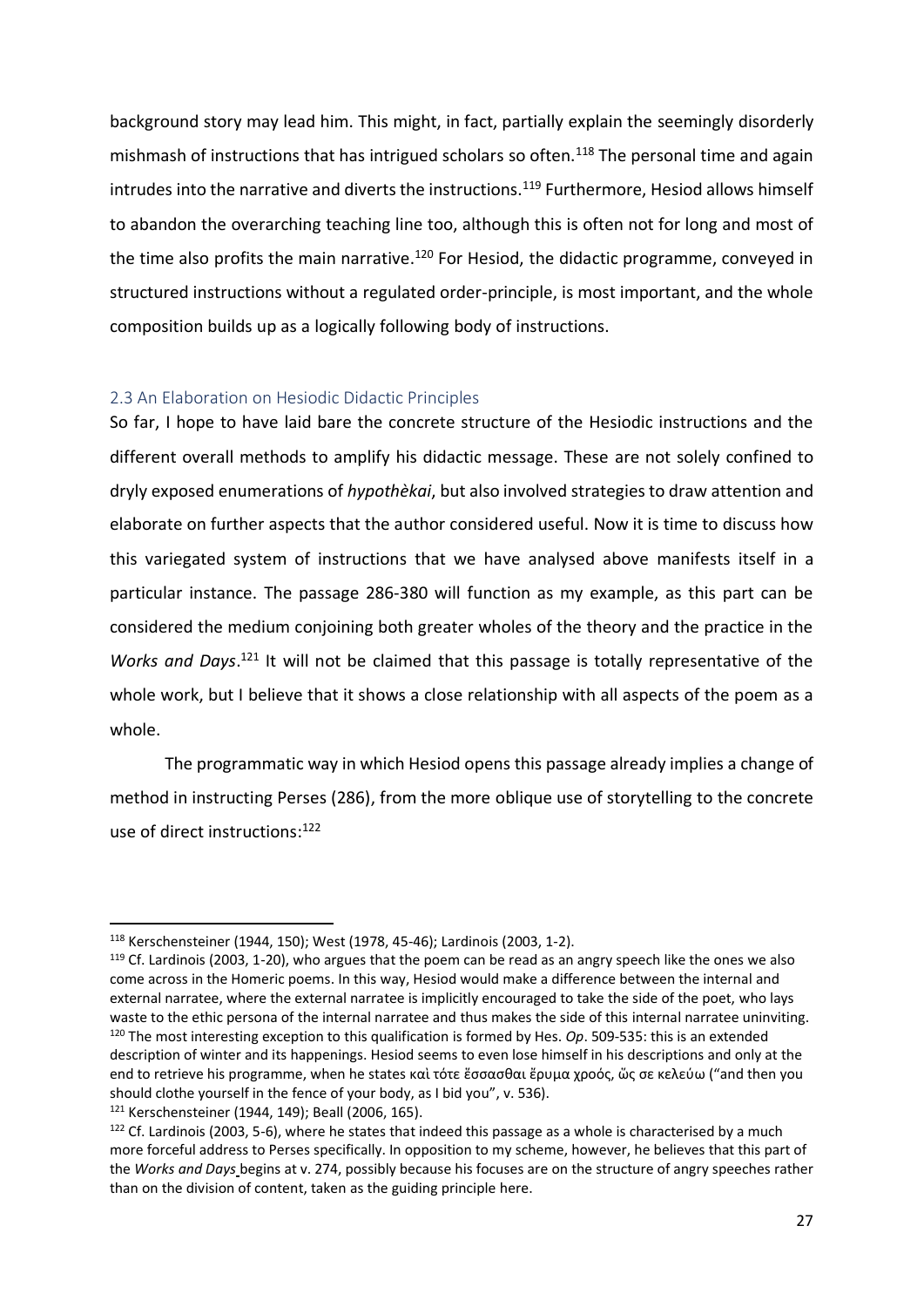background story may lead him. This might, in fact, partially explain the seemingly disorderly mishmash of instructions that has intrigued scholars so often.[118] The personal time and again intrudes into the narrative and diverts the instructions.[119] Furthermore, Hesiod allows himself to abandon the overarching teaching line too, although this is often not for long and most of the time also profits the main narrative.[120] For Hesiod, the didactic programme, conveyed in structured instructions without a regulated order-principle, is most important, and the whole composition builds up as a logically following body of instructions.

## 2.3 An Elaboration on Hesiodic Didactic Principles

So far, I hope to have laid bare the concrete structure of the Hesiodic instructions and the different overall methods to amplify his didactic message. These are not solely confined to dryly exposed enumerations of *hypothèkai*, but also involved strategies to draw attention and elaborate on further aspects that the author considered useful. Now it is time to discuss how this variegated system of instructions that we have analysed above manifests itself in a particular instance. The passage 286-380 will function as my example, as this part can be considered the medium conjoining both greater wholes of the theory and the practice in the *Works and Days*.[121] It will not be claimed that this passage is totally representative of the whole work, but I believe that it shows a close relationship with all aspects of the poem as a whole.

The programmatic way in which Hesiod opens this passage already implies a change of method in instructing Perses (286), from the more oblique use of storytelling to the concrete use of direct instructions:[122]

---

[118] Kerschensteiner (1944, 150); West (1978, 45-46); Lardinois (2003, 1-2).

[119] Cf. Lardinois (2003, 1-20), who argues that the poem can be read as an angry speech like the ones we also come across in the Homeric poems. In this way, Hesiod would make a difference between the internal and external narratee, where the external narratee is implicitly encouraged to take the side of the poet, who lays waste to the ethic persona of the internal narratee and thus makes the side of this internal narratee uninviting.

[120] The most interesting exception to this qualification is formed by Hes. *Op*. 509-535: this is an extended description of winter and its happenings. Hesiod seems to even lose himself in his descriptions and only at the end to retrieve his programme, when he states καὶ τότε ἕσσασθαι ἔρυμα χροός, ὥς σε κελεύω ("and then you should clothe yourself in the fence of your body, as I bid you", v. 536).

[121] Kerschensteiner (1944, 149); Beall (2006, 165).

[122] Cf. Lardinois (2003, 5-6), where he states that indeed this passage as a whole is characterised by a much more forceful address to Perses specifically. In opposition to my scheme, however, he believes that this part of the *Works and Days* begins at v. 274, possibly because his focuses are on the structure of angry speeches rather than on the division of content, taken as the guiding principle here.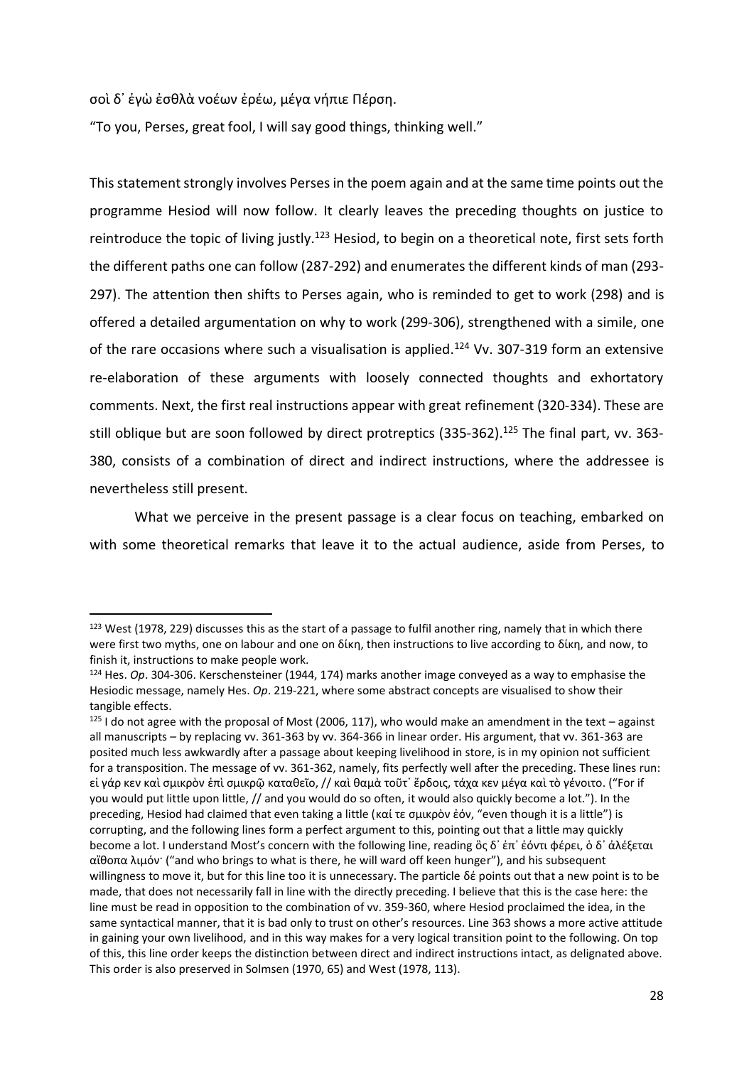σοὶ δ᾽ ἐγὼ ἐσθλὰ νοέων ἐρέω, μέγα νήπιε Πέρση.

"To you, Perses, great fool, I will say good things, thinking well."

This statement strongly involves Perses in the poem again and at the same time points out the programme Hesiod will now follow. It clearly leaves the preceding thoughts on justice to reintroduce the topic of living justly.[123] Hesiod, to begin on a theoretical note, first sets forth the different paths one can follow (287-292) and enumerates the different kinds of man (293-297). The attention then shifts to Perses again, who is reminded to get to work (298) and is offered a detailed argumentation on why to work (299-306), strengthened with a simile, one of the rare occasions where such a visualisation is applied.[124] Vv. 307-319 form an extensive re-elaboration of these arguments with loosely connected thoughts and exhortatory comments. Next, the first real instructions appear with great refinement (320-334). These are still oblique but are soon followed by direct protreptics (335-362).[125] The final part, vv. 363-380, consists of a combination of direct and indirect instructions, where the addressee is nevertheless still present.

What we perceive in the present passage is a clear focus on teaching, embarked on with some theoretical remarks that leave it to the actual audience, aside from Perses, to

---

[123] West (1978, 229) discusses this as the start of a passage to fulfil another ring, namely that in which there were first two myths, one on labour and one on δίκη, then instructions to live according to δίκη, and now, to finish it, instructions to make people work.

[124] Hes. *Op*. 304-306. Kerschensteiner (1944, 174) marks another image conveyed as a way to emphasise the Hesiodic message, namely Hes. *Op*. 219-221, where some abstract concepts are visualised to show their tangible effects.

[125] I do not agree with the proposal of Most (2006, 117), who would make an amendment in the text – against all manuscripts – by replacing vv. 361-363 by vv. 364-366 in linear order. His argument, that vv. 361-363 are posited much less awkwardly after a passage about keeping livelihood in store, is in my opinion not sufficient for a transposition. The message of vv. 361-362, namely, fits perfectly well after the preceding. These lines run: εἰ γάρ κεν καὶ σμικρὸν ἐπὶ σμικρῷ καταθεῖο, // καὶ θαμὰ τοῦτ᾽ ἔρδοις, τάχα κεν μέγα καὶ τὸ γένοιτο. ("For if you would put little upon little, // and you would do so often, it would also quickly become a lot."). In the preceding, Hesiod had claimed that even taking a little (καί τε σμικρὸν ἐόν, "even though it is a little") is corrupting, and the following lines form a perfect argument to this, pointing out that a little may quickly become a lot. I understand Most's concern with the following line, reading ὃς δ᾽ ἐπ᾽ ἐόντι φέρει, ὁ δ᾽ ἀλέξεται αἴθοπα λιμόν· ("and who brings to what is there, he will ward off keen hunger"), and his subsequent willingness to move it, but for this line too it is unnecessary. The particle δέ points out that a new point is to be made, that does not necessarily fall in line with the directly preceding. I believe that this is the case here: the line must be read in opposition to the combination of vv. 359-360, where Hesiod proclaimed the idea, in the same syntactical manner, that it is bad only to trust on other's resources. Line 363 shows a more active attitude in gaining your own livelihood, and in this way makes for a very logical transition point to the following. On top of this, this line order keeps the distinction between direct and indirect instructions intact, as delignated above. This order is also preserved in Solmsen (1970, 65) and West (1978, 113).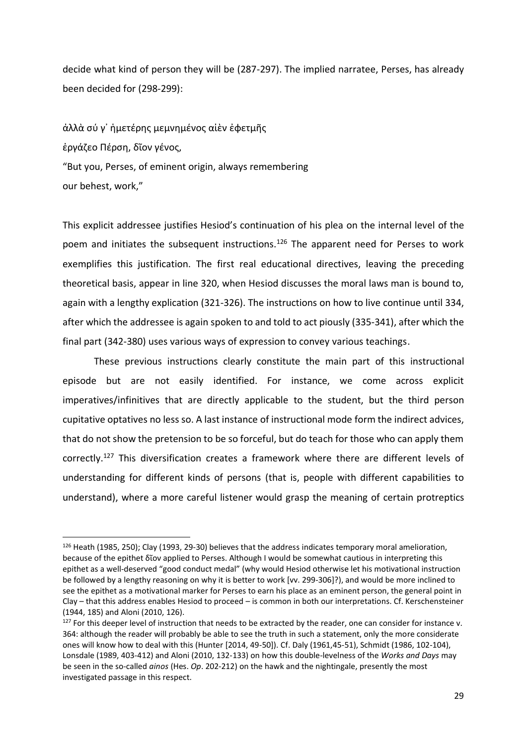decide what kind of person they will be (287-297). The implied narratee, Perses, has already been decided for (298-299):

ἀλλὰ σύ γ᾽ ἡμετέρης μεμνημένος αἰὲν ἐφετμῆς
ἐργάζεο Πέρση, δῖον γένος,
“But you, Perses, of eminent origin, always remembering
our behest, work,”

This explicit addressee justifies Hesiod’s continuation of his plea on the internal level of the poem and initiates the subsequent instructions.[126] The apparent need for Perses to work exemplifies this justification. The first real educational directives, leaving the preceding theoretical basis, appear in line 320, when Hesiod discusses the moral laws man is bound to, again with a lengthy explication (321-326). The instructions on how to live continue until 334, after which the addressee is again spoken to and told to act piously (335-341), after which the final part (342-380) uses various ways of expression to convey various teachings.

These previous instructions clearly constitute the main part of this instructional episode but are not easily identified. For instance, we come across explicit imperatives/infinitives that are directly applicable to the student, but the third person cupitative optatives no less so. A last instance of instructional mode form the indirect advices, that do not show the pretension to be so forceful, but do teach for those who can apply them correctly.[127] This diversification creates a framework where there are different levels of understanding for different kinds of persons (that is, people with different capabilities to understand), where a more careful listener would grasp the meaning of certain protreptics

---

[126] Heath (1985, 250); Clay (1993, 29-30) believes that the address indicates temporary moral amelioration, because of the epithet δῖον applied to Perses. Although I would be somewhat cautious in interpreting this epithet as a well-deserved “good conduct medal” (why would Hesiod otherwise let his motivational instruction be followed by a lengthy reasoning on why it is better to work [vv. 299-306]?), and would be more inclined to see the epithet as a motivational marker for Perses to earn his place as an eminent person, the general point in Clay – that this address enables Hesiod to proceed – is common in both our interpretations. Cf. Kerschensteiner (1944, 185) and Aloni (2010, 126).

[127] For this deeper level of instruction that needs to be extracted by the reader, one can consider for instance v. 364: although the reader will probably be able to see the truth in such a statement, only the more considerate ones will know how to deal with this (Hunter [2014, 49-50]). Cf. Daly (1961,45-51), Schmidt (1986, 102-104), Lonsdale (1989, 403-412) and Aloni (2010, 132-133) on how this double-levelness of the *Works and Days* may be seen in the so-called *ainos* (Hes. *Op*. 202-212) on the hawk and the nightingale, presently the most investigated passage in this respect.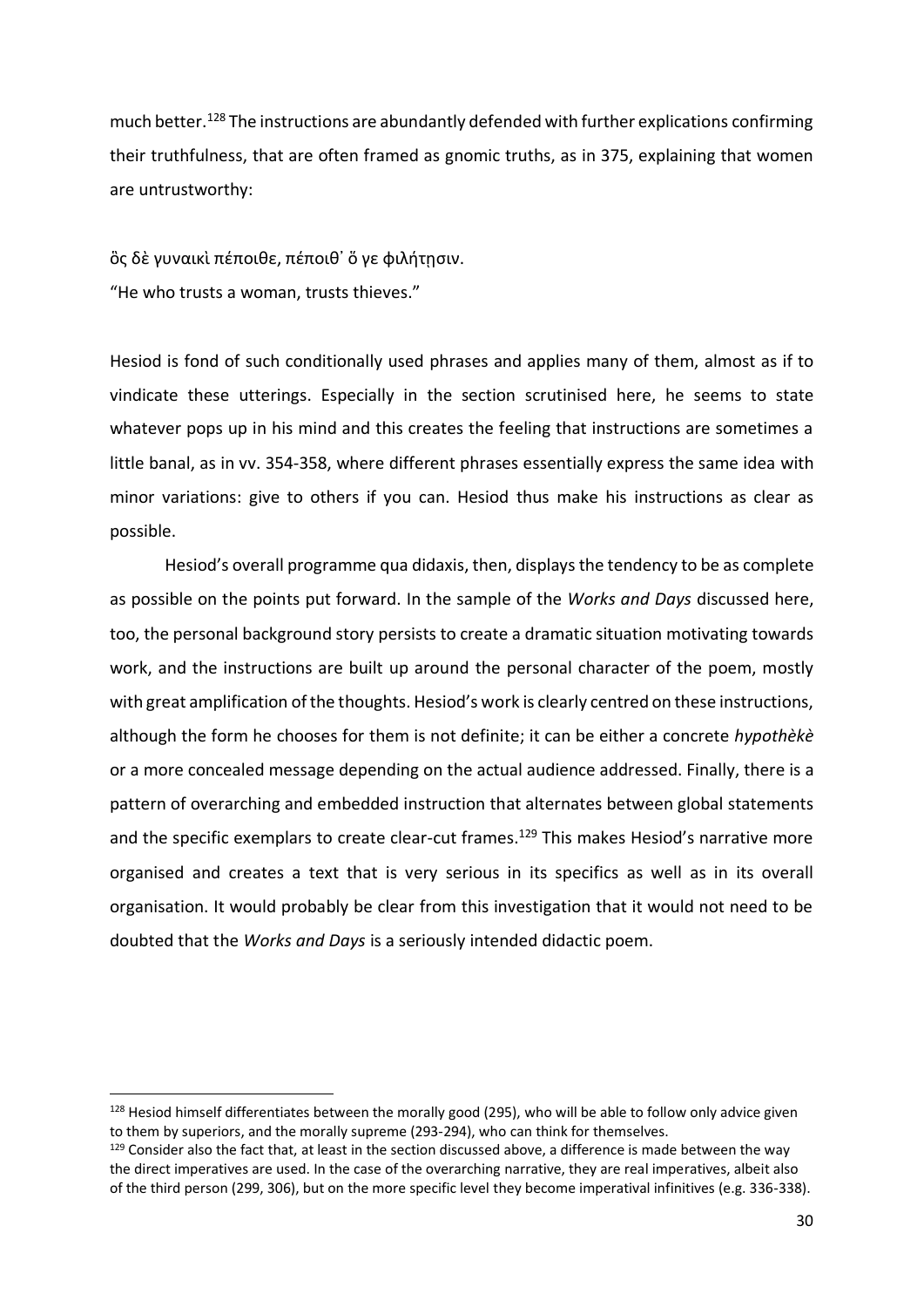much better.[128] The instructions are abundantly defended with further explications confirming their truthfulness, that are often framed as gnomic truths, as in 375, explaining that women are untrustworthy:

ὃς δὲ γυναικὶ πέποιθε, πέποιθ᾽ ὅ γε φιλήτῃσιν.
"He who trusts a woman, trusts thieves."

Hesiod is fond of such conditionally used phrases and applies many of them, almost as if to vindicate these utterings. Especially in the section scrutinised here, he seems to state whatever pops up in his mind and this creates the feeling that instructions are sometimes a little banal, as in vv. 354-358, where different phrases essentially express the same idea with minor variations: give to others if you can. Hesiod thus make his instructions as clear as possible.

Hesiod's overall programme qua didaxis, then, displays the tendency to be as complete as possible on the points put forward. In the sample of the *Works and Days* discussed here, too, the personal background story persists to create a dramatic situation motivating towards work, and the instructions are built up around the personal character of the poem, mostly with great amplification of the thoughts. Hesiod's work is clearly centred on these instructions, although the form he chooses for them is not definite; it can be either a concrete *hypothèkè* or a more concealed message depending on the actual audience addressed. Finally, there is a pattern of overarching and embedded instruction that alternates between global statements and the specific exemplars to create clear-cut frames.[129] This makes Hesiod's narrative more organised and creates a text that is very serious in its specifics as well as in its overall organisation. It would probably be clear from this investigation that it would not need to be doubted that the *Works and Days* is a seriously intended didactic poem.

---

[128] Hesiod himself differentiates between the morally good (295), who will be able to follow only advice given to them by superiors, and the morally supreme (293-294), who can think for themselves.

[129] Consider also the fact that, at least in the section discussed above, a difference is made between the way the direct imperatives are used. In the case of the overarching narrative, they are real imperatives, albeit also of the third person (299, 306), but on the more specific level they become imperatival infinitives (e.g. 336-338).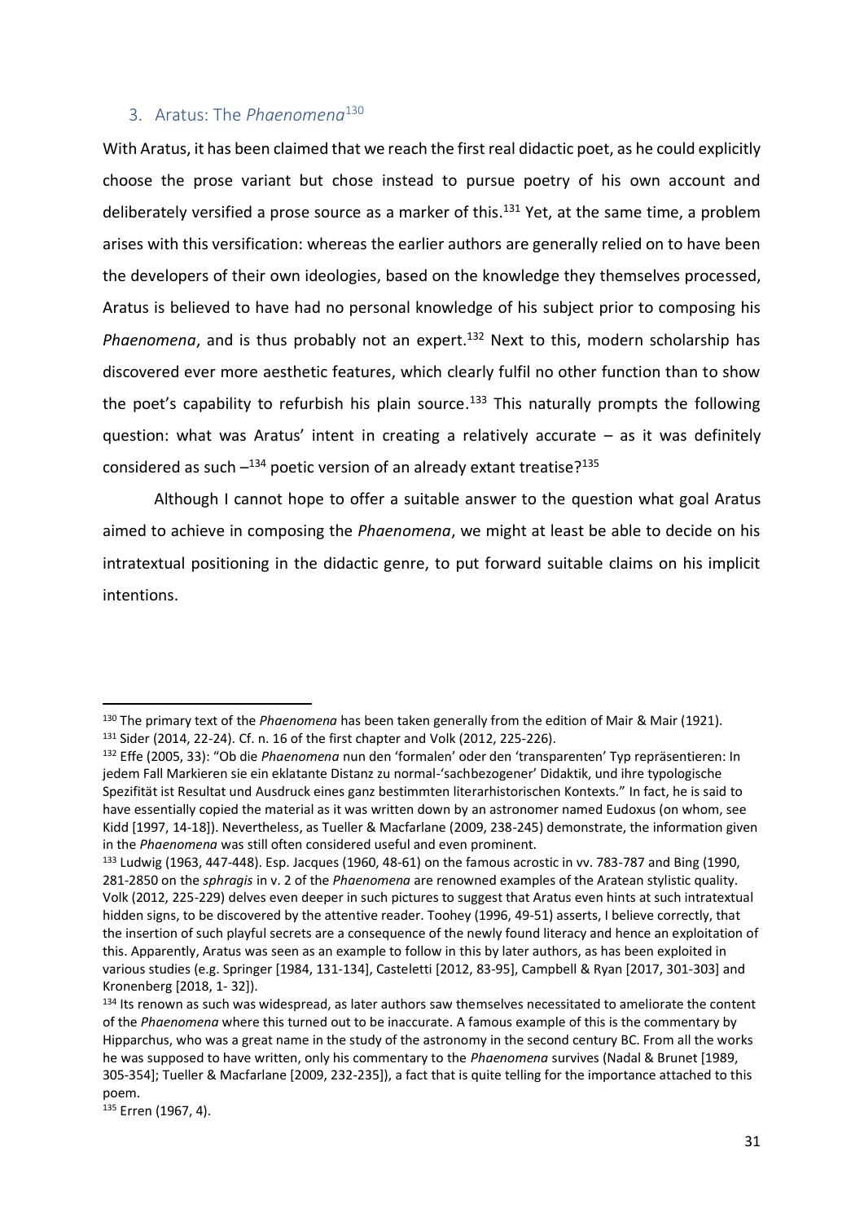## 3. Aratus: The *Phaenomena*[130]

With Aratus, it has been claimed that we reach the first real didactic poet, as he could explicitly choose the prose variant but chose instead to pursue poetry of his own account and deliberately versified a prose source as a marker of this.[131] Yet, at the same time, a problem arises with this versification: whereas the earlier authors are generally relied on to have been the developers of their own ideologies, based on the knowledge they themselves processed, Aratus is believed to have had no personal knowledge of his subject prior to composing his *Phaenomena*, and is thus probably not an expert.[132] Next to this, modern scholarship has discovered ever more aesthetic features, which clearly fulfil no other function than to show the poet's capability to refurbish his plain source.[133] This naturally prompts the following question: what was Aratus' intent in creating a relatively accurate – as it was definitely considered as such –[134] poetic version of an already extant treatise?[135]

Although I cannot hope to offer a suitable answer to the question what goal Aratus aimed to achieve in composing the *Phaenomena*, we might at least be able to decide on his intratextual positioning in the didactic genre, to put forward suitable claims on his implicit intentions.

---

[130] The primary text of the *Phaenomena* has been taken generally from the edition of Mair & Mair (1921).

[131] Sider (2014, 22-24). Cf. n. 16 of the first chapter and Volk (2012, 225-226).

[132] Effe (2005, 33): "Ob die *Phaenomena* nun den 'formalen' oder den 'transparenten' Typ repräsentieren: In jedem Fall Markieren sie ein eklatante Distanz zu normal-'sachbezogener' Didaktik, und ihre typologische Spezifität ist Resultat und Ausdruck eines ganz bestimmten literarhistorischen Kontexts." In fact, he is said to have essentially copied the material as it was written down by an astronomer named Eudoxus (on whom, see Kidd [1997, 14-18]). Nevertheless, as Tueller & Macfarlane (2009, 238-245) demonstrate, the information given in the *Phaenomena* was still often considered useful and even prominent.

[133] Ludwig (1963, 447-448). Esp. Jacques (1960, 48-61) on the famous acrostic in vv. 783-787 and Bing (1990, 281-2850 on the *sphragis* in v. 2 of the *Phaenomena* are renowned examples of the Aratean stylistic quality. Volk (2012, 225-229) delves even deeper in such pictures to suggest that Aratus even hints at such intratextual hidden signs, to be discovered by the attentive reader. Toohey (1996, 49-51) asserts, I believe correctly, that the insertion of such playful secrets are a consequence of the newly found literacy and hence an exploitation of this. Apparently, Aratus was seen as an example to follow in this by later authors, as has been exploited in various studies (e.g. Springer [1984, 131-134], Casteletti [2012, 83-95], Campbell & Ryan [2017, 301-303] and Kronenberg [2018, 1- 32]).

[134] Its renown as such was widespread, as later authors saw themselves necessitated to ameliorate the content of the *Phaenomena* where this turned out to be inaccurate. A famous example of this is the commentary by Hipparchus, who was a great name in the study of the astronomy in the second century BC. From all the works he was supposed to have written, only his commentary to the *Phaenomena* survives (Nadal & Brunet [1989, 305-354]; Tueller & Macfarlane [2009, 232-235]), a fact that is quite telling for the importance attached to this poem.

[135] Erren (1967, 4).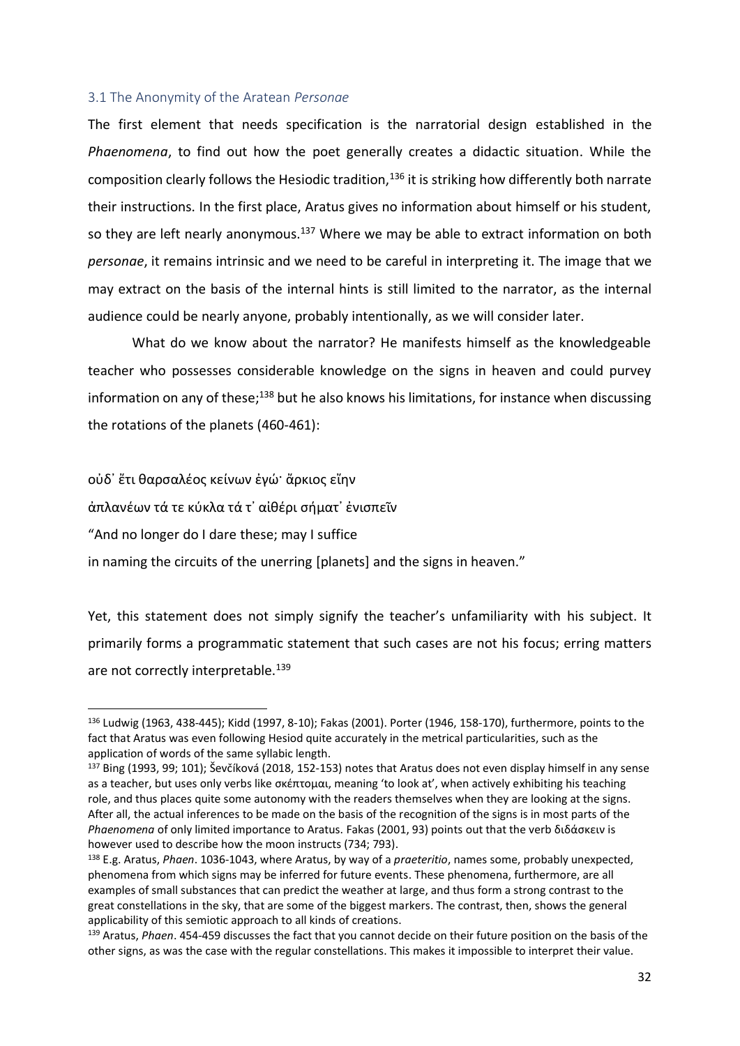### 3.1 The Anonymity of the Aratean *Personae*

The first element that needs specification is the narratorial design established in the *Phaenomena*, to find out how the poet generally creates a didactic situation. While the composition clearly follows the Hesiodic tradition,[136] it is striking how differently both narrate their instructions. In the first place, Aratus gives no information about himself or his student, so they are left nearly anonymous.[137] Where we may be able to extract information on both *personae*, it remains intrinsic and we need to be careful in interpreting it. The image that we may extract on the basis of the internal hints is still limited to the narrator, as the internal audience could be nearly anyone, probably intentionally, as we will consider later.

What do we know about the narrator? He manifests himself as the knowledgeable teacher who possesses considerable knowledge on the signs in heaven and could purvey information on any of these;[138] but he also knows his limitations, for instance when discussing the rotations of the planets (460-461):

οὐδ᾽ ἔτι θαρσαλέος κείνων ἐγώ· ἄρκιος εἴην
ἀπλανέων τά τε κύκλα τά τ᾽ αἰθέρι σήματ᾽ ἐνισπεῖν
"And no longer do I dare these; may I suffice
in naming the circuits of the unerring [planets] and the signs in heaven."

Yet, this statement does not simply signify the teacher's unfamiliarity with his subject. It primarily forms a programmatic statement that such cases are not his focus; erring matters are not correctly interpretable.[139]

---

[136] Ludwig (1963, 438-445); Kidd (1997, 8-10); Fakas (2001). Porter (1946, 158-170), furthermore, points to the fact that Aratus was even following Hesiod quite accurately in the metrical particularities, such as the application of words of the same syllabic length.

[137] Bing (1993, 99; 101); Ševčíková (2018, 152-153) notes that Aratus does not even display himself in any sense as a teacher, but uses only verbs like σκέπτομαι, meaning 'to look at', when actively exhibiting his teaching role, and thus places quite some autonomy with the readers themselves when they are looking at the signs. After all, the actual inferences to be made on the basis of the recognition of the signs is in most parts of the *Phaenomena* of only limited importance to Aratus. Fakas (2001, 93) points out that the verb διδάσκειν is however used to describe how the moon instructs (734; 793).

[138] E.g. Aratus, *Phaen*. 1036-1043, where Aratus, by way of a *praeteritio*, names some, probably unexpected, phenomena from which signs may be inferred for future events. These phenomena, furthermore, are all examples of small substances that can predict the weather at large, and thus form a strong contrast to the great constellations in the sky, that are some of the biggest markers. The contrast, then, shows the general applicability of this semiotic approach to all kinds of creations.

[139] Aratus, *Phaen*. 454-459 discusses the fact that you cannot decide on their future position on the basis of the other signs, as was the case with the regular constellations. This makes it impossible to interpret their value.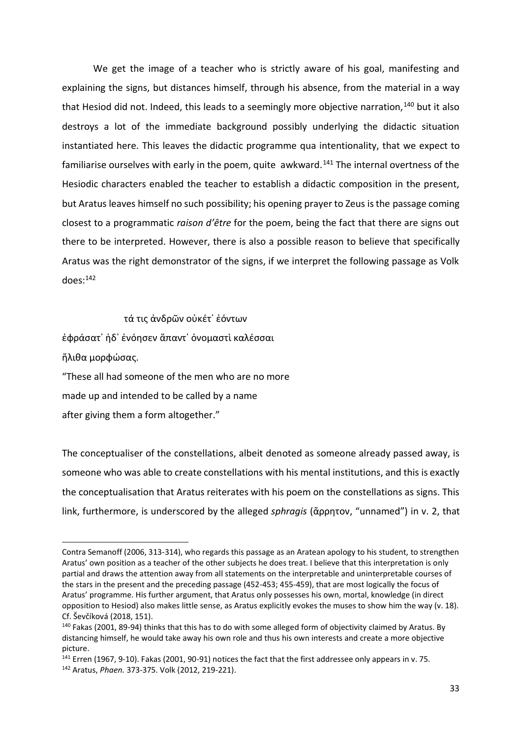We get the image of a teacher who is strictly aware of his goal, manifesting and explaining the signs, but distances himself, through his absence, from the material in a way that Hesiod did not. Indeed, this leads to a seemingly more objective narration,[140] but it also destroys a lot of the immediate background possibly underlying the didactic situation instantiated here. This leaves the didactic programme qua intentionality, that we expect to familiarise ourselves with early in the poem, quite awkward.[141] The internal overtness of the Hesiodic characters enabled the teacher to establish a didactic composition in the present, but Aratus leaves himself no such possibility; his opening prayer to Zeus is the passage coming closest to a programmatic *raison d'être* for the poem, being the fact that there are signs out there to be interpreted. However, there is also a possible reason to believe that specifically Aratus was the right demonstrator of the signs, if we interpret the following passage as Volk does:[142]

τά τις ἀνδρῶν οὐκέτ᾽ ἐόντων
ἐφράσατ᾽ ἠδ᾽ ἐνόησεν ἅπαντ᾽ ὀνομαστὶ καλέσσαι
ἤλιθα μορφώσας.
"These all had someone of the men who are no more
made up and intended to be called by a name
after giving them a form altogether."

The conceptualiser of the constellations, albeit denoted as someone already passed away, is someone who was able to create constellations with his mental institutions, and this is exactly the conceptualisation that Aratus reiterates with his poem on the constellations as signs. This link, furthermore, is underscored by the alleged *sphragis* (ἄρρητον, "unnamed") in v. 2, that

---

Contra Semanoff (2006, 313-314), who regards this passage as an Aratean apology to his student, to strengthen Aratus' own position as a teacher of the other subjects he does treat. I believe that this interpretation is only partial and draws the attention away from all statements on the interpretable and uninterpretable courses of the stars in the present and the preceding passage (452-453; 455-459), that are most logically the focus of Aratus' programme. His further argument, that Aratus only possesses his own, mortal, knowledge (in direct opposition to Hesiod) also makes little sense, as Aratus explicitly evokes the muses to show him the way (v. 18). Cf. Ševčíková (2018, 151).

[140] Fakas (2001, 89-94) thinks that this has to do with some alleged form of objectivity claimed by Aratus. By distancing himself, he would take away his own role and thus his own interests and create a more objective picture.

[141] Erren (1967, 9-10). Fakas (2001, 90-91) notices the fact that the first addressee only appears in v. 75.

[142] Aratus, *Phaen.* 373-375. Volk (2012, 219-221).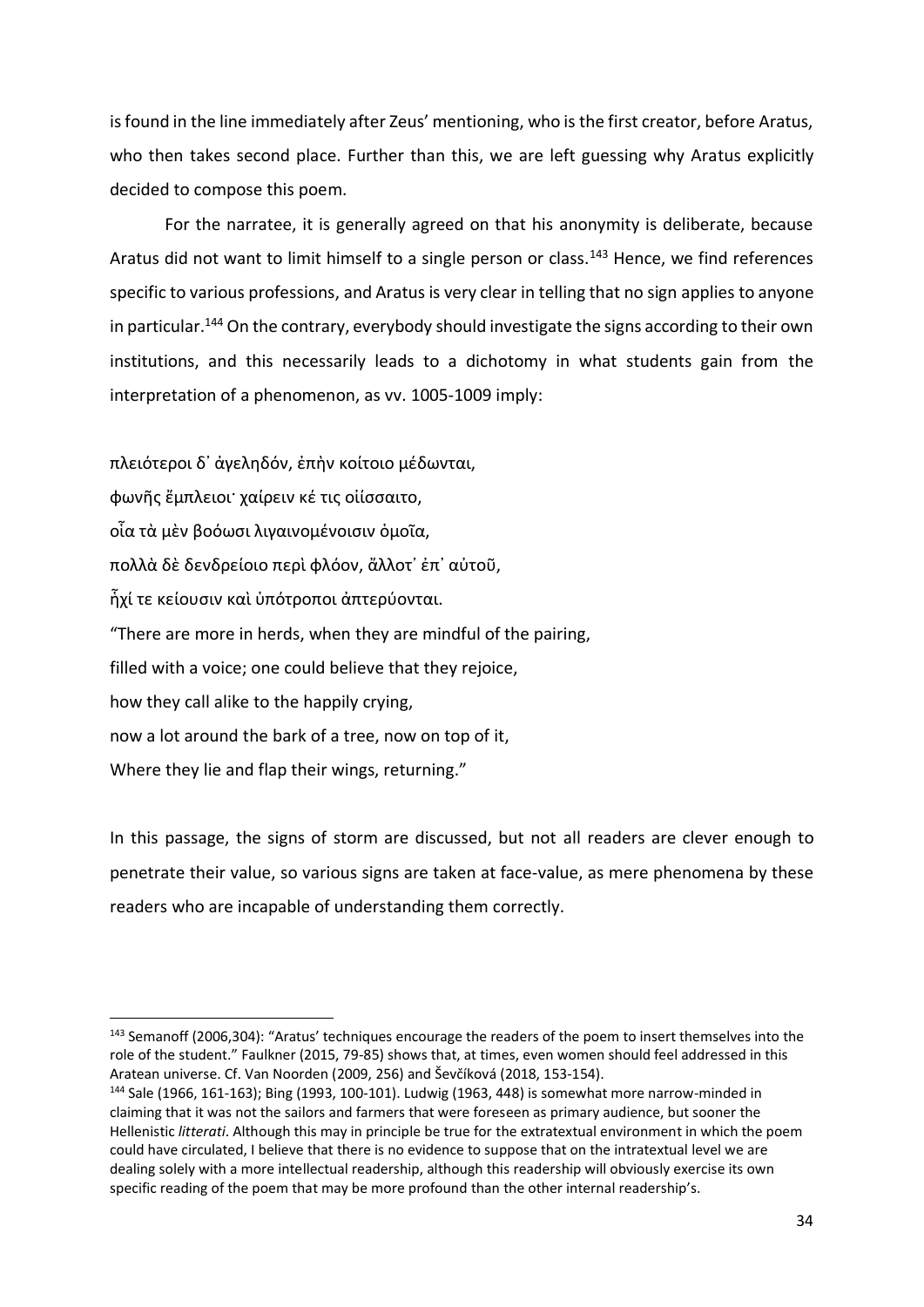is found in the line immediately after Zeus' mentioning, who is the first creator, before Aratus, who then takes second place. Further than this, we are left guessing why Aratus explicitly decided to compose this poem.

For the narratee, it is generally agreed on that his anonymity is deliberate, because Aratus did not want to limit himself to a single person or class.[143] Hence, we find references specific to various professions, and Aratus is very clear in telling that no sign applies to anyone in particular.[144] On the contrary, everybody should investigate the signs according to their own institutions, and this necessarily leads to a dichotomy in what students gain from the interpretation of a phenomenon, as vv. 1005-1009 imply:

πλειότεροι δ᾽ ἀγεληδόν, ἐπὴν κοίτοιο μέδωνται,
φωνῆς ἔμπλειοι· χαίρειν κέ τις οἰίσσαιτο,
οἷα τὰ μὲν βοόωσι λιγαινομένοισιν ὁμοῖα,
πολλὰ δὲ δενδρείοιο περὶ φλόον, ἄλλοτ᾽ ἐπ᾽ αὐτοῦ,
ἧχί τε κείουσιν καὶ ὑπότροποι ἀπτερύονται.
"There are more in herds, when they are mindful of the pairing,
filled with a voice; one could believe that they rejoice,
how they call alike to the happily crying,
now a lot around the bark of a tree, now on top of it,
Where they lie and flap their wings, returning."

In this passage, the signs of storm are discussed, but not all readers are clever enough to penetrate their value, so various signs are taken at face-value, as mere phenomena by these readers who are incapable of understanding them correctly.

---

[143] Semanoff (2006,304): "Aratus' techniques encourage the readers of the poem to insert themselves into the role of the student." Faulkner (2015, 79-85) shows that, at times, even women should feel addressed in this Aratean universe. Cf. Van Noorden (2009, 256) and Ševčíková (2018, 153-154).

[144] Sale (1966, 161-163); Bing (1993, 100-101). Ludwig (1963, 448) is somewhat more narrow-minded in claiming that it was not the sailors and farmers that were foreseen as primary audience, but sooner the Hellenistic *litterati*. Although this may in principle be true for the extratextual environment in which the poem could have circulated, I believe that there is no evidence to suppose that on the intratextual level we are dealing solely with a more intellectual readership, although this readership will obviously exercise its own specific reading of the poem that may be more profound than the other internal readership's.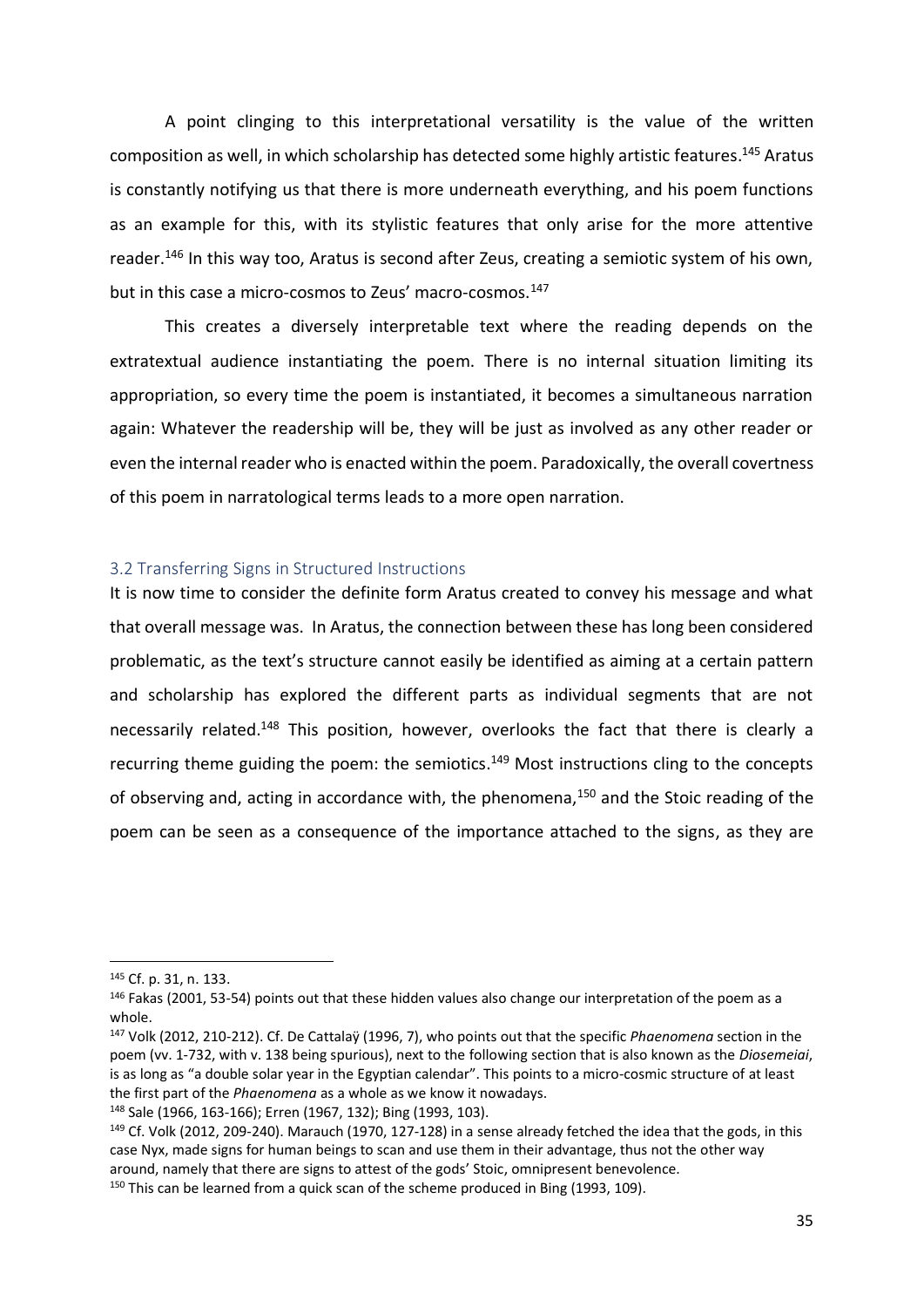A point clinging to this interpretational versatility is the value of the written composition as well, in which scholarship has detected some highly artistic features.[145] Aratus is constantly notifying us that there is more underneath everything, and his poem functions as an example for this, with its stylistic features that only arise for the more attentive reader.[146] In this way too, Aratus is second after Zeus, creating a semiotic system of his own, but in this case a micro-cosmos to Zeus' macro-cosmos.[147]

This creates a diversely interpretable text where the reading depends on the extratextual audience instantiating the poem. There is no internal situation limiting its appropriation, so every time the poem is instantiated, it becomes a simultaneous narration again: Whatever the readership will be, they will be just as involved as any other reader or even the internal reader who is enacted within the poem. Paradoxically, the overall covertness of this poem in narratological terms leads to a more open narration.

### 3.2 Transferring Signs in Structured Instructions

It is now time to consider the definite form Aratus created to convey his message and what that overall message was. In Aratus, the connection between these has long been considered problematic, as the text's structure cannot easily be identified as aiming at a certain pattern and scholarship has explored the different parts as individual segments that are not necessarily related.[148] This position, however, overlooks the fact that there is clearly a recurring theme guiding the poem: the semiotics.[149] Most instructions cling to the concepts of observing and, acting in accordance with, the phenomena,[150] and the Stoic reading of the poem can be seen as a consequence of the importance attached to the signs, as they are

---

[145] Cf. p. 31, n. 133.

[146] Fakas (2001, 53-54) points out that these hidden values also change our interpretation of the poem as a whole.

[147] Volk (2012, 210-212). Cf. De Cattalaÿ (1996, 7), who points out that the specific *Phaenomena* section in the poem (vv. 1-732, with v. 138 being spurious), next to the following section that is also known as the *Diosemeiai*, is as long as "a double solar year in the Egyptian calendar". This points to a micro-cosmic structure of at least the first part of the *Phaenomena* as a whole as we know it nowadays.

[148] Sale (1966, 163-166); Erren (1967, 132); Bing (1993, 103).

[149] Cf. Volk (2012, 209-240). Marauch (1970, 127-128) in a sense already fetched the idea that the gods, in this case Nyx, made signs for human beings to scan and use them in their advantage, thus not the other way around, namely that there are signs to attest of the gods' Stoic, omnipresent benevolence.

[150] This can be learned from a quick scan of the scheme produced in Bing (1993, 109).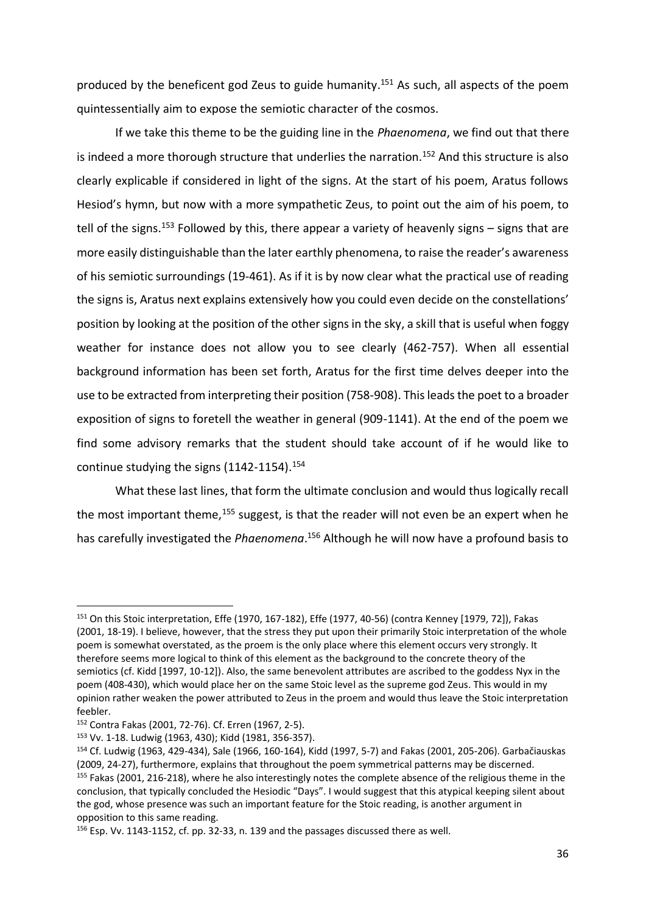produced by the beneficent god Zeus to guide humanity.[151] As such, all aspects of the poem quintessentially aim to expose the semiotic character of the cosmos.

If we take this theme to be the guiding line in the *Phaenomena*, we find out that there is indeed a more thorough structure that underlies the narration.[152] And this structure is also clearly explicable if considered in light of the signs. At the start of his poem, Aratus follows Hesiod's hymn, but now with a more sympathetic Zeus, to point out the aim of his poem, to tell of the signs.[153] Followed by this, there appear a variety of heavenly signs – signs that are more easily distinguishable than the later earthly phenomena, to raise the reader's awareness of his semiotic surroundings (19-461). As if it is by now clear what the practical use of reading the signs is, Aratus next explains extensively how you could even decide on the constellations' position by looking at the position of the other signs in the sky, a skill that is useful when foggy weather for instance does not allow you to see clearly (462-757). When all essential background information has been set forth, Aratus for the first time delves deeper into the use to be extracted from interpreting their position (758-908). This leads the poet to a broader exposition of signs to foretell the weather in general (909-1141). At the end of the poem we find some advisory remarks that the student should take account of if he would like to continue studying the signs (1142-1154).[154]

What these last lines, that form the ultimate conclusion and would thus logically recall the most important theme,[155] suggest, is that the reader will not even be an expert when he has carefully investigated the *Phaenomena*.[156] Although he will now have a profound basis to

---

[151] On this Stoic interpretation, Effe (1970, 167-182), Effe (1977, 40-56) (contra Kenney [1979, 72]), Fakas (2001, 18-19). I believe, however, that the stress they put upon their primarily Stoic interpretation of the whole poem is somewhat overstated, as the proem is the only place where this element occurs very strongly. It therefore seems more logical to think of this element as the background to the concrete theory of the semiotics (cf. Kidd [1997, 10-12]). Also, the same benevolent attributes are ascribed to the goddess Nyx in the poem (408-430), which would place her on the same Stoic level as the supreme god Zeus. This would in my opinion rather weaken the power attributed to Zeus in the proem and would thus leave the Stoic interpretation feebler.

[152] Contra Fakas (2001, 72-76). Cf. Erren (1967, 2-5).

[153] Vv. 1-18. Ludwig (1963, 430); Kidd (1981, 356-357).

[154] Cf. Ludwig (1963, 429-434), Sale (1966, 160-164), Kidd (1997, 5-7) and Fakas (2001, 205-206). Garbačiauskas (2009, 24-27), furthermore, explains that throughout the poem symmetrical patterns may be discerned.

[155] Fakas (2001, 216-218), where he also interestingly notes the complete absence of the religious theme in the conclusion, that typically concluded the Hesiodic "Days". I would suggest that this atypical keeping silent about the god, whose presence was such an important feature for the Stoic reading, is another argument in opposition to this same reading.

[156] Esp. Vv. 1143-1152, cf. pp. 32-33, n. 139 and the passages discussed there as well.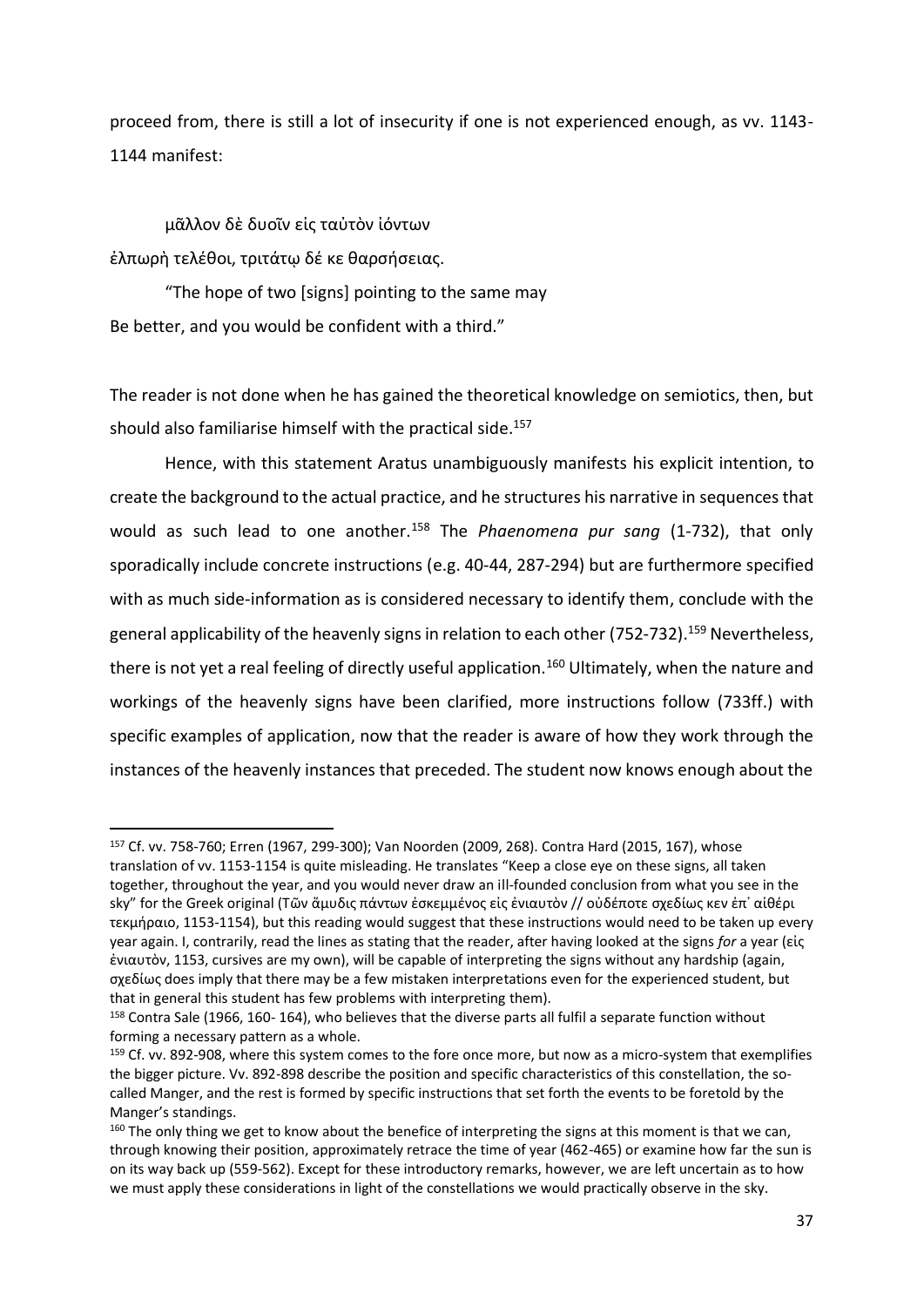proceed from, there is still a lot of insecurity if one is not experienced enough, as vv. 1143-1144 manifest:

μᾶλλον δὲ δυοῖν εἰς ταὐτὸν ἰόντων
ἐλπωρὴ τελέθοι, τριτάτῳ δέ κε θαρσήσειας.

"The hope of two [signs] pointing to the same may
Be better, and you would be confident with a third."

The reader is not done when he has gained the theoretical knowledge on semiotics, then, but should also familiarise himself with the practical side.[157]

Hence, with this statement Aratus unambiguously manifests his explicit intention, to create the background to the actual practice, and he structures his narrative in sequences that would as such lead to one another.[158] The *Phaenomena pur sang* (1-732), that only sporadically include concrete instructions (e.g. 40-44, 287-294) but are furthermore specified with as much side-information as is considered necessary to identify them, conclude with the general applicability of the heavenly signs in relation to each other (752-732).[159] Nevertheless, there is not yet a real feeling of directly useful application.[160] Ultimately, when the nature and workings of the heavenly signs have been clarified, more instructions follow (733ff.) with specific examples of application, now that the reader is aware of how they work through the instances of the heavenly instances that preceded. The student now knows enough about the

---

[157] Cf. vv. 758-760; Erren (1967, 299-300); Van Noorden (2009, 268). Contra Hard (2015, 167), whose translation of vv. 1153-1154 is quite misleading. He translates "Keep a close eye on these signs, all taken together, throughout the year, and you would never draw an ill-founded conclusion from what you see in the sky" for the Greek original (Τῶν ἄμυδις πάντων ἐσκεμμένος εἰς ἐνιαυτὸν // οὐδέποτε σχεδίως κεν ἐπ᾽ αἰθέρι τεκμήραιο, 1153-1154), but this reading would suggest that these instructions would need to be taken up every year again. I, contrarily, read the lines as stating that the reader, after having looked at the signs *for* a year (εἰς ἐνιαυτὸν, 1153, cursives are my own), will be capable of interpreting the signs without any hardship (again, σχεδίως does imply that there may be a few mistaken interpretations even for the experienced student, but that in general this student has few problems with interpreting them).

[158] Contra Sale (1966, 160- 164), who believes that the diverse parts all fulfil a separate function without forming a necessary pattern as a whole.

[159] Cf. vv. 892-908, where this system comes to the fore once more, but now as a micro-system that exemplifies the bigger picture. Vv. 892-898 describe the position and specific characteristics of this constellation, the so-called Manger, and the rest is formed by specific instructions that set forth the events to be foretold by the Manger's standings.

[160] The only thing we get to know about the benefice of interpreting the signs at this moment is that we can, through knowing their position, approximately retrace the time of year (462-465) or examine how far the sun is on its way back up (559-562). Except for these introductory remarks, however, we are left uncertain as to how we must apply these considerations in light of the constellations we would practically observe in the sky.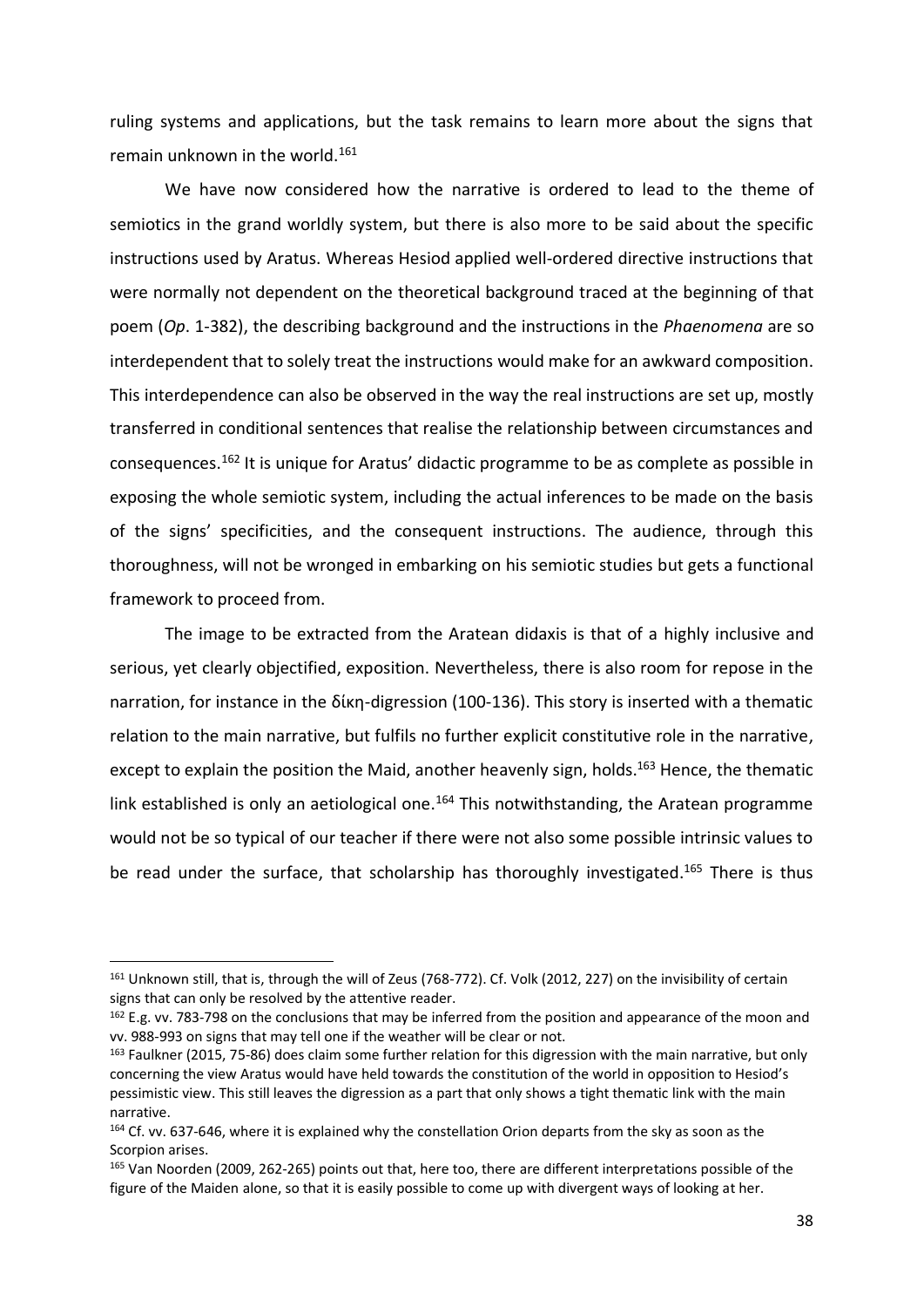ruling systems and applications, but the task remains to learn more about the signs that remain unknown in the world.[161]

We have now considered how the narrative is ordered to lead to the theme of semiotics in the grand worldly system, but there is also more to be said about the specific instructions used by Aratus. Whereas Hesiod applied well-ordered directive instructions that were normally not dependent on the theoretical background traced at the beginning of that poem (*Op*. 1-382), the describing background and the instructions in the *Phaenomena* are so interdependent that to solely treat the instructions would make for an awkward composition. This interdependence can also be observed in the way the real instructions are set up, mostly transferred in conditional sentences that realise the relationship between circumstances and consequences.[162] It is unique for Aratus' didactic programme to be as complete as possible in exposing the whole semiotic system, including the actual inferences to be made on the basis of the signs' specificities, and the consequent instructions. The audience, through this thoroughness, will not be wronged in embarking on his semiotic studies but gets a functional framework to proceed from.

The image to be extracted from the Aratean didaxis is that of a highly inclusive and serious, yet clearly objectified, exposition. Nevertheless, there is also room for repose in the narration, for instance in the δίκη-digression (100-136). This story is inserted with a thematic relation to the main narrative, but fulfils no further explicit constitutive role in the narrative, except to explain the position the Maid, another heavenly sign, holds.[163] Hence, the thematic link established is only an aetiological one.[164] This notwithstanding, the Aratean programme would not be so typical of our teacher if there were not also some possible intrinsic values to be read under the surface, that scholarship has thoroughly investigated.[165] There is thus

---

[161] Unknown still, that is, through the will of Zeus (768-772). Cf. Volk (2012, 227) on the invisibility of certain signs that can only be resolved by the attentive reader.

[162] E.g. vv. 783-798 on the conclusions that may be inferred from the position and appearance of the moon and vv. 988-993 on signs that may tell one if the weather will be clear or not.

[163] Faulkner (2015, 75-86) does claim some further relation for this digression with the main narrative, but only concerning the view Aratus would have held towards the constitution of the world in opposition to Hesiod's pessimistic view. This still leaves the digression as a part that only shows a tight thematic link with the main narrative.

[164] Cf. vv. 637-646, where it is explained why the constellation Orion departs from the sky as soon as the Scorpion arises.

[165] Van Noorden (2009, 262-265) points out that, here too, there are different interpretations possible of the figure of the Maiden alone, so that it is easily possible to come up with divergent ways of looking at her.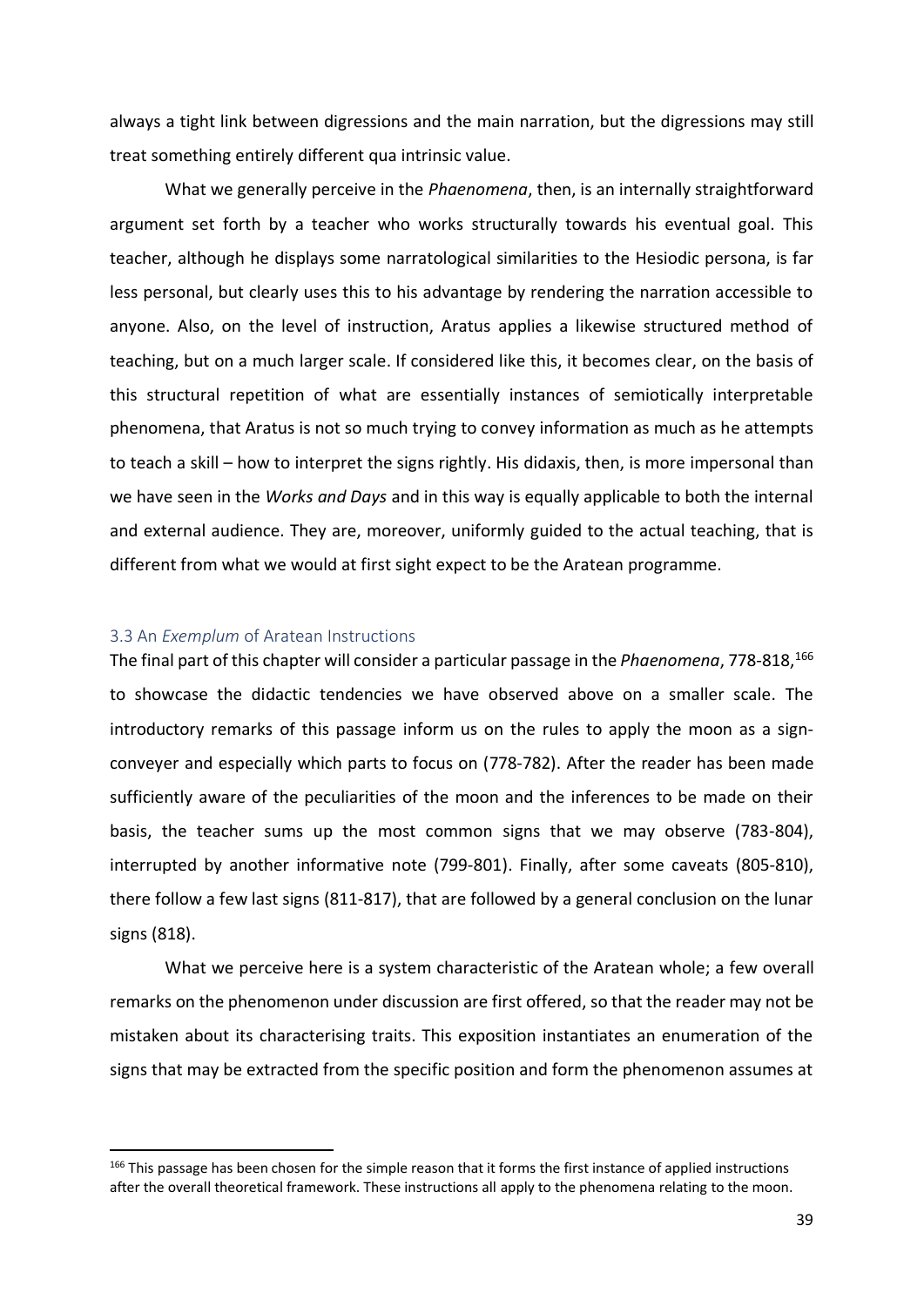always a tight link between digressions and the main narration, but the digressions may still treat something entirely different qua intrinsic value.

What we generally perceive in the *Phaenomena*, then, is an internally straightforward argument set forth by a teacher who works structurally towards his eventual goal. This teacher, although he displays some narratological similarities to the Hesiodic persona, is far less personal, but clearly uses this to his advantage by rendering the narration accessible to anyone. Also, on the level of instruction, Aratus applies a likewise structured method of teaching, but on a much larger scale. If considered like this, it becomes clear, on the basis of this structural repetition of what are essentially instances of semiotically interpretable phenomena, that Aratus is not so much trying to convey information as much as he attempts to teach a skill – how to interpret the signs rightly. His didaxis, then, is more impersonal than we have seen in the *Works and Days* and in this way is equally applicable to both the internal and external audience. They are, moreover, uniformly guided to the actual teaching, that is different from what we would at first sight expect to be the Aratean programme.

### 3.3 An *Exemplum* of Aratean Instructions

The final part of this chapter will consider a particular passage in the *Phaenomena*, 778-818,[166] to showcase the didactic tendencies we have observed above on a smaller scale. The introductory remarks of this passage inform us on the rules to apply the moon as a sign-conveyer and especially which parts to focus on (778-782). After the reader has been made sufficiently aware of the peculiarities of the moon and the inferences to be made on their basis, the teacher sums up the most common signs that we may observe (783-804), interrupted by another informative note (799-801). Finally, after some caveats (805-810), there follow a few last signs (811-817), that are followed by a general conclusion on the lunar signs (818).

What we perceive here is a system characteristic of the Aratean whole; a few overall remarks on the phenomenon under discussion are first offered, so that the reader may not be mistaken about its characterising traits. This exposition instantiates an enumeration of the signs that may be extracted from the specific position and form the phenomenon assumes at

[166] This passage has been chosen for the simple reason that it forms the first instance of applied instructions after the overall theoretical framework. These instructions all apply to the phenomena relating to the moon.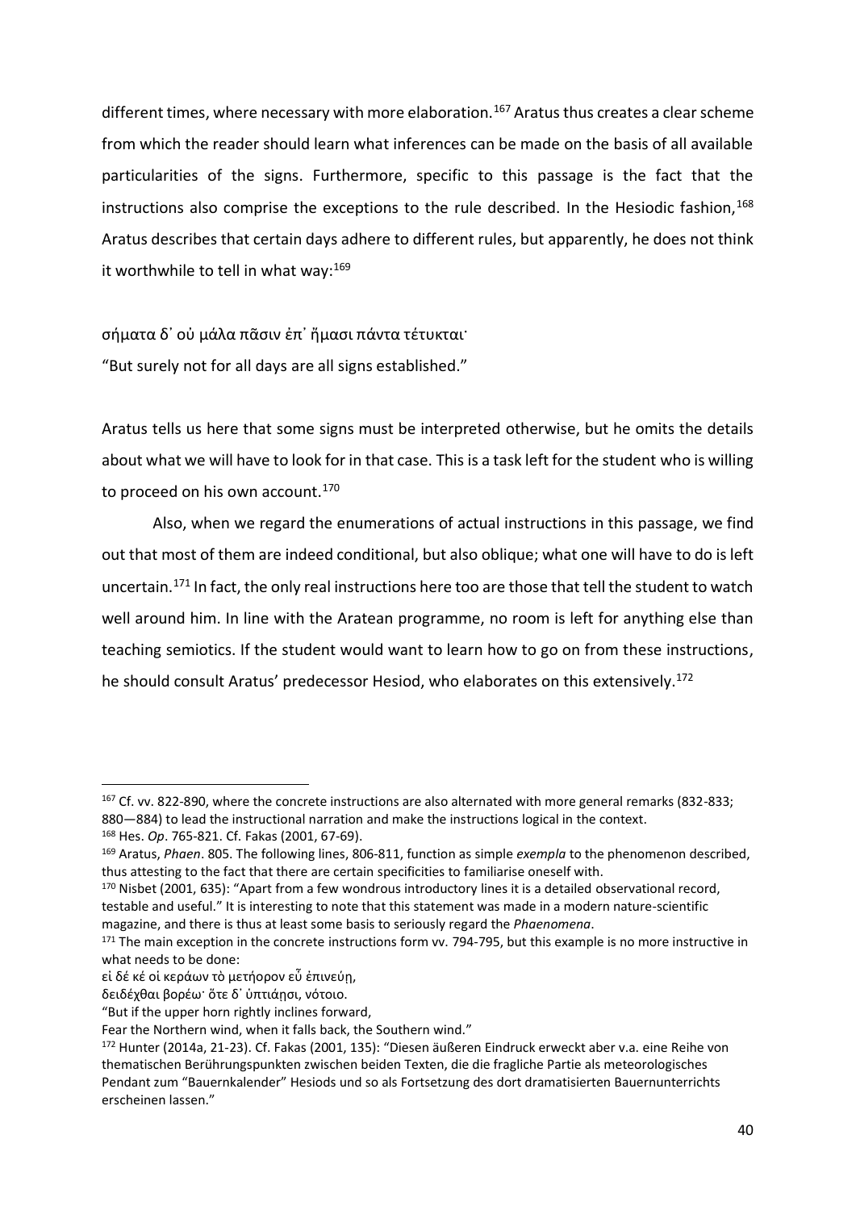different times, where necessary with more elaboration.[167] Aratus thus creates a clear scheme from which the reader should learn what inferences can be made on the basis of all available particularities of the signs. Furthermore, specific to this passage is the fact that the instructions also comprise the exceptions to the rule described. In the Hesiodic fashion,[168] Aratus describes that certain days adhere to different rules, but apparently, he does not think it worthwhile to tell in what way:[169]

σήματα δ᾽ οὐ μάλα πᾶσιν ἐπ᾽ ἤμασι πάντα τέτυκται·
"But surely not for all days are all signs established."

Aratus tells us here that some signs must be interpreted otherwise, but he omits the details about what we will have to look for in that case. This is a task left for the student who is willing to proceed on his own account.[170]

Also, when we regard the enumerations of actual instructions in this passage, we find out that most of them are indeed conditional, but also oblique; what one will have to do is left uncertain.[171] In fact, the only real instructions here too are those that tell the student to watch well around him. In line with the Aratean programme, no room is left for anything else than teaching semiotics. If the student would want to learn how to go on from these instructions, he should consult Aratus' predecessor Hesiod, who elaborates on this extensively.[172]

---

[167] Cf. vv. 822-890, where the concrete instructions are also alternated with more general remarks (832-833; 880—884) to lead the instructional narration and make the instructions logical in the context.

[168] Hes. *Op*. 765-821. Cf. Fakas (2001, 67-69).

[169] Aratus, *Phaen*. 805. The following lines, 806-811, function as simple *exempla* to the phenomenon described, thus attesting to the fact that there are certain specificities to familiarise oneself with.

[170] Nisbet (2001, 635): "Apart from a few wondrous introductory lines it is a detailed observational record, testable and useful." It is interesting to note that this statement was made in a modern nature-scientific magazine, and there is thus at least some basis to seriously regard the *Phaenomena*.

[171] The main exception in the concrete instructions form vv. 794-795, but this example is no more instructive in what needs to be done:

εἰ δέ κέ οἱ κεράων τὸ μετήορον εὖ ἐπινεύῃ,
δειδέχθαι βορέω· ὅτε δ᾽ ὑπτιάῃσι, νότοιο.
"But if the upper horn rightly inclines forward,
Fear the Northern wind, when it falls back, the Southern wind."

[172] Hunter (2014a, 21-23). Cf. Fakas (2001, 135): "Diesen äußeren Eindruck erweckt aber v.a. eine Reihe von thematischen Berührungspunkten zwischen beiden Texten, die die fragliche Partie als meteorologisches Pendant zum "Bauernkalender" Hesiods und so als Fortsetzung des dort dramatisierten Bauernunterrichts erscheinen lassen."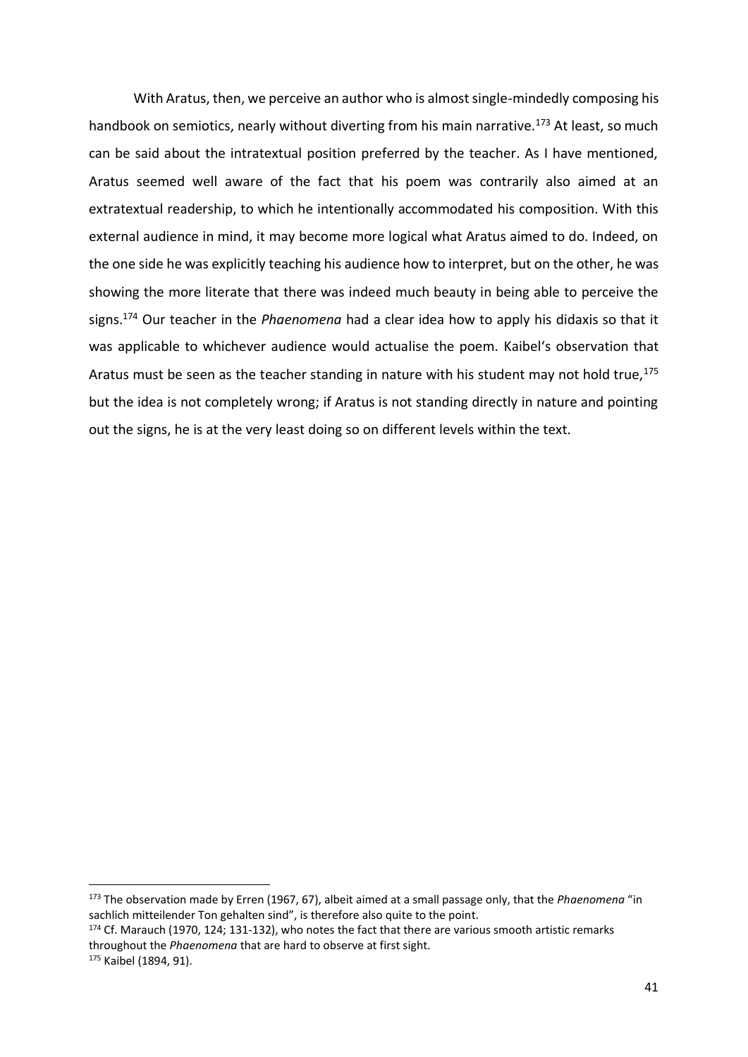With Aratus, then, we perceive an author who is almost single-mindedly composing his handbook on semiotics, nearly without diverting from his main narrative.[173] At least, so much can be said about the intratextual position preferred by the teacher. As I have mentioned, Aratus seemed well aware of the fact that his poem was contrarily also aimed at an extratextual readership, to which he intentionally accommodated his composition. With this external audience in mind, it may become more logical what Aratus aimed to do. Indeed, on the one side he was explicitly teaching his audience how to interpret, but on the other, he was showing the more literate that there was indeed much beauty in being able to perceive the signs.[174] Our teacher in the *Phaenomena* had a clear idea how to apply his didaxis so that it was applicable to whichever audience would actualise the poem. Kaibel's observation that Aratus must be seen as the teacher standing in nature with his student may not hold true,[175] but the idea is not completely wrong; if Aratus is not standing directly in nature and pointing out the signs, he is at the very least doing so on different levels within the text.

---

[173] The observation made by Erren (1967, 67), albeit aimed at a small passage only, that the *Phaenomena* "in sachlich mitteilender Ton gehalten sind", is therefore also quite to the point.

[174] Cf. Marauch (1970, 124; 131-132), who notes the fact that there are various smooth artistic remarks throughout the *Phaenomena* that are hard to observe at first sight.

[175] Kaibel (1894, 91).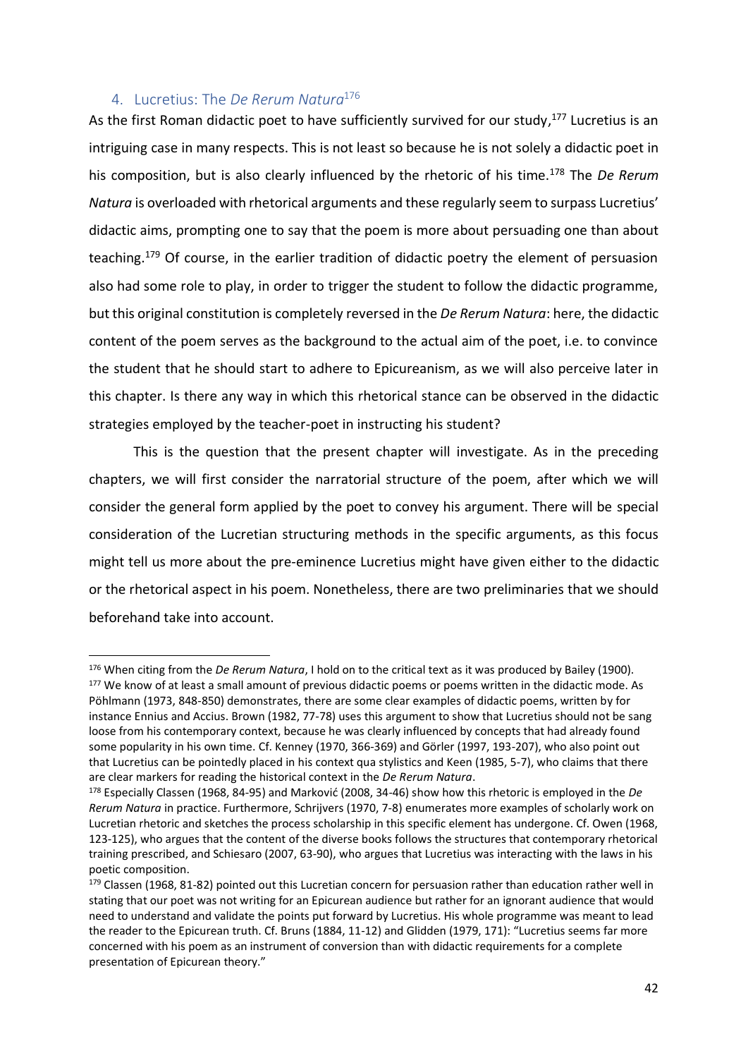## 4. Lucretius: The *De Rerum Natura*[176]

As the first Roman didactic poet to have sufficiently survived for our study,[177] Lucretius is an intriguing case in many respects. This is not least so because he is not solely a didactic poet in his composition, but is also clearly influenced by the rhetoric of his time.[178] The *De Rerum Natura* is overloaded with rhetorical arguments and these regularly seem to surpass Lucretius' didactic aims, prompting one to say that the poem is more about persuading one than about teaching.[179] Of course, in the earlier tradition of didactic poetry the element of persuasion also had some role to play, in order to trigger the student to follow the didactic programme, but this original constitution is completely reversed in the *De Rerum Natura*: here, the didactic content of the poem serves as the background to the actual aim of the poet, i.e. to convince the student that he should start to adhere to Epicureanism, as we will also perceive later in this chapter. Is there any way in which this rhetorical stance can be observed in the didactic strategies employed by the teacher-poet in instructing his student?

This is the question that the present chapter will investigate. As in the preceding chapters, we will first consider the narratorial structure of the poem, after which we will consider the general form applied by the poet to convey his argument. There will be special consideration of the Lucretian structuring methods in the specific arguments, as this focus might tell us more about the pre-eminence Lucretius might have given either to the didactic or the rhetorical aspect in his poem. Nonetheless, there are two preliminaries that we should beforehand take into account.

---

[176] When citing from the *De Rerum Natura*, I hold on to the critical text as it was produced by Bailey (1900).

[177] We know of at least a small amount of previous didactic poems or poems written in the didactic mode. As Pöhlmann (1973, 848-850) demonstrates, there are some clear examples of didactic poems, written by for instance Ennius and Accius. Brown (1982, 77-78) uses this argument to show that Lucretius should not be sang loose from his contemporary context, because he was clearly influenced by concepts that had already found some popularity in his own time. Cf. Kenney (1970, 366-369) and Görler (1997, 193-207), who also point out that Lucretius can be pointedly placed in his context qua stylistics and Keen (1985, 5-7), who claims that there are clear markers for reading the historical context in the *De Rerum Natura*.

[178] Especially Classen (1968, 84-95) and Marković (2008, 34-46) show how this rhetoric is employed in the *De Rerum Natura* in practice. Furthermore, Schrijvers (1970, 7-8) enumerates more examples of scholarly work on Lucretian rhetoric and sketches the process scholarship in this specific element has undergone. Cf. Owen (1968, 123-125), who argues that the content of the diverse books follows the structures that contemporary rhetorical training prescribed, and Schiesaro (2007, 63-90), who argues that Lucretius was interacting with the laws in his poetic composition.

[179] Classen (1968, 81-82) pointed out this Lucretian concern for persuasion rather than education rather well in stating that our poet was not writing for an Epicurean audience but rather for an ignorant audience that would need to understand and validate the points put forward by Lucretius. His whole programme was meant to lead the reader to the Epicurean truth. Cf. Bruns (1884, 11-12) and Glidden (1979, 171): "Lucretius seems far more concerned with his poem as an instrument of conversion than with didactic requirements for a complete presentation of Epicurean theory."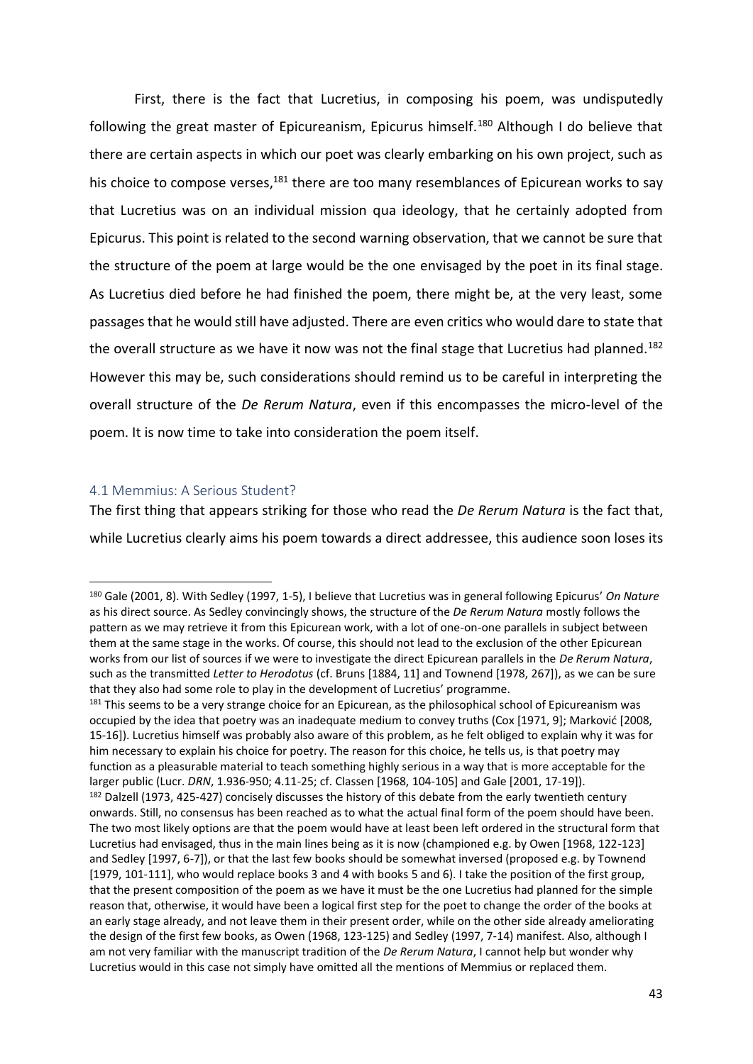First, there is the fact that Lucretius, in composing his poem, was undisputedly following the great master of Epicureanism, Epicurus himself.[180] Although I do believe that there are certain aspects in which our poet was clearly embarking on his own project, such as his choice to compose verses,[181] there are too many resemblances of Epicurean works to say that Lucretius was on an individual mission qua ideology, that he certainly adopted from Epicurus. This point is related to the second warning observation, that we cannot be sure that the structure of the poem at large would be the one envisaged by the poet in its final stage. As Lucretius died before he had finished the poem, there might be, at the very least, some passages that he would still have adjusted. There are even critics who would dare to state that the overall structure as we have it now was not the final stage that Lucretius had planned.[182] However this may be, such considerations should remind us to be careful in interpreting the overall structure of the *De Rerum Natura*, even if this encompasses the micro-level of the poem. It is now time to take into consideration the poem itself.

## 4.1 Memmius: A Serious Student?

The first thing that appears striking for those who read the *De Rerum Natura* is the fact that, while Lucretius clearly aims his poem towards a direct addressee, this audience soon loses its

---

[180] Gale (2001, 8). With Sedley (1997, 1-5), I believe that Lucretius was in general following Epicurus' *On Nature* as his direct source. As Sedley convincingly shows, the structure of the *De Rerum Natura* mostly follows the pattern as we may retrieve it from this Epicurean work, with a lot of one-on-one parallels in subject between them at the same stage in the works. Of course, this should not lead to the exclusion of the other Epicurean works from our list of sources if we were to investigate the direct Epicurean parallels in the *De Rerum Natura*, such as the transmitted *Letter to Herodotus* (cf. Bruns [1884, 11] and Townend [1978, 267]), as we can be sure that they also had some role to play in the development of Lucretius' programme.

[181] This seems to be a very strange choice for an Epicurean, as the philosophical school of Epicureanism was occupied by the idea that poetry was an inadequate medium to convey truths (Cox [1971, 9]; Marković [2008, 15-16]). Lucretius himself was probably also aware of this problem, as he felt obliged to explain why it was for him necessary to explain his choice for poetry. The reason for this choice, he tells us, is that poetry may function as a pleasurable material to teach something highly serious in a way that is more acceptable for the larger public (Lucr. *DRN*, 1.936-950; 4.11-25; cf. Classen [1968, 104-105] and Gale [2001, 17-19]).

[182] Dalzell (1973, 425-427) concisely discusses the history of this debate from the early twentieth century onwards. Still, no consensus has been reached as to what the actual final form of the poem should have been. The two most likely options are that the poem would have at least been left ordered in the structural form that Lucretius had envisaged, thus in the main lines being as it is now (championed e.g. by Owen [1968, 122-123] and Sedley [1997, 6-7]), or that the last few books should be somewhat inversed (proposed e.g. by Townend [1979, 101-111], who would replace books 3 and 4 with books 5 and 6). I take the position of the first group, that the present composition of the poem as we have it must be the one Lucretius had planned for the simple reason that, otherwise, it would have been a logical first step for the poet to change the order of the books at an early stage already, and not leave them in their present order, while on the other side already ameliorating the design of the first few books, as Owen (1968, 123-125) and Sedley (1997, 7-14) manifest. Also, although I am not very familiar with the manuscript tradition of the *De Rerum Natura*, I cannot help but wonder why Lucretius would in this case not simply have omitted all the mentions of Memmius or replaced them.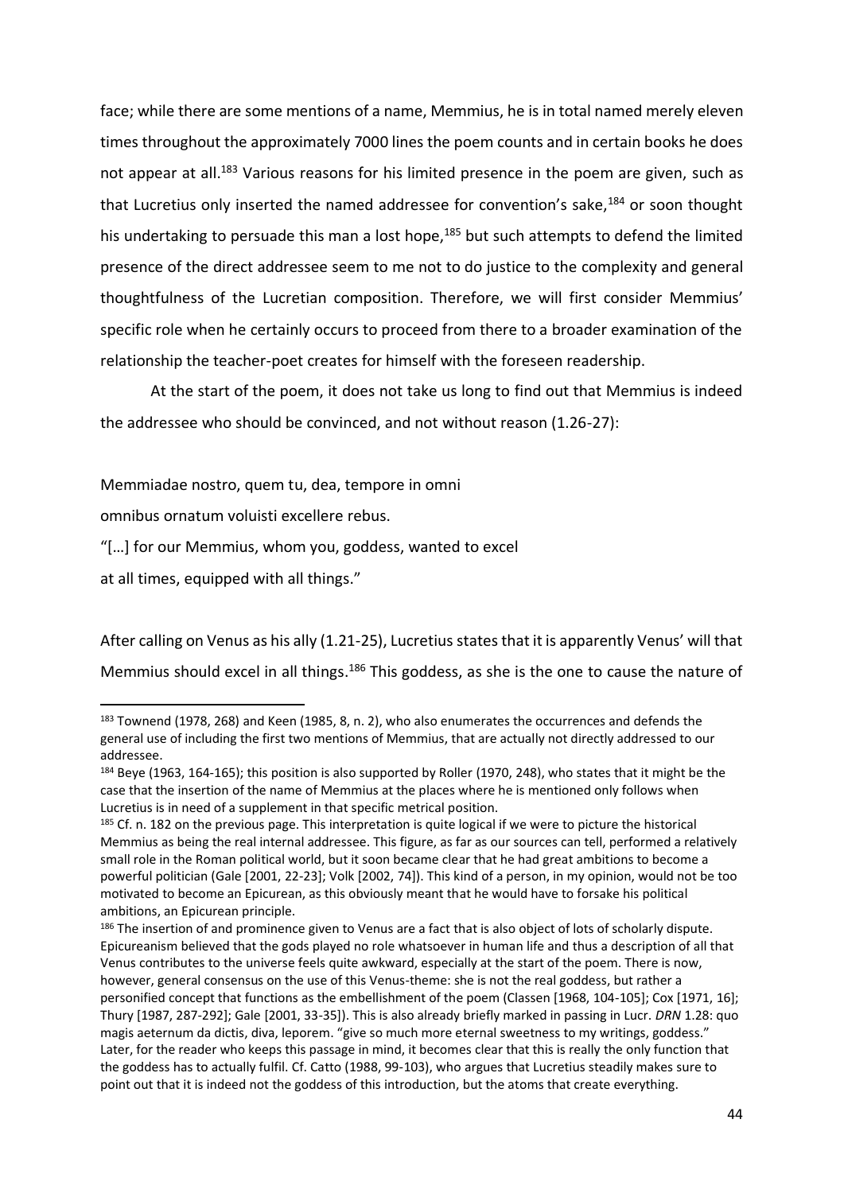face; while there are some mentions of a name, Memmius, he is in total named merely eleven times throughout the approximately 7000 lines the poem counts and in certain books he does not appear at all.[183] Various reasons for his limited presence in the poem are given, such as that Lucretius only inserted the named addressee for convention's sake,[184] or soon thought his undertaking to persuade this man a lost hope,[185] but such attempts to defend the limited presence of the direct addressee seem to me not to do justice to the complexity and general thoughtfulness of the Lucretian composition. Therefore, we will first consider Memmius' specific role when he certainly occurs to proceed from there to a broader examination of the relationship the teacher-poet creates for himself with the foreseen readership.

At the start of the poem, it does not take us long to find out that Memmius is indeed the addressee who should be convinced, and not without reason (1.26-27):

Memmiadae nostro, quem tu, dea, tempore in omni
omnibus ornatum voluisti excellere rebus.
"[…] for our Memmius, whom you, goddess, wanted to excel
at all times, equipped with all things."

After calling on Venus as his ally (1.21-25), Lucretius states that it is apparently Venus' will that Memmius should excel in all things.[186] This goddess, as she is the one to cause the nature of

---

[183] Townend (1978, 268) and Keen (1985, 8, n. 2), who also enumerates the occurrences and defends the general use of including the first two mentions of Memmius, that are actually not directly addressed to our addressee.

[184] Beye (1963, 164-165); this position is also supported by Roller (1970, 248), who states that it might be the case that the insertion of the name of Memmius at the places where he is mentioned only follows when Lucretius is in need of a supplement in that specific metrical position.

[185] Cf. n. 182 on the previous page. This interpretation is quite logical if we were to picture the historical Memmius as being the real internal addressee. This figure, as far as our sources can tell, performed a relatively small role in the Roman political world, but it soon became clear that he had great ambitions to become a powerful politician (Gale [2001, 22-23]; Volk [2002, 74]). This kind of a person, in my opinion, would not be too motivated to become an Epicurean, as this obviously meant that he would have to forsake his political ambitions, an Epicurean principle.

[186] The insertion of and prominence given to Venus are a fact that is also object of lots of scholarly dispute. Epicureanism believed that the gods played no role whatsoever in human life and thus a description of all that Venus contributes to the universe feels quite awkward, especially at the start of the poem. There is now, however, general consensus on the use of this Venus-theme: she is not the real goddess, but rather a personified concept that functions as the embellishment of the poem (Classen [1968, 104-105]; Cox [1971, 16]; Thury [1987, 287-292]; Gale [2001, 33-35]). This is also already briefly marked in passing in Lucr. *DRN* 1.28: quo magis aeternum da dictis, diva, leporem. "give so much more eternal sweetness to my writings, goddess." Later, for the reader who keeps this passage in mind, it becomes clear that this is really the only function that the goddess has to actually fulfil. Cf. Catto (1988, 99-103), who argues that Lucretius steadily makes sure to point out that it is indeed not the goddess of this introduction, but the atoms that create everything.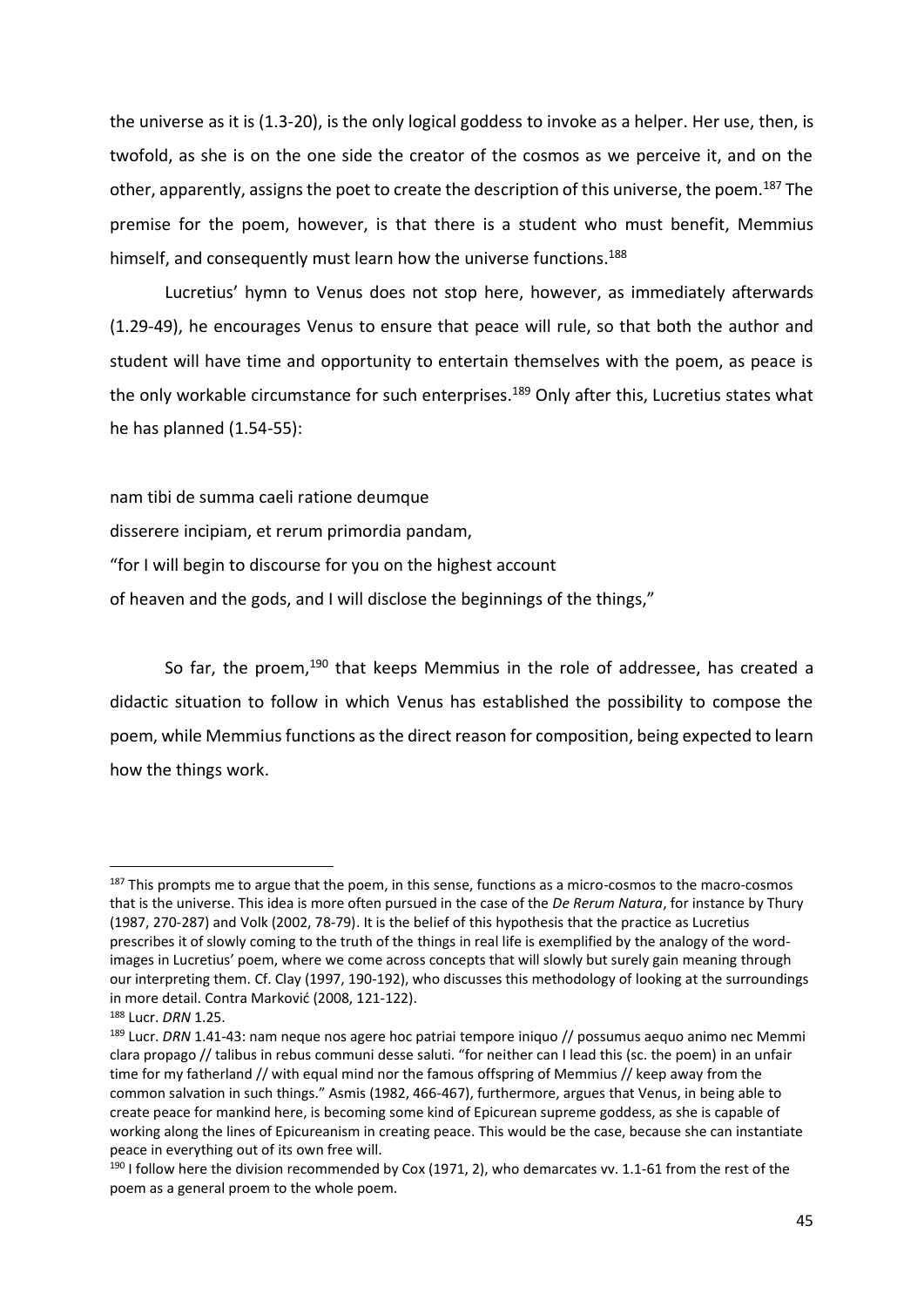the universe as it is (1.3-20), is the only logical goddess to invoke as a helper. Her use, then, is twofold, as she is on the one side the creator of the cosmos as we perceive it, and on the other, apparently, assigns the poet to create the description of this universe, the poem.[187] The premise for the poem, however, is that there is a student who must benefit, Memmius himself, and consequently must learn how the universe functions.[188]

Lucretius' hymn to Venus does not stop here, however, as immediately afterwards (1.29-49), he encourages Venus to ensure that peace will rule, so that both the author and student will have time and opportunity to entertain themselves with the poem, as peace is the only workable circumstance for such enterprises.[189] Only after this, Lucretius states what he has planned (1.54-55):

nam tibi de summa caeli ratione deumque
disserere incipiam, et rerum primordia pandam,
"for I will begin to discourse for you on the highest account
of heaven and the gods, and I will disclose the beginnings of the things,"

So far, the proem,[190] that keeps Memmius in the role of addressee, has created a didactic situation to follow in which Venus has established the possibility to compose the poem, while Memmius functions as the direct reason for composition, being expected to learn how the things work.

---

[187] This prompts me to argue that the poem, in this sense, functions as a micro-cosmos to the macro-cosmos that is the universe. This idea is more often pursued in the case of the *De Rerum Natura*, for instance by Thury (1987, 270-287) and Volk (2002, 78-79). It is the belief of this hypothesis that the practice as Lucretius prescribes it of slowly coming to the truth of the things in real life is exemplified by the analogy of the word-images in Lucretius' poem, where we come across concepts that will slowly but surely gain meaning through our interpreting them. Cf. Clay (1997, 190-192), who discusses this methodology of looking at the surroundings in more detail. Contra Marković (2008, 121-122).

[188] Lucr. *DRN* 1.25.

[189] Lucr. *DRN* 1.41-43: nam neque nos agere hoc patriai tempore iniquo // possumus aequo animo nec Memmi clara propago // talibus in rebus communi desse saluti. "for neither can I lead this (sc. the poem) in an unfair time for my fatherland // with equal mind nor the famous offspring of Memmius // keep away from the common salvation in such things." Asmis (1982, 466-467), furthermore, argues that Venus, in being able to create peace for mankind here, is becoming some kind of Epicurean supreme goddess, as she is capable of working along the lines of Epicureanism in creating peace. This would be the case, because she can instantiate peace in everything out of its own free will.

[190] I follow here the division recommended by Cox (1971, 2), who demarcates vv. 1.1-61 from the rest of the poem as a general proem to the whole poem.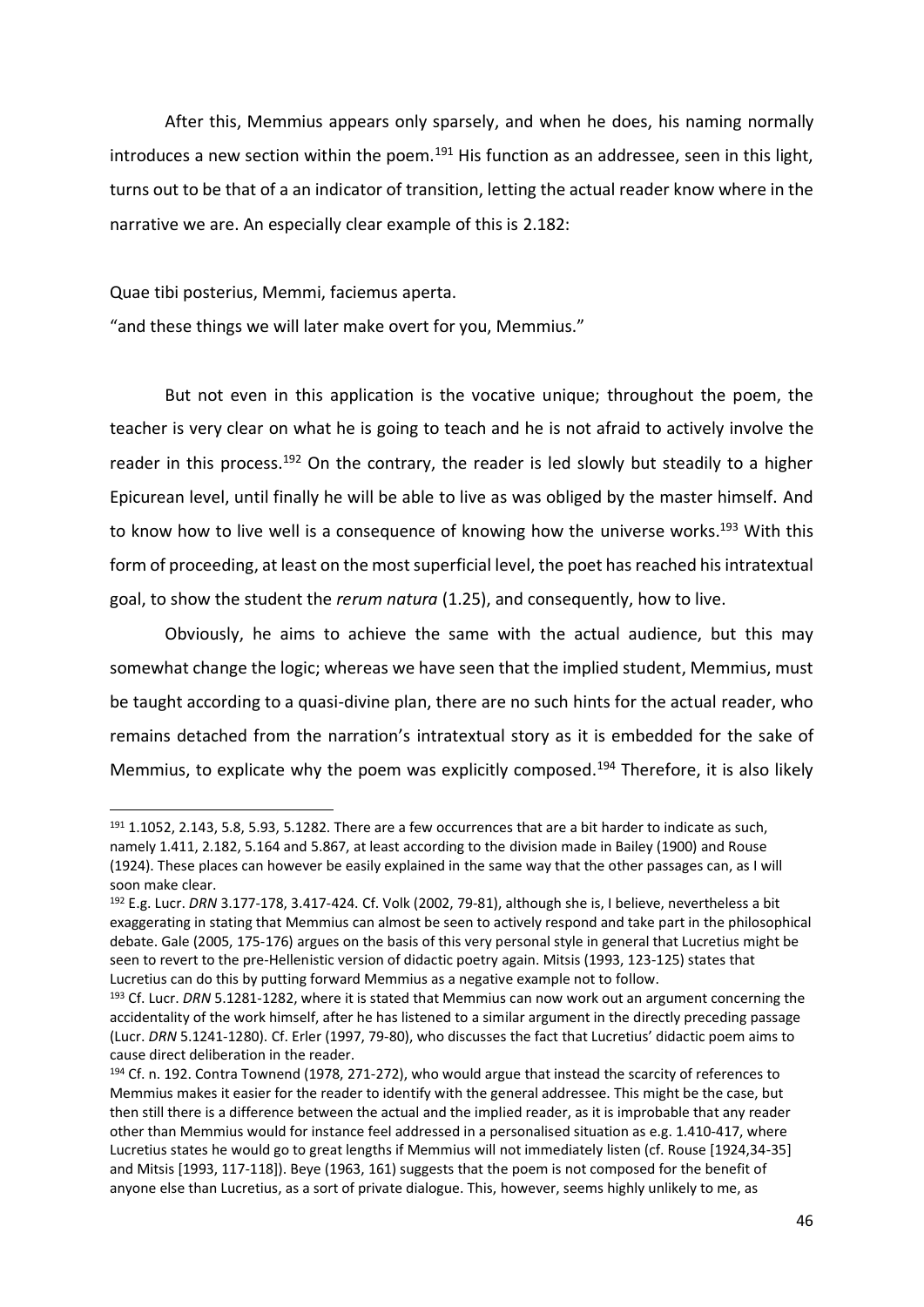After this, Memmius appears only sparsely, and when he does, his naming normally introduces a new section within the poem.[191] His function as an addressee, seen in this light, turns out to be that of a an indicator of transition, letting the actual reader know where in the narrative we are. An especially clear example of this is 2.182:

Quae tibi posterius, Memmi, faciemus aperta.
"and these things we will later make overt for you, Memmius."

But not even in this application is the vocative unique; throughout the poem, the teacher is very clear on what he is going to teach and he is not afraid to actively involve the reader in this process.[192] On the contrary, the reader is led slowly but steadily to a higher Epicurean level, until finally he will be able to live as was obliged by the master himself. And to know how to live well is a consequence of knowing how the universe works.[193] With this form of proceeding, at least on the most superficial level, the poet has reached his intratextual goal, to show the student the *rerum natura* (1.25), and consequently, how to live.

Obviously, he aims to achieve the same with the actual audience, but this may somewhat change the logic; whereas we have seen that the implied student, Memmius, must be taught according to a quasi-divine plan, there are no such hints for the actual reader, who remains detached from the narration's intratextual story as it is embedded for the sake of Memmius, to explicate why the poem was explicitly composed.[194] Therefore, it is also likely

---

[191] 1.1052, 2.143, 5.8, 5.93, 5.1282. There are a few occurrences that are a bit harder to indicate as such, namely 1.411, 2.182, 5.164 and 5.867, at least according to the division made in Bailey (1900) and Rouse (1924). These places can however be easily explained in the same way that the other passages can, as I will soon make clear.

[192] E.g. Lucr. *DRN* 3.177-178, 3.417-424. Cf. Volk (2002, 79-81), although she is, I believe, nevertheless a bit exaggerating in stating that Memmius can almost be seen to actively respond and take part in the philosophical debate. Gale (2005, 175-176) argues on the basis of this very personal style in general that Lucretius might be seen to revert to the pre-Hellenistic version of didactic poetry again. Mitsis (1993, 123-125) states that Lucretius can do this by putting forward Memmius as a negative example not to follow.

[193] Cf. Lucr. *DRN* 5.1281-1282, where it is stated that Memmius can now work out an argument concerning the accidentality of the work himself, after he has listened to a similar argument in the directly preceding passage (Lucr. *DRN* 5.1241-1280). Cf. Erler (1997, 79-80), who discusses the fact that Lucretius' didactic poem aims to cause direct deliberation in the reader.

[194] Cf. n. 192. Contra Townend (1978, 271-272), who would argue that instead the scarcity of references to Memmius makes it easier for the reader to identify with the general addressee. This might be the case, but then still there is a difference between the actual and the implied reader, as it is improbable that any reader other than Memmius would for instance feel addressed in a personalised situation as e.g. 1.410-417, where Lucretius states he would go to great lengths if Memmius will not immediately listen (cf. Rouse [1924,34-35] and Mitsis [1993, 117-118]). Beye (1963, 161) suggests that the poem is not composed for the benefit of anyone else than Lucretius, as a sort of private dialogue. This, however, seems highly unlikely to me, as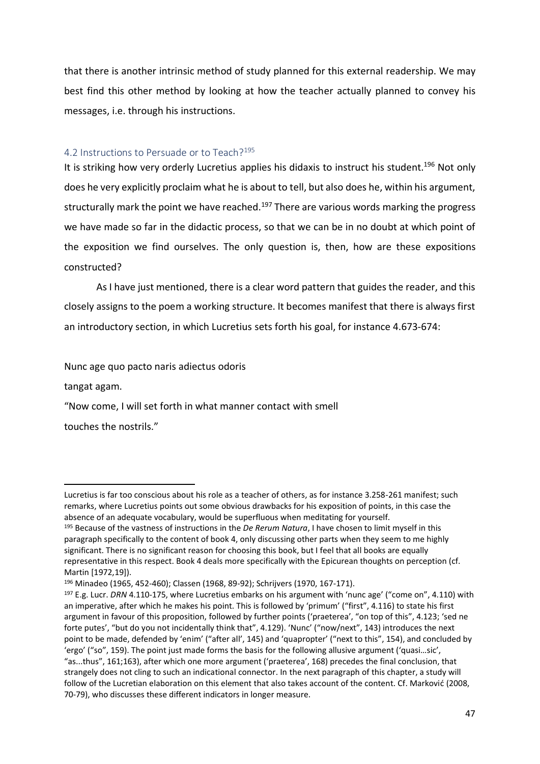that there is another intrinsic method of study planned for this external readership. We may best find this other method by looking at how the teacher actually planned to convey his messages, i.e. through his instructions.

### 4.2 Instructions to Persuade or to Teach?[195]

It is striking how very orderly Lucretius applies his didaxis to instruct his student.[196] Not only does he very explicitly proclaim what he is about to tell, but also does he, within his argument, structurally mark the point we have reached.[197] There are various words marking the progress we have made so far in the didactic process, so that we can be in no doubt at which point of the exposition we find ourselves. The only question is, then, how are these expositions constructed?

As I have just mentioned, there is a clear word pattern that guides the reader, and this closely assigns to the poem a working structure. It becomes manifest that there is always first an introductory section, in which Lucretius sets forth his goal, for instance 4.673-674:

Nunc age quo pacto naris adiectus odoris
tangat agam.
"Now come, I will set forth in what manner contact with smell
touches the nostrils."

---

Lucretius is far too conscious about his role as a teacher of others, as for instance 3.258-261 manifest; such remarks, where Lucretius points out some obvious drawbacks for his exposition of points, in this case the absence of an adequate vocabulary, would be superfluous when meditating for yourself.

[195] Because of the vastness of instructions in the *De Rerum Natura*, I have chosen to limit myself in this paragraph specifically to the content of book 4, only discussing other parts when they seem to me highly significant. There is no significant reason for choosing this book, but I feel that all books are equally representative in this respect. Book 4 deals more specifically with the Epicurean thoughts on perception (cf. Martin [1972,19]).

[196] Minadeo (1965, 452-460); Classen (1968, 89-92); Schrijvers (1970, 167-171).

[197] E.g. Lucr. *DRN* 4.110-175, where Lucretius embarks on his argument with 'nunc age' ("come on", 4.110) with an imperative, after which he makes his point. This is followed by 'primum' ("first", 4.116) to state his first argument in favour of this proposition, followed by further points ('praeterea', "on top of this", 4.123; 'sed ne forte putes', "but do you not incidentally think that", 4.129). 'Nunc' ("now/next", 143) introduces the next point to be made, defended by 'enim' ("after all", 145) and 'quapropter' ("next to this", 154), and concluded by 'ergo' ("so", 159). The point just made forms the basis for the following allusive argument ('quasi…sic', "as...thus", 161;163), after which one more argument ('praeterea', 168) precedes the final conclusion, that strangely does not cling to such an indicational connector. In the next paragraph of this chapter, a study will follow of the Lucretian elaboration on this element that also takes account of the content. Cf. Marković (2008, 70-79), who discusses these different indicators in longer measure.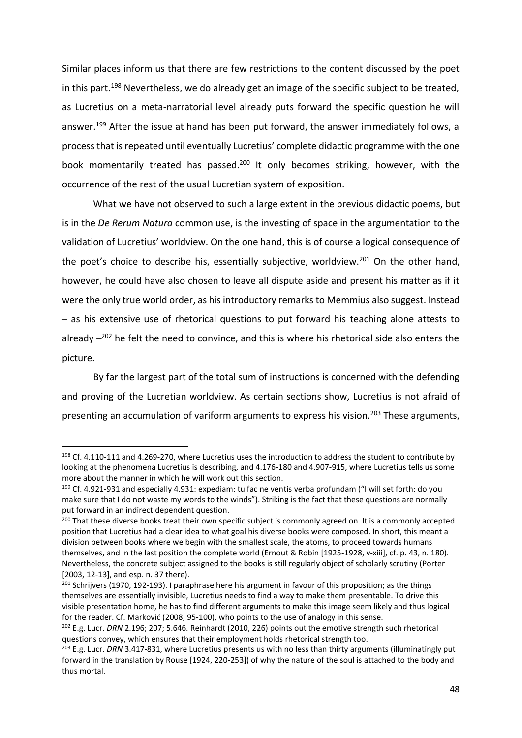Similar places inform us that there are few restrictions to the content discussed by the poet in this part.[198] Nevertheless, we do already get an image of the specific subject to be treated, as Lucretius on a meta-narratorial level already puts forward the specific question he will answer.[199] After the issue at hand has been put forward, the answer immediately follows, a process that is repeated until eventually Lucretius' complete didactic programme with the one book momentarily treated has passed.[200] It only becomes striking, however, with the occurrence of the rest of the usual Lucretian system of exposition.

What we have not observed to such a large extent in the previous didactic poems, but is in the *De Rerum Natura* common use, is the investing of space in the argumentation to the validation of Lucretius' worldview. On the one hand, this is of course a logical consequence of the poet's choice to describe his, essentially subjective, worldview.[201] On the other hand, however, he could have also chosen to leave all dispute aside and present his matter as if it were the only true world order, as his introductory remarks to Memmius also suggest. Instead – as his extensive use of rhetorical questions to put forward his teaching alone attests to already –[202] he felt the need to convince, and this is where his rhetorical side also enters the picture.

By far the largest part of the total sum of instructions is concerned with the defending and proving of the Lucretian worldview. As certain sections show, Lucretius is not afraid of presenting an accumulation of variform arguments to express his vision.[203] These arguments,

---

[198] Cf. 4.110-111 and 4.269-270, where Lucretius uses the introduction to address the student to contribute by looking at the phenomena Lucretius is describing, and 4.176-180 and 4.907-915, where Lucretius tells us some more about the manner in which he will work out this section.

[199] Cf. 4.921-931 and especially 4.931: expediam: tu fac ne ventis verba profundam ("I will set forth: do you make sure that I do not waste my words to the winds"). Striking is the fact that these questions are normally put forward in an indirect dependent question.

[200] That these diverse books treat their own specific subject is commonly agreed on. It is a commonly accepted position that Lucretius had a clear idea to what goal his diverse books were composed. In short, this meant a division between books where we begin with the smallest scale, the atoms, to proceed towards humans themselves, and in the last position the complete world (Ernout & Robin [1925-1928, v-xiii], cf. p. 43, n. 180). Nevertheless, the concrete subject assigned to the books is still regularly object of scholarly scrutiny (Porter [2003, 12-13], and esp. n. 37 there).

[201] Schrijvers (1970, 192-193). I paraphrase here his argument in favour of this proposition; as the things themselves are essentially invisible, Lucretius needs to find a way to make them presentable. To drive this visible presentation home, he has to find different arguments to make this image seem likely and thus logical for the reader. Cf. Marković (2008, 95-100), who points to the use of analogy in this sense.

[202] E.g. Lucr. *DRN* 2.196; 207; 5.646. Reinhardt (2010, 226) points out the emotive strength such rhetorical questions convey, which ensures that their employment holds rhetorical strength too.

[203] E.g. Lucr. *DRN* 3.417-831, where Lucretius presents us with no less than thirty arguments (illuminatingly put forward in the translation by Rouse [1924, 220-253]) of why the nature of the soul is attached to the body and thus mortal.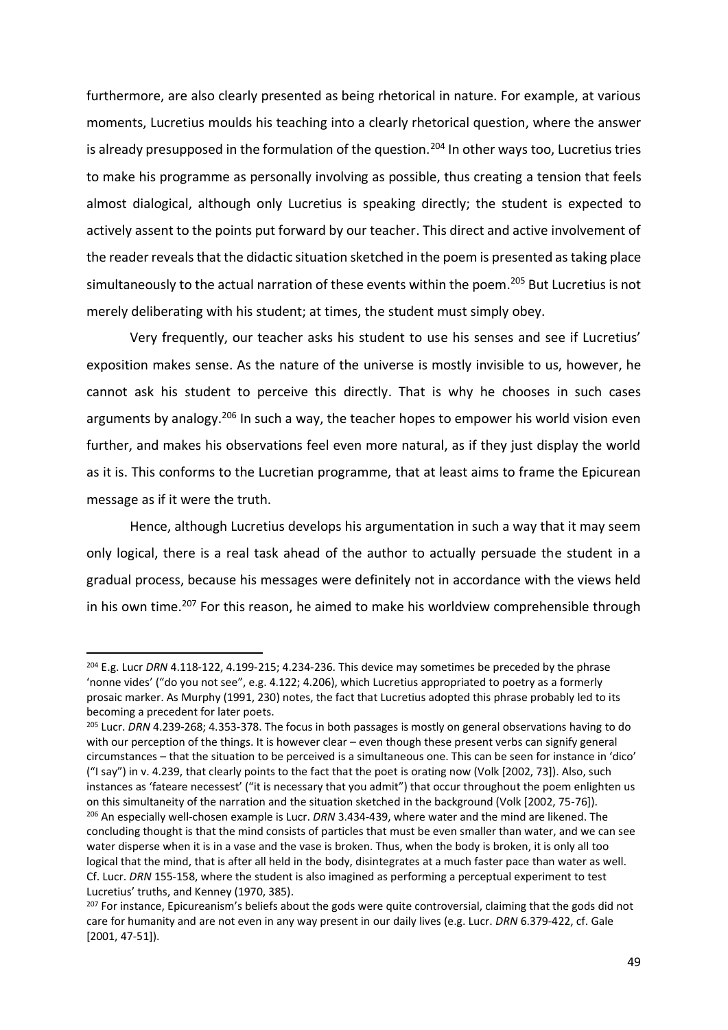furthermore, are also clearly presented as being rhetorical in nature. For example, at various moments, Lucretius moulds his teaching into a clearly rhetorical question, where the answer is already presupposed in the formulation of the question.[204] In other ways too, Lucretius tries to make his programme as personally involving as possible, thus creating a tension that feels almost dialogical, although only Lucretius is speaking directly; the student is expected to actively assent to the points put forward by our teacher. This direct and active involvement of the reader reveals that the didactic situation sketched in the poem is presented as taking place simultaneously to the actual narration of these events within the poem.[205] But Lucretius is not merely deliberating with his student; at times, the student must simply obey.

Very frequently, our teacher asks his student to use his senses and see if Lucretius' exposition makes sense. As the nature of the universe is mostly invisible to us, however, he cannot ask his student to perceive this directly. That is why he chooses in such cases arguments by analogy.[206] In such a way, the teacher hopes to empower his world vision even further, and makes his observations feel even more natural, as if they just display the world as it is. This conforms to the Lucretian programme, that at least aims to frame the Epicurean message as if it were the truth.

Hence, although Lucretius develops his argumentation in such a way that it may seem only logical, there is a real task ahead of the author to actually persuade the student in a gradual process, because his messages were definitely not in accordance with the views held in his own time.[207] For this reason, he aimed to make his worldview comprehensible through

---

[204] E.g. Lucr *DRN* 4.118-122, 4.199-215; 4.234-236. This device may sometimes be preceded by the phrase 'nonne vides' ("do you not see", e.g. 4.122; 4.206), which Lucretius appropriated to poetry as a formerly prosaic marker. As Murphy (1991, 230) notes, the fact that Lucretius adopted this phrase probably led to its becoming a precedent for later poets.

[205] Lucr. *DRN* 4.239-268; 4.353-378. The focus in both passages is mostly on general observations having to do with our perception of the things. It is however clear – even though these present verbs can signify general circumstances – that the situation to be perceived is a simultaneous one. This can be seen for instance in 'dico' ("I say") in v. 4.239, that clearly points to the fact that the poet is orating now (Volk [2002, 73]). Also, such instances as 'fateare necessest' ("it is necessary that you admit") that occur throughout the poem enlighten us on this simultaneity of the narration and the situation sketched in the background (Volk [2002, 75-76]).

[206] An especially well-chosen example is Lucr. *DRN* 3.434-439, where water and the mind are likened. The concluding thought is that the mind consists of particles that must be even smaller than water, and we can see water disperse when it is in a vase and the vase is broken. Thus, when the body is broken, it is only all too logical that the mind, that is after all held in the body, disintegrates at a much faster pace than water as well. Cf. Lucr. *DRN* 155-158, where the student is also imagined as performing a perceptual experiment to test Lucretius' truths, and Kenney (1970, 385).

[207] For instance, Epicureanism's beliefs about the gods were quite controversial, claiming that the gods did not care for humanity and are not even in any way present in our daily lives (e.g. Lucr. *DRN* 6.379-422, cf. Gale [2001, 47-51]).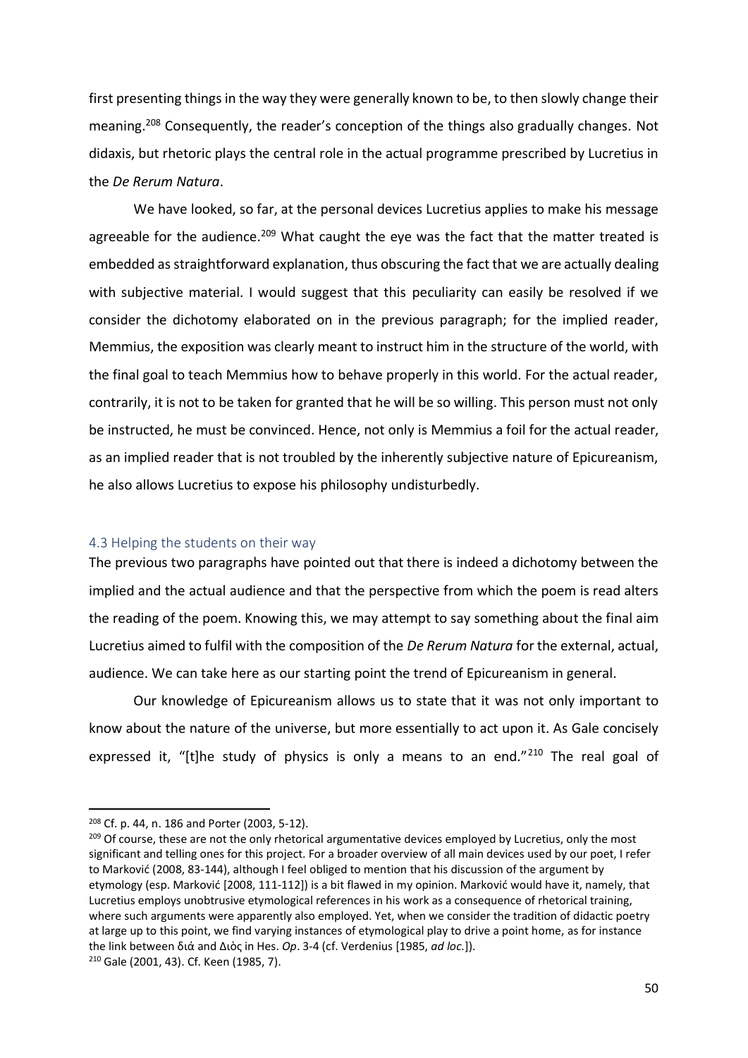first presenting things in the way they were generally known to be, to then slowly change their meaning.[208] Consequently, the reader's conception of the things also gradually changes. Not didaxis, but rhetoric plays the central role in the actual programme prescribed by Lucretius in the *De Rerum Natura*.

We have looked, so far, at the personal devices Lucretius applies to make his message agreeable for the audience.[209] What caught the eye was the fact that the matter treated is embedded as straightforward explanation, thus obscuring the fact that we are actually dealing with subjective material. I would suggest that this peculiarity can easily be resolved if we consider the dichotomy elaborated on in the previous paragraph; for the implied reader, Memmius, the exposition was clearly meant to instruct him in the structure of the world, with the final goal to teach Memmius how to behave properly in this world. For the actual reader, contrarily, it is not to be taken for granted that he will be so willing. This person must not only be instructed, he must be convinced. Hence, not only is Memmius a foil for the actual reader, as an implied reader that is not troubled by the inherently subjective nature of Epicureanism, he also allows Lucretius to expose his philosophy undisturbedly.

### 4.3 Helping the students on their way

The previous two paragraphs have pointed out that there is indeed a dichotomy between the implied and the actual audience and that the perspective from which the poem is read alters the reading of the poem. Knowing this, we may attempt to say something about the final aim Lucretius aimed to fulfil with the composition of the *De Rerum Natura* for the external, actual, audience. We can take here as our starting point the trend of Epicureanism in general.

Our knowledge of Epicureanism allows us to state that it was not only important to know about the nature of the universe, but more essentially to act upon it. As Gale concisely expressed it, "[t]he study of physics is only a means to an end."[210] The real goal of

---

[208] Cf. p. 44, n. 186 and Porter (2003, 5-12).

[209] Of course, these are not the only rhetorical argumentative devices employed by Lucretius, only the most significant and telling ones for this project. For a broader overview of all main devices used by our poet, I refer to Marković (2008, 83-144), although I feel obliged to mention that his discussion of the argument by etymology (esp. Marković [2008, 111-112]) is a bit flawed in my opinion. Marković would have it, namely, that Lucretius employs unobtrusive etymological references in his work as a consequence of rhetorical training, where such arguments were apparently also employed. Yet, when we consider the tradition of didactic poetry at large up to this point, we find varying instances of etymological play to drive a point home, as for instance the link between διά and Διὸς in Hes. *Op*. 3-4 (cf. Verdenius [1985, *ad loc.*]).

[210] Gale (2001, 43). Cf. Keen (1985, 7).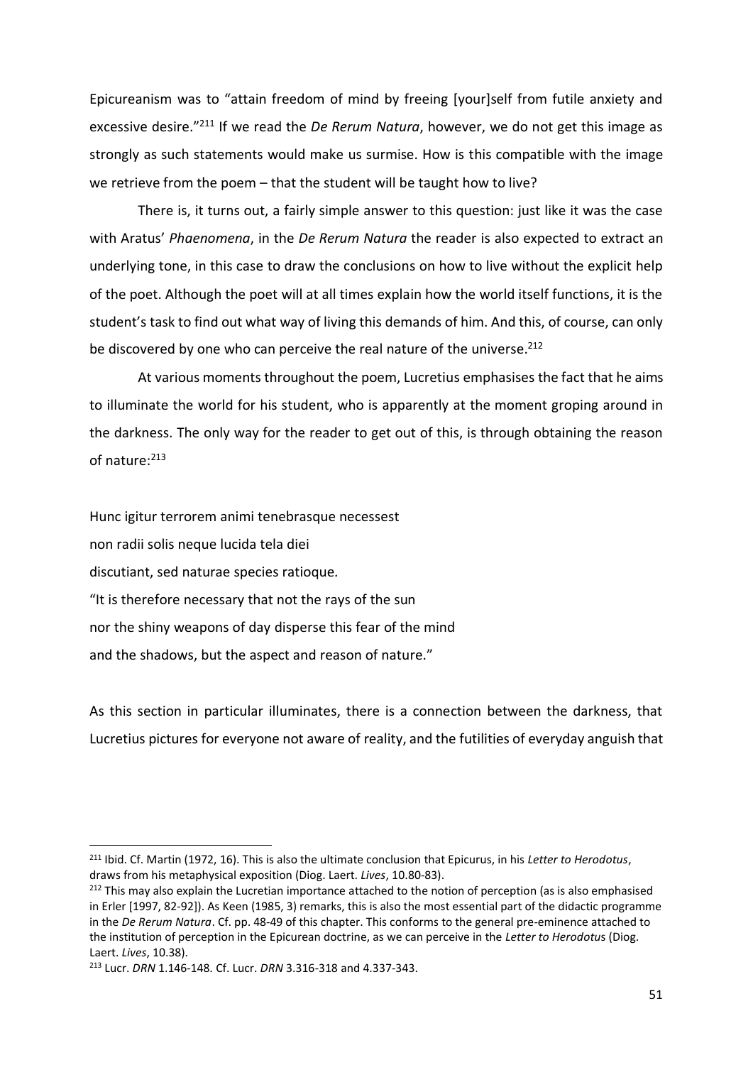Epicureanism was to "attain freedom of mind by freeing [your]self from futile anxiety and excessive desire."[211] If we read the *De Rerum Natura*, however, we do not get this image as strongly as such statements would make us surmise. How is this compatible with the image we retrieve from the poem – that the student will be taught how to live?

There is, it turns out, a fairly simple answer to this question: just like it was the case with Aratus' *Phaenomena*, in the *De Rerum Natura* the reader is also expected to extract an underlying tone, in this case to draw the conclusions on how to live without the explicit help of the poet. Although the poet will at all times explain how the world itself functions, it is the student's task to find out what way of living this demands of him. And this, of course, can only be discovered by one who can perceive the real nature of the universe.[212]

At various moments throughout the poem, Lucretius emphasises the fact that he aims to illuminate the world for his student, who is apparently at the moment groping around in the darkness. The only way for the reader to get out of this, is through obtaining the reason of nature:[213]

Hunc igitur terrorem animi tenebrasque necessest
non radii solis neque lucida tela diei
discutiant, sed naturae species ratioque.
"It is therefore necessary that not the rays of the sun
nor the shiny weapons of day disperse this fear of the mind
and the shadows, but the aspect and reason of nature."

As this section in particular illuminates, there is a connection between the darkness, that Lucretius pictures for everyone not aware of reality, and the futilities of everyday anguish that

---

[211] Ibid. Cf. Martin (1972, 16). This is also the ultimate conclusion that Epicurus, in his *Letter to Herodotus*, draws from his metaphysical exposition (Diog. Laert. *Lives*, 10.80-83).

[212] This may also explain the Lucretian importance attached to the notion of perception (as is also emphasised in Erler [1997, 82-92]). As Keen (1985, 3) remarks, this is also the most essential part of the didactic programme in the *De Rerum Natura*. Cf. pp. 48-49 of this chapter. This conforms to the general pre-eminence attached to the institution of perception in the Epicurean doctrine, as we can perceive in the *Letter to Herodotus* (Diog. Laert. *Lives*, 10.38).

[213] Lucr. *DRN* 1.146-148. Cf. Lucr. *DRN* 3.316-318 and 4.337-343.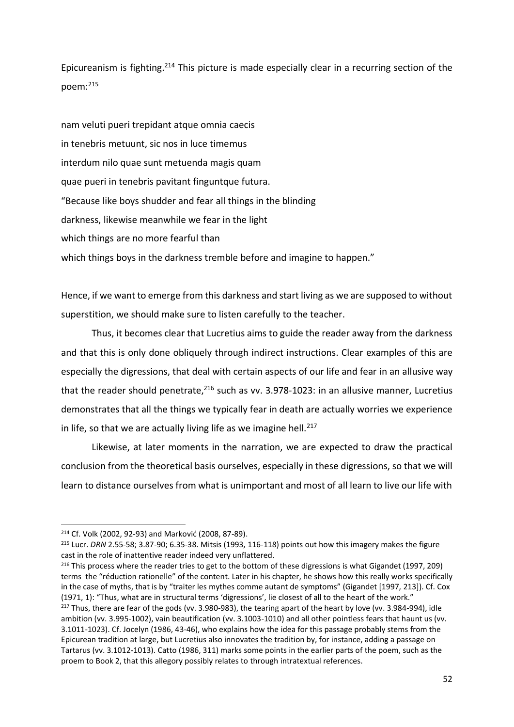Epicureanism is fighting.[214] This picture is made especially clear in a recurring section of the poem:[215]

nam veluti pueri trepidant atque omnia caecis
in tenebris metuunt, sic nos in luce timemus
interdum nilo quae sunt metuenda magis quam
quae pueri in tenebris pavitant finguntque futura.
"Because like boys shudder and fear all things in the blinding
darkness, likewise meanwhile we fear in the light
which things are no more fearful than
which things boys in the darkness tremble before and imagine to happen."

Hence, if we want to emerge from this darkness and start living as we are supposed to without superstition, we should make sure to listen carefully to the teacher.

Thus, it becomes clear that Lucretius aims to guide the reader away from the darkness and that this is only done obliquely through indirect instructions. Clear examples of this are especially the digressions, that deal with certain aspects of our life and fear in an allusive way that the reader should penetrate,[216] such as vv. 3.978-1023: in an allusive manner, Lucretius demonstrates that all the things we typically fear in death are actually worries we experience in life, so that we are actually living life as we imagine hell.[217]

Likewise, at later moments in the narration, we are expected to draw the practical conclusion from the theoretical basis ourselves, especially in these digressions, so that we will learn to distance ourselves from what is unimportant and most of all learn to live our life with

---

[214] Cf. Volk (2002, 92-93) and Marković (2008, 87-89).

[215] Lucr. *DRN* 2.55-58; 3.87-90; 6.35-38. Mitsis (1993, 116-118) points out how this imagery makes the figure cast in the role of inattentive reader indeed very unflattered.

[216] This process where the reader tries to get to the bottom of these digressions is what Gigandet (1997, 209) terms the "réduction rationelle" of the content. Later in his chapter, he shows how this really works specifically in the case of myths, that is by "traiter les mythes comme autant de symptoms" (Gigandet [1997, 213]). Cf. Cox (1971, 1): "Thus, what are in structural terms 'digressions', lie closest of all to the heart of the work."

[217] Thus, there are fear of the gods (vv. 3.980-983), the tearing apart of the heart by love (vv. 3.984-994), idle ambition (vv. 3.995-1002), vain beautification (vv. 3.1003-1010) and all other pointless fears that haunt us (vv. 3.1011-1023). Cf. Jocelyn (1986, 43-46), who explains how the idea for this passage probably stems from the Epicurean tradition at large, but Lucretius also innovates the tradition by, for instance, adding a passage on Tartarus (vv. 3.1012-1013). Catto (1986, 311) marks some points in the earlier parts of the poem, such as the proem to Book 2, that this allegory possibly relates to through intratextual references.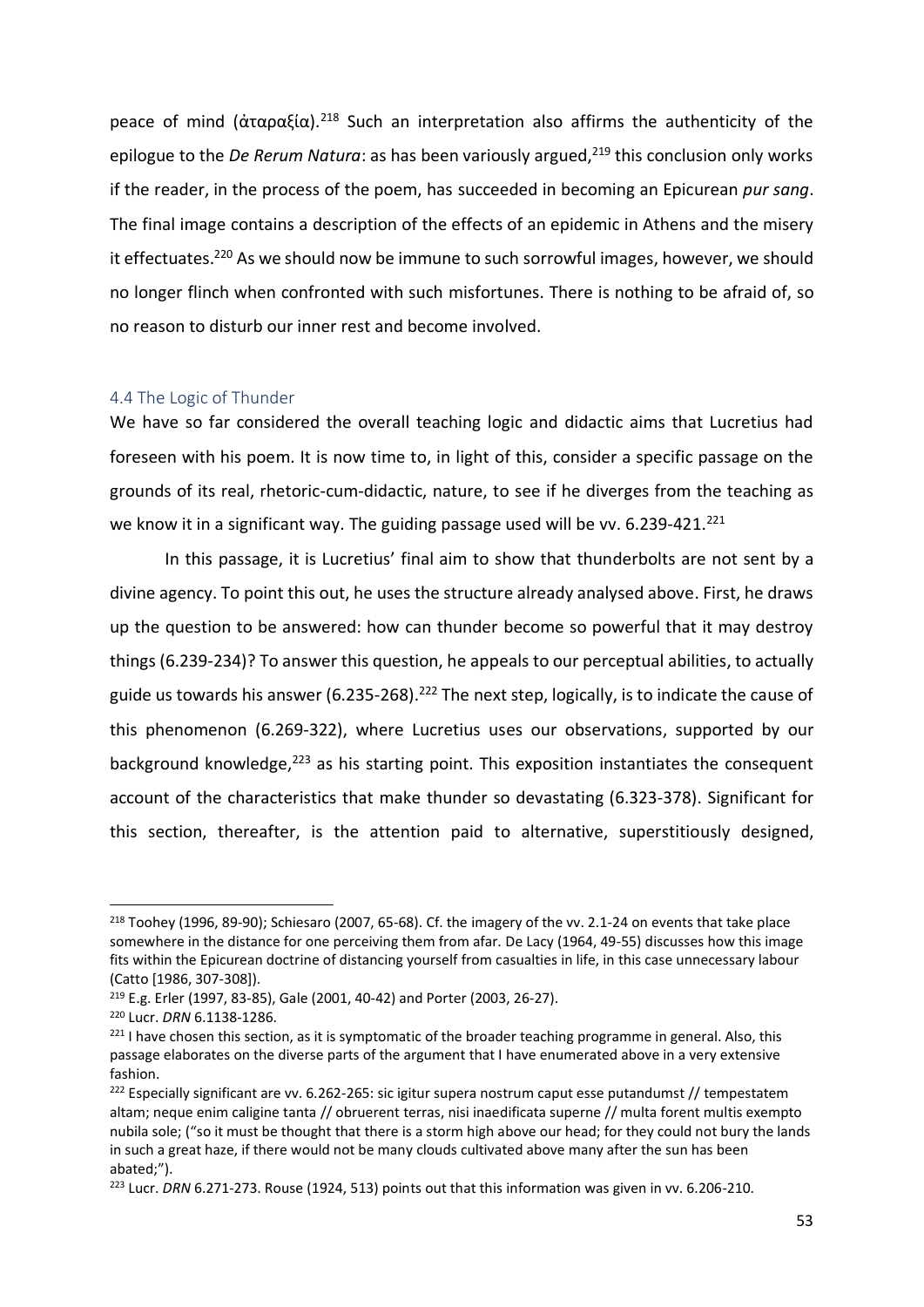peace of mind (ἀταραξία).[218] Such an interpretation also affirms the authenticity of the epilogue to the *De Rerum Natura*: as has been variously argued,[219] this conclusion only works if the reader, in the process of the poem, has succeeded in becoming an Epicurean *pur sang*. The final image contains a description of the effects of an epidemic in Athens and the misery it effectuates.[220] As we should now be immune to such sorrowful images, however, we should no longer flinch when confronted with such misfortunes. There is nothing to be afraid of, so no reason to disturb our inner rest and become involved.

### 4.4 The Logic of Thunder

We have so far considered the overall teaching logic and didactic aims that Lucretius had foreseen with his poem. It is now time to, in light of this, consider a specific passage on the grounds of its real, rhetoric-cum-didactic, nature, to see if he diverges from the teaching as we know it in a significant way. The guiding passage used will be vv. 6.239-421.[221]

In this passage, it is Lucretius' final aim to show that thunderbolts are not sent by a divine agency. To point this out, he uses the structure already analysed above. First, he draws up the question to be answered: how can thunder become so powerful that it may destroy things (6.239-234)? To answer this question, he appeals to our perceptual abilities, to actually guide us towards his answer (6.235-268).[222] The next step, logically, is to indicate the cause of this phenomenon (6.269-322), where Lucretius uses our observations, supported by our background knowledge,[223] as his starting point. This exposition instantiates the consequent account of the characteristics that make thunder so devastating (6.323-378). Significant for this section, thereafter, is the attention paid to alternative, superstitiously designed,

---

[218] Toohey (1996, 89-90); Schiesaro (2007, 65-68). Cf. the imagery of the vv. 2.1-24 on events that take place somewhere in the distance for one perceiving them from afar. De Lacy (1964, 49-55) discusses how this image fits within the Epicurean doctrine of distancing yourself from casualties in life, in this case unnecessary labour (Catto [1986, 307-308]).

[219] E.g. Erler (1997, 83-85), Gale (2001, 40-42) and Porter (2003, 26-27).

[220] Lucr. *DRN* 6.1138-1286.

[221] I have chosen this section, as it is symptomatic of the broader teaching programme in general. Also, this passage elaborates on the diverse parts of the argument that I have enumerated above in a very extensive fashion.

[222] Especially significant are vv. 6.262-265: sic igitur supera nostrum caput esse putandumst // tempestatem altam; neque enim caligine tanta // obruerent terras, nisi inaedificata superne // multa forent multis exempto nubila sole; ("so it must be thought that there is a storm high above our head; for they could not bury the lands in such a great haze, if there would not be many clouds cultivated above many after the sun has been abated;").

[223] Lucr. *DRN* 6.271-273. Rouse (1924, 513) points out that this information was given in vv. 6.206-210.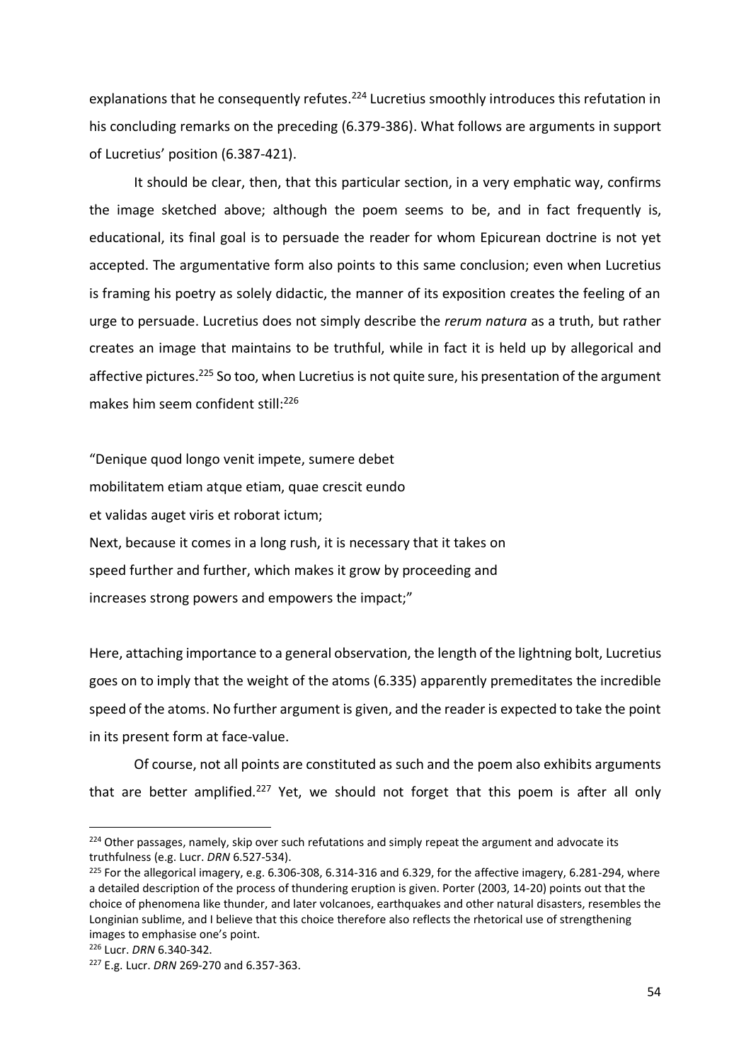explanations that he consequently refutes.[224] Lucretius smoothly introduces this refutation in his concluding remarks on the preceding (6.379-386). What follows are arguments in support of Lucretius' position (6.387-421).

It should be clear, then, that this particular section, in a very emphatic way, confirms the image sketched above; although the poem seems to be, and in fact frequently is, educational, its final goal is to persuade the reader for whom Epicurean doctrine is not yet accepted. The argumentative form also points to this same conclusion; even when Lucretius is framing his poetry as solely didactic, the manner of its exposition creates the feeling of an urge to persuade. Lucretius does not simply describe the *rerum natura* as a truth, but rather creates an image that maintains to be truthful, while in fact it is held up by allegorical and affective pictures.[225] So too, when Lucretius is not quite sure, his presentation of the argument makes him seem confident still:[226]

"Denique quod longo venit impete, sumere debet
mobilitatem etiam atque etiam, quae crescit eundo
et validas auget viris et roborat ictum;
Next, because it comes in a long rush, it is necessary that it takes on
speed further and further, which makes it grow by proceeding and
increases strong powers and empowers the impact;"

Here, attaching importance to a general observation, the length of the lightning bolt, Lucretius goes on to imply that the weight of the atoms (6.335) apparently premeditates the incredible speed of the atoms. No further argument is given, and the reader is expected to take the point in its present form at face-value.

Of course, not all points are constituted as such and the poem also exhibits arguments that are better amplified.[227] Yet, we should not forget that this poem is after all only

---

[224] Other passages, namely, skip over such refutations and simply repeat the argument and advocate its truthfulness (e.g. Lucr. *DRN* 6.527-534).

[225] For the allegorical imagery, e.g. 6.306-308, 6.314-316 and 6.329, for the affective imagery, 6.281-294, where a detailed description of the process of thundering eruption is given. Porter (2003, 14-20) points out that the choice of phenomena like thunder, and later volcanoes, earthquakes and other natural disasters, resembles the Longinian sublime, and I believe that this choice therefore also reflects the rhetorical use of strengthening images to emphasise one's point.

[226] Lucr. *DRN* 6.340-342.

[227] E.g. Lucr. *DRN* 269-270 and 6.357-363.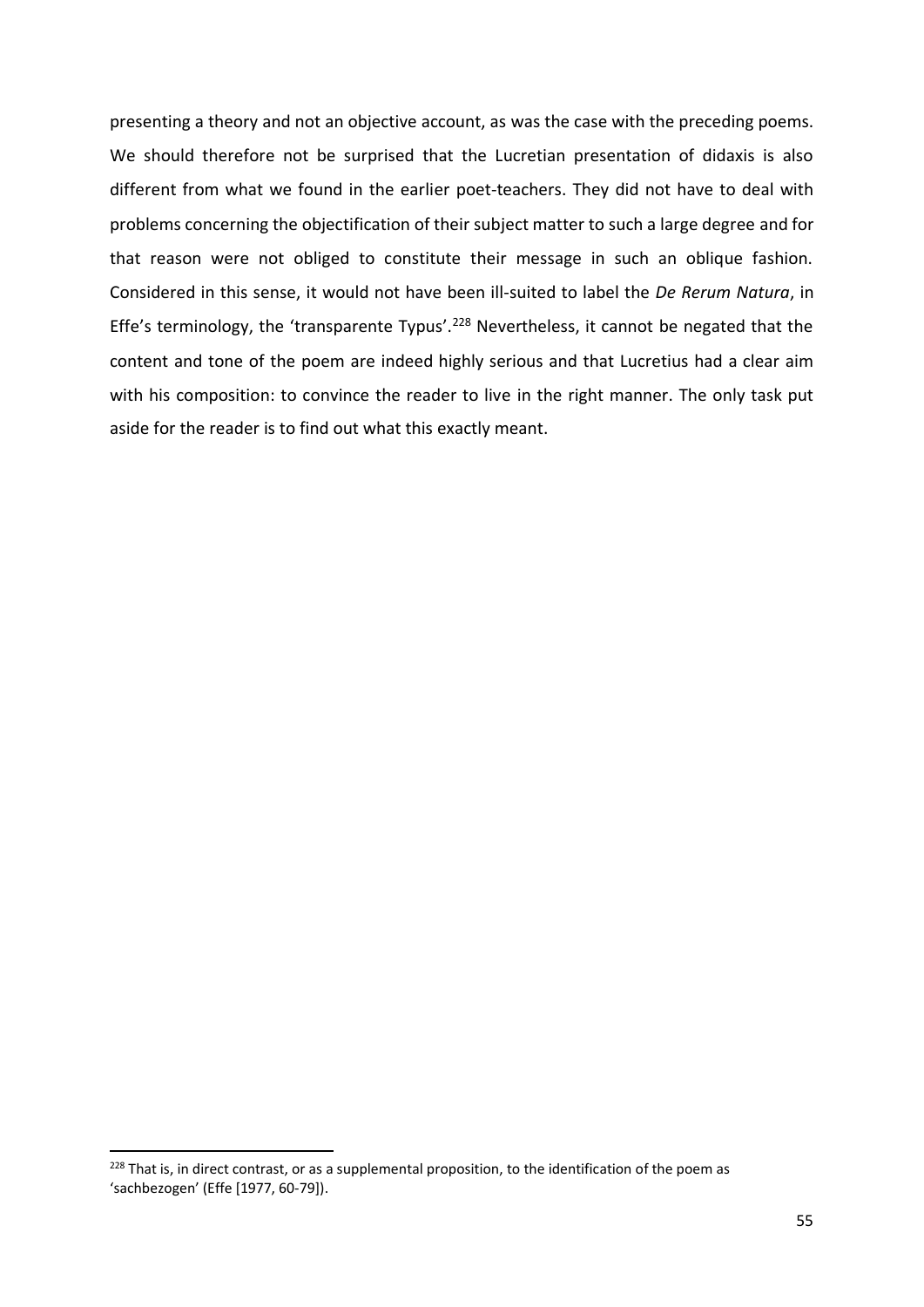presenting a theory and not an objective account, as was the case with the preceding poems. We should therefore not be surprised that the Lucretian presentation of didaxis is also different from what we found in the earlier poet-teachers. They did not have to deal with problems concerning the objectification of their subject matter to such a large degree and for that reason were not obliged to constitute their message in such an oblique fashion. Considered in this sense, it would not have been ill-suited to label the *De Rerum Natura*, in Effe's terminology, the 'transparente Typus'.[228] Nevertheless, it cannot be negated that the content and tone of the poem are indeed highly serious and that Lucretius had a clear aim with his composition: to convince the reader to live in the right manner. The only task put aside for the reader is to find out what this exactly meant.

---

[228] That is, in direct contrast, or as a supplemental proposition, to the identification of the poem as 'sachbezogen' (Effe [1977, 60-79]).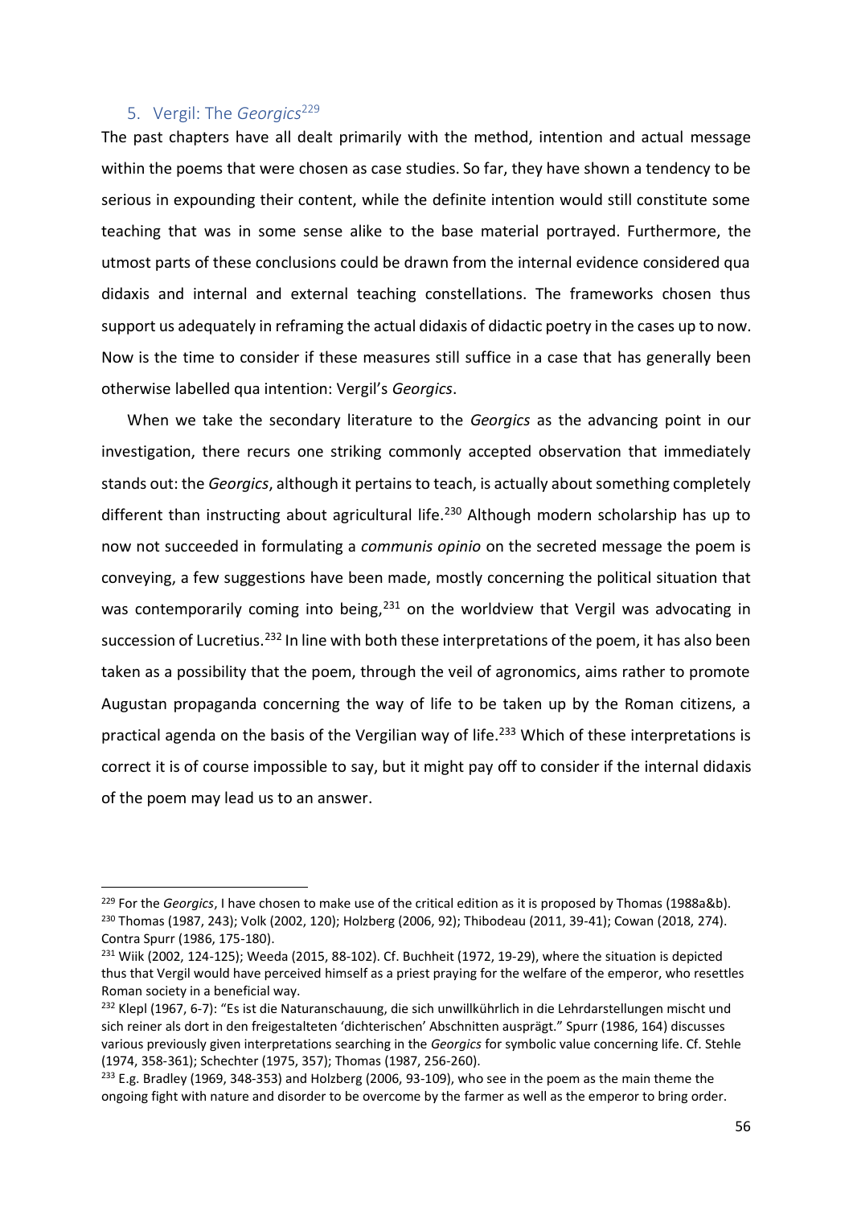## 5. Vergil: The *Georgics*[229]

The past chapters have all dealt primarily with the method, intention and actual message within the poems that were chosen as case studies. So far, they have shown a tendency to be serious in expounding their content, while the definite intention would still constitute some teaching that was in some sense alike to the base material portrayed. Furthermore, the utmost parts of these conclusions could be drawn from the internal evidence considered qua didaxis and internal and external teaching constellations. The frameworks chosen thus support us adequately in reframing the actual didaxis of didactic poetry in the cases up to now. Now is the time to consider if these measures still suffice in a case that has generally been otherwise labelled qua intention: Vergil's *Georgics*.

When we take the secondary literature to the *Georgics* as the advancing point in our investigation, there recurs one striking commonly accepted observation that immediately stands out: the *Georgics*, although it pertains to teach, is actually about something completely different than instructing about agricultural life.[230] Although modern scholarship has up to now not succeeded in formulating a *communis opinio* on the secreted message the poem is conveying, a few suggestions have been made, mostly concerning the political situation that was contemporarily coming into being,[231] on the worldview that Vergil was advocating in succession of Lucretius.[232] In line with both these interpretations of the poem, it has also been taken as a possibility that the poem, through the veil of agronomics, aims rather to promote Augustan propaganda concerning the way of life to be taken up by the Roman citizens, a practical agenda on the basis of the Vergilian way of life.[233] Which of these interpretations is correct it is of course impossible to say, but it might pay off to consider if the internal didaxis of the poem may lead us to an answer.

---

[229] For the *Georgics*, I have chosen to make use of the critical edition as it is proposed by Thomas (1988a&b).

[230] Thomas (1987, 243); Volk (2002, 120); Holzberg (2006, 92); Thibodeau (2011, 39-41); Cowan (2018, 274). Contra Spurr (1986, 175-180).

[231] Wiik (2002, 124-125); Weeda (2015, 88-102). Cf. Buchheit (1972, 19-29), where the situation is depicted thus that Vergil would have perceived himself as a priest praying for the welfare of the emperor, who resettles Roman society in a beneficial way.

[232] Klepl (1967, 6-7): "Es ist die Naturanschauung, die sich unwillkührlich in die Lehrdarstellungen mischt und sich reiner als dort in den freigestalteten 'dichterischen' Abschnitten ausprägt." Spurr (1986, 164) discusses various previously given interpretations searching in the *Georgics* for symbolic value concerning life. Cf. Stehle (1974, 358-361); Schechter (1975, 357); Thomas (1987, 256-260).

[233] E.g. Bradley (1969, 348-353) and Holzberg (2006, 93-109), who see in the poem as the main theme the ongoing fight with nature and disorder to be overcome by the farmer as well as the emperor to bring order.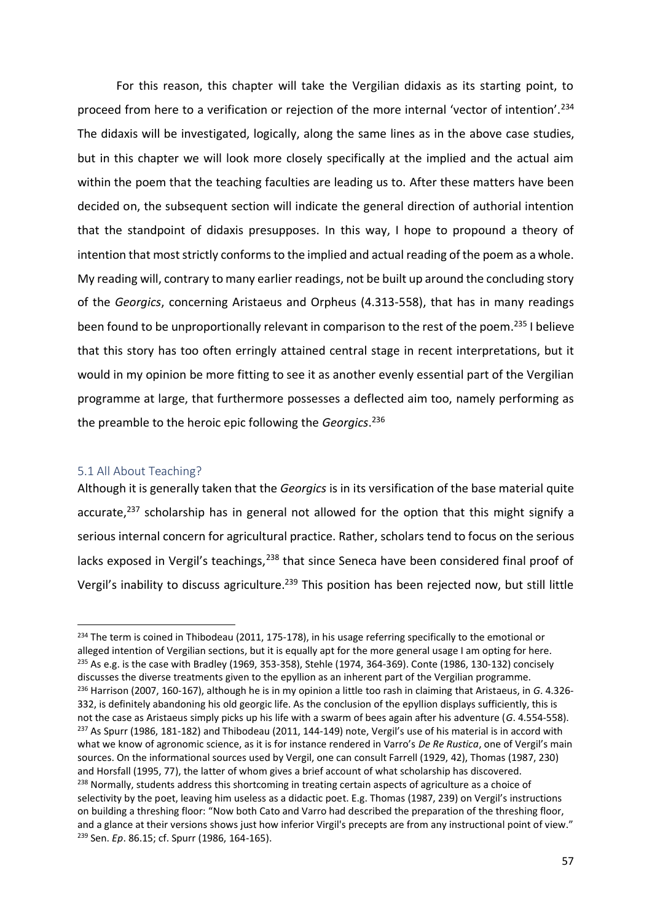For this reason, this chapter will take the Vergilian didaxis as its starting point, to proceed from here to a verification or rejection of the more internal 'vector of intention'.[234] The didaxis will be investigated, logically, along the same lines as in the above case studies, but in this chapter we will look more closely specifically at the implied and the actual aim within the poem that the teaching faculties are leading us to. After these matters have been decided on, the subsequent section will indicate the general direction of authorial intention that the standpoint of didaxis presupposes. In this way, I hope to propound a theory of intention that most strictly conforms to the implied and actual reading of the poem as a whole. My reading will, contrary to many earlier readings, not be built up around the concluding story of the *Georgics*, concerning Aristaeus and Orpheus (4.313-558), that has in many readings been found to be unproportionally relevant in comparison to the rest of the poem.[235] I believe that this story has too often erringly attained central stage in recent interpretations, but it would in my opinion be more fitting to see it as another evenly essential part of the Vergilian programme at large, that furthermore possesses a deflected aim too, namely performing as the preamble to the heroic epic following the *Georgics*.[236]

## 5.1 All About Teaching?

Although it is generally taken that the *Georgics* is in its versification of the base material quite accurate,[237] scholarship has in general not allowed for the option that this might signify a serious internal concern for agricultural practice. Rather, scholars tend to focus on the serious lacks exposed in Vergil's teachings,[238] that since Seneca have been considered final proof of Vergil's inability to discuss agriculture.[239] This position has been rejected now, but still little

---

[234] The term is coined in Thibodeau (2011, 175-178), in his usage referring specifically to the emotional or alleged intention of Vergilian sections, but it is equally apt for the more general usage I am opting for here.

[235] As e.g. is the case with Bradley (1969, 353-358), Stehle (1974, 364-369). Conte (1986, 130-132) concisely discusses the diverse treatments given to the epyllion as an inherent part of the Vergilian programme.

[236] Harrison (2007, 160-167), although he is in my opinion a little too rash in claiming that Aristaeus, in *G*. 4.326-332, is definitely abandoning his old georgic life. As the conclusion of the epyllion displays sufficiently, this is not the case as Aristaeus simply picks up his life with a swarm of bees again after his adventure (*G*. 4.554-558).

[237] As Spurr (1986, 181-182) and Thibodeau (2011, 144-149) note, Vergil's use of his material is in accord with what we know of agronomic science, as it is for instance rendered in Varro's *De Re Rustica*, one of Vergil's main sources. On the informational sources used by Vergil, one can consult Farrell (1929, 42), Thomas (1987, 230) and Horsfall (1995, 77), the latter of whom gives a brief account of what scholarship has discovered.

[238] Normally, students address this shortcoming in treating certain aspects of agriculture as a choice of selectivity by the poet, leaving him useless as a didactic poet. E.g. Thomas (1987, 239) on Vergil's instructions on building a threshing floor: "Now both Cato and Varro had described the preparation of the threshing floor, and a glance at their versions shows just how inferior Virgil's precepts are from any instructional point of view."

[239] Sen. *Ep*. 86.15; cf. Spurr (1986, 164-165).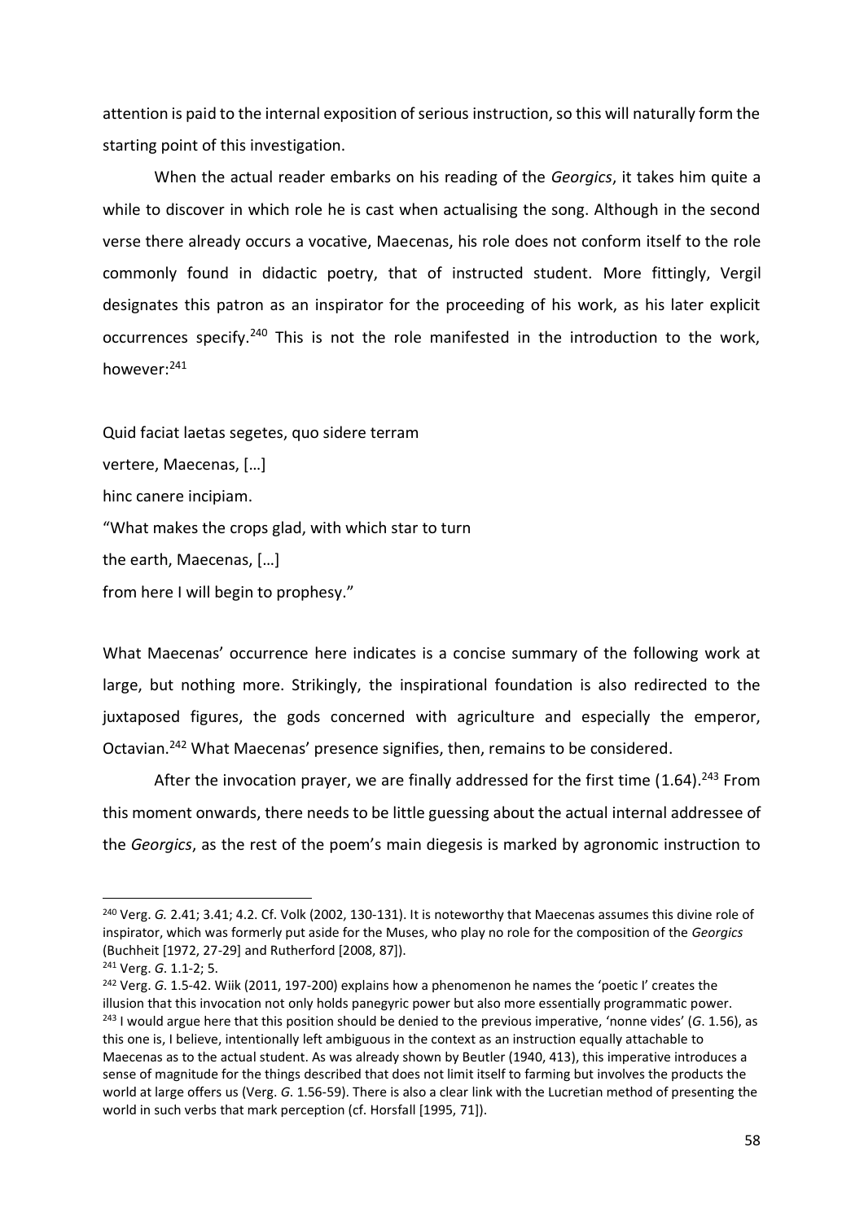attention is paid to the internal exposition of serious instruction, so this will naturally form the starting point of this investigation.

When the actual reader embarks on his reading of the *Georgics*, it takes him quite a while to discover in which role he is cast when actualising the song. Although in the second verse there already occurs a vocative, Maecenas, his role does not conform itself to the role commonly found in didactic poetry, that of instructed student. More fittingly, Vergil designates this patron as an inspirator for the proceeding of his work, as his later explicit occurrences specify.[240] This is not the role manifested in the introduction to the work, however:[241]

Quid faciat laetas segetes, quo sidere terram
vertere, Maecenas, […]
hinc canere incipiam.
"What makes the crops glad, with which star to turn
the earth, Maecenas, […]
from here I will begin to prophesy."

What Maecenas' occurrence here indicates is a concise summary of the following work at large, but nothing more. Strikingly, the inspirational foundation is also redirected to the juxtaposed figures, the gods concerned with agriculture and especially the emperor, Octavian.[242] What Maecenas' presence signifies, then, remains to be considered.

After the invocation prayer, we are finally addressed for the first time (1.64).[243] From this moment onwards, there needs to be little guessing about the actual internal addressee of the *Georgics*, as the rest of the poem's main diegesis is marked by agronomic instruction to

---

[240] Verg. *G.* 2.41; 3.41; 4.2. Cf. Volk (2002, 130-131). It is noteworthy that Maecenas assumes this divine role of inspirator, which was formerly put aside for the Muses, who play no role for the composition of the *Georgics* (Buchheit [1972, 27-29] and Rutherford [2008, 87]).

[241] Verg. *G.* 1.1-2; 5.

[242] Verg. *G.* 1.5-42. Wiik (2011, 197-200) explains how a phenomenon he names the 'poetic I' creates the illusion that this invocation not only holds panegyric power but also more essentially programmatic power.

[243] I would argue here that this position should be denied to the previous imperative, 'nonne vides' (*G.* 1.56), as this one is, I believe, intentionally left ambiguous in the context as an instruction equally attachable to Maecenas as to the actual student. As was already shown by Beutler (1940, 413), this imperative introduces a sense of magnitude for the things described that does not limit itself to farming but involves the products the world at large offers us (Verg. *G.* 1.56-59). There is also a clear link with the Lucretian method of presenting the world in such verbs that mark perception (cf. Horsfall [1995, 71]).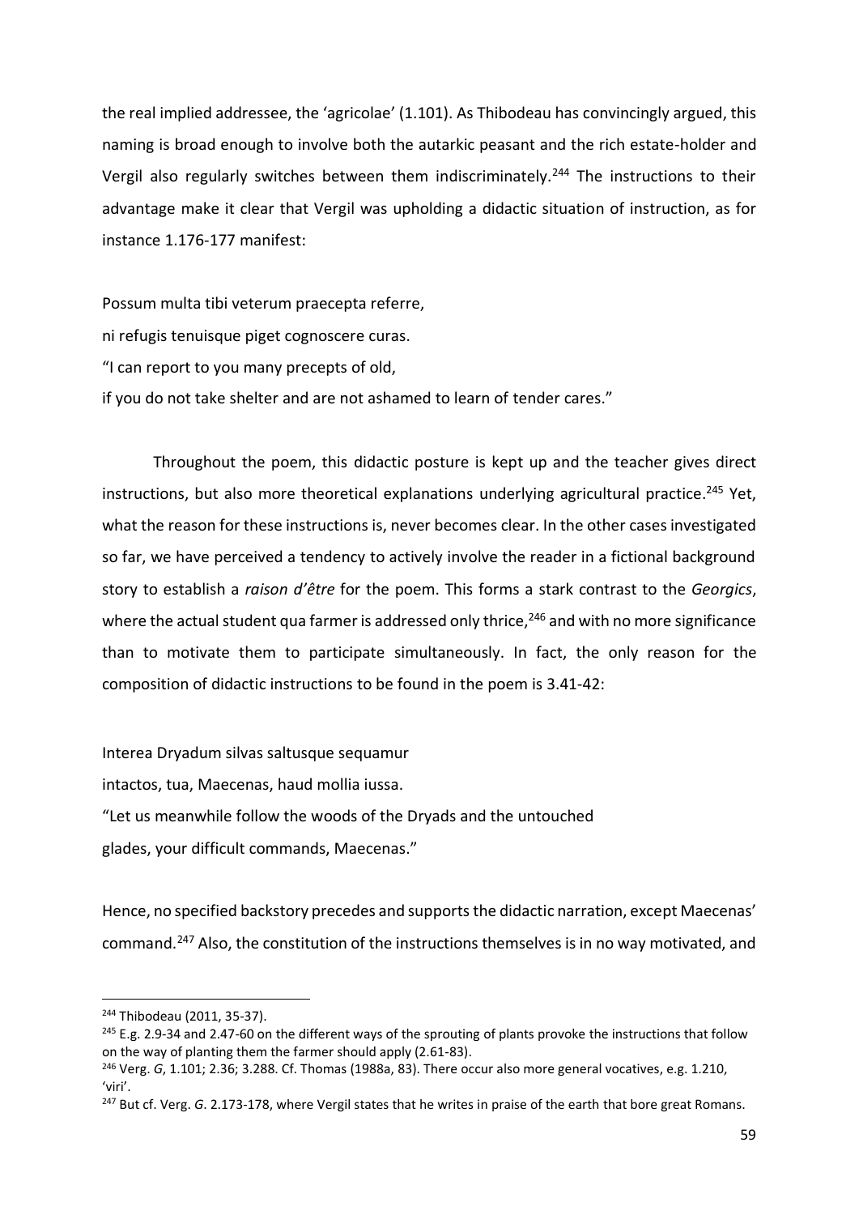the real implied addressee, the 'agricolae' (1.101). As Thibodeau has convincingly argued, this naming is broad enough to involve both the autarkic peasant and the rich estate-holder and Vergil also regularly switches between them indiscriminately.[244] The instructions to their advantage make it clear that Vergil was upholding a didactic situation of instruction, as for instance 1.176-177 manifest:

Possum multa tibi veterum praecepta referre,
ni refugis tenuisque piget cognoscere curas.
"I can report to you many precepts of old,
if you do not take shelter and are not ashamed to learn of tender cares."

Throughout the poem, this didactic posture is kept up and the teacher gives direct instructions, but also more theoretical explanations underlying agricultural practice.[245] Yet, what the reason for these instructions is, never becomes clear. In the other cases investigated so far, we have perceived a tendency to actively involve the reader in a fictional background story to establish a *raison d'être* for the poem. This forms a stark contrast to the *Georgics*, where the actual student qua farmer is addressed only thrice,[246] and with no more significance than to motivate them to participate simultaneously. In fact, the only reason for the composition of didactic instructions to be found in the poem is 3.41-42:

Interea Dryadum silvas saltusque sequamur
intactos, tua, Maecenas, haud mollia iussa.
"Let us meanwhile follow the woods of the Dryads and the untouched
glades, your difficult commands, Maecenas."

Hence, no specified backstory precedes and supports the didactic narration, except Maecenas' command.[247] Also, the constitution of the instructions themselves is in no way motivated, and

---

[244] Thibodeau (2011, 35-37).

[245] E.g. 2.9-34 and 2.47-60 on the different ways of the sprouting of plants provoke the instructions that follow on the way of planting them the farmer should apply (2.61-83).

[246] Verg. *G*, 1.101; 2.36; 3.288. Cf. Thomas (1988a, 83). There occur also more general vocatives, e.g. 1.210, 'viri'.

[247] But cf. Verg. *G*. 2.173-178, where Vergil states that he writes in praise of the earth that bore great Romans.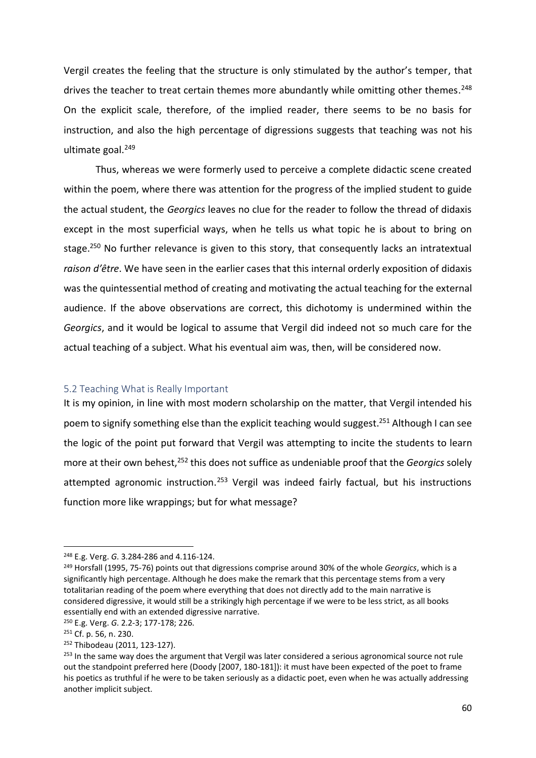Vergil creates the feeling that the structure is only stimulated by the author's temper, that drives the teacher to treat certain themes more abundantly while omitting other themes.[248] On the explicit scale, therefore, of the implied reader, there seems to be no basis for instruction, and also the high percentage of digressions suggests that teaching was not his ultimate goal.[249]

Thus, whereas we were formerly used to perceive a complete didactic scene created within the poem, where there was attention for the progress of the implied student to guide the actual student, the *Georgics* leaves no clue for the reader to follow the thread of didaxis except in the most superficial ways, when he tells us what topic he is about to bring on stage.[250] No further relevance is given to this story, that consequently lacks an intratextual *raison d'être*. We have seen in the earlier cases that this internal orderly exposition of didaxis was the quintessential method of creating and motivating the actual teaching for the external audience. If the above observations are correct, this dichotomy is undermined within the *Georgics*, and it would be logical to assume that Vergil did indeed not so much care for the actual teaching of a subject. What his eventual aim was, then, will be considered now.

## 5.2 Teaching What is Really Important

It is my opinion, in line with most modern scholarship on the matter, that Vergil intended his poem to signify something else than the explicit teaching would suggest.[251] Although I can see the logic of the point put forward that Vergil was attempting to incite the students to learn more at their own behest,[252] this does not suffice as undeniable proof that the *Georgics* solely attempted agronomic instruction.[253] Vergil was indeed fairly factual, but his instructions function more like wrappings; but for what message?

---

[248] E.g. Verg. *G.* 3.284-286 and 4.116-124.

[249] Horsfall (1995, 75-76) points out that digressions comprise around 30% of the whole *Georgics*, which is a significantly high percentage. Although he does make the remark that this percentage stems from a very totalitarian reading of the poem where everything that does not directly add to the main narrative is considered digressive, it would still be a strikingly high percentage if we were to be less strict, as all books essentially end with an extended digressive narrative.

[250] E.g. Verg. *G.* 2.2-3; 177-178; 226.

[251] Cf. p. 56, n. 230.

[252] Thibodeau (2011, 123-127).

[253] In the same way does the argument that Vergil was later considered a serious agronomical source not rule out the standpoint preferred here (Doody [2007, 180-181]): it must have been expected of the poet to frame his poetics as truthful if he were to be taken seriously as a didactic poet, even when he was actually addressing another implicit subject.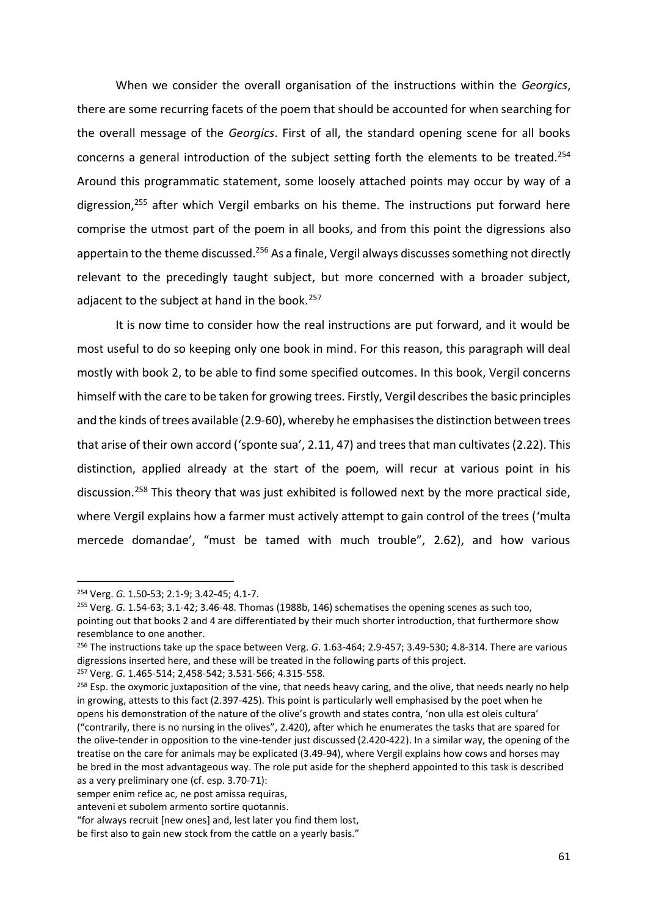When we consider the overall organisation of the instructions within the *Georgics*, there are some recurring facets of the poem that should be accounted for when searching for the overall message of the *Georgics*. First of all, the standard opening scene for all books concerns a general introduction of the subject setting forth the elements to be treated.[254] Around this programmatic statement, some loosely attached points may occur by way of a digression,[255] after which Vergil embarks on his theme. The instructions put forward here comprise the utmost part of the poem in all books, and from this point the digressions also appertain to the theme discussed.[256] As a finale, Vergil always discusses something not directly relevant to the precedingly taught subject, but more concerned with a broader subject, adjacent to the subject at hand in the book.[257]

It is now time to consider how the real instructions are put forward, and it would be most useful to do so keeping only one book in mind. For this reason, this paragraph will deal mostly with book 2, to be able to find some specified outcomes. In this book, Vergil concerns himself with the care to be taken for growing trees. Firstly, Vergil describes the basic principles and the kinds of trees available (2.9-60), whereby he emphasises the distinction between trees that arise of their own accord ('sponte sua', 2.11, 47) and trees that man cultivates (2.22). This distinction, applied already at the start of the poem, will recur at various point in his discussion.[258] This theory that was just exhibited is followed next by the more practical side, where Vergil explains how a farmer must actively attempt to gain control of the trees ('multa mercede domandae', "must be tamed with much trouble", 2.62), and how various

---

[254] Verg. *G*. 1.50-53; 2.1-9; 3.42-45; 4.1-7.

[255] Verg. *G*. 1.54-63; 3.1-42; 3.46-48. Thomas (1988b, 146) schematises the opening scenes as such too, pointing out that books 2 and 4 are differentiated by their much shorter introduction, that furthermore show resemblance to one another.

[256] The instructions take up the space between Verg. *G*. 1.63-464; 2.9-457; 3.49-530; 4.8-314. There are various digressions inserted here, and these will be treated in the following parts of this project.

[257] Verg. *G*. 1.465-514; 2,458-542; 3.531-566; 4.315-558.

[258] Esp. the oxymoric juxtaposition of the vine, that needs heavy caring, and the olive, that needs nearly no help in growing, attests to this fact (2.397-425). This point is particularly well emphasised by the poet when he opens his demonstration of the nature of the olive's growth and states contra, 'non ulla est oleis cultura' ("contrarily, there is no nursing in the olives", 2.420), after which he enumerates the tasks that are spared for the olive-tender in opposition to the vine-tender just discussed (2.420-422). In a similar way, the opening of the treatise on the care for animals may be explicated (3.49-94), where Vergil explains how cows and horses may be bred in the most advantageous way. The role put aside for the shepherd appointed to this task is described as a very preliminary one (cf. esp. 3.70-71):

semper enim refice ac, ne post amissa requiras,
anteveni et subolem armento sortire quotannis.

"for always recruit [new ones] and, lest later you find them lost,
be first also to gain new stock from the cattle on a yearly basis."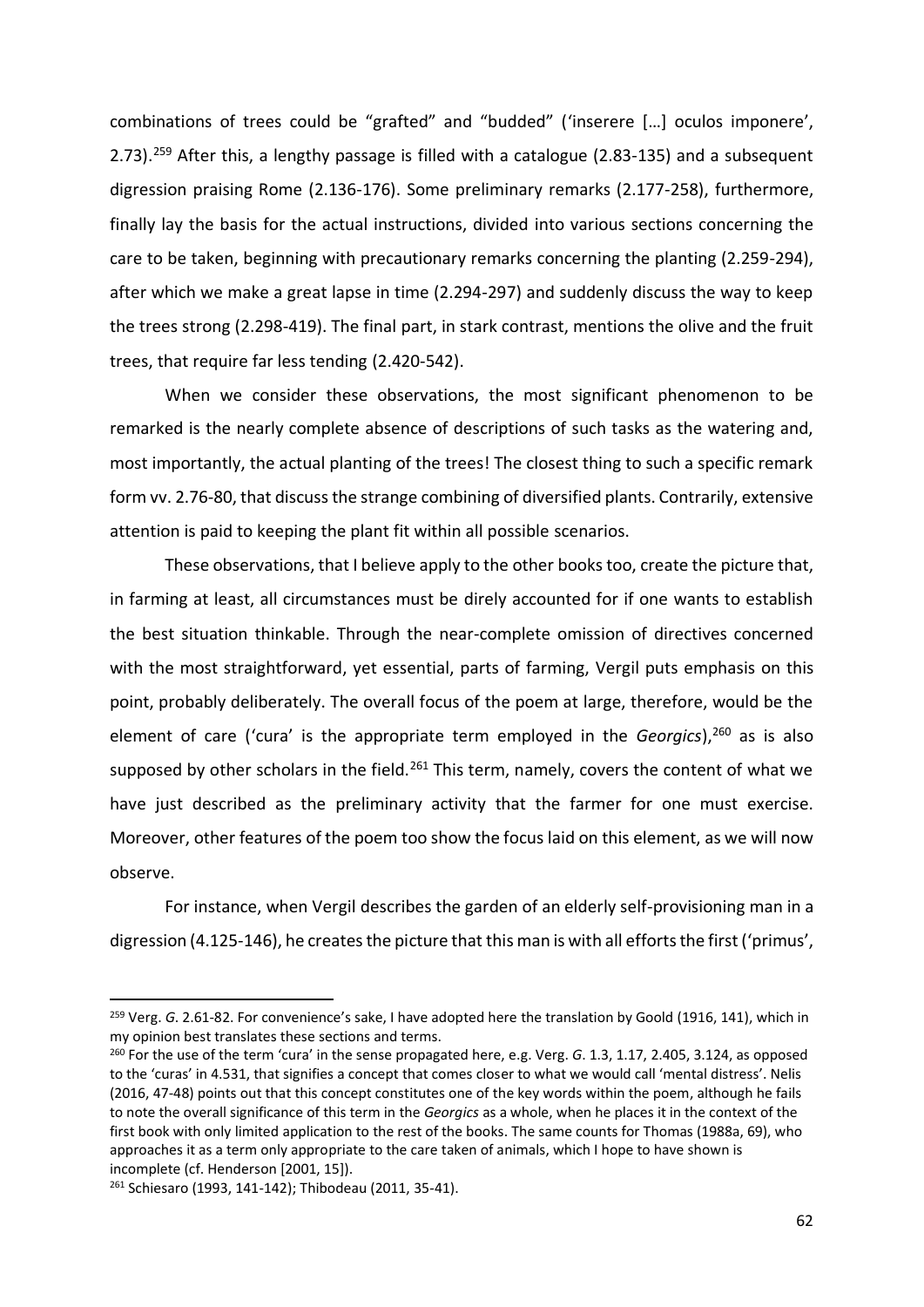combinations of trees could be "grafted" and "budded" ('inserere […] oculos imponere', 2.73).[259] After this, a lengthy passage is filled with a catalogue (2.83-135) and a subsequent digression praising Rome (2.136-176). Some preliminary remarks (2.177-258), furthermore, finally lay the basis for the actual instructions, divided into various sections concerning the care to be taken, beginning with precautionary remarks concerning the planting (2.259-294), after which we make a great lapse in time (2.294-297) and suddenly discuss the way to keep the trees strong (2.298-419). The final part, in stark contrast, mentions the olive and the fruit trees, that require far less tending (2.420-542).

When we consider these observations, the most significant phenomenon to be remarked is the nearly complete absence of descriptions of such tasks as the watering and, most importantly, the actual planting of the trees! The closest thing to such a specific remark form vv. 2.76-80, that discuss the strange combining of diversified plants. Contrarily, extensive attention is paid to keeping the plant fit within all possible scenarios.

These observations, that I believe apply to the other books too, create the picture that, in farming at least, all circumstances must be direly accounted for if one wants to establish the best situation thinkable. Through the near-complete omission of directives concerned with the most straightforward, yet essential, parts of farming, Vergil puts emphasis on this point, probably deliberately. The overall focus of the poem at large, therefore, would be the element of care ('cura' is the appropriate term employed in the *Georgics*),[260] as is also supposed by other scholars in the field.[261] This term, namely, covers the content of what we have just described as the preliminary activity that the farmer for one must exercise. Moreover, other features of the poem too show the focus laid on this element, as we will now observe.

For instance, when Vergil describes the garden of an elderly self-provisioning man in a digression (4.125-146), he creates the picture that this man is with all efforts the first ('primus',

---

[259] Verg. *G*. 2.61-82. For convenience's sake, I have adopted here the translation by Goold (1916, 141), which in my opinion best translates these sections and terms.

[260] For the use of the term 'cura' in the sense propagated here, e.g. Verg. *G*. 1.3, 1.17, 2.405, 3.124, as opposed to the 'curas' in 4.531, that signifies a concept that comes closer to what we would call 'mental distress'. Nelis (2016, 47-48) points out that this concept constitutes one of the key words within the poem, although he fails to note the overall significance of this term in the *Georgics* as a whole, when he places it in the context of the first book with only limited application to the rest of the books. The same counts for Thomas (1988a, 69), who approaches it as a term only appropriate to the care taken of animals, which I hope to have shown is incomplete (cf. Henderson [2001, 15]).

[261] Schiesaro (1993, 141-142); Thibodeau (2011, 35-41).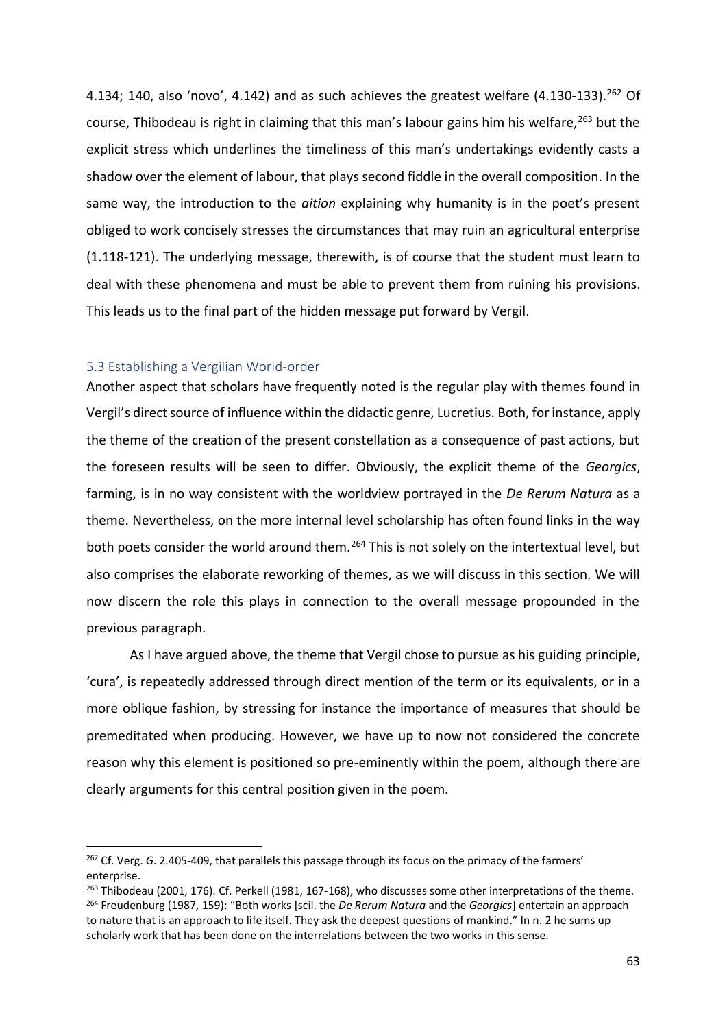4.134; 140, also 'novo', 4.142) and as such achieves the greatest welfare (4.130-133).[262] Of course, Thibodeau is right in claiming that this man's labour gains him his welfare,[263] but the explicit stress which underlines the timeliness of this man's undertakings evidently casts a shadow over the element of labour, that plays second fiddle in the overall composition. In the same way, the introduction to the *aition* explaining why humanity is in the poet's present obliged to work concisely stresses the circumstances that may ruin an agricultural enterprise (1.118-121). The underlying message, therewith, is of course that the student must learn to deal with these phenomena and must be able to prevent them from ruining his provisions. This leads us to the final part of the hidden message put forward by Vergil.

### 5.3 Establishing a Vergilian World-order

Another aspect that scholars have frequently noted is the regular play with themes found in Vergil's direct source of influence within the didactic genre, Lucretius. Both, for instance, apply the theme of the creation of the present constellation as a consequence of past actions, but the foreseen results will be seen to differ. Obviously, the explicit theme of the *Georgics*, farming, is in no way consistent with the worldview portrayed in the *De Rerum Natura* as a theme. Nevertheless, on the more internal level scholarship has often found links in the way both poets consider the world around them.[264] This is not solely on the intertextual level, but also comprises the elaborate reworking of themes, as we will discuss in this section. We will now discern the role this plays in connection to the overall message propounded in the previous paragraph.

As I have argued above, the theme that Vergil chose to pursue as his guiding principle, 'cura', is repeatedly addressed through direct mention of the term or its equivalents, or in a more oblique fashion, by stressing for instance the importance of measures that should be premeditated when producing. However, we have up to now not considered the concrete reason why this element is positioned so pre-eminently within the poem, although there are clearly arguments for this central position given in the poem.

---

[262] Cf. Verg. *G*. 2.405-409, that parallels this passage through its focus on the primacy of the farmers' enterprise.

[263] Thibodeau (2001, 176). Cf. Perkell (1981, 167-168), who discusses some other interpretations of the theme.

[264] Freudenburg (1987, 159): "Both works [scil. the *De Rerum Natura* and the *Georgics*] entertain an approach to nature that is an approach to life itself. They ask the deepest questions of mankind." In n. 2 he sums up scholarly work that has been done on the interrelations between the two works in this sense.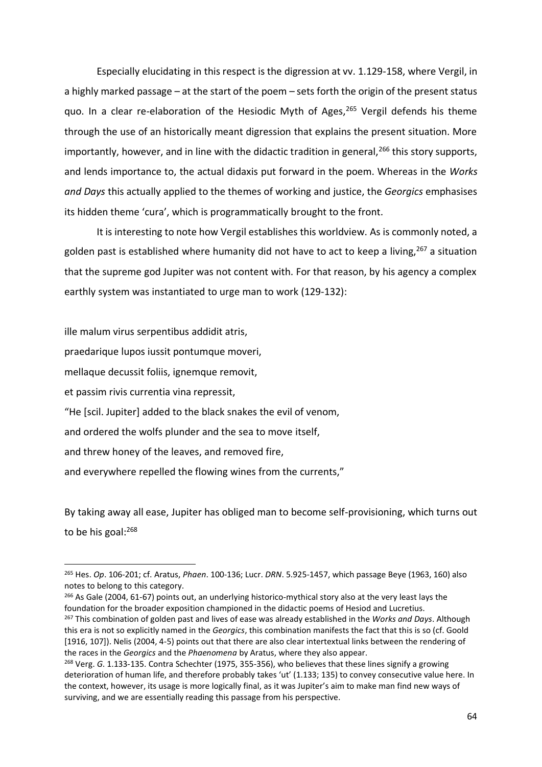Especially elucidating in this respect is the digression at vv. 1.129-158, where Vergil, in a highly marked passage – at the start of the poem – sets forth the origin of the present status quo. In a clear re-elaboration of the Hesiodic Myth of Ages,[265] Vergil defends his theme through the use of an historically meant digression that explains the present situation. More importantly, however, and in line with the didactic tradition in general,[266] this story supports, and lends importance to, the actual didaxis put forward in the poem. Whereas in the *Works and Days* this actually applied to the themes of working and justice, the *Georgics* emphasises its hidden theme 'cura', which is programmatically brought to the front.

It is interesting to note how Vergil establishes this worldview. As is commonly noted, a golden past is established where humanity did not have to act to keep a living,[267] a situation that the supreme god Jupiter was not content with. For that reason, by his agency a complex earthly system was instantiated to urge man to work (129-132):

ille malum virus serpentibus addidit atris,
praedarique lupos iussit pontumque moveri,
mellaque decussit foliis, ignemque removit,
et passim rivis currentia vina repressit,
"He [scil. Jupiter] added to the black snakes the evil of venom,
and ordered the wolfs plunder and the sea to move itself,
and threw honey of the leaves, and removed fire,
and everywhere repelled the flowing wines from the currents,"

By taking away all ease, Jupiter has obliged man to become self-provisioning, which turns out to be his goal:[268]

---

[265] Hes. *Op*. 106-201; cf. Aratus, *Phaen*. 100-136; Lucr. *DRN*. 5.925-1457, which passage Beye (1963, 160) also notes to belong to this category.

[266] As Gale (2004, 61-67) points out, an underlying historico-mythical story also at the very least lays the foundation for the broader exposition championed in the didactic poems of Hesiod and Lucretius.

[267] This combination of golden past and lives of ease was already established in the *Works and Days*. Although this era is not so explicitly named in the *Georgics*, this combination manifests the fact that this is so (cf. Goold [1916, 107]). Nelis (2004, 4-5) points out that there are also clear intertextual links between the rendering of the races in the *Georgics* and the *Phaenomena* by Aratus, where they also appear.

[268] Verg. *G*. 1.133-135. Contra Schechter (1975, 355-356), who believes that these lines signify a growing deterioration of human life, and therefore probably takes 'ut' (1.133; 135) to convey consecutive value here. In the context, however, its usage is more logically final, as it was Jupiter's aim to make man find new ways of surviving, and we are essentially reading this passage from his perspective.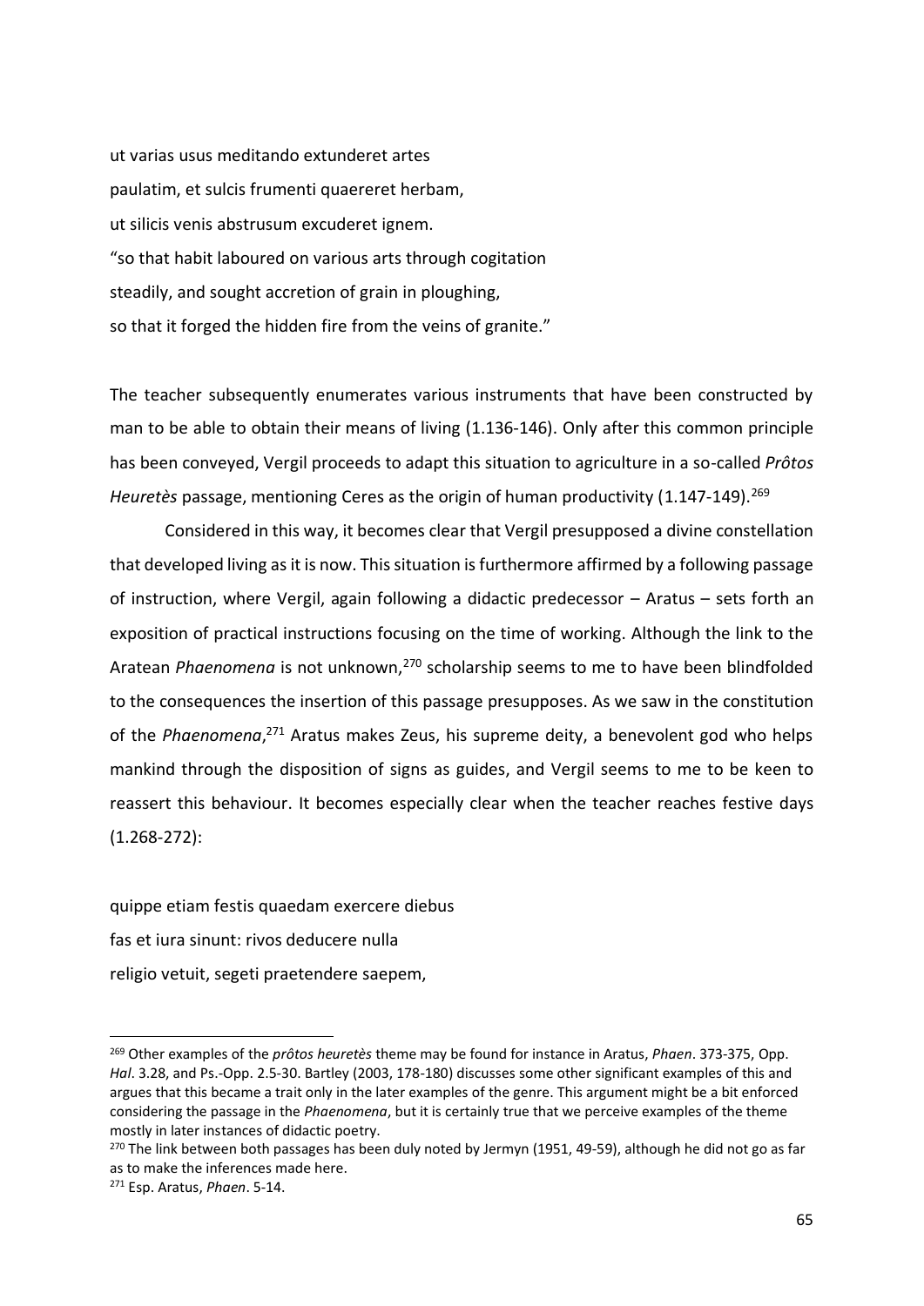ut varias usus meditando extunderet artes
paulatim, et sulcis frumenti quaereret herbam,
ut silicis venis abstrusum excuderet ignem.
"so that habit laboured on various arts through cogitation
steadily, and sought accretion of grain in ploughing,
so that it forged the hidden fire from the veins of granite."

The teacher subsequently enumerates various instruments that have been constructed by man to be able to obtain their means of living (1.136-146). Only after this common principle has been conveyed, Vergil proceeds to adapt this situation to agriculture in a so-called *Prôtos Heuretès* passage, mentioning Ceres as the origin of human productivity (1.147-149).[269]

Considered in this way, it becomes clear that Vergil presupposed a divine constellation that developed living as it is now. This situation is furthermore affirmed by a following passage of instruction, where Vergil, again following a didactic predecessor – Aratus – sets forth an exposition of practical instructions focusing on the time of working. Although the link to the Aratean *Phaenomena* is not unknown,[270] scholarship seems to me to have been blindfolded to the consequences the insertion of this passage presupposes. As we saw in the constitution of the *Phaenomena*,[271] Aratus makes Zeus, his supreme deity, a benevolent god who helps mankind through the disposition of signs as guides, and Vergil seems to me to be keen to reassert this behaviour. It becomes especially clear when the teacher reaches festive days (1.268-272):

quippe etiam festis quaedam exercere diebus
fas et iura sinunt: rivos deducere nulla
religio vetuit, segeti praetendere saepem,

---

[269] Other examples of the *prôtos heuretès* theme may be found for instance in Aratus, *Phaen*. 373-375, Opp. *Hal*. 3.28, and Ps.-Opp. 2.5-30. Bartley (2003, 178-180) discusses some other significant examples of this and argues that this became a trait only in the later examples of the genre. This argument might be a bit enforced considering the passage in the *Phaenomena*, but it is certainly true that we perceive examples of the theme mostly in later instances of didactic poetry.

[270] The link between both passages has been duly noted by Jermyn (1951, 49-59), although he did not go as far as to make the inferences made here.

[271] Esp. Aratus, *Phaen*. 5-14.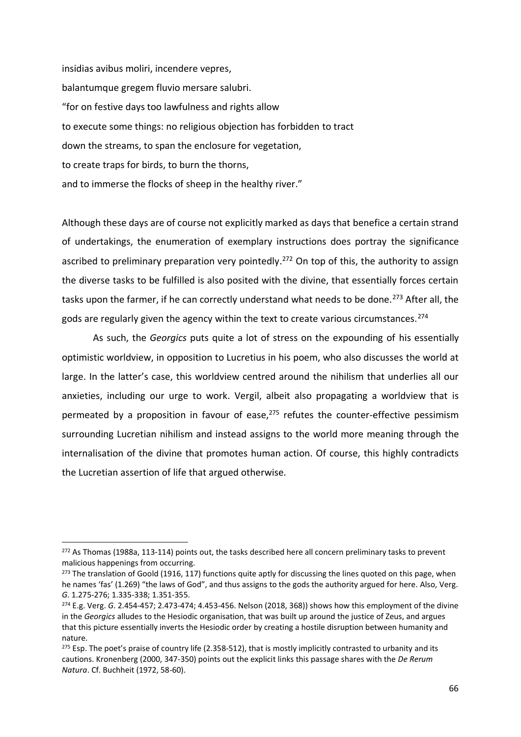insidias avibus moliri, incendere vepres,

balantumque gregem fluvio mersare salubri.

"for on festive days too lawfulness and rights allow

to execute some things: no religious objection has forbidden to tract

down the streams, to span the enclosure for vegetation,

to create traps for birds, to burn the thorns,

and to immerse the flocks of sheep in the healthy river."

Although these days are of course not explicitly marked as days that benefice a certain strand of undertakings, the enumeration of exemplary instructions does portray the significance ascribed to preliminary preparation very pointedly.[272] On top of this, the authority to assign the diverse tasks to be fulfilled is also posited with the divine, that essentially forces certain tasks upon the farmer, if he can correctly understand what needs to be done.[273] After all, the gods are regularly given the agency within the text to create various circumstances.[274]

As such, the *Georgics* puts quite a lot of stress on the expounding of his essentially optimistic worldview, in opposition to Lucretius in his poem, who also discusses the world at large. In the latter's case, this worldview centred around the nihilism that underlies all our anxieties, including our urge to work. Vergil, albeit also propagating a worldview that is permeated by a proposition in favour of ease,[275] refutes the counter-effective pessimism surrounding Lucretian nihilism and instead assigns to the world more meaning through the internalisation of the divine that promotes human action. Of course, this highly contradicts the Lucretian assertion of life that argued otherwise.

---

[272] As Thomas (1988a, 113-114) points out, the tasks described here all concern preliminary tasks to prevent malicious happenings from occurring.

[273] The translation of Goold (1916, 117) functions quite aptly for discussing the lines quoted on this page, when he names 'fas' (1.269) "the laws of God", and thus assigns to the gods the authority argued for here. Also, Verg. *G.* 1.275-276; 1.335-338; 1.351-355.

[274] E.g. Verg. *G*. 2.454-457; 2.473-474; 4.453-456. Nelson (2018, 368)) shows how this employment of the divine in the *Georgics* alludes to the Hesiodic organisation, that was built up around the justice of Zeus, and argues that this picture essentially inverts the Hesiodic order by creating a hostile disruption between humanity and nature.

[275] Esp. The poet's praise of country life (2.358-512), that is mostly implicitly contrasted to urbanity and its cautions. Kronenberg (2000, 347-350) points out the explicit links this passage shares with the *De Rerum Natura*. Cf. Buchheit (1972, 58-60).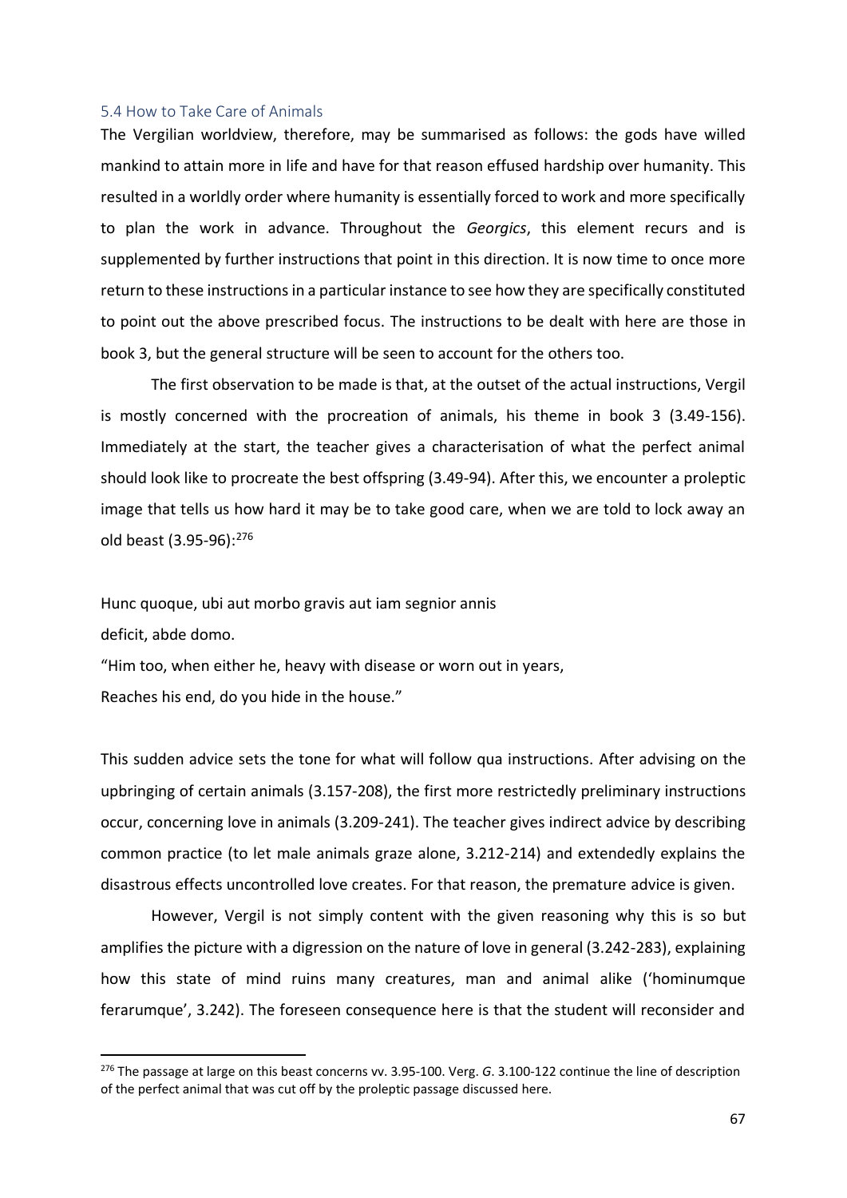### 5.4 How to Take Care of Animals

The Vergilian worldview, therefore, may be summarised as follows: the gods have willed mankind to attain more in life and have for that reason effused hardship over humanity. This resulted in a worldly order where humanity is essentially forced to work and more specifically to plan the work in advance. Throughout the *Georgics*, this element recurs and is supplemented by further instructions that point in this direction. It is now time to once more return to these instructions in a particular instance to see how they are specifically constituted to point out the above prescribed focus. The instructions to be dealt with here are those in book 3, but the general structure will be seen to account for the others too.

The first observation to be made is that, at the outset of the actual instructions, Vergil is mostly concerned with the procreation of animals, his theme in book 3 (3.49-156). Immediately at the start, the teacher gives a characterisation of what the perfect animal should look like to procreate the best offspring (3.49-94). After this, we encounter a proleptic image that tells us how hard it may be to take good care, when we are told to lock away an old beast (3.95-96):[276]

Hunc quoque, ubi aut morbo gravis aut iam segnior annis
deficit, abde domo.
"Him too, when either he, heavy with disease or worn out in years,
Reaches his end, do you hide in the house."

This sudden advice sets the tone for what will follow qua instructions. After advising on the upbringing of certain animals (3.157-208), the first more restrictedly preliminary instructions occur, concerning love in animals (3.209-241). The teacher gives indirect advice by describing common practice (to let male animals graze alone, 3.212-214) and extendedly explains the disastrous effects uncontrolled love creates. For that reason, the premature advice is given.

However, Vergil is not simply content with the given reasoning why this is so but amplifies the picture with a digression on the nature of love in general (3.242-283), explaining how this state of mind ruins many creatures, man and animal alike ('hominumque ferarumque', 3.242). The foreseen consequence here is that the student will reconsider and

[276] The passage at large on this beast concerns vv. 3.95-100. Verg. *G*. 3.100-122 continue the line of description of the perfect animal that was cut off by the proleptic passage discussed here.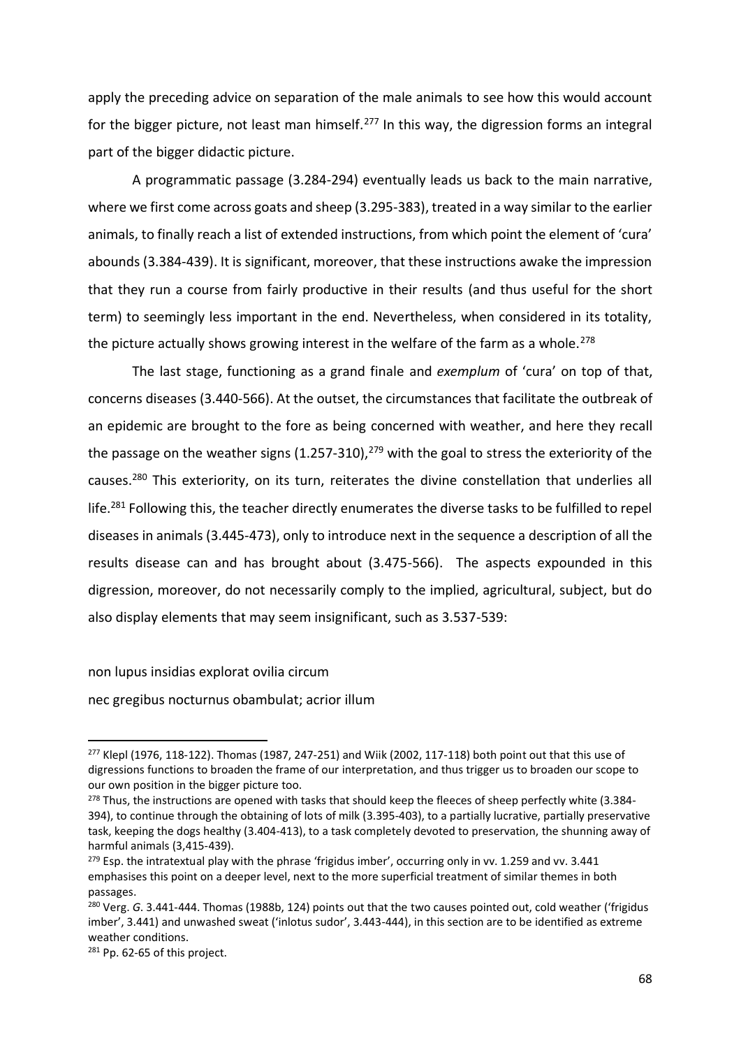apply the preceding advice on separation of the male animals to see how this would account for the bigger picture, not least man himself.[277] In this way, the digression forms an integral part of the bigger didactic picture.

A programmatic passage (3.284-294) eventually leads us back to the main narrative, where we first come across goats and sheep (3.295-383), treated in a way similar to the earlier animals, to finally reach a list of extended instructions, from which point the element of 'cura' abounds (3.384-439). It is significant, moreover, that these instructions awake the impression that they run a course from fairly productive in their results (and thus useful for the short term) to seemingly less important in the end. Nevertheless, when considered in its totality, the picture actually shows growing interest in the welfare of the farm as a whole.[278]

The last stage, functioning as a grand finale and *exemplum* of 'cura' on top of that, concerns diseases (3.440-566). At the outset, the circumstances that facilitate the outbreak of an epidemic are brought to the fore as being concerned with weather, and here they recall the passage on the weather signs (1.257-310),[279] with the goal to stress the exteriority of the causes.[280] This exteriority, on its turn, reiterates the divine constellation that underlies all life.[281] Following this, the teacher directly enumerates the diverse tasks to be fulfilled to repel diseases in animals (3.445-473), only to introduce next in the sequence a description of all the results disease can and has brought about (3.475-566). The aspects expounded in this digression, moreover, do not necessarily comply to the implied, agricultural, subject, but do also display elements that may seem insignificant, such as 3.537-539:

non lupus insidias explorat ovilia circum
nec gregibus nocturnus obambulat; acrior illum

---

[277] Klepl (1976, 118-122). Thomas (1987, 247-251) and Wiik (2002, 117-118) both point out that this use of digressions functions to broaden the frame of our interpretation, and thus trigger us to broaden our scope to our own position in the bigger picture too.

[278] Thus, the instructions are opened with tasks that should keep the fleeces of sheep perfectly white (3.384-394), to continue through the obtaining of lots of milk (3.395-403), to a partially lucrative, partially preservative task, keeping the dogs healthy (3.404-413), to a task completely devoted to preservation, the shunning away of harmful animals (3,415-439).

[279] Esp. the intratextual play with the phrase 'frigidus imber', occurring only in vv. 1.259 and vv. 3.441 emphasises this point on a deeper level, next to the more superficial treatment of similar themes in both passages.

[280] Verg. *G.* 3.441-444. Thomas (1988b, 124) points out that the two causes pointed out, cold weather ('frigidus imber', 3.441) and unwashed sweat ('inlotus sudor', 3.443-444), in this section are to be identified as extreme weather conditions.

[281] Pp. 62-65 of this project.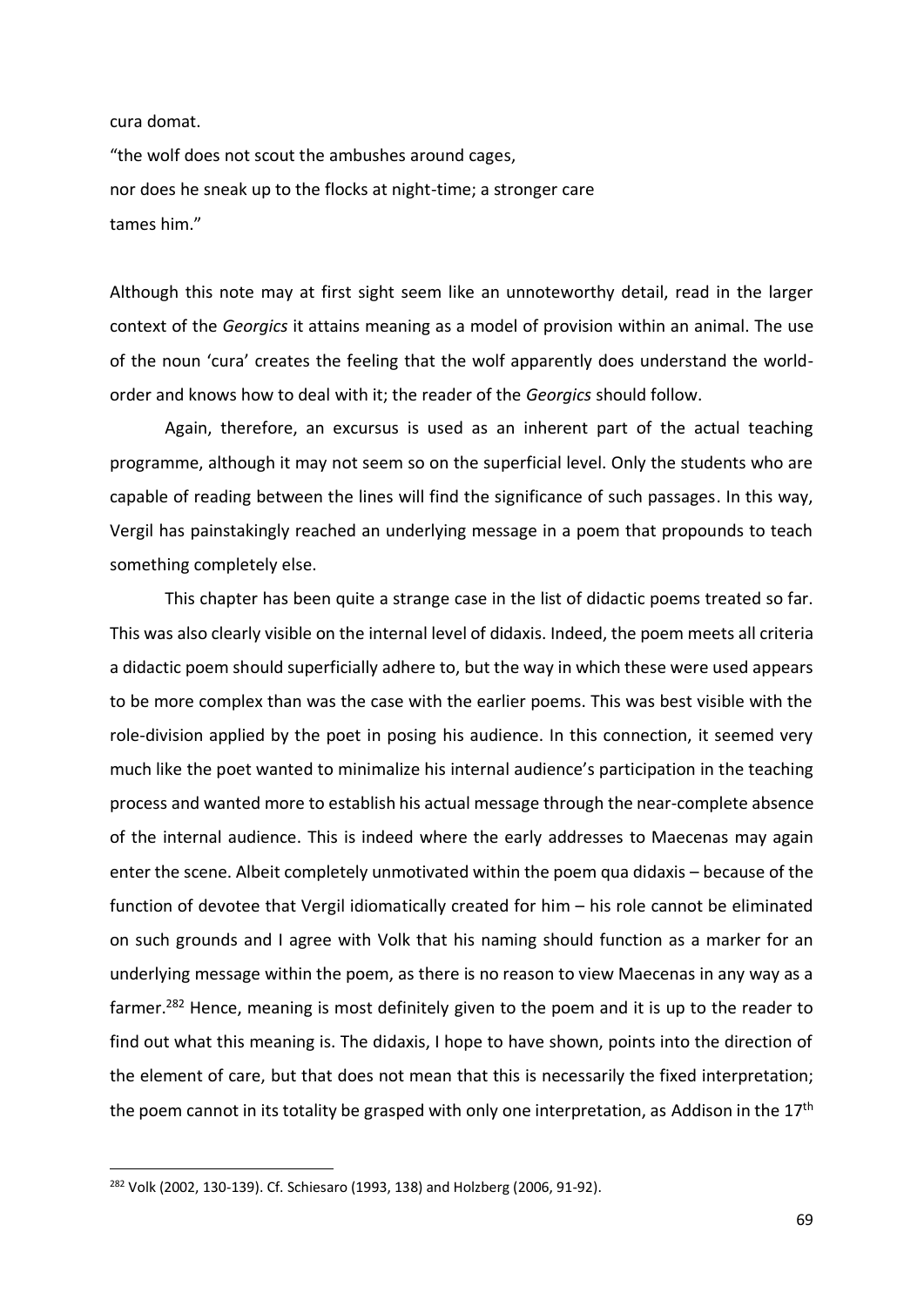cura domat.

"the wolf does not scout the ambushes around cages,
nor does he sneak up to the flocks at night-time; a stronger care
tames him."

Although this note may at first sight seem like an unnoteworthy detail, read in the larger context of the *Georgics* it attains meaning as a model of provision within an animal. The use of the noun 'cura' creates the feeling that the wolf apparently does understand the world-order and knows how to deal with it; the reader of the *Georgics* should follow.

Again, therefore, an excursus is used as an inherent part of the actual teaching programme, although it may not seem so on the superficial level. Only the students who are capable of reading between the lines will find the significance of such passages. In this way, Vergil has painstakingly reached an underlying message in a poem that propounds to teach something completely else.

This chapter has been quite a strange case in the list of didactic poems treated so far. This was also clearly visible on the internal level of didaxis. Indeed, the poem meets all criteria a didactic poem should superficially adhere to, but the way in which these were used appears to be more complex than was the case with the earlier poems. This was best visible with the role-division applied by the poet in posing his audience. In this connection, it seemed very much like the poet wanted to minimalize his internal audience's participation in the teaching process and wanted more to establish his actual message through the near-complete absence of the internal audience. This is indeed where the early addresses to Maecenas may again enter the scene. Albeit completely unmotivated within the poem qua didaxis – because of the function of devotee that Vergil idiomatically created for him – his role cannot be eliminated on such grounds and I agree with Volk that his naming should function as a marker for an underlying message within the poem, as there is no reason to view Maecenas in any way as a farmer.[282] Hence, meaning is most definitely given to the poem and it is up to the reader to find out what this meaning is. The didaxis, I hope to have shown, points into the direction of the element of care, but that does not mean that this is necessarily the fixed interpretation; the poem cannot in its totality be grasped with only one interpretation, as Addison in the 17th

[282] Volk (2002, 130-139). Cf. Schiesaro (1993, 138) and Holzberg (2006, 91-92).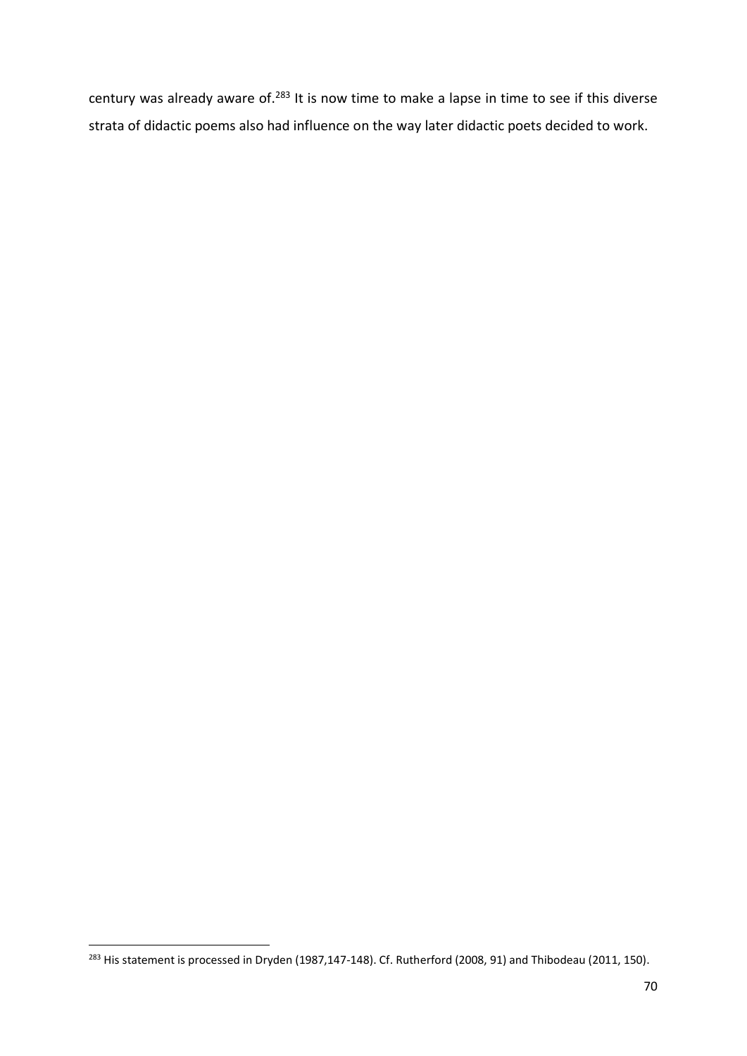century was already aware of.[283] It is now time to make a lapse in time to see if this diverse strata of didactic poems also had influence on the way later didactic poets decided to work.

[283] His statement is processed in Dryden (1987,147-148). Cf. Rutherford (2008, 91) and Thibodeau (2011, 150).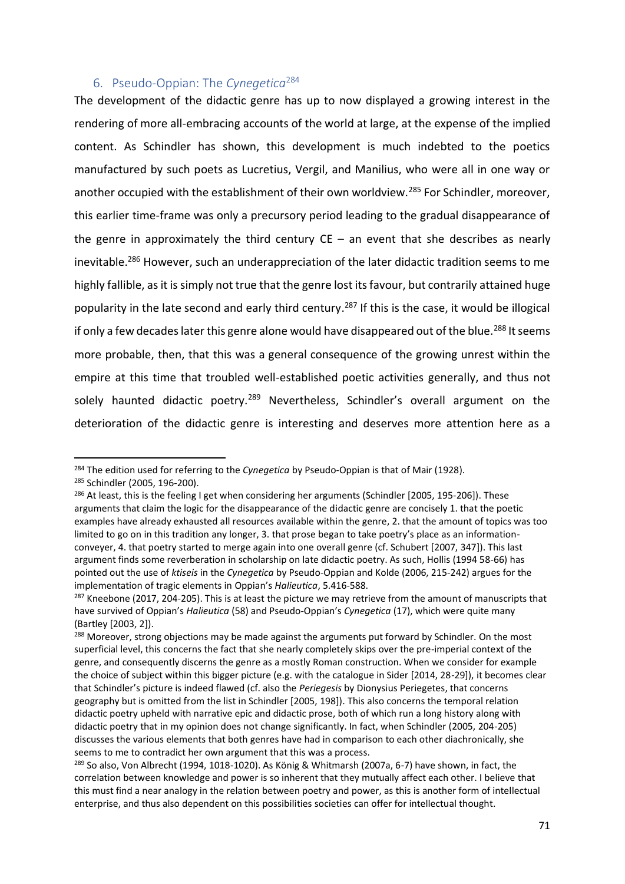## 6. Pseudo-Oppian: The *Cynegetica*[284]

The development of the didactic genre has up to now displayed a growing interest in the rendering of more all-embracing accounts of the world at large, at the expense of the implied content. As Schindler has shown, this development is much indebted to the poetics manufactured by such poets as Lucretius, Vergil, and Manilius, who were all in one way or another occupied with the establishment of their own worldview.[285] For Schindler, moreover, this earlier time-frame was only a precursory period leading to the gradual disappearance of the genre in approximately the third century CE – an event that she describes as nearly inevitable.[286] However, such an underappreciation of the later didactic tradition seems to me highly fallible, as it is simply not true that the genre lost its favour, but contrarily attained huge popularity in the late second and early third century.[287] If this is the case, it would be illogical if only a few decades later this genre alone would have disappeared out of the blue.[288] It seems more probable, then, that this was a general consequence of the growing unrest within the empire at this time that troubled well-established poetic activities generally, and thus not solely haunted didactic poetry.[289] Nevertheless, Schindler's overall argument on the deterioration of the didactic genre is interesting and deserves more attention here as a

---

[284] The edition used for referring to the *Cynegetica* by Pseudo-Oppian is that of Mair (1928).

[285] Schindler (2005, 196-200).

[286] At least, this is the feeling I get when considering her arguments (Schindler [2005, 195-206]). These arguments that claim the logic for the disappearance of the didactic genre are concisely 1. that the poetic examples have already exhausted all resources available within the genre, 2. that the amount of topics was too limited to go on in this tradition any longer, 3. that prose began to take poetry's place as an information-conveyer, 4. that poetry started to merge again into one overall genre (cf. Schubert [2007, 347]). This last argument finds some reverberation in scholarship on late didactic poetry. As such, Hollis (1994 58-66) has pointed out the use of *ktiseis* in the *Cynegetica* by Pseudo-Oppian and Kolde (2006, 215-242) argues for the implementation of tragic elements in Oppian's *Halieutica*, 5.416-588.

[287] Kneebone (2017, 204-205). This is at least the picture we may retrieve from the amount of manuscripts that have survived of Oppian's *Halieutica* (58) and Pseudo-Oppian's *Cynegetica* (17), which were quite many (Bartley [2003, 2]).

[288] Moreover, strong objections may be made against the arguments put forward by Schindler. On the most superficial level, this concerns the fact that she nearly completely skips over the pre-imperial context of the genre, and consequently discerns the genre as a mostly Roman construction. When we consider for example the choice of subject within this bigger picture (e.g. with the catalogue in Sider [2014, 28-29]), it becomes clear that Schindler's picture is indeed flawed (cf. also the *Periegesis* by Dionysius Periegetes, that concerns geography but is omitted from the list in Schindler [2005, 198]). This also concerns the temporal relation didactic poetry upheld with narrative epic and didactic prose, both of which run a long history along with didactic poetry that in my opinion does not change significantly. In fact, when Schindler (2005, 204-205) discusses the various elements that both genres have had in comparison to each other diachronically, she seems to me to contradict her own argument that this was a process.

[289] So also, Von Albrecht (1994, 1018-1020). As König & Whitmarsh (2007a, 6-7) have shown, in fact, the correlation between knowledge and power is so inherent that they mutually affect each other. I believe that this must find a near analogy in the relation between poetry and power, as this is another form of intellectual enterprise, and thus also dependent on this possibilities societies can offer for intellectual thought.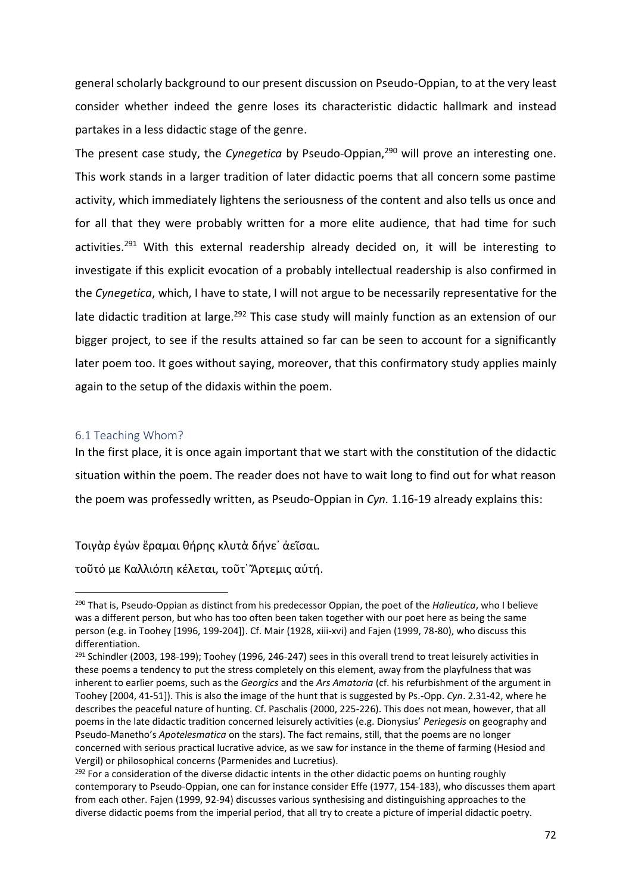general scholarly background to our present discussion on Pseudo-Oppian, to at the very least consider whether indeed the genre loses its characteristic didactic hallmark and instead partakes in a less didactic stage of the genre.

The present case study, the *Cynegetica* by Pseudo-Oppian,[290] will prove an interesting one. This work stands in a larger tradition of later didactic poems that all concern some pastime activity, which immediately lightens the seriousness of the content and also tells us once and for all that they were probably written for a more elite audience, that had time for such activities.[291] With this external readership already decided on, it will be interesting to investigate if this explicit evocation of a probably intellectual readership is also confirmed in the *Cynegetica*, which, I have to state, I will not argue to be necessarily representative for the late didactic tradition at large.[292] This case study will mainly function as an extension of our bigger project, to see if the results attained so far can be seen to account for a significantly later poem too. It goes without saying, moreover, that this confirmatory study applies mainly again to the setup of the didaxis within the poem.

### 6.1 Teaching Whom?

In the first place, it is once again important that we start with the constitution of the didactic situation within the poem. The reader does not have to wait long to find out for what reason the poem was professedly written, as Pseudo-Oppian in *Cyn.* 1.16-19 already explains this:

Τοιγὰρ ἐγὼν ἔραμαι θήρης κλυτὰ δήνε᾽ ἀεῖσαι.

τοῦτό με Καλλιόπη κέλεται, τοῦτ᾽ Ἄρτεμις αὐτή.

---

[290] That is, Pseudo-Oppian as distinct from his predecessor Oppian, the poet of the *Halieutica*, who I believe was a different person, but who has too often been taken together with our poet here as being the same person (e.g. in Toohey [1996, 199-204]). Cf. Mair (1928, xiii-xvi) and Fajen (1999, 78-80), who discuss this differentiation.

[291] Schindler (2003, 198-199); Toohey (1996, 246-247) sees in this overall trend to treat leisurely activities in these poems a tendency to put the stress completely on this element, away from the playfulness that was inherent to earlier poems, such as the *Georgics* and the *Ars Amatoria* (cf. his refurbishment of the argument in Toohey [2004, 41-51]). This is also the image of the hunt that is suggested by Ps.-Opp. *Cyn*. 2.31-42, where he describes the peaceful nature of hunting. Cf. Paschalis (2000, 225-226). This does not mean, however, that all poems in the late didactic tradition concerned leisurely activities (e.g. Dionysius' *Periegesis* on geography and Pseudo-Manetho's *Apotelesmatica* on the stars). The fact remains, still, that the poems are no longer concerned with serious practical lucrative advice, as we saw for instance in the theme of farming (Hesiod and Vergil) or philosophical concerns (Parmenides and Lucretius).

[292] For a consideration of the diverse didactic intents in the other didactic poems on hunting roughly contemporary to Pseudo-Oppian, one can for instance consider Effe (1977, 154-183), who discusses them apart from each other. Fajen (1999, 92-94) discusses various synthesising and distinguishing approaches to the diverse didactic poems from the imperial period, that all try to create a picture of imperial didactic poetry.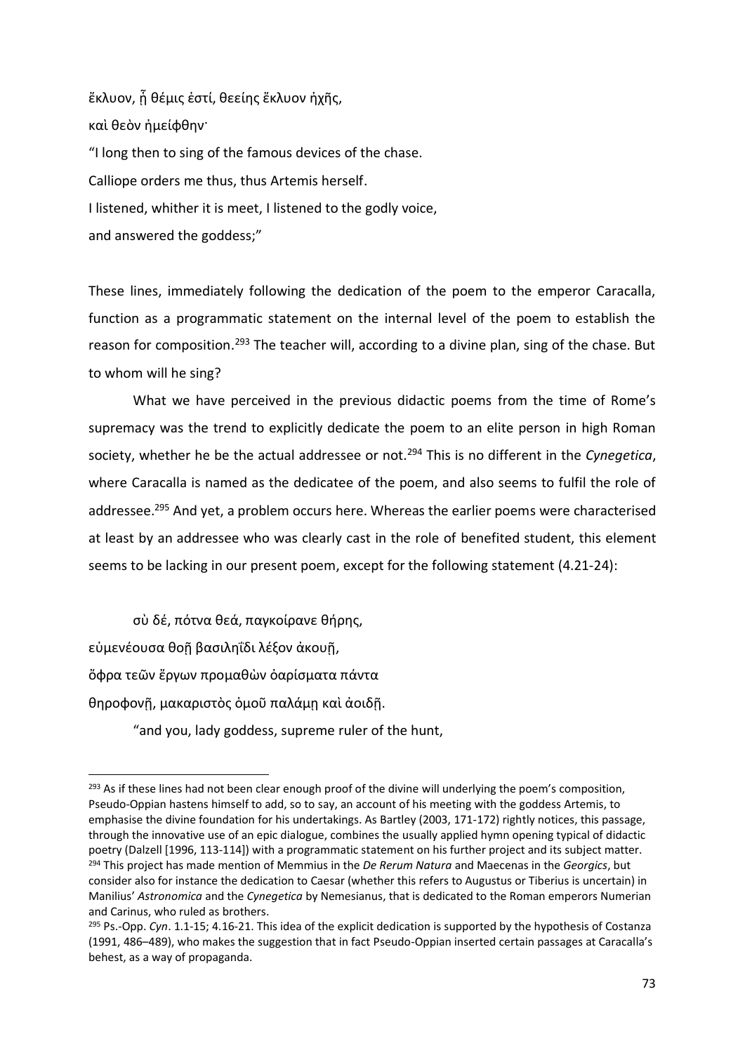ἔκλυον, ᾗ θέμις ἐστί, θεείης ἔκλυον ἠχῆς,

καὶ θεὸν ἠμείφθην·

"I long then to sing of the famous devices of the chase.

Calliope orders me thus, thus Artemis herself.

I listened, whither it is meet, I listened to the godly voice,

and answered the goddess;"

These lines, immediately following the dedication of the poem to the emperor Caracalla, function as a programmatic statement on the internal level of the poem to establish the reason for composition.[293] The teacher will, according to a divine plan, sing of the chase. But to whom will he sing?

What we have perceived in the previous didactic poems from the time of Rome's supremacy was the trend to explicitly dedicate the poem to an elite person in high Roman society, whether he be the actual addressee or not.[294] This is no different in the *Cynegetica*, where Caracalla is named as the dedicatee of the poem, and also seems to fulfil the role of addressee.[295] And yet, a problem occurs here. Whereas the earlier poems were characterised at least by an addressee who was clearly cast in the role of benefited student, this element seems to be lacking in our present poem, except for the following statement (4.21-24):

σὺ δέ, πότνα θεά, παγκοίρανε θήρης,

εὐμενέουσα θοῇ βασιληΐδι λέξον ἀκουῇ,

ὄφρα τεῶν ἔργων προμαθὼν ὀαρίσματα πάντα

θηροφονῇ, μακαριστὸς ὁμοῦ παλάμῃ καὶ ἀοιδῇ.

"and you, lady goddess, supreme ruler of the hunt,

---

[293] As if these lines had not been clear enough proof of the divine will underlying the poem's composition, Pseudo-Oppian hastens himself to add, so to say, an account of his meeting with the goddess Artemis, to emphasise the divine foundation for his undertakings. As Bartley (2003, 171-172) rightly notices, this passage, through the innovative use of an epic dialogue, combines the usually applied hymn opening typical of didactic poetry (Dalzell [1996, 113-114]) with a programmatic statement on his further project and its subject matter.

[294] This project has made mention of Memmius in the *De Rerum Natura* and Maecenas in the *Georgics*, but consider also for instance the dedication to Caesar (whether this refers to Augustus or Tiberius is uncertain) in Manilius' *Astronomica* and the *Cynegetica* by Nemesianus, that is dedicated to the Roman emperors Numerian and Carinus, who ruled as brothers.

[295] Ps.-Opp. *Cyn*. 1.1-15; 4.16-21. This idea of the explicit dedication is supported by the hypothesis of Costanza (1991, 486–489), who makes the suggestion that in fact Pseudo-Oppian inserted certain passages at Caracalla's behest, as a way of propaganda.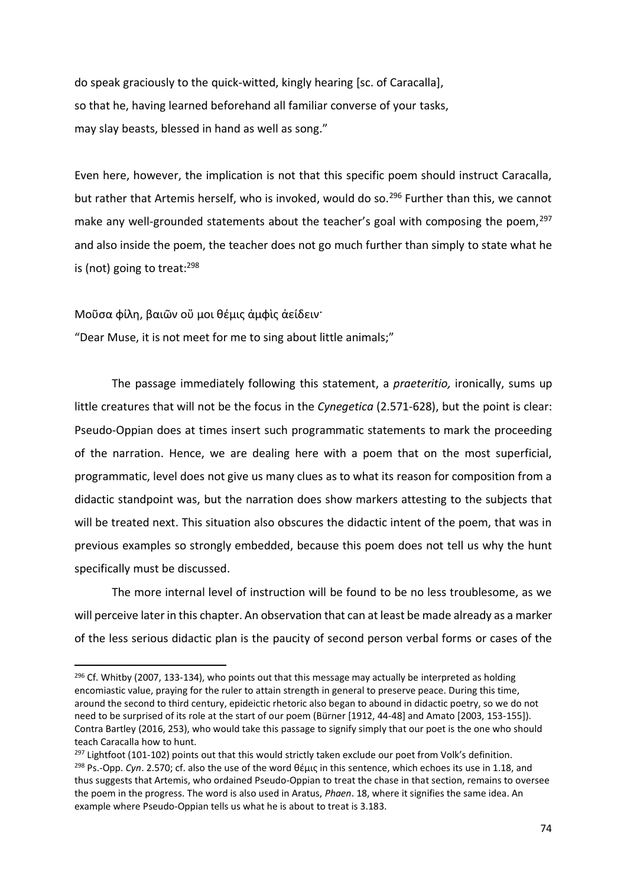do speak graciously to the quick-witted, kingly hearing [sc. of Caracalla],
so that he, having learned beforehand all familiar converse of your tasks,
may slay beasts, blessed in hand as well as song."

Even here, however, the implication is not that this specific poem should instruct Caracalla, but rather that Artemis herself, who is invoked, would do so.[296] Further than this, we cannot make any well-grounded statements about the teacher's goal with composing the poem,[297] and also inside the poem, the teacher does not go much further than simply to state what he is (not) going to treat:[298]

Μοῦσα φίλη, βαιῶν οὔ μοι θέμις ἀμφὶς ἀείδειν·
"Dear Muse, it is not meet for me to sing about little animals;"

The passage immediately following this statement, a *praeteritio,* ironically, sums up little creatures that will not be the focus in the *Cynegetica* (2.571-628), but the point is clear: Pseudo-Oppian does at times insert such programmatic statements to mark the proceeding of the narration. Hence, we are dealing here with a poem that on the most superficial, programmatic, level does not give us many clues as to what its reason for composition from a didactic standpoint was, but the narration does show markers attesting to the subjects that will be treated next. This situation also obscures the didactic intent of the poem, that was in previous examples so strongly embedded, because this poem does not tell us why the hunt specifically must be discussed.

The more internal level of instruction will be found to be no less troublesome, as we will perceive later in this chapter. An observation that can at least be made already as a marker of the less serious didactic plan is the paucity of second person verbal forms or cases of the

---

[296] Cf. Whitby (2007, 133-134), who points out that this message may actually be interpreted as holding encomiastic value, praying for the ruler to attain strength in general to preserve peace. During this time, around the second to third century, epideictic rhetoric also began to abound in didactic poetry, so we do not need to be surprised of its role at the start of our poem (Bürner [1912, 44-48] and Amato [2003, 153-155]). Contra Bartley (2016, 253), who would take this passage to signify simply that our poet is the one who should teach Caracalla how to hunt.

[297] Lightfoot (101-102) points out that this would strictly taken exclude our poet from Volk's definition.

[298] Ps.-Opp. *Cyn*. 2.570; cf. also the use of the word θέμις in this sentence, which echoes its use in 1.18, and thus suggests that Artemis, who ordained Pseudo-Oppian to treat the chase in that section, remains to oversee the poem in the progress. The word is also used in Aratus, *Phaen*. 18, where it signifies the same idea. An example where Pseudo-Oppian tells us what he is about to treat is 3.183.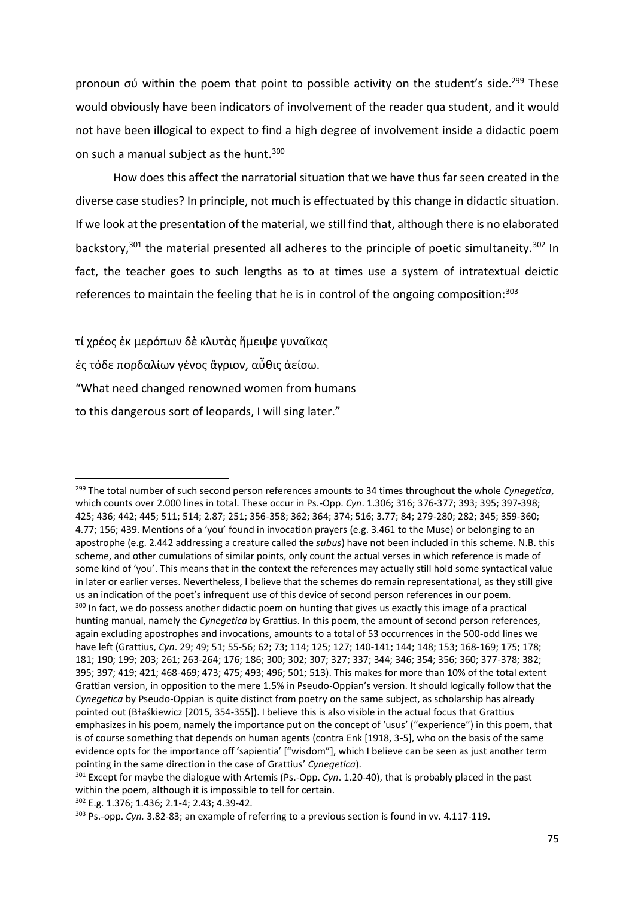pronoun σύ within the poem that point to possible activity on the student's side.[299] These would obviously have been indicators of involvement of the reader qua student, and it would not have been illogical to expect to find a high degree of involvement inside a didactic poem on such a manual subject as the hunt.[300]

How does this affect the narratorial situation that we have thus far seen created in the diverse case studies? In principle, not much is effectuated by this change in didactic situation. If we look at the presentation of the material, we still find that, although there is no elaborated backstory,[301] the material presented all adheres to the principle of poetic simultaneity.[302] In fact, the teacher goes to such lengths as to at times use a system of intratextual deictic references to maintain the feeling that he is in control of the ongoing composition:[303]

τί χρέος ἐκ μερόπων δὲ κλυτὰς ἤμειψε γυναῖκας
ἐς τόδε πορδαλίων γένος ἄγριον, αὖθις ἀείσω.
"What need changed renowned women from humans
to this dangerous sort of leopards, I will sing later."

---

[299] The total number of such second person references amounts to 34 times throughout the whole *Cynegetica*, which counts over 2.000 lines in total. These occur in Ps.-Opp. *Cyn*. 1.306; 316; 376-377; 393; 395; 397-398; 425; 436; 442; 445; 511; 514; 2.87; 251; 356-358; 362; 364; 374; 516; 3.77; 84; 279-280; 282; 345; 359-360; 4.77; 156; 439. Mentions of a 'you' found in invocation prayers (e.g. 3.461 to the Muse) or belonging to an apostrophe (e.g. 2.442 addressing a creature called the *subus*) have not been included in this scheme. N.B. this scheme, and other cumulations of similar points, only count the actual verses in which reference is made of some kind of 'you'. This means that in the context the references may actually still hold some syntactical value in later or earlier verses. Nevertheless, I believe that the schemes do remain representational, as they still give us an indication of the poet's infrequent use of this device of second person references in our poem.

[300] In fact, we do possess another didactic poem on hunting that gives us exactly this image of a practical hunting manual, namely the *Cynegetica* by Grattius. In this poem, the amount of second person references, again excluding apostrophes and invocations, amounts to a total of 53 occurrences in the 500-odd lines we have left (Grattius, *Cyn*. 29; 49; 51; 55-56; 62; 73; 114; 125; 127; 140-141; 144; 148; 153; 168-169; 175; 178; 181; 190; 199; 203; 261; 263-264; 176; 186; 300; 302; 307; 327; 337; 344; 346; 354; 356; 360; 377-378; 382; 395; 397; 419; 421; 468-469; 473; 475; 493; 496; 501; 513). This makes for more than 10% of the total extent Grattian version, in opposition to the mere 1.5% in Pseudo-Oppian's version. It should logically follow that the *Cynegetica* by Pseudo-Oppian is quite distinct from poetry on the same subject, as scholarship has already pointed out (Błaśkiewicz [2015, 354-355]). I believe this is also visible in the actual focus that Grattius emphasizes in his poem, namely the importance put on the concept of 'usus' ("experience") in this poem, that is of course something that depends on human agents (contra Enk [1918, 3-5], who on the basis of the same evidence opts for the importance off 'sapientia' ["wisdom"], which I believe can be seen as just another term pointing in the same direction in the case of Grattius' *Cynegetica*).

[301] Except for maybe the dialogue with Artemis (Ps.-Opp. *Cyn*. 1.20-40), that is probably placed in the past within the poem, although it is impossible to tell for certain.

[302] E.g. 1.376; 1.436; 2.1-4; 2.43; 4.39-42.

[303] Ps.-opp. *Cyn.* 3.82-83; an example of referring to a previous section is found in vv. 4.117-119.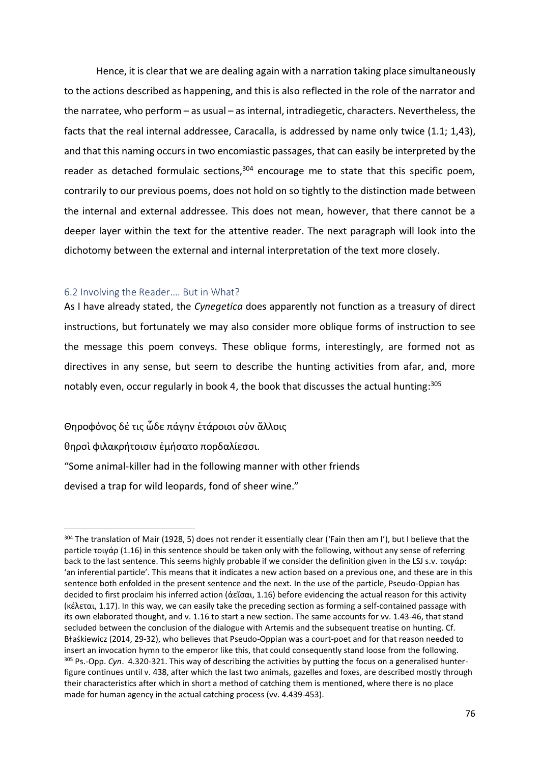Hence, it is clear that we are dealing again with a narration taking place simultaneously to the actions described as happening, and this is also reflected in the role of the narrator and the narratee, who perform – as usual – as internal, intradiegetic, characters. Nevertheless, the facts that the real internal addressee, Caracalla, is addressed by name only twice (1.1; 1,43), and that this naming occurs in two encomiastic passages, that can easily be interpreted by the reader as detached formulaic sections,[304] encourage me to state that this specific poem, contrarily to our previous poems, does not hold on so tightly to the distinction made between the internal and external addressee. This does not mean, however, that there cannot be a deeper layer within the text for the attentive reader. The next paragraph will look into the dichotomy between the external and internal interpretation of the text more closely.

## 6.2 Involving the Reader…. But in What?

As I have already stated, the *Cynegetica* does apparently not function as a treasury of direct instructions, but fortunately we may also consider more oblique forms of instruction to see the message this poem conveys. These oblique forms, interestingly, are formed not as directives in any sense, but seem to describe the hunting activities from afar, and, more notably even, occur regularly in book 4, the book that discusses the actual hunting:[305]

Θηροφόνος δέ τις ὧδε πάγην ἑτάροισι σὺν ἄλλοις
θηρσὶ φιλακρήτοισιν ἐμήσατο πορδαλίεσσι.
"Some animal-killer had in the following manner with other friends
devised a trap for wild leopards, fond of sheer wine."

---

[304] The translation of Mair (1928, 5) does not render it essentially clear ('Fain then am I'), but I believe that the particle τοιγάρ (1.16) in this sentence should be taken only with the following, without any sense of referring back to the last sentence. This seems highly probable if we consider the definition given in the LSJ s.v. τοιγάρ: 'an inferential particle'. This means that it indicates a new action based on a previous one, and these are in this sentence both enfolded in the present sentence and the next. In the use of the particle, Pseudo-Oppian has decided to first proclaim his inferred action (ἀεῖσαι, 1.16) before evidencing the actual reason for this activity (κέλεται, 1.17). In this way, we can easily take the preceding section as forming a self-contained passage with its own elaborated thought, and v. 1.16 to start a new section. The same accounts for vv. 1.43-46, that stand secluded between the conclusion of the dialogue with Artemis and the subsequent treatise on hunting. Cf. Błaśkiewicz (2014, 29-32), who believes that Pseudo-Oppian was a court-poet and for that reason needed to insert an invocation hymn to the emperor like this, that could consequently stand loose from the following.

[305] Ps.-Opp. *Cyn*. 4.320-321. This way of describing the activities by putting the focus on a generalised hunter-figure continues until v. 438, after which the last two animals, gazelles and foxes, are described mostly through their characteristics after which in short a method of catching them is mentioned, where there is no place made for human agency in the actual catching process (vv. 4.439-453).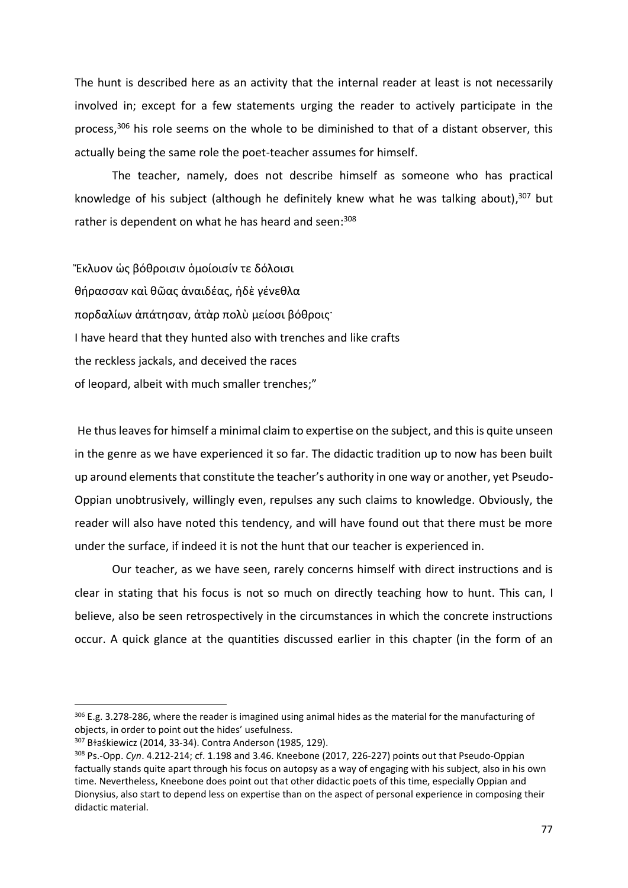The hunt is described here as an activity that the internal reader at least is not necessarily involved in; except for a few statements urging the reader to actively participate in the process,[306] his role seems on the whole to be diminished to that of a distant observer, this actually being the same role the poet-teacher assumes for himself.

The teacher, namely, does not describe himself as someone who has practical knowledge of his subject (although he definitely knew what he was talking about),[307] but rather is dependent on what he has heard and seen:[308]

Ἔκλυον ὡς βόθροισιν ὁμοίοισίν τε δόλοισι
θήρασσαν καὶ θῶας ἀναιδέας, ἠδὲ γένεθλα
πορδαλίων ἀπάτησαν, ἀτὰρ πολὺ μείοσι βόθροις·
I have heard that they hunted also with trenches and like crafts
the reckless jackals, and deceived the races
of leopard, albeit with much smaller trenches;"

He thus leaves for himself a minimal claim to expertise on the subject, and this is quite unseen in the genre as we have experienced it so far. The didactic tradition up to now has been built up around elements that constitute the teacher's authority in one way or another, yet Pseudo-Oppian unobtrusively, willingly even, repulses any such claims to knowledge. Obviously, the reader will also have noted this tendency, and will have found out that there must be more under the surface, if indeed it is not the hunt that our teacher is experienced in.

Our teacher, as we have seen, rarely concerns himself with direct instructions and is clear in stating that his focus is not so much on directly teaching how to hunt. This can, I believe, also be seen retrospectively in the circumstances in which the concrete instructions occur. A quick glance at the quantities discussed earlier in this chapter (in the form of an

---

[306] E.g. 3.278-286, where the reader is imagined using animal hides as the material for the manufacturing of objects, in order to point out the hides' usefulness.

[307] Błaśkiewicz (2014, 33-34). Contra Anderson (1985, 129).

[308] Ps.-Opp. *Cyn*. 4.212-214; cf. 1.198 and 3.46. Kneebone (2017, 226-227) points out that Pseudo-Oppian factually stands quite apart through his focus on autopsy as a way of engaging with his subject, also in his own time. Nevertheless, Kneebone does point out that other didactic poets of this time, especially Oppian and Dionysius, also start to depend less on expertise than on the aspect of personal experience in composing their didactic material.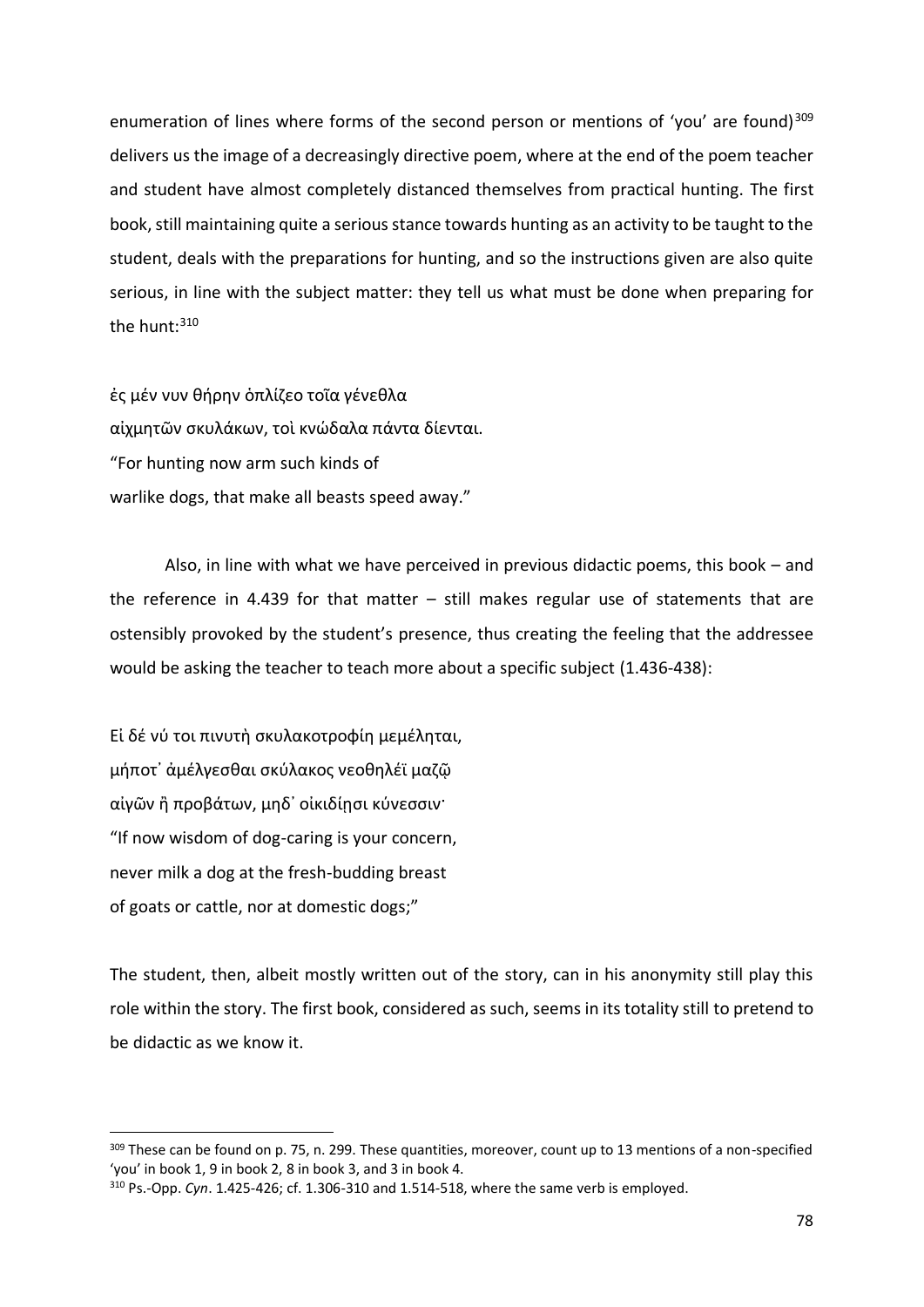enumeration of lines where forms of the second person or mentions of 'you' are found)[309] delivers us the image of a decreasingly directive poem, where at the end of the poem teacher and student have almost completely distanced themselves from practical hunting. The first book, still maintaining quite a serious stance towards hunting as an activity to be taught to the student, deals with the preparations for hunting, and so the instructions given are also quite serious, in line with the subject matter: they tell us what must be done when preparing for the hunt:[310]

ἐς μέν νυν θήρην ὁπλίζεο τοῖα γένεθλα
αἰχμητῶν σκυλάκων, τοὶ κνώδαλα πάντα δίενται.
"For hunting now arm such kinds of
warlike dogs, that make all beasts speed away."

Also, in line with what we have perceived in previous didactic poems, this book – and the reference in 4.439 for that matter – still makes regular use of statements that are ostensibly provoked by the student's presence, thus creating the feeling that the addressee would be asking the teacher to teach more about a specific subject (1.436-438):

Εἰ δέ νύ τοι πινυτὴ σκυλακοτροφίη μεμέληται,
μήποτ᾽ ἀμέλγεσθαι σκύλακος νεοθηλέϊ μαζῷ
αἰγῶν ἢ προβάτων, μηδ᾽ οἰκιδίῃσι κύνεσσιν·
"If now wisdom of dog-caring is your concern,
never milk a dog at the fresh-budding breast
of goats or cattle, nor at domestic dogs;"

The student, then, albeit mostly written out of the story, can in his anonymity still play this role within the story. The first book, considered as such, seems in its totality still to pretend to be didactic as we know it.

---

[309] These can be found on p. 75, n. 299. These quantities, moreover, count up to 13 mentions of a non-specified 'you' in book 1, 9 in book 2, 8 in book 3, and 3 in book 4.

[310] Ps.-Opp. *Cyn*. 1.425-426; cf. 1.306-310 and 1.514-518, where the same verb is employed.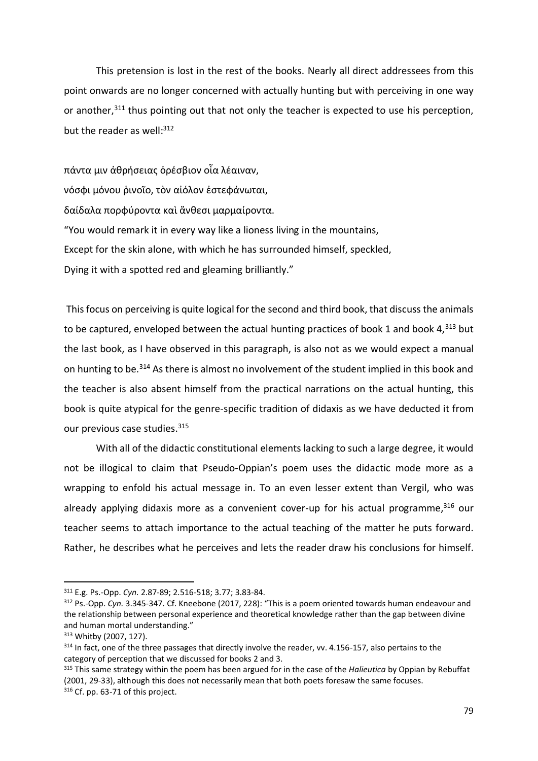This pretension is lost in the rest of the books. Nearly all direct addressees from this point onwards are no longer concerned with actually hunting but with perceiving in one way or another,[311] thus pointing out that not only the teacher is expected to use his perception, but the reader as well:[312]

πάντα μιν ἀθρήσειας ὀρέσβιον οἷα λέαιναν,
νόσφι μόνου ῥινοῖο, τὸν αἰόλον ἐστεφάνωται,
δαίδαλα πορφύροντα καὶ ἄνθεσι μαρμαίροντα.
"You would remark it in every way like a lioness living in the mountains,
Except for the skin alone, with which he has surrounded himself, speckled,
Dying it with a spotted red and gleaming brilliantly."

This focus on perceiving is quite logical for the second and third book, that discuss the animals to be captured, enveloped between the actual hunting practices of book 1 and book 4,[313] but the last book, as I have observed in this paragraph, is also not as we would expect a manual on hunting to be.[314] As there is almost no involvement of the student implied in this book and the teacher is also absent himself from the practical narrations on the actual hunting, this book is quite atypical for the genre-specific tradition of didaxis as we have deducted it from our previous case studies.[315]

With all of the didactic constitutional elements lacking to such a large degree, it would not be illogical to claim that Pseudo-Oppian's poem uses the didactic mode more as a wrapping to enfold his actual message in. To an even lesser extent than Vergil, who was already applying didaxis more as a convenient cover-up for his actual programme,[316] our teacher seems to attach importance to the actual teaching of the matter he puts forward. Rather, he describes what he perceives and lets the reader draw his conclusions for himself.

---

[311] E.g. Ps.-Opp. *Cyn.* 2.87-89; 2.516-518; 3.77; 3.83-84.

[312] Ps.-Opp. *Cyn.* 3.345-347. Cf. Kneebone (2017, 228): "This is a poem oriented towards human endeavour and the relationship between personal experience and theoretical knowledge rather than the gap between divine and human mortal understanding."

[313] Whitby (2007, 127).

[314] In fact, one of the three passages that directly involve the reader, vv. 4.156-157, also pertains to the category of perception that we discussed for books 2 and 3.

[315] This same strategy within the poem has been argued for in the case of the *Halieutica* by Oppian by Rebuffat (2001, 29-33), although this does not necessarily mean that both poets foresaw the same focuses.

[316] Cf. pp. 63-71 of this project.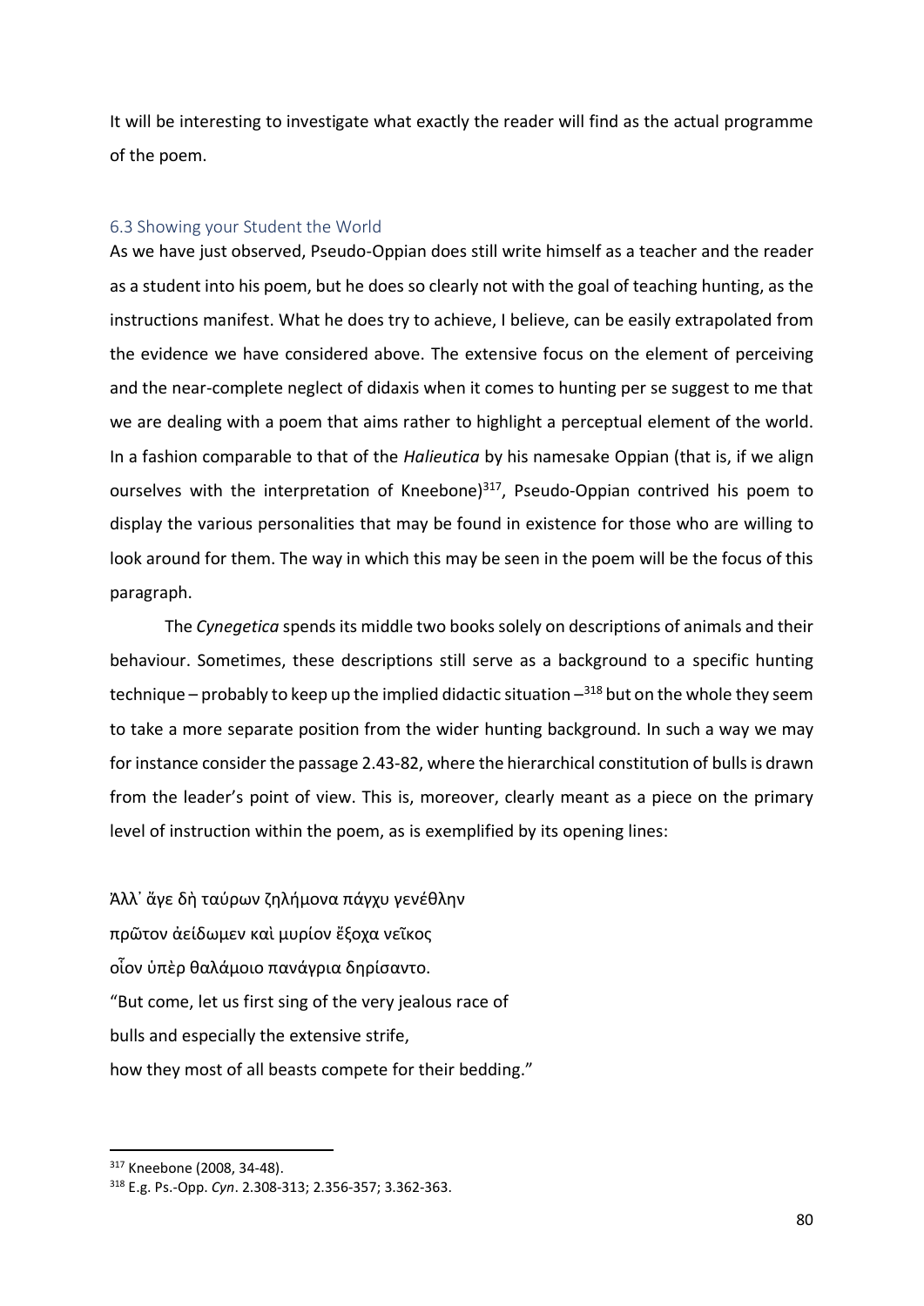It will be interesting to investigate what exactly the reader will find as the actual programme of the poem.

### 6.3 Showing your Student the World

As we have just observed, Pseudo-Oppian does still write himself as a teacher and the reader as a student into his poem, but he does so clearly not with the goal of teaching hunting, as the instructions manifest. What he does try to achieve, I believe, can be easily extrapolated from the evidence we have considered above. The extensive focus on the element of perceiving and the near-complete neglect of didaxis when it comes to hunting per se suggest to me that we are dealing with a poem that aims rather to highlight a perceptual element of the world. In a fashion comparable to that of the *Halieutica* by his namesake Oppian (that is, if we align ourselves with the interpretation of Kneebone)[317], Pseudo-Oppian contrived his poem to display the various personalities that may be found in existence for those who are willing to look around for them. The way in which this may be seen in the poem will be the focus of this paragraph.

The *Cynegetica* spends its middle two books solely on descriptions of animals and their behaviour. Sometimes, these descriptions still serve as a background to a specific hunting technique – probably to keep up the implied didactic situation –[318] but on the whole they seem to take a more separate position from the wider hunting background. In such a way we may for instance consider the passage 2.43-82, where the hierarchical constitution of bulls is drawn from the leader's point of view. This is, moreover, clearly meant as a piece on the primary level of instruction within the poem, as is exemplified by its opening lines:

Ἀλλ᾽ ἄγε δὴ ταύρων ζηλήμονα πάγχυ γενέθλην  
πρῶτον ἀείδωμεν καὶ μυρίον ἔξοχα νεῖκος  
οἷον ὑπὲρ θαλάμοιο πανάγρια δηρίσαντο.  
"But come, let us first sing of the very jealous race of  
bulls and especially the extensive strife,  
how they most of all beasts compete for their bedding."

---

[317] Kneebone (2008, 34-48).

[318] E.g. Ps.-Opp. *Cyn*. 2.308-313; 2.356-357; 3.362-363.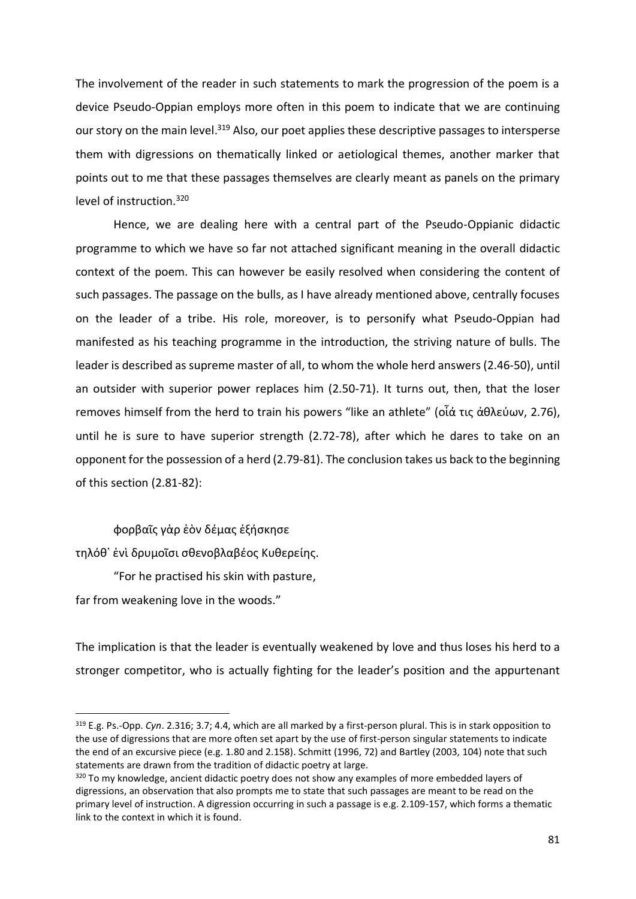The involvement of the reader in such statements to mark the progression of the poem is a device Pseudo-Oppian employs more often in this poem to indicate that we are continuing our story on the main level.[319] Also, our poet applies these descriptive passages to intersperse them with digressions on thematically linked or aetiological themes, another marker that points out to me that these passages themselves are clearly meant as panels on the primary level of instruction.[320]

Hence, we are dealing here with a central part of the Pseudo-Oppianic didactic programme to which we have so far not attached significant meaning in the overall didactic context of the poem. This can however be easily resolved when considering the content of such passages. The passage on the bulls, as I have already mentioned above, centrally focuses on the leader of a tribe. His role, moreover, is to personify what Pseudo-Oppian had manifested as his teaching programme in the introduction, the striving nature of bulls. The leader is described as supreme master of all, to whom the whole herd answers (2.46-50), until an outsider with superior power replaces him (2.50-71). It turns out, then, that the loser removes himself from the herd to train his powers "like an athlete" (οἷά τις ἀθλεύων, 2.76), until he is sure to have superior strength (2.72-78), after which he dares to take on an opponent for the possession of a herd (2.79-81). The conclusion takes us back to the beginning of this section (2.81-82):

> φορβαῖς γὰρ ἑὸν δέμας ἐξήσκησε
> τηλόθ᾽ ἐνὶ δρυμοῖσι σθενοβλαβέος Κυθερείης.
>
> "For he practised his skin with pasture,
> far from weakening love in the woods."

The implication is that the leader is eventually weakened by love and thus loses his herd to a stronger competitor, who is actually fighting for the leader's position and the appurtenant

---

[319] E.g. Ps.-Opp. *Cyn*. 2.316; 3.7; 4.4, which are all marked by a first-person plural. This is in stark opposition to the use of digressions that are more often set apart by the use of first-person singular statements to indicate the end of an excursive piece (e.g. 1.80 and 2.158). Schmitt (1996, 72) and Bartley (2003, 104) note that such statements are drawn from the tradition of didactic poetry at large.

[320] To my knowledge, ancient didactic poetry does not show any examples of more embedded layers of digressions, an observation that also prompts me to state that such passages are meant to be read on the primary level of instruction. A digression occurring in such a passage is e.g. 2.109-157, which forms a thematic link to the context in which it is found.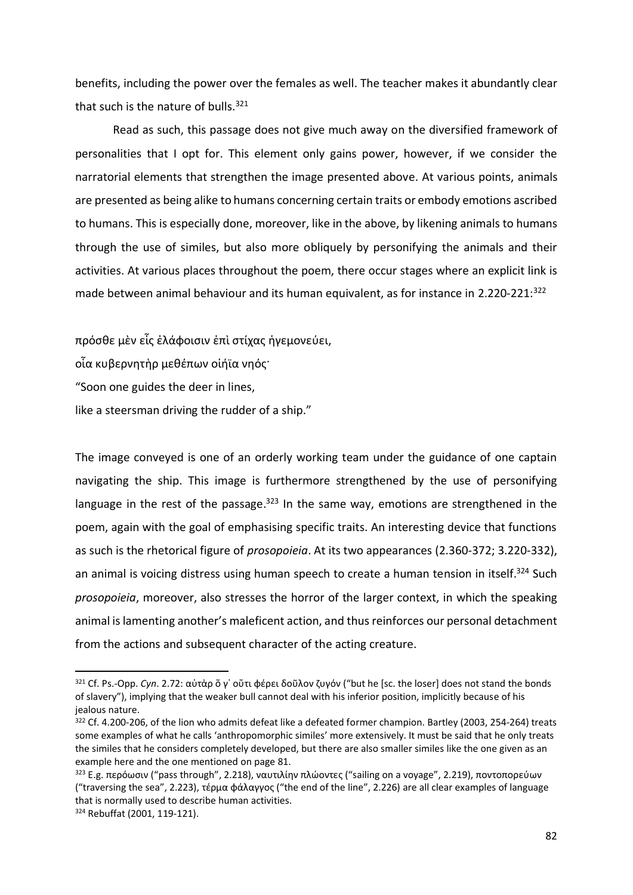benefits, including the power over the females as well. The teacher makes it abundantly clear that such is the nature of bulls.[321]

Read as such, this passage does not give much away on the diversified framework of personalities that I opt for. This element only gains power, however, if we consider the narratorial elements that strengthen the image presented above. At various points, animals are presented as being alike to humans concerning certain traits or embody emotions ascribed to humans. This is especially done, moreover, like in the above, by likening animals to humans through the use of similes, but also more obliquely by personifying the animals and their activities. At various places throughout the poem, there occur stages where an explicit link is made between animal behaviour and its human equivalent, as for instance in 2.220-221:[322]

πρόσθε μὲν εἷς ἐλάφοισιν ἐπὶ στίχας ἡγεμονεύει,
οἷα κυβερνητὴρ μεθέπων οἰήϊα νηός·
"Soon one guides the deer in lines,
like a steersman driving the rudder of a ship."

The image conveyed is one of an orderly working team under the guidance of one captain navigating the ship. This image is furthermore strengthened by the use of personifying language in the rest of the passage.[323] In the same way, emotions are strengthened in the poem, again with the goal of emphasising specific traits. An interesting device that functions as such is the rhetorical figure of *prosopoieia*. At its two appearances (2.360-372; 3.220-332), an animal is voicing distress using human speech to create a human tension in itself.[324] Such *prosopoieia*, moreover, also stresses the horror of the larger context, in which the speaking animal is lamenting another's maleficent action, and thus reinforces our personal detachment from the actions and subsequent character of the acting creature.

---

[321] Cf. Ps.-Opp. *Cyn*. 2.72: αὐτὰρ ὅ γ' οὔτι φέρει δοῦλον ζυγόν ("but he [sc. the loser] does not stand the bonds of slavery"), implying that the weaker bull cannot deal with his inferior position, implicitly because of his jealous nature.

[322] Cf. 4.200-206, of the lion who admits defeat like a defeated former champion. Bartley (2003, 254-264) treats some examples of what he calls 'anthropomorphic similes' more extensively. It must be said that he only treats the similes that he considers completely developed, but there are also smaller similes like the one given as an example here and the one mentioned on page 81.

[323] E.g. περόωσιν ("pass through", 2.218), ναυτιλίην πλώοντες ("sailing on a voyage", 2.219), ποντοπορεύων ("traversing the sea", 2.223), τέρμα φάλαγγος ("the end of the line", 2.226) are all clear examples of language that is normally used to describe human activities.

[324] Rebuffat (2001, 119-121).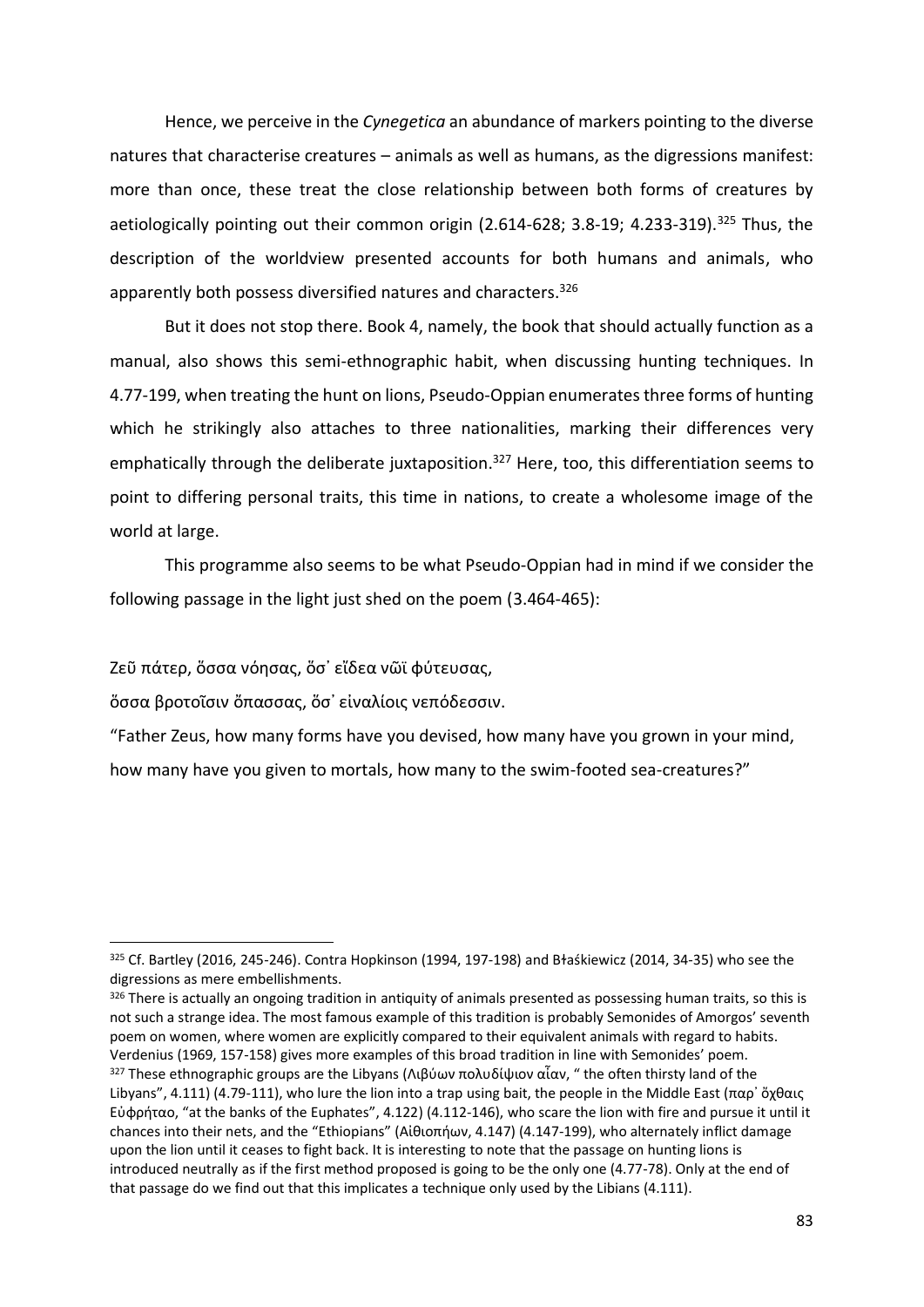Hence, we perceive in the *Cynegetica* an abundance of markers pointing to the diverse natures that characterise creatures – animals as well as humans, as the digressions manifest: more than once, these treat the close relationship between both forms of creatures by aetiologically pointing out their common origin (2.614-628; 3.8-19; 4.233-319).[325] Thus, the description of the worldview presented accounts for both humans and animals, who apparently both possess diversified natures and characters.[326]

But it does not stop there. Book 4, namely, the book that should actually function as a manual, also shows this semi-ethnographic habit, when discussing hunting techniques. In 4.77-199, when treating the hunt on lions, Pseudo-Oppian enumerates three forms of hunting which he strikingly also attaches to three nationalities, marking their differences very emphatically through the deliberate juxtaposition.[327] Here, too, this differentiation seems to point to differing personal traits, this time in nations, to create a wholesome image of the world at large.

This programme also seems to be what Pseudo-Oppian had in mind if we consider the following passage in the light just shed on the poem (3.464-465):

Ζεῦ πάτερ, ὅσσα νόησας, ὅσ᾽ εἴδεα νῶϊ φύτευσας,

ὅσσα βροτοῖσιν ὄπασσας, ὅσ᾽ εἰναλίοις νεπόδεσσιν.

"Father Zeus, how many forms have you devised, how many have you grown in your mind, how many have you given to mortals, how many to the swim-footed sea-creatures?"

---

[325] Cf. Bartley (2016, 245-246). Contra Hopkinson (1994, 197-198) and Błaśkiewicz (2014, 34-35) who see the digressions as mere embellishments.

[326] There is actually an ongoing tradition in antiquity of animals presented as possessing human traits, so this is not such a strange idea. The most famous example of this tradition is probably Semonides of Amorgos' seventh poem on women, where women are explicitly compared to their equivalent animals with regard to habits. Verdenius (1969, 157-158) gives more examples of this broad tradition in line with Semonides' poem.

[327] These ethnographic groups are the Libyans (Λιβύων πολυδίψιον αἶαν, " the often thirsty land of the Libyans", 4.111) (4.79-111), who lure the lion into a trap using bait, the people in the Middle East (παρ᾽ ὄχθαις Εὐφρήταο, "at the banks of the Euphates", 4.122) (4.112-146), who scare the lion with fire and pursue it until it chances into their nets, and the "Ethiopians" (Αἰθιοπήων, 4.147) (4.147-199), who alternately inflict damage upon the lion until it ceases to fight back. It is interesting to note that the passage on hunting lions is introduced neutrally as if the first method proposed is going to be the only one (4.77-78). Only at the end of that passage do we find out that this implicates a technique only used by the Libians (4.111).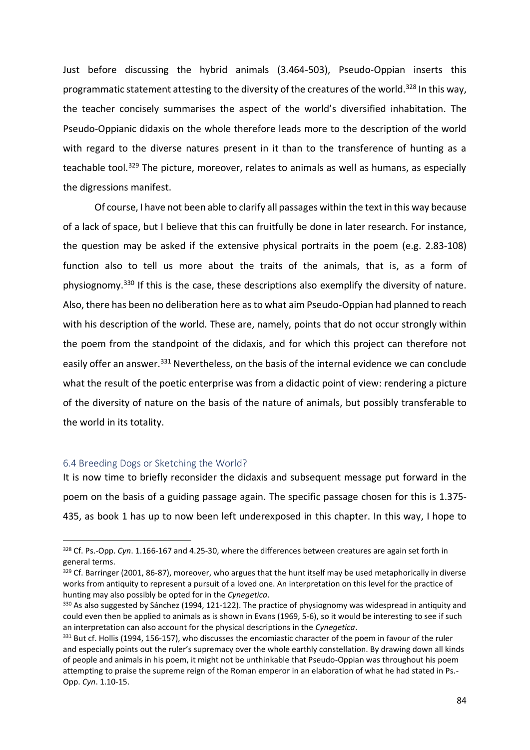Just before discussing the hybrid animals (3.464-503), Pseudo-Oppian inserts this programmatic statement attesting to the diversity of the creatures of the world.[328] In this way, the teacher concisely summarises the aspect of the world's diversified inhabitation. The Pseudo-Oppianic didaxis on the whole therefore leads more to the description of the world with regard to the diverse natures present in it than to the transference of hunting as a teachable tool.[329] The picture, moreover, relates to animals as well as humans, as especially the digressions manifest.

Of course, I have not been able to clarify all passages within the text in this way because of a lack of space, but I believe that this can fruitfully be done in later research. For instance, the question may be asked if the extensive physical portraits in the poem (e.g. 2.83-108) function also to tell us more about the traits of the animals, that is, as a form of physiognomy.[330] If this is the case, these descriptions also exemplify the diversity of nature. Also, there has been no deliberation here as to what aim Pseudo-Oppian had planned to reach with his description of the world. These are, namely, points that do not occur strongly within the poem from the standpoint of the didaxis, and for which this project can therefore not easily offer an answer.[331] Nevertheless, on the basis of the internal evidence we can conclude what the result of the poetic enterprise was from a didactic point of view: rendering a picture of the diversity of nature on the basis of the nature of animals, but possibly transferable to the world in its totality.

### 6.4 Breeding Dogs or Sketching the World?

It is now time to briefly reconsider the didaxis and subsequent message put forward in the poem on the basis of a guiding passage again. The specific passage chosen for this is 1.375-435, as book 1 has up to now been left underexposed in this chapter. In this way, I hope to

---

[328] Cf. Ps.-Opp. *Cyn*. 1.166-167 and 4.25-30, where the differences between creatures are again set forth in general terms.

[329] Cf. Barringer (2001, 86-87), moreover, who argues that the hunt itself may be used metaphorically in diverse works from antiquity to represent a pursuit of a loved one. An interpretation on this level for the practice of hunting may also possibly be opted for in the *Cynegetica*.

[330] As also suggested by Sánchez (1994, 121-122). The practice of physiognomy was widespread in antiquity and could even then be applied to animals as is shown in Evans (1969, 5-6), so it would be interesting to see if such an interpretation can also account for the physical descriptions in the *Cynegetica*.

[331] But cf. Hollis (1994, 156-157), who discusses the encomiastic character of the poem in favour of the ruler and especially points out the ruler's supremacy over the whole earthly constellation. By drawing down all kinds of people and animals in his poem, it might not be unthinkable that Pseudo-Oppian was throughout his poem attempting to praise the supreme reign of the Roman emperor in an elaboration of what he had stated in Ps.-Opp. *Cyn*. 1.10-15.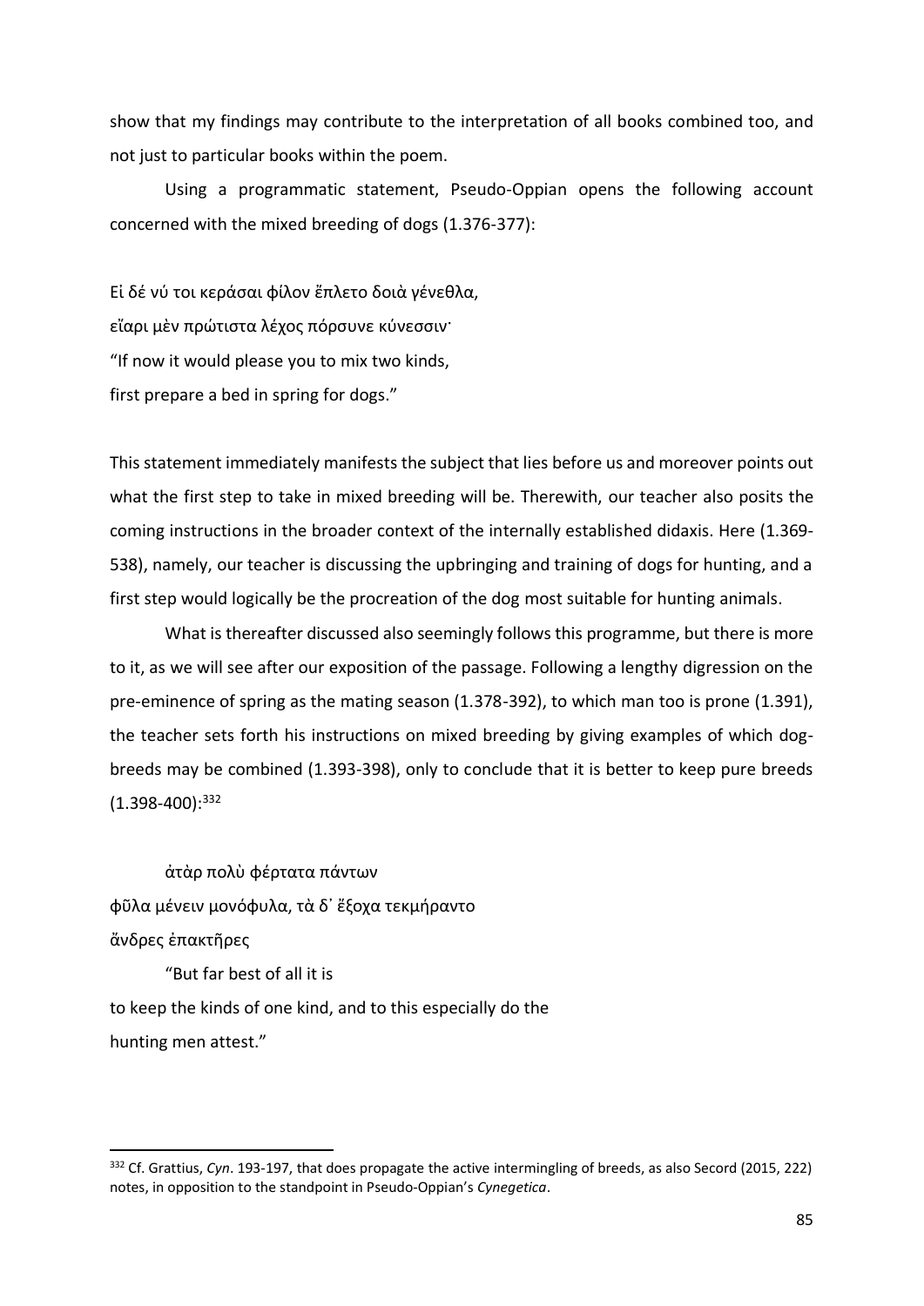show that my findings may contribute to the interpretation of all books combined too, and not just to particular books within the poem.

Using a programmatic statement, Pseudo-Oppian opens the following account concerned with the mixed breeding of dogs (1.376-377):

Εἰ δέ νύ τοι κεράσαι φίλον ἔπλετο δοιὰ γένεθλα,  
εἴαρι μὲν πρώτιστα λέχος πόρσυνε κύνεσσιν·  
“If now it would please you to mix two kinds,  
first prepare a bed in spring for dogs.”

This statement immediately manifests the subject that lies before us and moreover points out what the first step to take in mixed breeding will be. Therewith, our teacher also posits the coming instructions in the broader context of the internally established didaxis. Here (1.369-538), namely, our teacher is discussing the upbringing and training of dogs for hunting, and a first step would logically be the procreation of the dog most suitable for hunting animals.

What is thereafter discussed also seemingly follows this programme, but there is more to it, as we will see after our exposition of the passage. Following a lengthy digression on the pre-eminence of spring as the mating season (1.378-392), to which man too is prone (1.391), the teacher sets forth his instructions on mixed breeding by giving examples of which dog-breeds may be combined (1.393-398), only to conclude that it is better to keep pure breeds (1.398-400):[332]

ἀτὰρ πολὺ φέρτατα πάντων  
φῦλα μένειν μονόφυλα, τὰ δ᾽ ἔξοχα τεκμήραντο  
ἄνδρες ἐπακτῆρες

“But far best of all it is  
to keep the kinds of one kind, and to this especially do the  
hunting men attest.”

[332] Cf. Grattius, *Cyn*. 193-197, that does propagate the active intermingling of breeds, as also Secord (2015, 222) notes, in opposition to the standpoint in Pseudo-Oppian’s *Cynegetica*.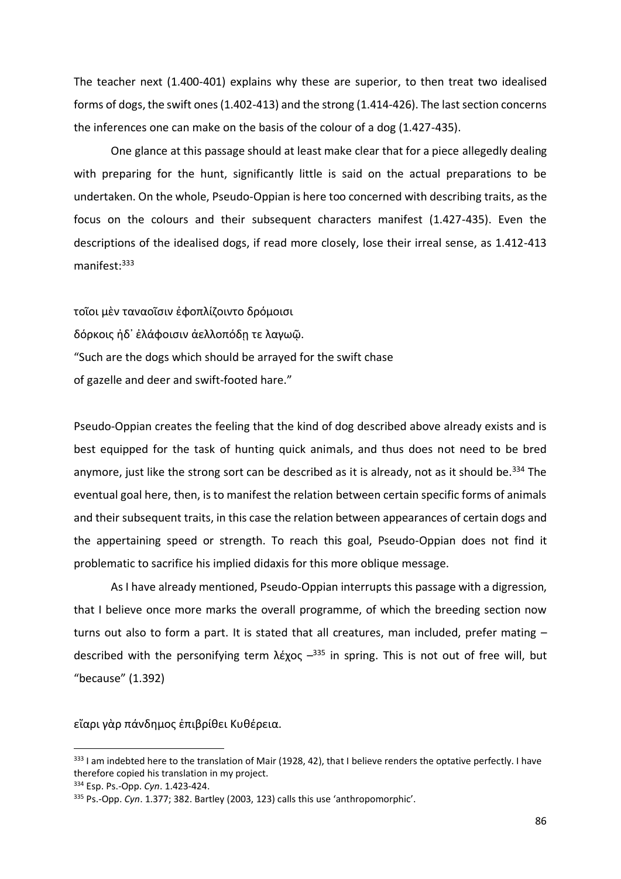The teacher next (1.400-401) explains why these are superior, to then treat two idealised forms of dogs, the swift ones (1.402-413) and the strong (1.414-426). The last section concerns the inferences one can make on the basis of the colour of a dog (1.427-435).

One glance at this passage should at least make clear that for a piece allegedly dealing with preparing for the hunt, significantly little is said on the actual preparations to be undertaken. On the whole, Pseudo-Oppian is here too concerned with describing traits, as the focus on the colours and their subsequent characters manifest (1.427-435). Even the descriptions of the idealised dogs, if read more closely, lose their irreal sense, as 1.412-413 manifest:[333]

τοῖοι μὲν ταναοῖσιν ἐφοπλίζοιντο δρόμοισι
δόρκοις ἠδ᾽ ἐλάφοισιν ἀελλοπόδῃ τε λαγωῷ.
"Such are the dogs which should be arrayed for the swift chase
of gazelle and deer and swift-footed hare."

Pseudo-Oppian creates the feeling that the kind of dog described above already exists and is best equipped for the task of hunting quick animals, and thus does not need to be bred anymore, just like the strong sort can be described as it is already, not as it should be.[334] The eventual goal here, then, is to manifest the relation between certain specific forms of animals and their subsequent traits, in this case the relation between appearances of certain dogs and the appertaining speed or strength. To reach this goal, Pseudo-Oppian does not find it problematic to sacrifice his implied didaxis for this more oblique message.

As I have already mentioned, Pseudo-Oppian interrupts this passage with a digression, that I believe once more marks the overall programme, of which the breeding section now turns out also to form a part. It is stated that all creatures, man included, prefer mating – described with the personifying term λέχος –[335] in spring. This is not out of free will, but "because" (1.392)

εἴαρι γὰρ πάνδημος ἐπιβρίθει Κυθέρεια.

---

[333] I am indebted here to the translation of Mair (1928, 42), that I believe renders the optative perfectly. I have therefore copied his translation in my project.

[334] Esp. Ps.-Opp. *Cyn*. 1.423-424.

[335] Ps.-Opp. *Cyn*. 1.377; 382. Bartley (2003, 123) calls this use 'anthropomorphic'.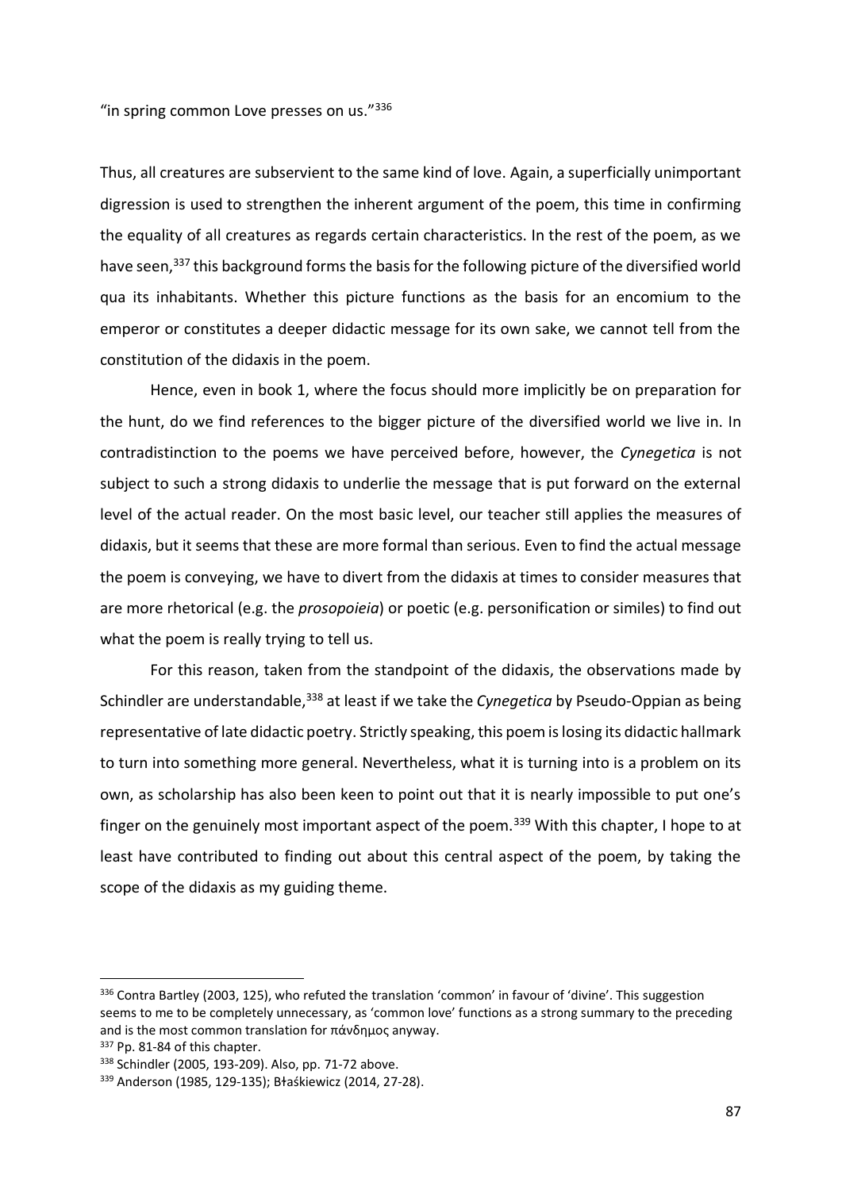"in spring common Love presses on us."[336]

Thus, all creatures are subservient to the same kind of love. Again, a superficially unimportant digression is used to strengthen the inherent argument of the poem, this time in confirming the equality of all creatures as regards certain characteristics. In the rest of the poem, as we have seen,[337] this background forms the basis for the following picture of the diversified world qua its inhabitants. Whether this picture functions as the basis for an encomium to the emperor or constitutes a deeper didactic message for its own sake, we cannot tell from the constitution of the didaxis in the poem.

Hence, even in book 1, where the focus should more implicitly be on preparation for the hunt, do we find references to the bigger picture of the diversified world we live in. In contradistinction to the poems we have perceived before, however, the *Cynegetica* is not subject to such a strong didaxis to underlie the message that is put forward on the external level of the actual reader. On the most basic level, our teacher still applies the measures of didaxis, but it seems that these are more formal than serious. Even to find the actual message the poem is conveying, we have to divert from the didaxis at times to consider measures that are more rhetorical (e.g. the *prosopoieia*) or poetic (e.g. personification or similes) to find out what the poem is really trying to tell us.

For this reason, taken from the standpoint of the didaxis, the observations made by Schindler are understandable,[338] at least if we take the *Cynegetica* by Pseudo-Oppian as being representative of late didactic poetry. Strictly speaking, this poem is losing its didactic hallmark to turn into something more general. Nevertheless, what it is turning into is a problem on its own, as scholarship has also been keen to point out that it is nearly impossible to put one's finger on the genuinely most important aspect of the poem.[339] With this chapter, I hope to at least have contributed to finding out about this central aspect of the poem, by taking the scope of the didaxis as my guiding theme.

---

[336] Contra Bartley (2003, 125), who refuted the translation 'common' in favour of 'divine'. This suggestion seems to me to be completely unnecessary, as 'common love' functions as a strong summary to the preceding and is the most common translation for πάνδημος anyway.

[337] Pp. 81-84 of this chapter.

[338] Schindler (2005, 193-209). Also, pp. 71-72 above.

[339] Anderson (1985, 129-135); Błaśkiewicz (2014, 27-28).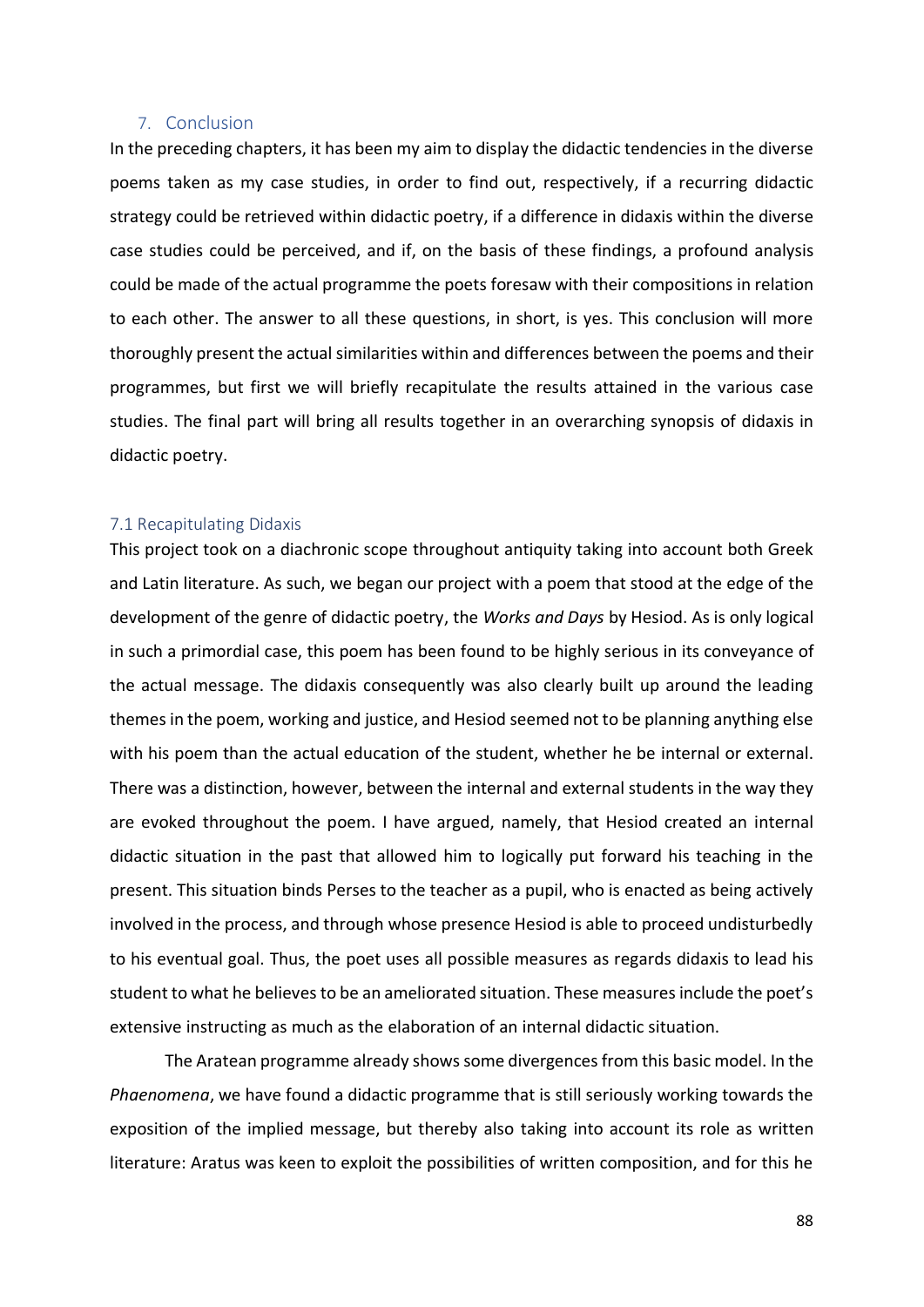## 7. Conclusion

In the preceding chapters, it has been my aim to display the didactic tendencies in the diverse poems taken as my case studies, in order to find out, respectively, if a recurring didactic strategy could be retrieved within didactic poetry, if a difference in didaxis within the diverse case studies could be perceived, and if, on the basis of these findings, a profound analysis could be made of the actual programme the poets foresaw with their compositions in relation to each other. The answer to all these questions, in short, is yes. This conclusion will more thoroughly present the actual similarities within and differences between the poems and their programmes, but first we will briefly recapitulate the results attained in the various case studies. The final part will bring all results together in an overarching synopsis of didaxis in didactic poetry.

### 7.1 Recapitulating Didaxis

This project took on a diachronic scope throughout antiquity taking into account both Greek and Latin literature. As such, we began our project with a poem that stood at the edge of the development of the genre of didactic poetry, the *Works and Days* by Hesiod. As is only logical in such a primordial case, this poem has been found to be highly serious in its conveyance of the actual message. The didaxis consequently was also clearly built up around the leading themes in the poem, working and justice, and Hesiod seemed not to be planning anything else with his poem than the actual education of the student, whether he be internal or external. There was a distinction, however, between the internal and external students in the way they are evoked throughout the poem. I have argued, namely, that Hesiod created an internal didactic situation in the past that allowed him to logically put forward his teaching in the present. This situation binds Perses to the teacher as a pupil, who is enacted as being actively involved in the process, and through whose presence Hesiod is able to proceed undisturbedly to his eventual goal. Thus, the poet uses all possible measures as regards didaxis to lead his student to what he believes to be an ameliorated situation. These measures include the poet's extensive instructing as much as the elaboration of an internal didactic situation.

The Aratean programme already shows some divergences from this basic model. In the *Phaenomena*, we have found a didactic programme that is still seriously working towards the exposition of the implied message, but thereby also taking into account its role as written literature: Aratus was keen to exploit the possibilities of written composition, and for this he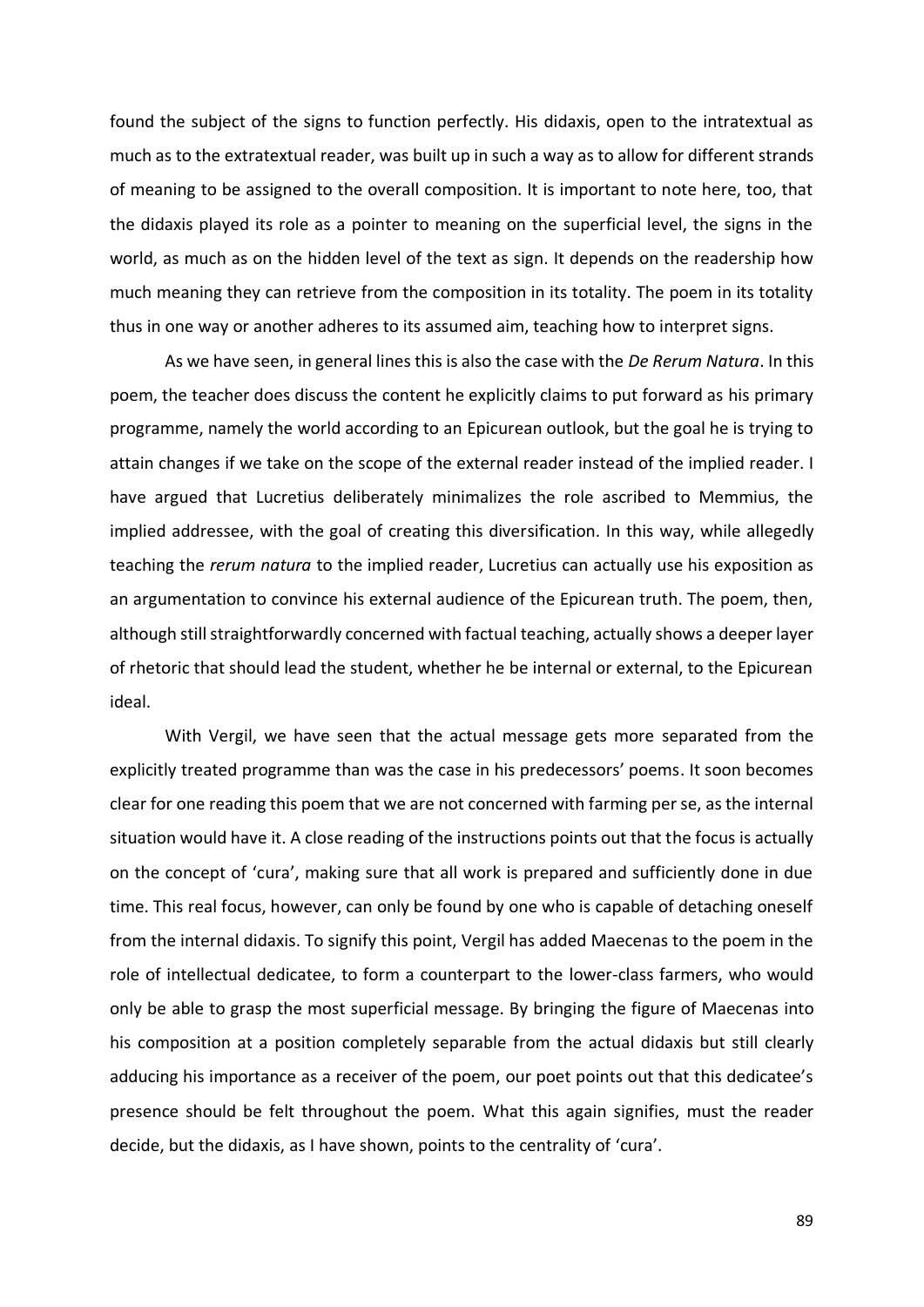found the subject of the signs to function perfectly. His didaxis, open to the intratextual as much as to the extratextual reader, was built up in such a way as to allow for different strands of meaning to be assigned to the overall composition. It is important to note here, too, that the didaxis played its role as a pointer to meaning on the superficial level, the signs in the world, as much as on the hidden level of the text as sign. It depends on the readership how much meaning they can retrieve from the composition in its totality. The poem in its totality thus in one way or another adheres to its assumed aim, teaching how to interpret signs.

As we have seen, in general lines this is also the case with the *De Rerum Natura*. In this poem, the teacher does discuss the content he explicitly claims to put forward as his primary programme, namely the world according to an Epicurean outlook, but the goal he is trying to attain changes if we take on the scope of the external reader instead of the implied reader. I have argued that Lucretius deliberately minimalizes the role ascribed to Memmius, the implied addressee, with the goal of creating this diversification. In this way, while allegedly teaching the *rerum natura* to the implied reader, Lucretius can actually use his exposition as an argumentation to convince his external audience of the Epicurean truth. The poem, then, although still straightforwardly concerned with factual teaching, actually shows a deeper layer of rhetoric that should lead the student, whether he be internal or external, to the Epicurean ideal.

With Vergil, we have seen that the actual message gets more separated from the explicitly treated programme than was the case in his predecessors' poems. It soon becomes clear for one reading this poem that we are not concerned with farming per se, as the internal situation would have it. A close reading of the instructions points out that the focus is actually on the concept of 'cura', making sure that all work is prepared and sufficiently done in due time. This real focus, however, can only be found by one who is capable of detaching oneself from the internal didaxis. To signify this point, Vergil has added Maecenas to the poem in the role of intellectual dedicatee, to form a counterpart to the lower-class farmers, who would only be able to grasp the most superficial message. By bringing the figure of Maecenas into his composition at a position completely separable from the actual didaxis but still clearly adducing his importance as a receiver of the poem, our poet points out that this dedicatee's presence should be felt throughout the poem. What this again signifies, must the reader decide, but the didaxis, as I have shown, points to the centrality of 'cura'.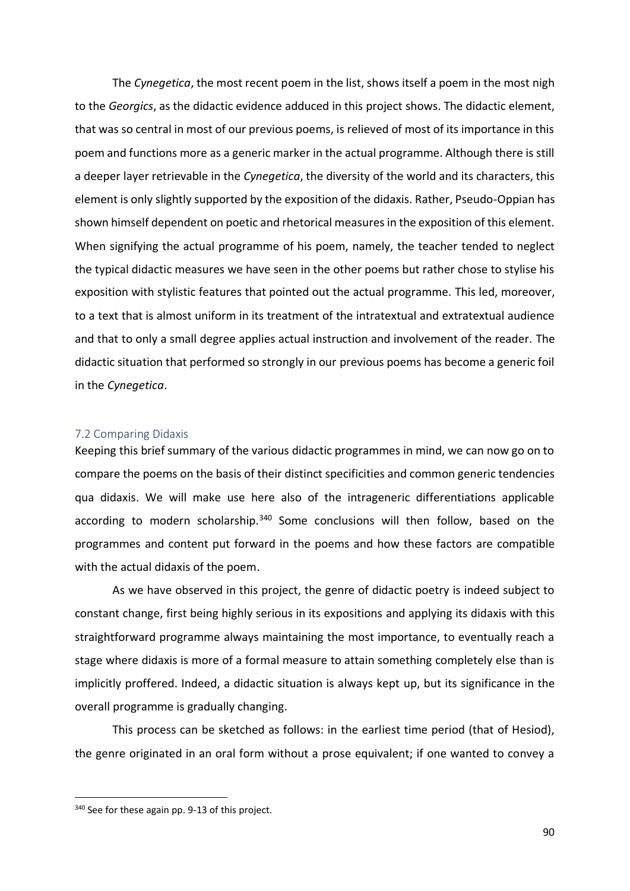The *Cynegetica*, the most recent poem in the list, shows itself a poem in the most nigh to the *Georgics*, as the didactic evidence adduced in this project shows. The didactic element, that was so central in most of our previous poems, is relieved of most of its importance in this poem and functions more as a generic marker in the actual programme. Although there is still a deeper layer retrievable in the *Cynegetica*, the diversity of the world and its characters, this element is only slightly supported by the exposition of the didaxis. Rather, Pseudo-Oppian has shown himself dependent on poetic and rhetorical measures in the exposition of this element. When signifying the actual programme of his poem, namely, the teacher tended to neglect the typical didactic measures we have seen in the other poems but rather chose to stylise his exposition with stylistic features that pointed out the actual programme. This led, moreover, to a text that is almost uniform in its treatment of the intratextual and extratextual audience and that to only a small degree applies actual instruction and involvement of the reader. The didactic situation that performed so strongly in our previous poems has become a generic foil in the *Cynegetica*.

### 7.2 Comparing Didaxis

Keeping this brief summary of the various didactic programmes in mind, we can now go on to compare the poems on the basis of their distinct specificities and common generic tendencies qua didaxis. We will make use here also of the intrageneric differentiations applicable according to modern scholarship.[340] Some conclusions will then follow, based on the programmes and content put forward in the poems and how these factors are compatible with the actual didaxis of the poem.

As we have observed in this project, the genre of didactic poetry is indeed subject to constant change, first being highly serious in its expositions and applying its didaxis with this straightforward programme always maintaining the most importance, to eventually reach a stage where didaxis is more of a formal measure to attain something completely else than is implicitly proffered. Indeed, a didactic situation is always kept up, but its significance in the overall programme is gradually changing.

This process can be sketched as follows: in the earliest time period (that of Hesiod), the genre originated in an oral form without a prose equivalent; if one wanted to convey a

[340] See for these again pp. 9-13 of this project.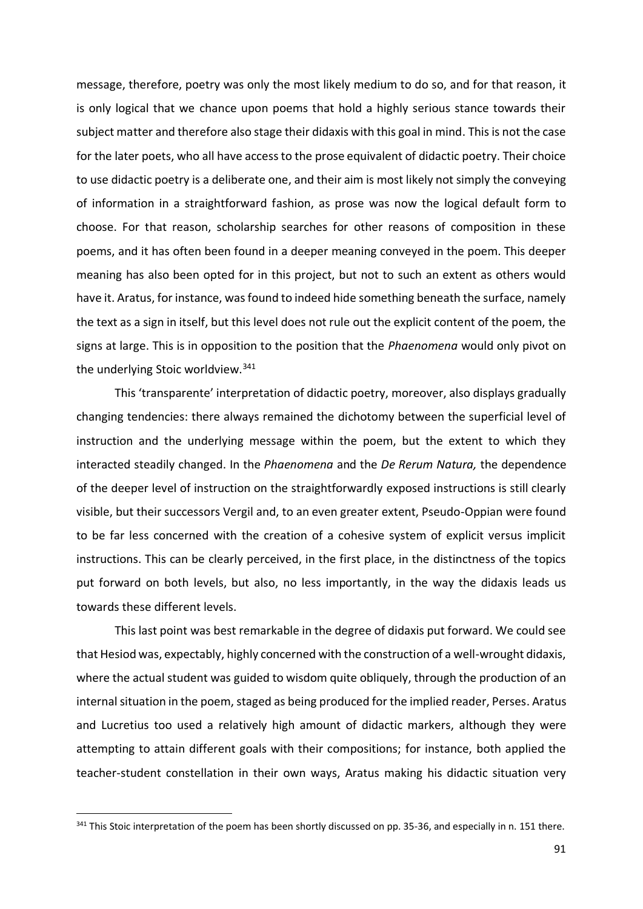message, therefore, poetry was only the most likely medium to do so, and for that reason, it is only logical that we chance upon poems that hold a highly serious stance towards their subject matter and therefore also stage their didaxis with this goal in mind. This is not the case for the later poets, who all have access to the prose equivalent of didactic poetry. Their choice to use didactic poetry is a deliberate one, and their aim is most likely not simply the conveying of information in a straightforward fashion, as prose was now the logical default form to choose. For that reason, scholarship searches for other reasons of composition in these poems, and it has often been found in a deeper meaning conveyed in the poem. This deeper meaning has also been opted for in this project, but not to such an extent as others would have it. Aratus, for instance, was found to indeed hide something beneath the surface, namely the text as a sign in itself, but this level does not rule out the explicit content of the poem, the signs at large. This is in opposition to the position that the *Phaenomena* would only pivot on the underlying Stoic worldview.[341]

This 'transparente' interpretation of didactic poetry, moreover, also displays gradually changing tendencies: there always remained the dichotomy between the superficial level of instruction and the underlying message within the poem, but the extent to which they interacted steadily changed. In the *Phaenomena* and the *De Rerum Natura,* the dependence of the deeper level of instruction on the straightforwardly exposed instructions is still clearly visible, but their successors Vergil and, to an even greater extent, Pseudo-Oppian were found to be far less concerned with the creation of a cohesive system of explicit versus implicit instructions. This can be clearly perceived, in the first place, in the distinctness of the topics put forward on both levels, but also, no less importantly, in the way the didaxis leads us towards these different levels.

This last point was best remarkable in the degree of didaxis put forward. We could see that Hesiod was, expectably, highly concerned with the construction of a well-wrought didaxis, where the actual student was guided to wisdom quite obliquely, through the production of an internal situation in the poem, staged as being produced for the implied reader, Perses. Aratus and Lucretius too used a relatively high amount of didactic markers, although they were attempting to attain different goals with their compositions; for instance, both applied the teacher-student constellation in their own ways, Aratus making his didactic situation very

---

[341] This Stoic interpretation of the poem has been shortly discussed on pp. 35-36, and especially in n. 151 there.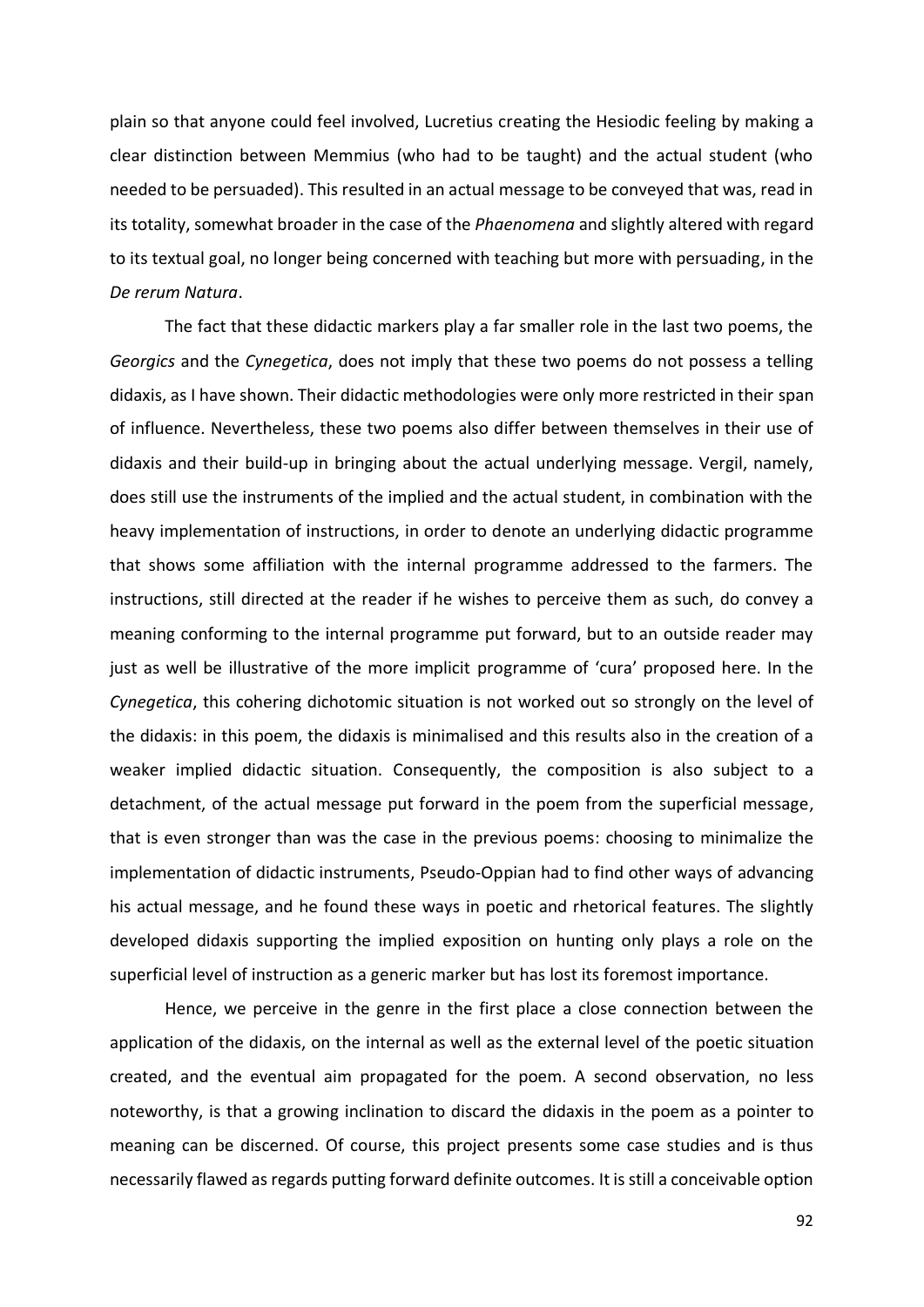plain so that anyone could feel involved, Lucretius creating the Hesiodic feeling by making a clear distinction between Memmius (who had to be taught) and the actual student (who needed to be persuaded). This resulted in an actual message to be conveyed that was, read in its totality, somewhat broader in the case of the *Phaenomena* and slightly altered with regard to its textual goal, no longer being concerned with teaching but more with persuading, in the *De rerum Natura*.

The fact that these didactic markers play a far smaller role in the last two poems, the *Georgics* and the *Cynegetica*, does not imply that these two poems do not possess a telling didaxis, as I have shown. Their didactic methodologies were only more restricted in their span of influence. Nevertheless, these two poems also differ between themselves in their use of didaxis and their build-up in bringing about the actual underlying message. Vergil, namely, does still use the instruments of the implied and the actual student, in combination with the heavy implementation of instructions, in order to denote an underlying didactic programme that shows some affiliation with the internal programme addressed to the farmers. The instructions, still directed at the reader if he wishes to perceive them as such, do convey a meaning conforming to the internal programme put forward, but to an outside reader may just as well be illustrative of the more implicit programme of 'cura' proposed here. In the *Cynegetica*, this cohering dichotomic situation is not worked out so strongly on the level of the didaxis: in this poem, the didaxis is minimalised and this results also in the creation of a weaker implied didactic situation. Consequently, the composition is also subject to a detachment, of the actual message put forward in the poem from the superficial message, that is even stronger than was the case in the previous poems: choosing to minimalize the implementation of didactic instruments, Pseudo-Oppian had to find other ways of advancing his actual message, and he found these ways in poetic and rhetorical features. The slightly developed didaxis supporting the implied exposition on hunting only plays a role on the superficial level of instruction as a generic marker but has lost its foremost importance.

Hence, we perceive in the genre in the first place a close connection between the application of the didaxis, on the internal as well as the external level of the poetic situation created, and the eventual aim propagated for the poem. A second observation, no less noteworthy, is that a growing inclination to discard the didaxis in the poem as a pointer to meaning can be discerned. Of course, this project presents some case studies and is thus necessarily flawed as regards putting forward definite outcomes. It is still a conceivable option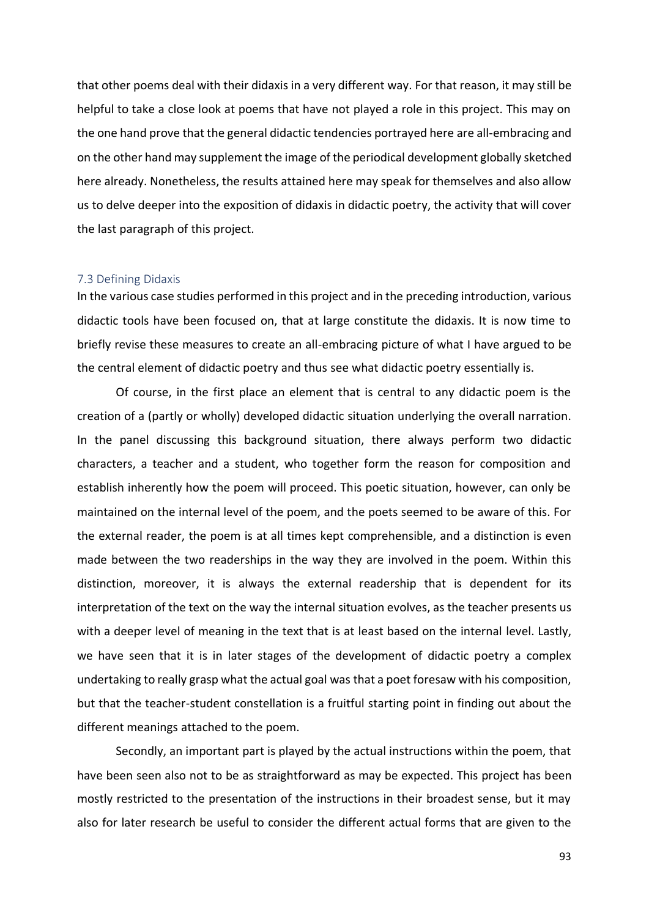that other poems deal with their didaxis in a very different way. For that reason, it may still be helpful to take a close look at poems that have not played a role in this project. This may on the one hand prove that the general didactic tendencies portrayed here are all-embracing and on the other hand may supplement the image of the periodical development globally sketched here already. Nonetheless, the results attained here may speak for themselves and also allow us to delve deeper into the exposition of didaxis in didactic poetry, the activity that will cover the last paragraph of this project.

### 7.3 Defining Didaxis

In the various case studies performed in this project and in the preceding introduction, various didactic tools have been focused on, that at large constitute the didaxis. It is now time to briefly revise these measures to create an all-embracing picture of what I have argued to be the central element of didactic poetry and thus see what didactic poetry essentially is.

Of course, in the first place an element that is central to any didactic poem is the creation of a (partly or wholly) developed didactic situation underlying the overall narration. In the panel discussing this background situation, there always perform two didactic characters, a teacher and a student, who together form the reason for composition and establish inherently how the poem will proceed. This poetic situation, however, can only be maintained on the internal level of the poem, and the poets seemed to be aware of this. For the external reader, the poem is at all times kept comprehensible, and a distinction is even made between the two readerships in the way they are involved in the poem. Within this distinction, moreover, it is always the external readership that is dependent for its interpretation of the text on the way the internal situation evolves, as the teacher presents us with a deeper level of meaning in the text that is at least based on the internal level. Lastly, we have seen that it is in later stages of the development of didactic poetry a complex undertaking to really grasp what the actual goal was that a poet foresaw with his composition, but that the teacher-student constellation is a fruitful starting point in finding out about the different meanings attached to the poem.

Secondly, an important part is played by the actual instructions within the poem, that have been seen also not to be as straightforward as may be expected. This project has been mostly restricted to the presentation of the instructions in their broadest sense, but it may also for later research be useful to consider the different actual forms that are given to the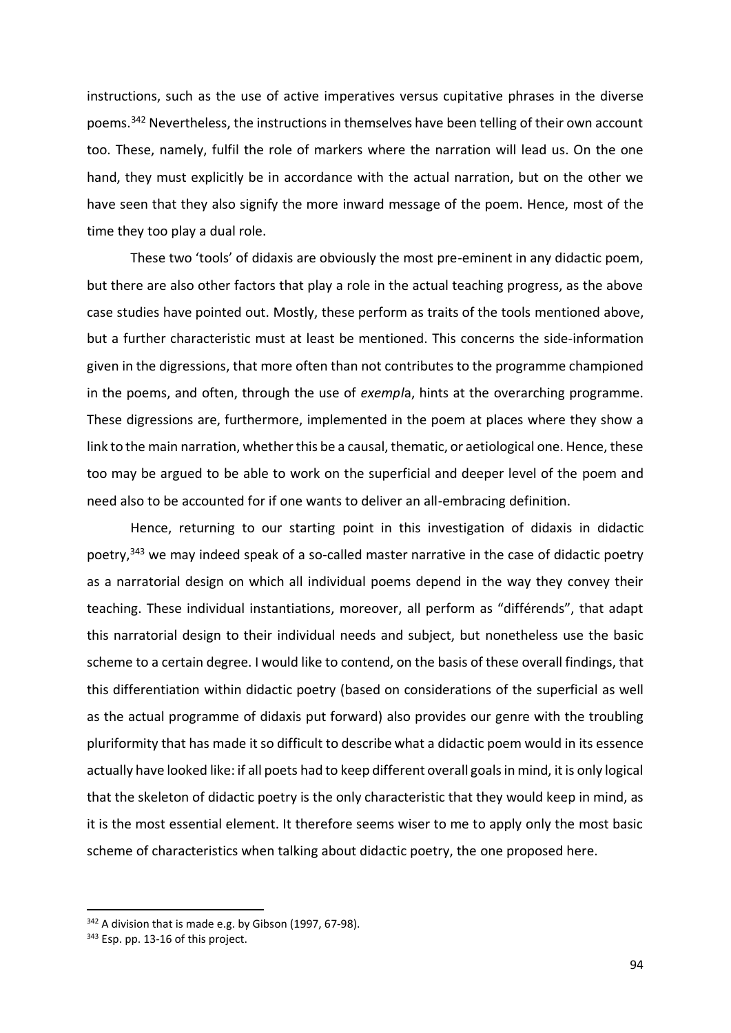instructions, such as the use of active imperatives versus cupitative phrases in the diverse poems.[342] Nevertheless, the instructions in themselves have been telling of their own account too. These, namely, fulfil the role of markers where the narration will lead us. On the one hand, they must explicitly be in accordance with the actual narration, but on the other we have seen that they also signify the more inward message of the poem. Hence, most of the time they too play a dual role.

These two 'tools' of didaxis are obviously the most pre-eminent in any didactic poem, but there are also other factors that play a role in the actual teaching progress, as the above case studies have pointed out. Mostly, these perform as traits of the tools mentioned above, but a further characteristic must at least be mentioned. This concerns the side-information given in the digressions, that more often than not contributes to the programme championed in the poems, and often, through the use of *exempl*a, hints at the overarching programme. These digressions are, furthermore, implemented in the poem at places where they show a link to the main narration, whether this be a causal, thematic, or aetiological one. Hence, these too may be argued to be able to work on the superficial and deeper level of the poem and need also to be accounted for if one wants to deliver an all-embracing definition.

Hence, returning to our starting point in this investigation of didaxis in didactic poetry,[343] we may indeed speak of a so-called master narrative in the case of didactic poetry as a narratorial design on which all individual poems depend in the way they convey their teaching. These individual instantiations, moreover, all perform as "différends", that adapt this narratorial design to their individual needs and subject, but nonetheless use the basic scheme to a certain degree. I would like to contend, on the basis of these overall findings, that this differentiation within didactic poetry (based on considerations of the superficial as well as the actual programme of didaxis put forward) also provides our genre with the troubling pluriformity that has made it so difficult to describe what a didactic poem would in its essence actually have looked like: if all poets had to keep different overall goals in mind, it is only logical that the skeleton of didactic poetry is the only characteristic that they would keep in mind, as it is the most essential element. It therefore seems wiser to me to apply only the most basic scheme of characteristics when talking about didactic poetry, the one proposed here.

---

[342] A division that is made e.g. by Gibson (1997, 67-98).

[343] Esp. pp. 13-16 of this project.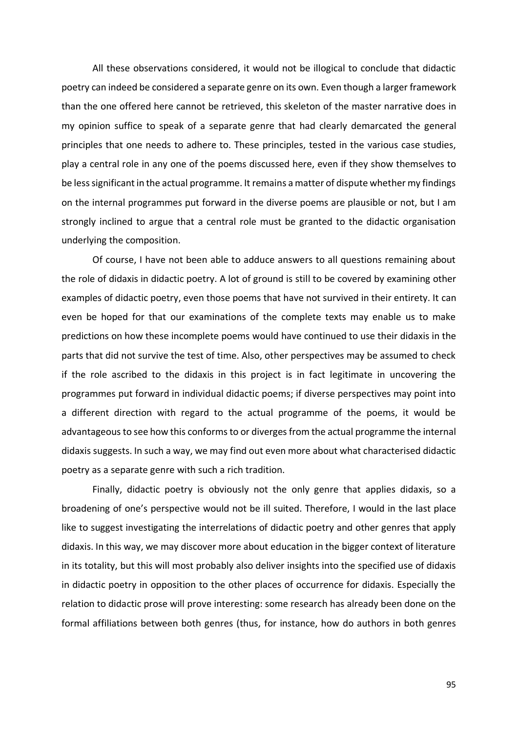All these observations considered, it would not be illogical to conclude that didactic poetry can indeed be considered a separate genre on its own. Even though a larger framework than the one offered here cannot be retrieved, this skeleton of the master narrative does in my opinion suffice to speak of a separate genre that had clearly demarcated the general principles that one needs to adhere to. These principles, tested in the various case studies, play a central role in any one of the poems discussed here, even if they show themselves to be less significant in the actual programme. It remains a matter of dispute whether my findings on the internal programmes put forward in the diverse poems are plausible or not, but I am strongly inclined to argue that a central role must be granted to the didactic organisation underlying the composition.

Of course, I have not been able to adduce answers to all questions remaining about the role of didaxis in didactic poetry. A lot of ground is still to be covered by examining other examples of didactic poetry, even those poems that have not survived in their entirety. It can even be hoped for that our examinations of the complete texts may enable us to make predictions on how these incomplete poems would have continued to use their didaxis in the parts that did not survive the test of time. Also, other perspectives may be assumed to check if the role ascribed to the didaxis in this project is in fact legitimate in uncovering the programmes put forward in individual didactic poems; if diverse perspectives may point into a different direction with regard to the actual programme of the poems, it would be advantageous to see how this conforms to or diverges from the actual programme the internal didaxis suggests. In such a way, we may find out even more about what characterised didactic poetry as a separate genre with such a rich tradition.

Finally, didactic poetry is obviously not the only genre that applies didaxis, so a broadening of one's perspective would not be ill suited. Therefore, I would in the last place like to suggest investigating the interrelations of didactic poetry and other genres that apply didaxis. In this way, we may discover more about education in the bigger context of literature in its totality, but this will most probably also deliver insights into the specified use of didaxis in didactic poetry in opposition to the other places of occurrence for didaxis. Especially the relation to didactic prose will prove interesting: some research has already been done on the formal affiliations between both genres (thus, for instance, how do authors in both genres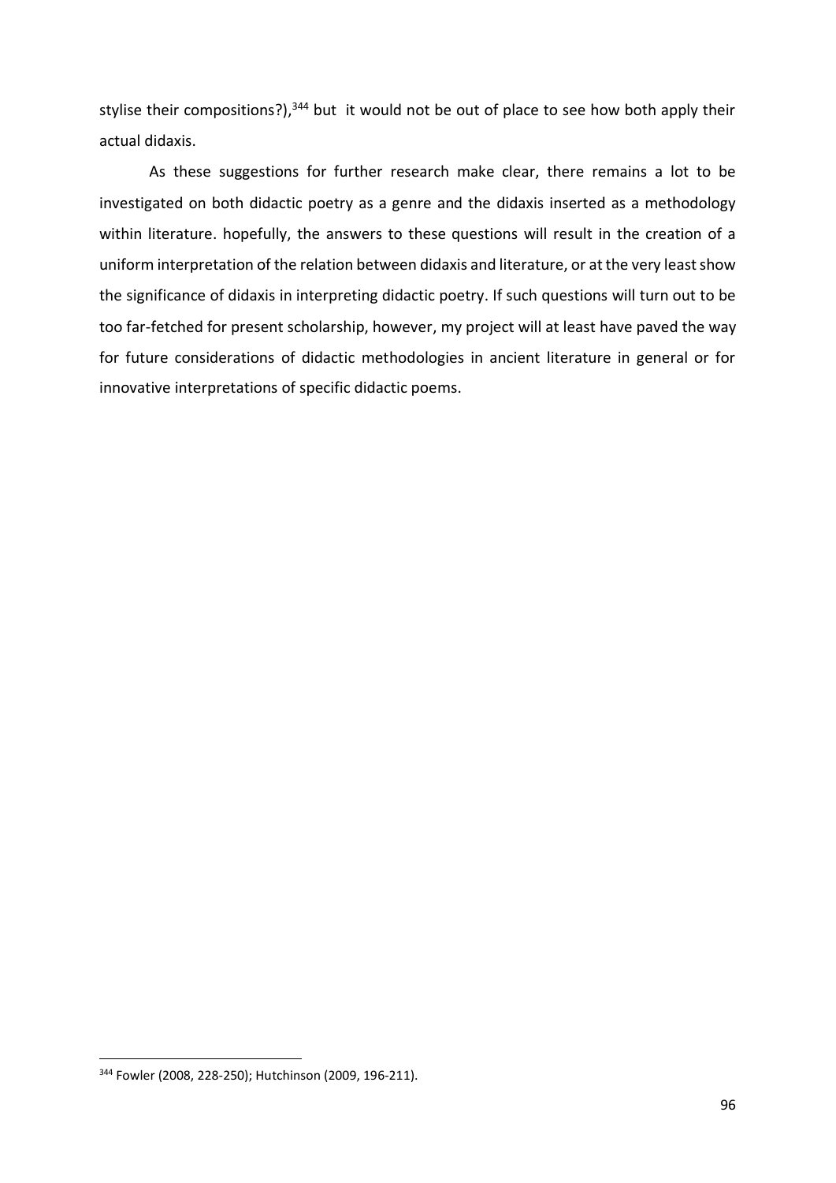stylise their compositions?),[344] but it would not be out of place to see how both apply their actual didaxis.

As these suggestions for further research make clear, there remains a lot to be investigated on both didactic poetry as a genre and the didaxis inserted as a methodology within literature. hopefully, the answers to these questions will result in the creation of a uniform interpretation of the relation between didaxis and literature, or at the very least show the significance of didaxis in interpreting didactic poetry. If such questions will turn out to be too far-fetched for present scholarship, however, my project will at least have paved the way for future considerations of didactic methodologies in ancient literature in general or for innovative interpretations of specific didactic poems.

---

[344] Fowler (2008, 228-250); Hutchinson (2009, 196-211).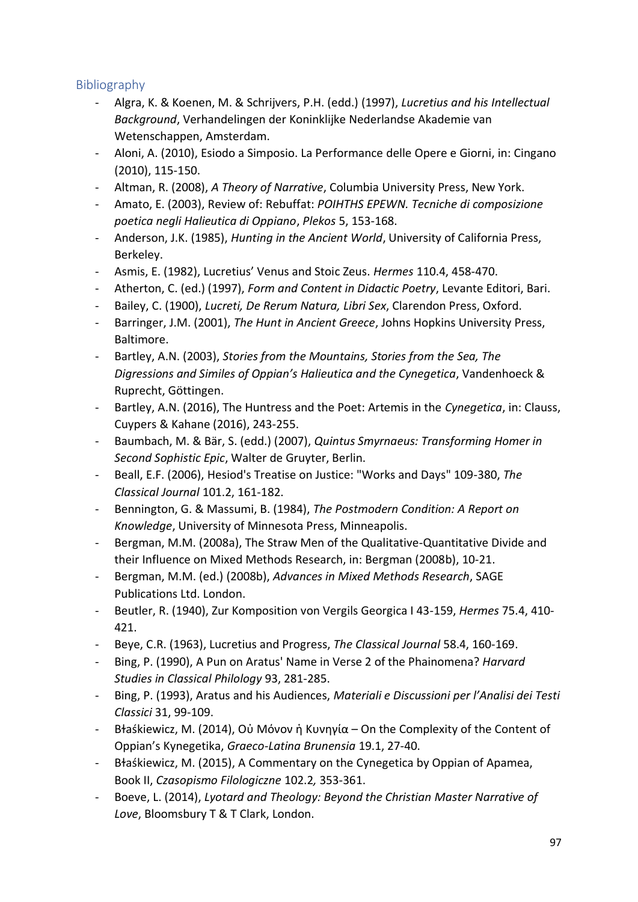## Bibliography

- Algra, K. & Koenen, M. & Schrijvers, P.H. (edd.) (1997), *Lucretius and his Intellectual Background*, Verhandelingen der Koninklijke Nederlandse Akademie van Wetenschappen, Amsterdam.
- Aloni, A. (2010), Esiodo a Simposio. La Performance delle Opere e Giorni, in: Cingano (2010), 115-150.
- Altman, R. (2008), *A Theory of Narrative*, Columbia University Press, New York.
- Amato, E. (2003), Review of: Rebuffat: *POIHTHS EPEWN. Tecniche di composizione poetica negli Halieutica di Oppiano*, *Plekos* 5, 153-168.
- Anderson, J.K. (1985), *Hunting in the Ancient World*, University of California Press, Berkeley.
- Asmis, E. (1982), Lucretius' Venus and Stoic Zeus. *Hermes* 110.4, 458-470.
- Atherton, C. (ed.) (1997), *Form and Content in Didactic Poetry*, Levante Editori, Bari.
- Bailey, C. (1900), *Lucreti, De Rerum Natura, Libri Sex*, Clarendon Press, Oxford.
- Barringer, J.M. (2001), *The Hunt in Ancient Greece*, Johns Hopkins University Press, Baltimore.
- Bartley, A.N. (2003), *Stories from the Mountains, Stories from the Sea, The Digressions and Similes of Oppian's Halieutica and the Cynegetica*, Vandenhoeck & Ruprecht, Göttingen.
- Bartley, A.N. (2016), The Huntress and the Poet: Artemis in the *Cynegetica*, in: Clauss, Cuypers & Kahane (2016), 243-255.
- Baumbach, M. & Bär, S. (edd.) (2007), *Quintus Smyrnaeus: Transforming Homer in Second Sophistic Epic*, Walter de Gruyter, Berlin.
- Beall, E.F. (2006), Hesiod's Treatise on Justice: "Works and Days" 109-380, *The Classical Journal* 101.2, 161-182.
- Bennington, G. & Massumi, B. (1984), *The Postmodern Condition: A Report on Knowledge*, University of Minnesota Press, Minneapolis.
- Bergman, M.M. (2008a), The Straw Men of the Qualitative-Quantitative Divide and their Influence on Mixed Methods Research, in: Bergman (2008b), 10-21.
- Bergman, M.M. (ed.) (2008b), *Advances in Mixed Methods Research*, SAGE Publications Ltd. London.
- Beutler, R. (1940), Zur Komposition von Vergils Georgica I 43-159, *Hermes* 75.4, 410-421.
- Beye, C.R. (1963), Lucretius and Progress, *The Classical Journal* 58.4, 160-169.
- Bing, P. (1990), A Pun on Aratus' Name in Verse 2 of the Phainomena? *Harvard Studies in Classical Philology* 93, 281-285.
- Bing, P. (1993), Aratus and his Audiences, *Materiali e Discussioni per l'Analisi dei Testi Classici* 31, 99-109.
- Błaśkiewicz, M. (2014), Οὐ Μόνον ἡ Κυνηγία – On the Complexity of the Content of Oppian's Kynegetika, *Graeco-Latina Brunensia* 19.1, 27-40.
- Błaśkiewicz, M. (2015), A Commentary on the Cynegetica by Oppian of Apamea, Book II, *Czasopismo Filologiczne* 102.2*,* 353-361.
- Boeve, L. (2014), *Lyotard and Theology: Beyond the Christian Master Narrative of Love*, Bloomsbury T & T Clark, London.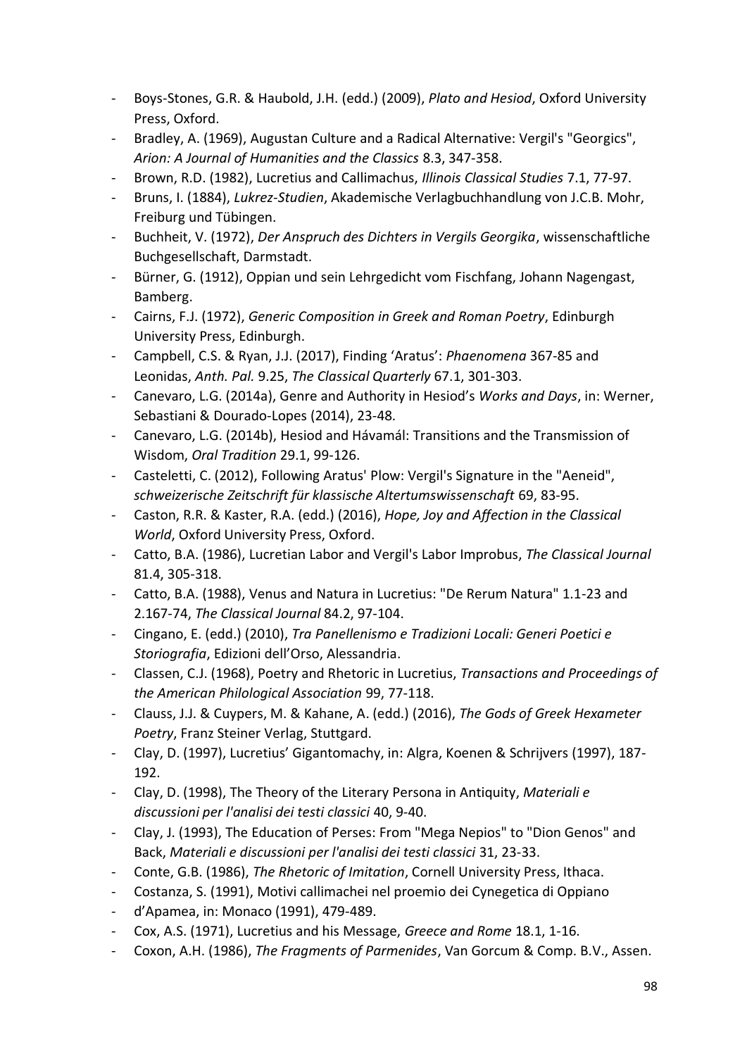- Boys-Stones, G.R. & Haubold, J.H. (edd.) (2009), *Plato and Hesiod*, Oxford University Press, Oxford.
- Bradley, A. (1969), Augustan Culture and a Radical Alternative: Vergil's "Georgics", *Arion: A Journal of Humanities and the Classics* 8.3, 347-358.
- Brown, R.D. (1982), Lucretius and Callimachus, *Illinois Classical Studies* 7.1, 77-97.
- Bruns, I. (1884), *Lukrez-Studien*, Akademische Verlagbuchhandlung von J.C.B. Mohr, Freiburg und Tübingen.
- Buchheit, V. (1972), *Der Anspruch des Dichters in Vergils Georgika*, wissenschaftliche Buchgesellschaft, Darmstadt.
- Bürner, G. (1912), Oppian und sein Lehrgedicht vom Fischfang, Johann Nagengast, Bamberg.
- Cairns, F.J. (1972), *Generic Composition in Greek and Roman Poetry*, Edinburgh University Press, Edinburgh.
- Campbell, C.S. & Ryan, J.J. (2017), Finding 'Aratus': *Phaenomena* 367-85 and Leonidas, *Anth. Pal.* 9.25, *The Classical Quarterly* 67.1, 301-303.
- Canevaro, L.G. (2014a), Genre and Authority in Hesiod's *Works and Days*, in: Werner, Sebastiani & Dourado-Lopes (2014), 23-48.
- Canevaro, L.G. (2014b), Hesiod and Hávamál: Transitions and the Transmission of Wisdom, *Oral Tradition* 29.1, 99-126.
- Casteletti, C. (2012), Following Aratus' Plow: Vergil's Signature in the "Aeneid", *schweizerische Zeitschrift für klassische Altertumswissenschaft* 69, 83-95.
- Caston, R.R. & Kaster, R.A. (edd.) (2016), *Hope, Joy and Affection in the Classical World*, Oxford University Press, Oxford.
- Catto, B.A. (1986), Lucretian Labor and Vergil's Labor Improbus, *The Classical Journal* 81.4, 305-318.
- Catto, B.A. (1988), Venus and Natura in Lucretius: "De Rerum Natura" 1.1-23 and 2.167-74, *The Classical Journal* 84.2, 97-104.
- Cingano, E. (edd.) (2010), *Tra Panellenismo e Tradizioni Locali: Generi Poetici e Storiografia*, Edizioni dell'Orso, Alessandria.
- Classen, C.J. (1968), Poetry and Rhetoric in Lucretius, *Transactions and Proceedings of the American Philological Association* 99, 77-118.
- Clauss, J.J. & Cuypers, M. & Kahane, A. (edd.) (2016), *The Gods of Greek Hexameter Poetry*, Franz Steiner Verlag, Stuttgard.
- Clay, D. (1997), Lucretius' Gigantomachy, in: Algra, Koenen & Schrijvers (1997), 187-192.
- Clay, D. (1998), The Theory of the Literary Persona in Antiquity, *Materiali e discussioni per l'analisi dei testi classici* 40, 9-40.
- Clay, J. (1993), The Education of Perses: From "Mega Nepios" to "Dion Genos" and Back, *Materiali e discussioni per l'analisi dei testi classici* 31, 23-33.
- Conte, G.B. (1986), *The Rhetoric of Imitation*, Cornell University Press, Ithaca.
- Costanza, S. (1991), Motivi callimachei nel proemio dei Cynegetica di Oppiano
- d'Apamea, in: Monaco (1991), 479-489.
- Cox, A.S. (1971), Lucretius and his Message, *Greece and Rome* 18.1, 1-16.
- Coxon, A.H. (1986), *The Fragments of Parmenides*, Van Gorcum & Comp. B.V., Assen.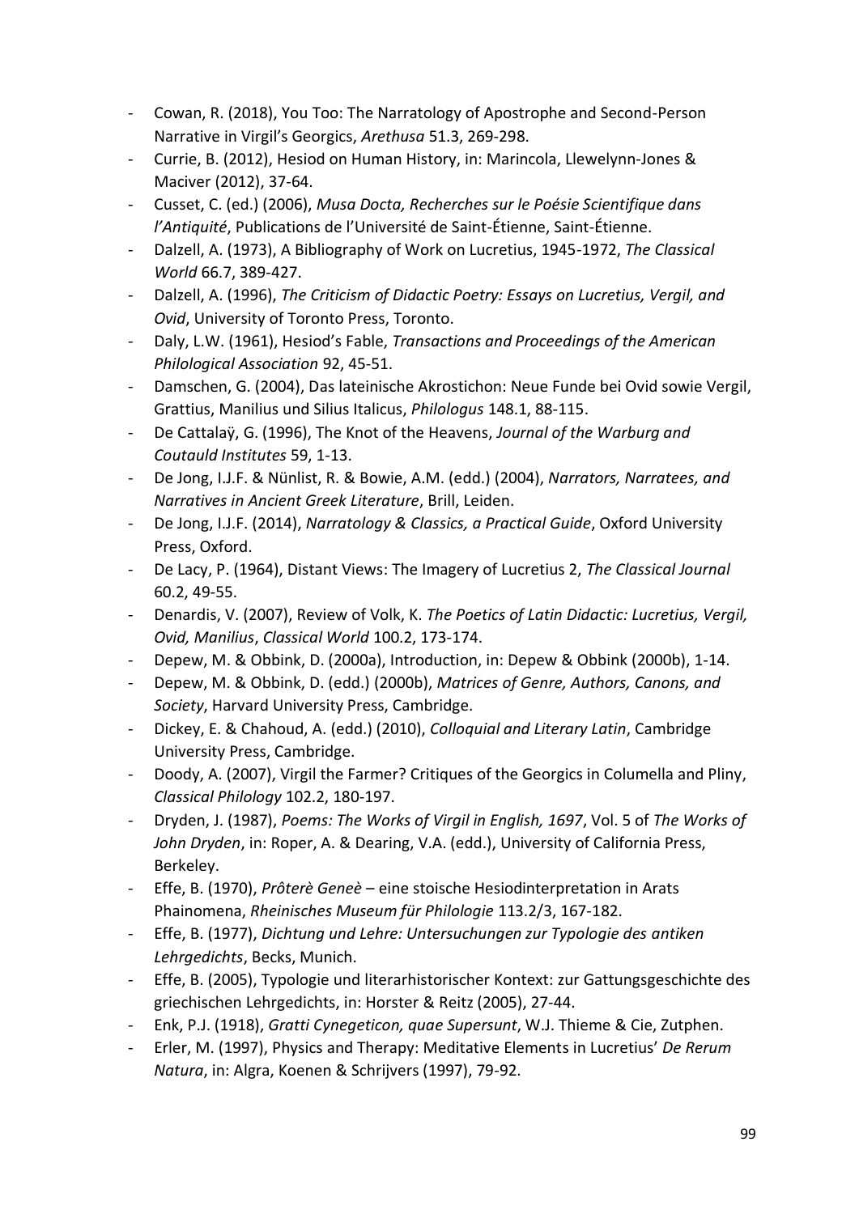- Cowan, R. (2018), You Too: The Narratology of Apostrophe and Second-Person Narrative in Virgil's Georgics, *Arethusa* 51.3, 269-298.
- Currie, B. (2012), Hesiod on Human History, in: Marincola, Llewelynn-Jones & Maciver (2012), 37-64.
- Cusset, C. (ed.) (2006), *Musa Docta, Recherches sur le Poésie Scientifique dans l'Antiquité*, Publications de l'Université de Saint-Étienne, Saint-Étienne.
- Dalzell, A. (1973), A Bibliography of Work on Lucretius, 1945-1972, *The Classical World* 66.7, 389-427.
- Dalzell, A. (1996), *The Criticism of Didactic Poetry: Essays on Lucretius, Vergil, and Ovid*, University of Toronto Press, Toronto.
- Daly, L.W. (1961), Hesiod's Fable, *Transactions and Proceedings of the American Philological Association* 92, 45-51.
- Damschen, G. (2004), Das lateinische Akrostichon: Neue Funde bei Ovid sowie Vergil, Grattius, Manilius und Silius Italicus, *Philologus* 148.1, 88-115.
- De Cattalaÿ, G. (1996), The Knot of the Heavens, *Journal of the Warburg and Coutauld Institutes* 59, 1-13.
- De Jong, I.J.F. & Nünlist, R. & Bowie, A.M. (edd.) (2004), *Narrators, Narratees, and Narratives in Ancient Greek Literature*, Brill, Leiden.
- De Jong, I.J.F. (2014), *Narratology & Classics, a Practical Guide*, Oxford University Press, Oxford.
- De Lacy, P. (1964), Distant Views: The Imagery of Lucretius 2, *The Classical Journal* 60.2, 49-55.
- Denardis, V. (2007), Review of Volk, K. *The Poetics of Latin Didactic: Lucretius, Vergil, Ovid, Manilius*, *Classical World* 100.2, 173-174.
- Depew, M. & Obbink, D. (2000a), Introduction, in: Depew & Obbink (2000b), 1-14.
- Depew, M. & Obbink, D. (edd.) (2000b), *Matrices of Genre, Authors, Canons, and Society*, Harvard University Press, Cambridge.
- Dickey, E. & Chahoud, A. (edd.) (2010), *Colloquial and Literary Latin*, Cambridge University Press, Cambridge.
- Doody, A. (2007), Virgil the Farmer? Critiques of the Georgics in Columella and Pliny, *Classical Philology* 102.2, 180-197.
- Dryden, J. (1987), *Poems: The Works of Virgil in English, 1697*, Vol. 5 of *The Works of John Dryden*, in: Roper, A. & Dearing, V.A. (edd.), University of California Press, Berkeley.
- Effe, B. (1970), *Prôterè Geneè* – eine stoische Hesiodinterpretation in Arats Phainomena, *Rheinisches Museum für Philologie* 113.2/3, 167-182.
- Effe, B. (1977), *Dichtung und Lehre: Untersuchungen zur Typologie des antiken Lehrgedichts*, Becks, Munich.
- Effe, B. (2005), Typologie und literarhistorischer Kontext: zur Gattungsgeschichte des griechischen Lehrgedichts, in: Horster & Reitz (2005), 27-44.
- Enk, P.J. (1918), *Gratti Cynegeticon, quae Supersunt*, W.J. Thieme & Cie, Zutphen.
- Erler, M. (1997), Physics and Therapy: Meditative Elements in Lucretius' *De Rerum Natura*, in: Algra, Koenen & Schrijvers (1997), 79-92.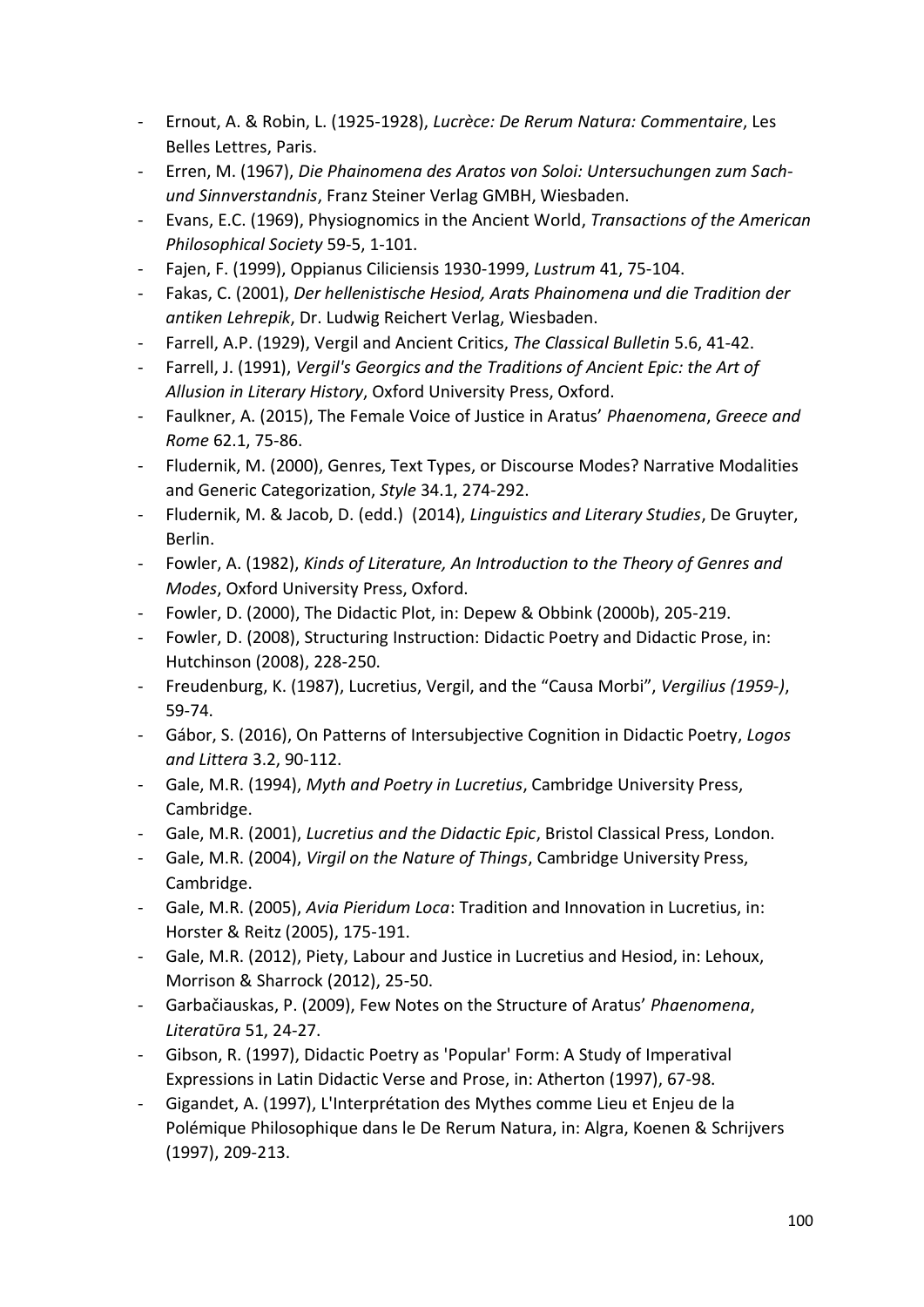- Ernout, A. & Robin, L. (1925-1928), *Lucrèce: De Rerum Natura: Commentaire*, Les Belles Lettres, Paris.
- Erren, M. (1967), *Die Phainomena des Aratos von Soloi: Untersuchungen zum Sach- und Sinnverstandnis*, Franz Steiner Verlag GMBH, Wiesbaden.
- Evans, E.C. (1969), Physiognomics in the Ancient World, *Transactions of the American Philosophical Society* 59-5, 1-101.
- Fajen, F. (1999), Oppianus Ciliciensis 1930-1999, *Lustrum* 41, 75-104.
- Fakas, C. (2001), *Der hellenistische Hesiod, Arats Phainomena und die Tradition der antiken Lehrepik*, Dr. Ludwig Reichert Verlag, Wiesbaden.
- Farrell, A.P. (1929), Vergil and Ancient Critics, *The Classical Bulletin* 5.6, 41-42.
- Farrell, J. (1991), *Vergil's Georgics and the Traditions of Ancient Epic: the Art of Allusion in Literary History*, Oxford University Press, Oxford.
- Faulkner, A. (2015), The Female Voice of Justice in Aratus' *Phaenomena*, *Greece and Rome* 62.1, 75-86.
- Fludernik, M. (2000), Genres, Text Types, or Discourse Modes? Narrative Modalities and Generic Categorization, *Style* 34.1, 274-292.
- Fludernik, M. & Jacob, D. (edd.) (2014), *Linguistics and Literary Studies*, De Gruyter, Berlin.
- Fowler, A. (1982), *Kinds of Literature, An Introduction to the Theory of Genres and Modes*, Oxford University Press, Oxford.
- Fowler, D. (2000), The Didactic Plot, in: Depew & Obbink (2000b), 205-219.
- Fowler, D. (2008), Structuring Instruction: Didactic Poetry and Didactic Prose, in: Hutchinson (2008), 228-250.
- Freudenburg, K. (1987), Lucretius, Vergil, and the "Causa Morbi", *Vergilius (1959-)*, 59-74.
- Gábor, S. (2016), On Patterns of Intersubjective Cognition in Didactic Poetry, *Logos and Littera* 3.2, 90-112.
- Gale, M.R. (1994), *Myth and Poetry in Lucretius*, Cambridge University Press, Cambridge.
- Gale, M.R. (2001), *Lucretius and the Didactic Epic*, Bristol Classical Press, London.
- Gale, M.R. (2004), *Virgil on the Nature of Things*, Cambridge University Press, Cambridge.
- Gale, M.R. (2005), *Avia Pieridum Loca*: Tradition and Innovation in Lucretius, in: Horster & Reitz (2005), 175-191.
- Gale, M.R. (2012), Piety, Labour and Justice in Lucretius and Hesiod, in: Lehoux, Morrison & Sharrock (2012), 25-50.
- Garbačiauskas, P. (2009), Few Notes on the Structure of Aratus' *Phaenomena*, *Literatūra* 51, 24-27.
- Gibson, R. (1997), Didactic Poetry as 'Popular' Form: A Study of Imperatival Expressions in Latin Didactic Verse and Prose, in: Atherton (1997), 67-98.
- Gigandet, A. (1997), L'Interprétation des Mythes comme Lieu et Enjeu de la Polémique Philosophique dans le De Rerum Natura, in: Algra, Koenen & Schrijvers (1997), 209-213.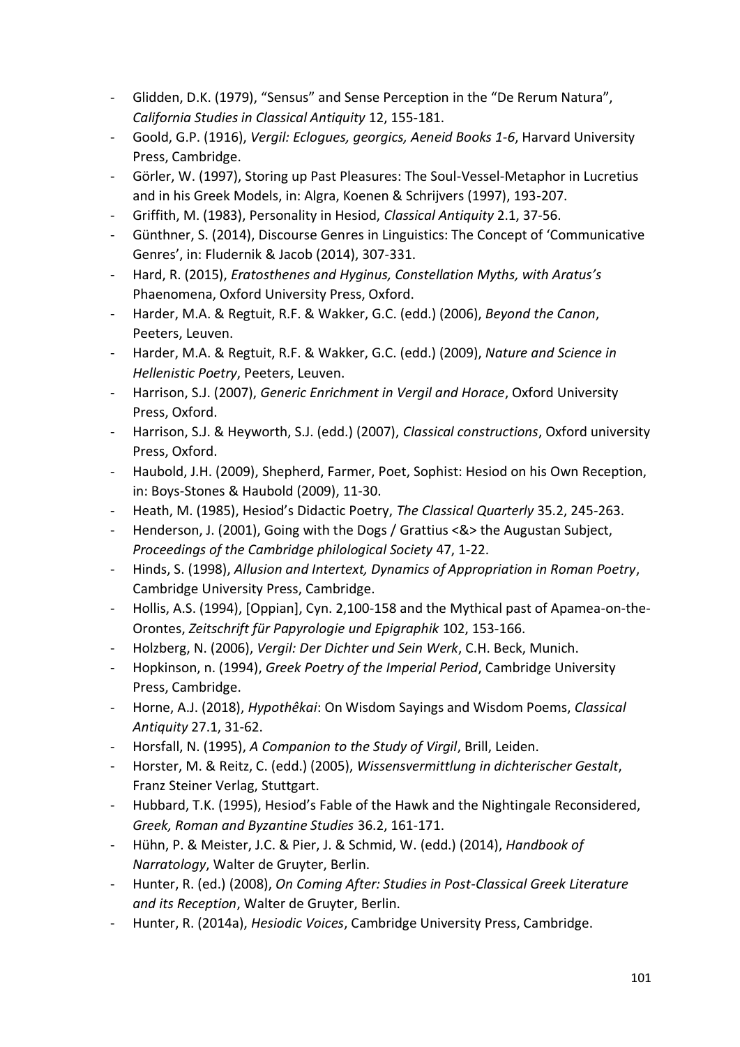- Glidden, D.K. (1979), "Sensus" and Sense Perception in the "De Rerum Natura", *California Studies in Classical Antiquity* 12, 155-181.
- Goold, G.P. (1916), *Vergil: Eclogues, georgics, Aeneid Books 1-6*, Harvard University Press, Cambridge.
- Görler, W. (1997), Storing up Past Pleasures: The Soul-Vessel-Metaphor in Lucretius and in his Greek Models, in: Algra, Koenen & Schrijvers (1997), 193-207.
- Griffith, M. (1983), Personality in Hesiod, *Classical Antiquity* 2.1, 37-56.
- Günthner, S. (2014), Discourse Genres in Linguistics: The Concept of 'Communicative Genres', in: Fludernik & Jacob (2014), 307-331.
- Hard, R. (2015), *Eratosthenes and Hyginus, Constellation Myths, with Aratus's* Phaenomena, Oxford University Press, Oxford.
- Harder, M.A. & Regtuit, R.F. & Wakker, G.C. (edd.) (2006), *Beyond the Canon*, Peeters, Leuven.
- Harder, M.A. & Regtuit, R.F. & Wakker, G.C. (edd.) (2009), *Nature and Science in Hellenistic Poetry*, Peeters, Leuven.
- Harrison, S.J. (2007), *Generic Enrichment in Vergil and Horace*, Oxford University Press, Oxford.
- Harrison, S.J. & Heyworth, S.J. (edd.) (2007), *Classical constructions*, Oxford university Press, Oxford.
- Haubold, J.H. (2009), Shepherd, Farmer, Poet, Sophist: Hesiod on his Own Reception, in: Boys-Stones & Haubold (2009), 11-30.
- Heath, M. (1985), Hesiod's Didactic Poetry, *The Classical Quarterly* 35.2, 245-263.
- Henderson, J. (2001), Going with the Dogs / Grattius <&> the Augustan Subject, *Proceedings of the Cambridge philological Society* 47, 1-22.
- Hinds, S. (1998), *Allusion and Intertext, Dynamics of Appropriation in Roman Poetry*, Cambridge University Press, Cambridge.
- Hollis, A.S. (1994), [Oppian], Cyn. 2,100-158 and the Mythical past of Apamea-on-the-Orontes, *Zeitschrift für Papyrologie und Epigraphik* 102, 153-166.
- Holzberg, N. (2006), *Vergil: Der Dichter und Sein Werk*, C.H. Beck, Munich.
- Hopkinson, n. (1994), *Greek Poetry of the Imperial Period*, Cambridge University Press, Cambridge.
- Horne, A.J. (2018), *Hypothêkai*: On Wisdom Sayings and Wisdom Poems, *Classical Antiquity* 27.1, 31-62.
- Horsfall, N. (1995), *A Companion to the Study of Virgil*, Brill, Leiden.
- Horster, M. & Reitz, C. (edd.) (2005), *Wissensvermittlung in dichterischer Gestalt*, Franz Steiner Verlag, Stuttgart.
- Hubbard, T.K. (1995), Hesiod's Fable of the Hawk and the Nightingale Reconsidered, *Greek, Roman and Byzantine Studies* 36.2, 161-171.
- Hühn, P. & Meister, J.C. & Pier, J. & Schmid, W. (edd.) (2014), *Handbook of Narratology*, Walter de Gruyter, Berlin.
- Hunter, R. (ed.) (2008), *On Coming After: Studies in Post-Classical Greek Literature and its Reception*, Walter de Gruyter, Berlin.
- Hunter, R. (2014a), *Hesiodic Voices*, Cambridge University Press, Cambridge.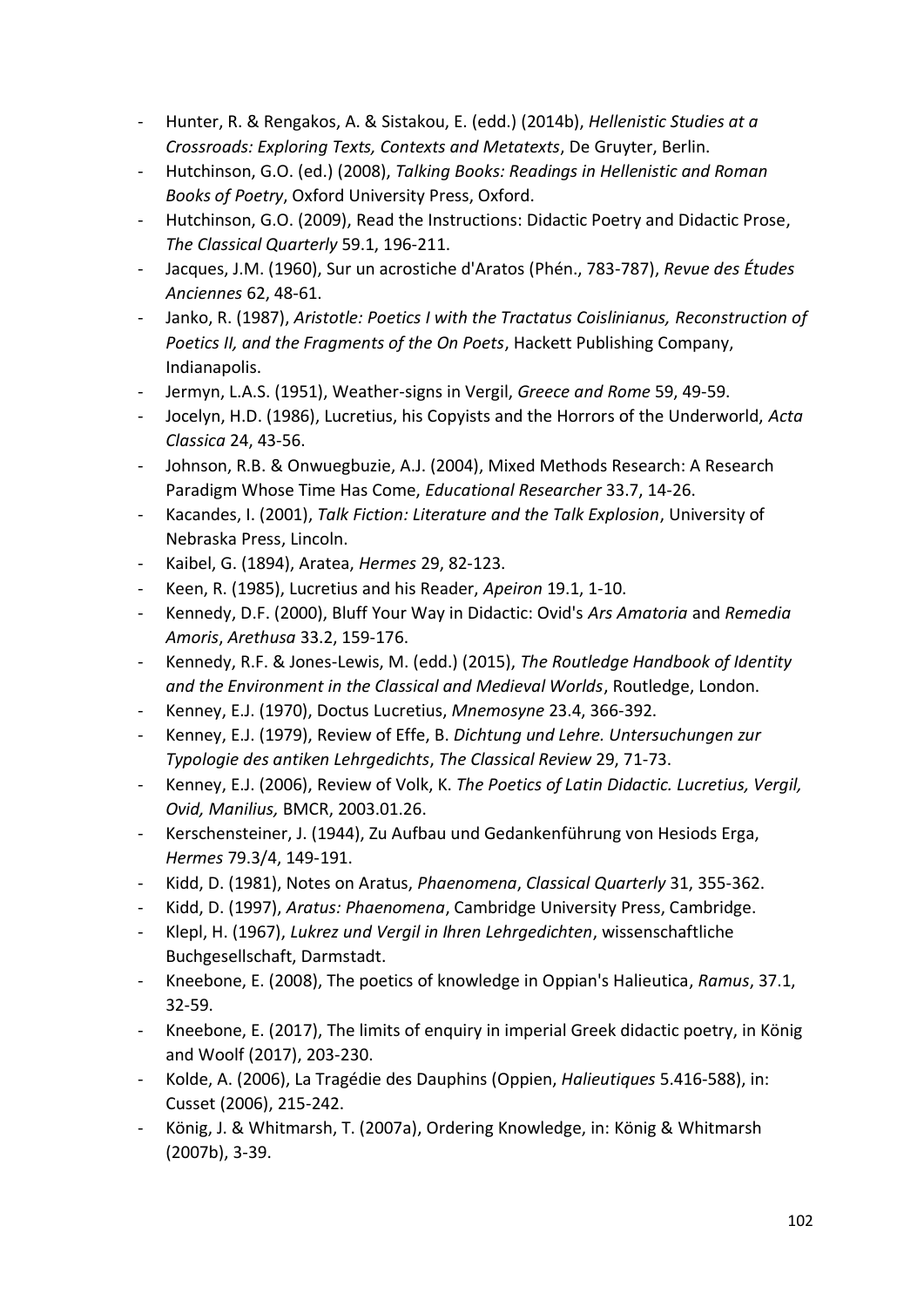- Hunter, R. & Rengakos, A. & Sistakou, E. (edd.) (2014b), *Hellenistic Studies at a Crossroads: Exploring Texts, Contexts and Metatexts*, De Gruyter, Berlin.
- Hutchinson, G.O. (ed.) (2008), *Talking Books: Readings in Hellenistic and Roman Books of Poetry*, Oxford University Press, Oxford.
- Hutchinson, G.O. (2009), Read the Instructions: Didactic Poetry and Didactic Prose, *The Classical Quarterly* 59.1, 196-211.
- Jacques, J.M. (1960), Sur un acrostiche d'Aratos (Phén., 783-787), *Revue des Études Anciennes* 62, 48-61.
- Janko, R. (1987), *Aristotle: Poetics I with the Tractatus Coislinianus, Reconstruction of Poetics II, and the Fragments of the On Poets*, Hackett Publishing Company, Indianapolis.
- Jermyn, L.A.S. (1951), Weather-signs in Vergil, *Greece and Rome* 59, 49-59.
- Jocelyn, H.D. (1986), Lucretius, his Copyists and the Horrors of the Underworld, *Acta Classica* 24, 43-56.
- Johnson, R.B. & Onwuegbuzie, A.J. (2004), Mixed Methods Research: A Research Paradigm Whose Time Has Come, *Educational Researcher* 33.7, 14-26.
- Kacandes, I. (2001), *Talk Fiction: Literature and the Talk Explosion*, University of Nebraska Press, Lincoln.
- Kaibel, G. (1894), Aratea, *Hermes* 29, 82-123.
- Keen, R. (1985), Lucretius and his Reader, *Apeiron* 19.1, 1-10.
- Kennedy, D.F. (2000), Bluff Your Way in Didactic: Ovid's *Ars Amatoria* and *Remedia Amoris*, *Arethusa* 33.2, 159-176.
- Kennedy, R.F. & Jones-Lewis, M. (edd.) (2015), *The Routledge Handbook of Identity and the Environment in the Classical and Medieval Worlds*, Routledge, London.
- Kenney, E.J. (1970), Doctus Lucretius, *Mnemosyne* 23.4, 366-392.
- Kenney, E.J. (1979), Review of Effe, B. *Dichtung und Lehre. Untersuchungen zur Typologie des antiken Lehrgedichts*, *The Classical Review* 29, 71-73.
- Kenney, E.J. (2006), Review of Volk, K. *The Poetics of Latin Didactic. Lucretius, Vergil, Ovid, Manilius,* BMCR, 2003.01.26.
- Kerschensteiner, J. (1944), Zu Aufbau und Gedankenführung von Hesiods Erga, *Hermes* 79.3/4, 149-191.
- Kidd, D. (1981), Notes on Aratus, *Phaenomena*, *Classical Quarterly* 31, 355-362.
- Kidd, D. (1997), *Aratus: Phaenomena*, Cambridge University Press, Cambridge.
- Klepl, H. (1967), *Lukrez und Vergil in Ihren Lehrgedichten*, wissenschaftliche Buchgesellschaft, Darmstadt.
- Kneebone, E. (2008), The poetics of knowledge in Oppian's Halieutica, *Ramus*, 37.1, 32-59.
- Kneebone, E. (2017), The limits of enquiry in imperial Greek didactic poetry, in König and Woolf (2017), 203-230.
- Kolde, A. (2006), La Tragédie des Dauphins (Oppien, *Halieutiques* 5.416-588), in: Cusset (2006), 215-242.
- König, J. & Whitmarsh, T. (2007a), Ordering Knowledge, in: König & Whitmarsh (2007b), 3-39.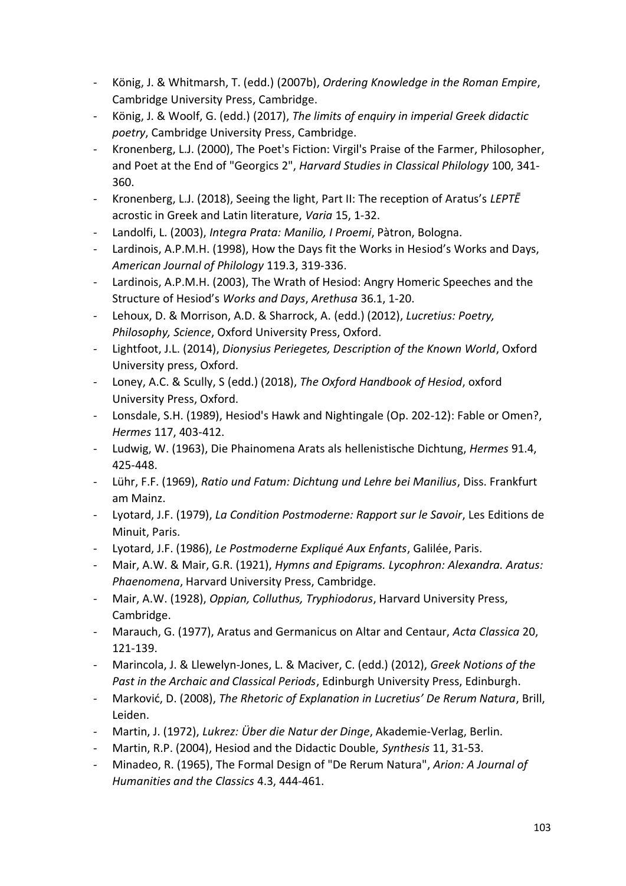- König, J. & Whitmarsh, T. (edd.) (2007b), *Ordering Knowledge in the Roman Empire*, Cambridge University Press, Cambridge.
- König, J. & Woolf, G. (edd.) (2017), *The limits of enquiry in imperial Greek didactic poetry*, Cambridge University Press, Cambridge.
- Kronenberg, L.J. (2000), The Poet's Fiction: Virgil's Praise of the Farmer, Philosopher, and Poet at the End of "Georgics 2", *Harvard Studies in Classical Philology* 100, 341-360.
- Kronenberg, L.J. (2018), Seeing the light, Part II: The reception of Aratus's *LEPTĒ* acrostic in Greek and Latin literature, *Varia* 15, 1-32.
- Landolfi, L. (2003), *Integra Prata: Manilio, I Proemi*, Pàtron, Bologna.
- Lardinois, A.P.M.H. (1998), How the Days fit the Works in Hesiod's Works and Days, *American Journal of Philology* 119.3, 319-336.
- Lardinois, A.P.M.H. (2003), The Wrath of Hesiod: Angry Homeric Speeches and the Structure of Hesiod's *Works and Days*, *Arethusa* 36.1, 1-20.
- Lehoux, D. & Morrison, A.D. & Sharrock, A. (edd.) (2012), *Lucretius: Poetry, Philosophy, Science*, Oxford University Press, Oxford.
- Lightfoot, J.L. (2014), *Dionysius Periegetes, Description of the Known World*, Oxford University press, Oxford.
- Loney, A.C. & Scully, S (edd.) (2018), *The Oxford Handbook of Hesiod*, oxford University Press, Oxford.
- Lonsdale, S.H. (1989), Hesiod's Hawk and Nightingale (Op. 202-12): Fable or Omen?, *Hermes* 117, 403-412.
- Ludwig, W. (1963), Die Phainomena Arats als hellenistische Dichtung, *Hermes* 91.4, 425-448.
- Lühr, F.F. (1969), *Ratio und Fatum: Dichtung und Lehre bei Manilius*, Diss. Frankfurt am Mainz.
- Lyotard, J.F. (1979), *La Condition Postmoderne: Rapport sur le Savoir*, Les Editions de Minuit, Paris.
- Lyotard, J.F. (1986), *Le Postmoderne Expliqué Aux Enfants*, Galilée, Paris.
- Mair, A.W. & Mair, G.R. (1921), *Hymns and Epigrams. Lycophron: Alexandra. Aratus: Phaenomena*, Harvard University Press, Cambridge.
- Mair, A.W. (1928), *Oppian, Colluthus, Tryphiodorus*, Harvard University Press, Cambridge.
- Marauch, G. (1977), Aratus and Germanicus on Altar and Centaur, *Acta Classica* 20, 121-139.
- Marincola, J. & Llewelyn-Jones, L. & Maciver, C. (edd.) (2012), *Greek Notions of the Past in the Archaic and Classical Periods*, Edinburgh University Press, Edinburgh.
- Marković, D. (2008), *The Rhetoric of Explanation in Lucretius' De Rerum Natura*, Brill, Leiden.
- Martin, J. (1972), *Lukrez: Über die Natur der Dinge*, Akademie-Verlag, Berlin.
- Martin, R.P. (2004), Hesiod and the Didactic Double, *Synthesis* 11, 31-53.
- Minadeo, R. (1965), The Formal Design of "De Rerum Natura", *Arion: A Journal of Humanities and the Classics* 4.3, 444-461.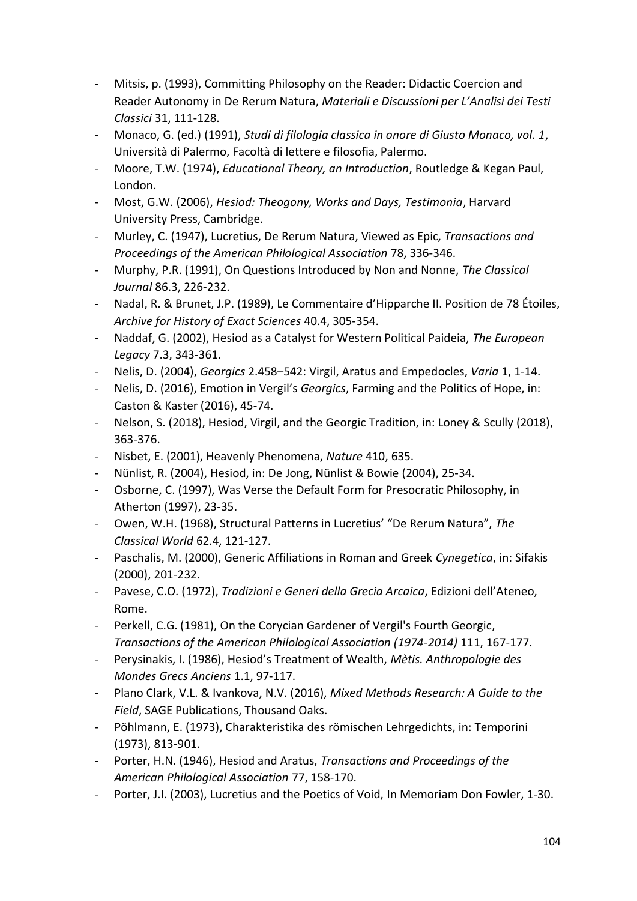- Mitsis, p. (1993), Committing Philosophy on the Reader: Didactic Coercion and Reader Autonomy in De Rerum Natura, *Materiali e Discussioni per L'Analisi dei Testi Classici* 31, 111-128.
- Monaco, G. (ed.) (1991), *Studi di filologia classica in onore di Giusto Monaco, vol. 1*, Università di Palermo, Facoltà di lettere e filosofia, Palermo.
- Moore, T.W. (1974), *Educational Theory, an Introduction*, Routledge & Kegan Paul, London.
- Most, G.W. (2006), *Hesiod: Theogony, Works and Days, Testimonia*, Harvard University Press, Cambridge.
- Murley, C. (1947), Lucretius, De Rerum Natura, Viewed as Epic*, Transactions and Proceedings of the American Philological Association* 78, 336-346.
- Murphy, P.R. (1991), On Questions Introduced by Non and Nonne, *The Classical Journal* 86.3, 226-232.
- Nadal, R. & Brunet, J.P. (1989), Le Commentaire d'Hipparche II. Position de 78 Étoiles, *Archive for History of Exact Sciences* 40.4, 305-354.
- Naddaf, G. (2002), Hesiod as a Catalyst for Western Political Paideia, *The European Legacy* 7.3, 343-361.
- Nelis, D. (2004), *Georgics* 2.458–542: Virgil, Aratus and Empedocles, *Varia* 1, 1-14.
- Nelis, D. (2016), Emotion in Vergil's *Georgics*, Farming and the Politics of Hope, in: Caston & Kaster (2016), 45-74.
- Nelson, S. (2018), Hesiod, Virgil, and the Georgic Tradition, in: Loney & Scully (2018), 363-376.
- Nisbet, E. (2001), Heavenly Phenomena, *Nature* 410, 635.
- Nünlist, R. (2004), Hesiod, in: De Jong, Nünlist & Bowie (2004), 25-34.
- Osborne, C. (1997), Was Verse the Default Form for Presocratic Philosophy, in Atherton (1997), 23-35.
- Owen, W.H. (1968), Structural Patterns in Lucretius' "De Rerum Natura", *The Classical World* 62.4, 121-127.
- Paschalis, M. (2000), Generic Affiliations in Roman and Greek *Cynegetica*, in: Sifakis (2000), 201-232.
- Pavese, C.O. (1972), *Tradizioni e Generi della Grecia Arcaica*, Edizioni dell'Ateneo, Rome.
- Perkell, C.G. (1981), On the Corycian Gardener of Vergil's Fourth Georgic, *Transactions of the American Philological Association (1974-2014)* 111, 167-177.
- Perysinakis, I. (1986), Hesiod's Treatment of Wealth, *Mètis. Anthropologie des Mondes Grecs Anciens* 1.1, 97-117.
- Plano Clark, V.L. & Ivankova, N.V. (2016), *Mixed Methods Research: A Guide to the Field*, SAGE Publications, Thousand Oaks.
- Pöhlmann, E. (1973), Charakteristika des römischen Lehrgedichts, in: Temporini (1973), 813-901.
- Porter, H.N. (1946), Hesiod and Aratus, *Transactions and Proceedings of the American Philological Association* 77, 158-170.
- Porter, J.I. (2003), Lucretius and the Poetics of Void, In Memoriam Don Fowler, 1-30.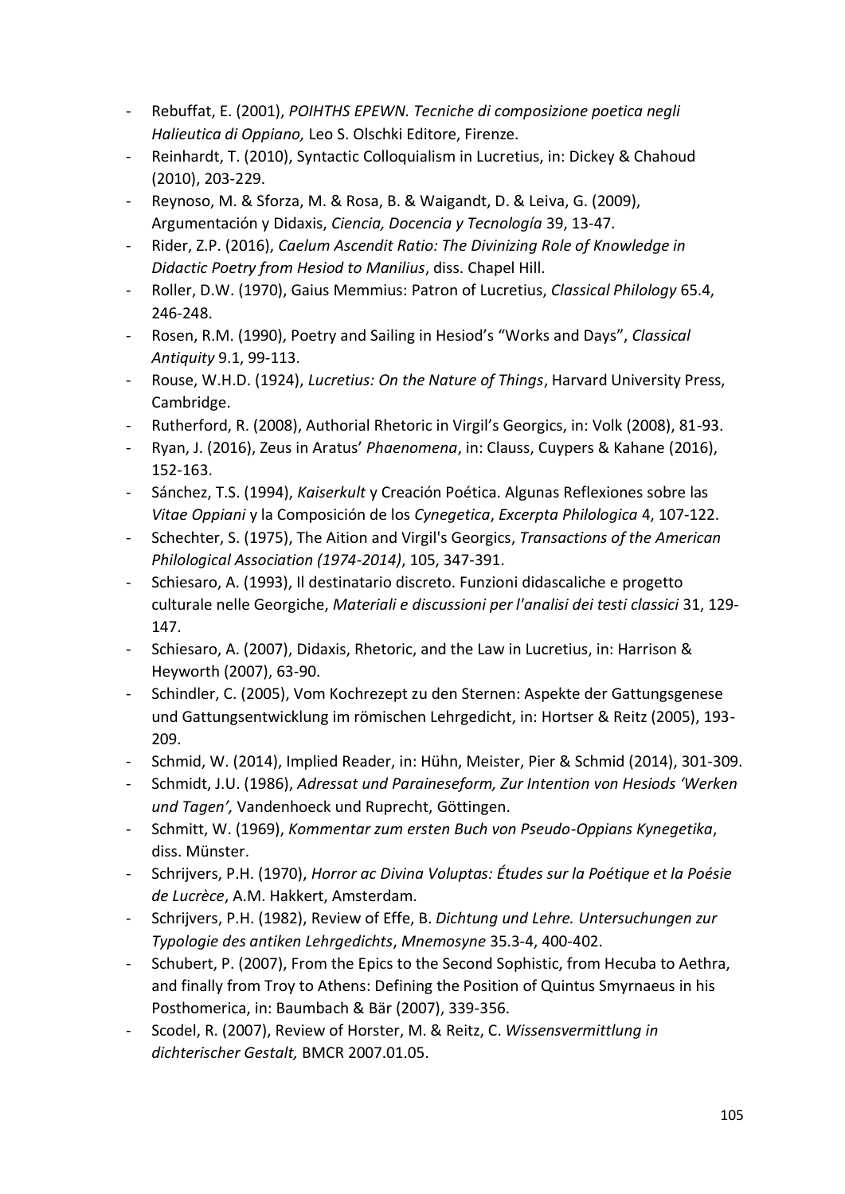- Rebuffat, E. (2001), *POIHTHS EPEWN. Tecniche di composizione poetica negli Halieutica di Oppiano,* Leo S. Olschki Editore, Firenze.
- Reinhardt, T. (2010), Syntactic Colloquialism in Lucretius, in: Dickey & Chahoud (2010), 203-229.
- Reynoso, M. & Sforza, M. & Rosa, B. & Waigandt, D. & Leiva, G. (2009), Argumentación y Didaxis, *Ciencia, Docencia y Tecnología* 39, 13-47.
- Rider, Z.P. (2016), *Caelum Ascendit Ratio: The Divinizing Role of Knowledge in Didactic Poetry from Hesiod to Manilius*, diss. Chapel Hill.
- Roller, D.W. (1970), Gaius Memmius: Patron of Lucretius, *Classical Philology* 65.4, 246-248.
- Rosen, R.M. (1990), Poetry and Sailing in Hesiod's "Works and Days", *Classical Antiquity* 9.1, 99-113.
- Rouse, W.H.D. (1924), *Lucretius: On the Nature of Things*, Harvard University Press, Cambridge.
- Rutherford, R. (2008), Authorial Rhetoric in Virgil's Georgics, in: Volk (2008), 81-93.
- Ryan, J. (2016), Zeus in Aratus' *Phaenomena*, in: Clauss, Cuypers & Kahane (2016), 152-163.
- Sánchez, T.S. (1994), *Kaiserkult* y Creación Poética. Algunas Reflexiones sobre las *Vitae Oppiani* y la Composición de los *Cynegetica*, *Excerpta Philologica* 4, 107-122.
- Schechter, S. (1975), The Aition and Virgil's Georgics, *Transactions of the American Philological Association (1974-2014)*, 105, 347-391.
- Schiesaro, A. (1993), Il destinatario discreto. Funzioni didascaliche e progetto culturale nelle Georgiche, *Materiali e discussioni per l'analisi dei testi classici* 31, 129-147.
- Schiesaro, A. (2007), Didaxis, Rhetoric, and the Law in Lucretius, in: Harrison & Heyworth (2007), 63-90.
- Schindler, C. (2005), Vom Kochrezept zu den Sternen: Aspekte der Gattungsgenese und Gattungsentwicklung im römischen Lehrgedicht, in: Hortser & Reitz (2005), 193-209.
- Schmid, W. (2014), Implied Reader, in: Hühn, Meister, Pier & Schmid (2014), 301-309.
- Schmidt, J.U. (1986), *Adressat und Paraineseform, Zur Intention von Hesiods 'Werken und Tagen',* Vandenhoeck und Ruprecht, Göttingen.
- Schmitt, W. (1969), *Kommentar zum ersten Buch von Pseudo-Oppians Kynegetika*, diss. Münster.
- Schrijvers, P.H. (1970), *Horror ac Divina Voluptas: Études sur la Poétique et la Poésie de Lucrèce*, A.M. Hakkert, Amsterdam.
- Schrijvers, P.H. (1982), Review of Effe, B. *Dichtung und Lehre. Untersuchungen zur Typologie des antiken Lehrgedichts*, *Mnemosyne* 35.3-4, 400-402.
- Schubert, P. (2007), From the Epics to the Second Sophistic, from Hecuba to Aethra, and finally from Troy to Athens: Defining the Position of Quintus Smyrnaeus in his Posthomerica, in: Baumbach & Bär (2007), 339-356.
- Scodel, R. (2007), Review of Horster, M. & Reitz, C. *Wissensvermittlung in dichterischer Gestalt,* BMCR 2007.01.05.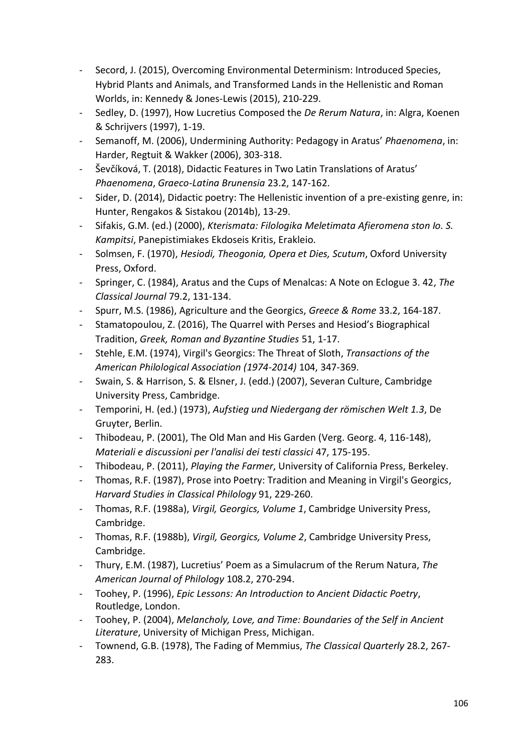- Secord, J. (2015), Overcoming Environmental Determinism: Introduced Species, Hybrid Plants and Animals, and Transformed Lands in the Hellenistic and Roman Worlds, in: Kennedy & Jones-Lewis (2015), 210-229.
- Sedley, D. (1997), How Lucretius Composed the *De Rerum Natura*, in: Algra, Koenen & Schrijvers (1997), 1-19.
- Semanoff, M. (2006), Undermining Authority: Pedagogy in Aratus' *Phaenomena*, in: Harder, Regtuit & Wakker (2006), 303-318.
- Ševčíková, T. (2018), Didactic Features in Two Latin Translations of Aratus' *Phaenomena*, *Graeco-Latina Brunensia* 23.2, 147-162.
- Sider, D. (2014), Didactic poetry: The Hellenistic invention of a pre-existing genre, in: Hunter, Rengakos & Sistakou (2014b), 13-29.
- Sifakis, G.M. (ed.) (2000), *Kterismata: Filologika Meletimata Afieromena ston Io. S. Kampitsi*, Panepistimiakes Ekdoseis Kritis, Erakleio.
- Solmsen, F. (1970), *Hesiodi, Theogonia, Opera et Dies, Scutum*, Oxford University Press, Oxford.
- Springer, C. (1984), Aratus and the Cups of Menalcas: A Note on Eclogue 3. 42, *The Classical Journal* 79.2, 131-134.
- Spurr, M.S. (1986), Agriculture and the Georgics, *Greece & Rome* 33.2, 164-187.
- Stamatopoulou, Z. (2016), The Quarrel with Perses and Hesiod's Biographical Tradition, *Greek, Roman and Byzantine Studies* 51, 1-17.
- Stehle, E.M. (1974), Virgil's Georgics: The Threat of Sloth, *Transactions of the American Philological Association (1974-2014)* 104, 347-369.
- Swain, S. & Harrison, S. & Elsner, J. (edd.) (2007), Severan Culture, Cambridge University Press, Cambridge.
- Temporini, H. (ed.) (1973), *Aufstieg und Niedergang der römischen Welt 1.3*, De Gruyter, Berlin.
- Thibodeau, P. (2001), The Old Man and His Garden (Verg. Georg. 4, 116-148), *Materiali e discussioni per l'analisi dei testi classici* 47, 175-195.
- Thibodeau, P. (2011), *Playing the Farmer*, University of California Press, Berkeley.
- Thomas, R.F. (1987), Prose into Poetry: Tradition and Meaning in Virgil's Georgics, *Harvard Studies in Classical Philology* 91, 229-260.
- Thomas, R.F. (1988a), *Virgil, Georgics, Volume 1*, Cambridge University Press, Cambridge.
- Thomas, R.F. (1988b), *Virgil, Georgics, Volume 2*, Cambridge University Press, Cambridge.
- Thury, E.M. (1987), Lucretius' Poem as a Simulacrum of the Rerum Natura, *The American Journal of Philology* 108.2, 270-294.
- Toohey, P. (1996), *Epic Lessons: An Introduction to Ancient Didactic Poetry*, Routledge, London.
- Toohey, P. (2004), *Melancholy, Love, and Time: Boundaries of the Self in Ancient Literature*, University of Michigan Press, Michigan.
- Townend, G.B. (1978), The Fading of Memmius, *The Classical Quarterly* 28.2, 267-283.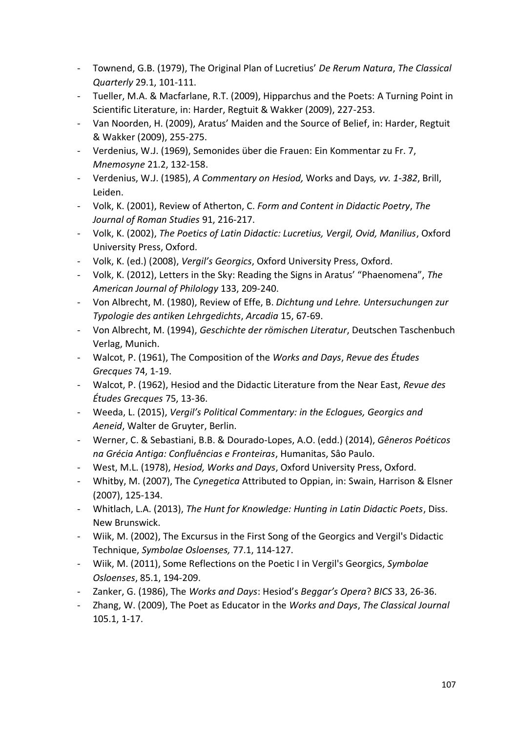- Townend, G.B. (1979), The Original Plan of Lucretius' *De Rerum Natura*, *The Classical Quarterly* 29.1, 101-111.
- Tueller, M.A. & Macfarlane, R.T. (2009), Hipparchus and the Poets: A Turning Point in Scientific Literature, in: Harder, Regtuit & Wakker (2009), 227-253.
- Van Noorden, H. (2009), Aratus' Maiden and the Source of Belief, in: Harder, Regtuit & Wakker (2009), 255-275.
- Verdenius, W.J. (1969), Semonides über die Frauen: Ein Kommentar zu Fr. 7, *Mnemosyne* 21.2, 132-158.
- Verdenius, W.J. (1985), *A Commentary on Hesiod,* Works and Days*, vv. 1-382*, Brill, Leiden.
- Volk, K. (2001), Review of Atherton, C. *Form and Content in Didactic Poetry*, *The Journal of Roman Studies* 91, 216-217.
- Volk, K. (2002), *The Poetics of Latin Didactic: Lucretius, Vergil, Ovid, Manilius*, Oxford University Press, Oxford.
- Volk, K. (ed.) (2008), *Vergil's Georgics*, Oxford University Press, Oxford.
- Volk, K. (2012), Letters in the Sky: Reading the Signs in Aratus' "Phaenomena", *The American Journal of Philology* 133, 209-240.
- Von Albrecht, M. (1980), Review of Effe, B. *Dichtung und Lehre. Untersuchungen zur Typologie des antiken Lehrgedichts*, *Arcadia* 15, 67-69.
- Von Albrecht, M. (1994), *Geschichte der römischen Literatur*, Deutschen Taschenbuch Verlag, Munich.
- Walcot, P. (1961), The Composition of the *Works and Days*, *Revue des Études Grecques* 74, 1-19.
- Walcot, P. (1962), Hesiod and the Didactic Literature from the Near East, *Revue des Études Grecques* 75, 13-36.
- Weeda, L. (2015), *Vergil's Political Commentary: in the Eclogues, Georgics and Aeneid*, Walter de Gruyter, Berlin.
- Werner, C. & Sebastiani, B.B. & Dourado-Lopes, A.O. (edd.) (2014), *Gêneros Poéticos na Grécia Antiga: Confluências e Fronteiras*, Humanitas, Sâo Paulo.
- West, M.L. (1978), *Hesiod, Works and Days*, Oxford University Press, Oxford.
- Whitby, M. (2007), The *Cynegetica* Attributed to Oppian, in: Swain, Harrison & Elsner (2007), 125-134.
- Whitlach, L.A. (2013), *The Hunt for Knowledge: Hunting in Latin Didactic Poets*, Diss. New Brunswick.
- Wiik, M. (2002), The Excursus in the First Song of the Georgics and Vergil's Didactic Technique, *Symbolae Osloenses,* 77.1, 114-127.
- Wiik, M. (2011), Some Reflections on the Poetic I in Vergil's Georgics, *Symbolae Osloenses*, 85.1, 194-209.
- Zanker, G. (1986), The *Works and Days*: Hesiod's *Beggar's Opera*? *BICS* 33, 26-36.
- Zhang, W. (2009), The Poet as Educator in the *Works and Days*, *The Classical Journal* 105.1, 1-17.